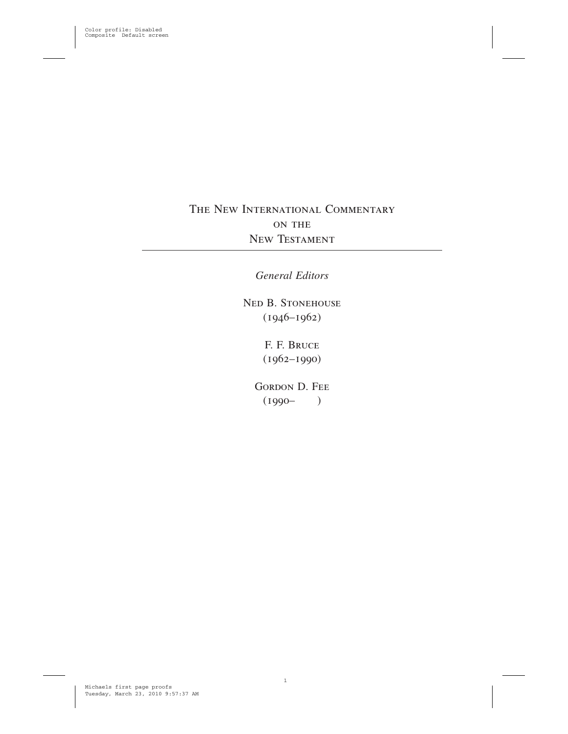# The New International Commentary on the New Testament

*General Editors*

Ned B. Stonehouse
(1946–1962)

F. F. Bruce
(1962–1990)

Gordon D. Fee
(1990– )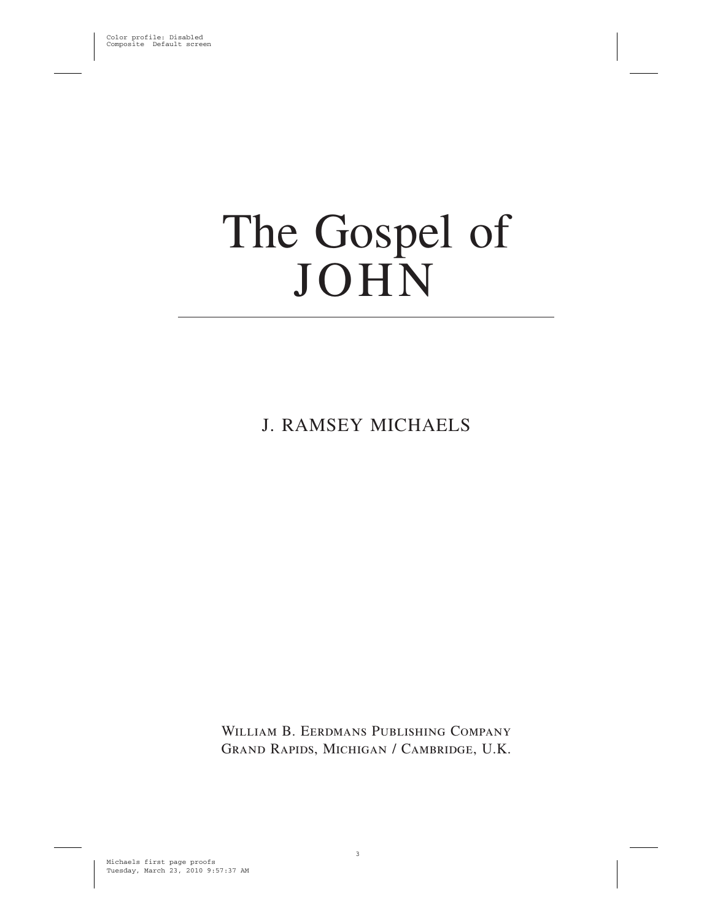# The Gospel of JOHN

J. RAMSEY MICHAELS

WILLIAM B. EERDMANS PUBLISHING COMPANY
GRAND RAPIDS, MICHIGAN / CAMBRIDGE, U.K.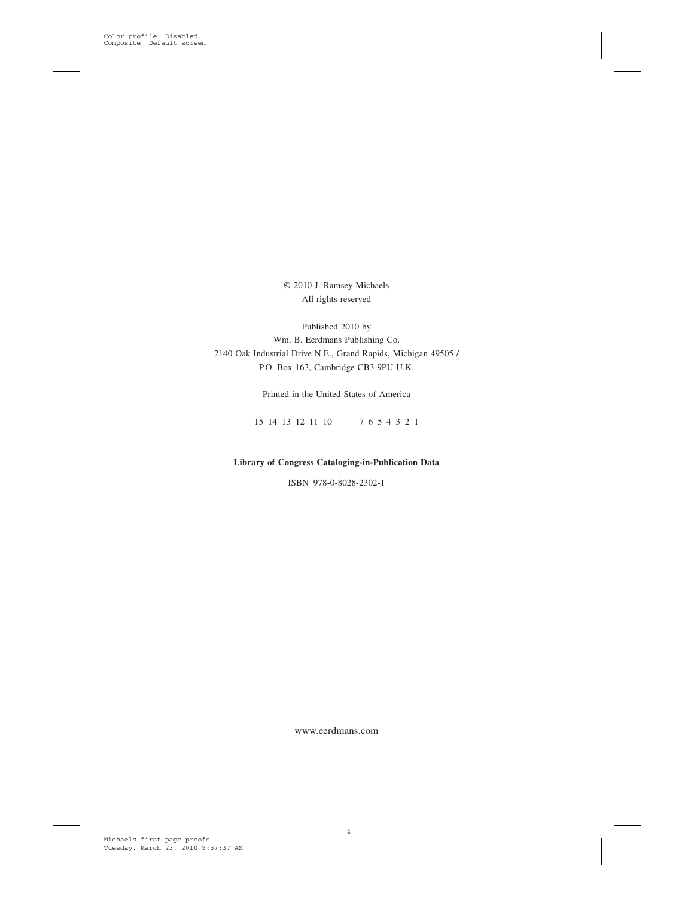© 2010 J. Ramsey Michaels
All rights reserved

Published 2010 by
Wm. B. Eerdmans Publishing Co.
2140 Oak Industrial Drive N.E., Grand Rapids, Michigan 49505 /
P.O. Box 163, Cambridge CB3 9PU U.K.

Printed in the United States of America

15 14 13 12 11 10 7 6 5 4 3 2 1

**Library of Congress Cataloging-in-Publication Data**

ISBN 978-0-8028-2302-1

www.eerdmans.com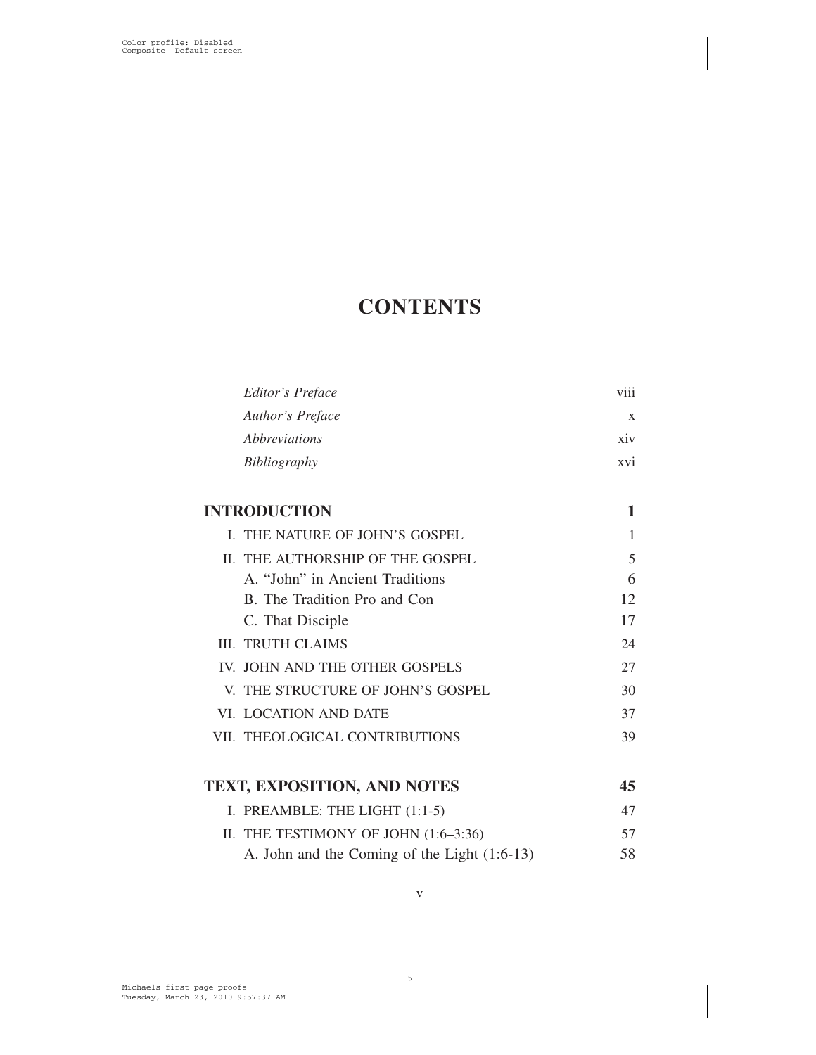# CONTENTS

| | |
|---|---|
| *Editor's Preface* | viii |
| *Author's Preface* | x |
| *Abbreviations* | xiv |
| *Bibliography* | xvi |
| **INTRODUCTION** | **1** |
| I. THE NATURE OF JOHN'S GOSPEL | 1 |
| II. THE AUTHORSHIP OF THE GOSPEL | 5 |
| A. "John" in Ancient Traditions | 6 |
| B. The Tradition Pro and Con | 12 |
| C. That Disciple | 17 |
| III. TRUTH CLAIMS | 24 |
| IV. JOHN AND THE OTHER GOSPELS | 27 |
| V. THE STRUCTURE OF JOHN'S GOSPEL | 30 |
| VI. LOCATION AND DATE | 37 |
| VII. THEOLOGICAL CONTRIBUTIONS | 39 |
| **TEXT, EXPOSITION, AND NOTES** | **45** |
| I. PREAMBLE: THE LIGHT (1:1-5) | 47 |
| II. THE TESTIMONY OF JOHN (1:6–3:36) | 57 |
| A. John and the Coming of the Light (1:6-13) | 58 |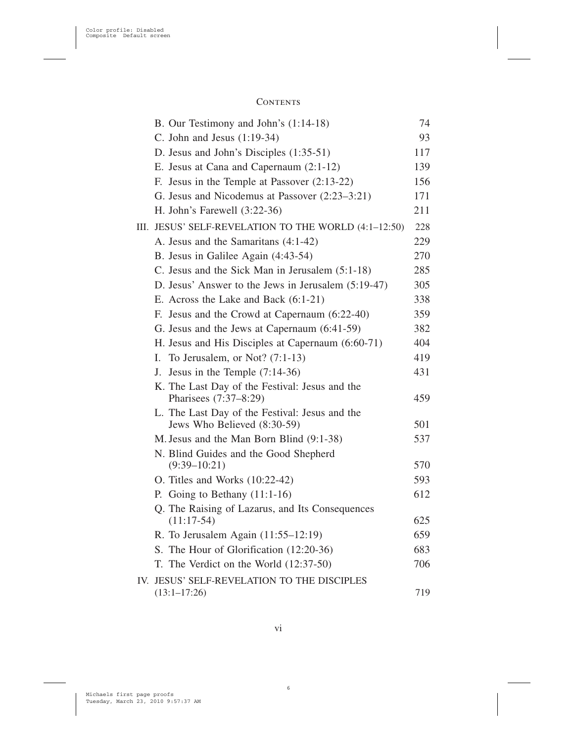# Contents

B. Our Testimony and John's (1:14-18) 74

C. John and Jesus (1:19-34) 93

D. Jesus and John's Disciples (1:35-51) 117

E. Jesus at Cana and Capernaum (2:1-12) 139

F. Jesus in the Temple at Passover (2:13-22) 156

G. Jesus and Nicodemus at Passover (2:23–3:21) 171

H. John's Farewell (3:22-36) 211

III. JESUS' SELF-REVELATION TO THE WORLD (4:1–12:50) 228

A. Jesus and the Samaritans (4:1-42) 229

B. Jesus in Galilee Again (4:43-54) 270

C. Jesus and the Sick Man in Jerusalem (5:1-18) 285

D. Jesus' Answer to the Jews in Jerusalem (5:19-47) 305

E. Across the Lake and Back (6:1-21) 338

F. Jesus and the Crowd at Capernaum (6:22-40) 359

G. Jesus and the Jews at Capernaum (6:41-59) 382

H. Jesus and His Disciples at Capernaum (6:60-71) 404

I. To Jerusalem, or Not? (7:1-13) 419

J. Jesus in the Temple (7:14-36) 431

K. The Last Day of the Festival: Jesus and the Pharisees (7:37–8:29) 459

L. The Last Day of the Festival: Jesus and the Jews Who Believed (8:30-59) 501

M. Jesus and the Man Born Blind (9:1-38) 537

N. Blind Guides and the Good Shepherd (9:39–10:21) 570

O. Titles and Works (10:22-42) 593

P. Going to Bethany (11:1-16) 612

Q. The Raising of Lazarus, and Its Consequences (11:17-54) 625

R. To Jerusalem Again (11:55–12:19) 659

S. The Hour of Glorification (12:20-36) 683

T. The Verdict on the World (12:37-50) 706

IV. JESUS' SELF-REVELATION TO THE DISCIPLES (13:1–17:26) 719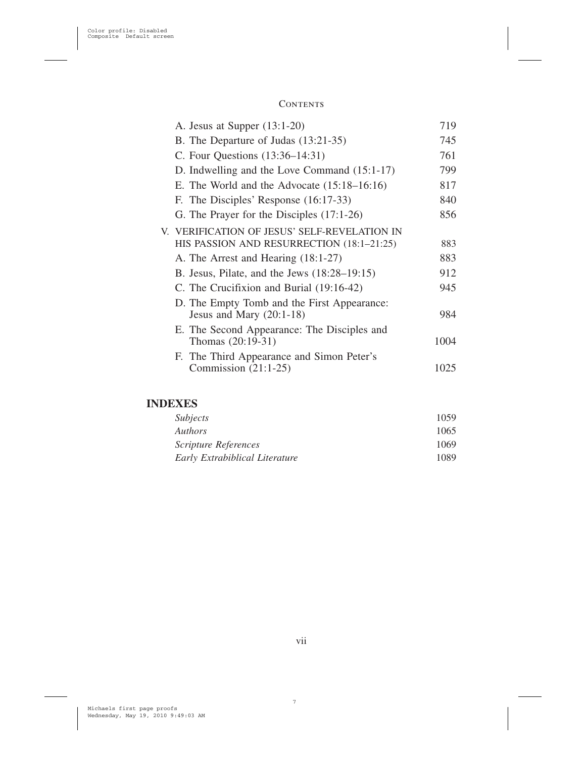A. Jesus at Supper (13:1-20) 719

B. The Departure of Judas (13:21-35) 745

C. Four Questions (13:36–14:31) 761

D. Indwelling and the Love Command (15:1-17) 799

E. The World and the Advocate (15:18–16:16) 817

F. The Disciples' Response (16:17-33) 840

G. The Prayer for the Disciples (17:1-26) 856

V. VERIFICATION OF JESUS' SELF-REVELATION IN HIS PASSION AND RESURRECTION (18:1–21:25) 883

A. The Arrest and Hearing (18:1-27) 883

B. Jesus, Pilate, and the Jews (18:28–19:15) 912

C. The Crucifixion and Burial (19:16-42) 945

D. The Empty Tomb and the First Appearance: Jesus and Mary (20:1-18) 984

E. The Second Appearance: The Disciples and Thomas (20:19-31) 1004

F. The Third Appearance and Simon Peter's Commission (21:1-25) 1025

## INDEXES

*Subjects* 1059

*Authors* 1065

*Scripture References* 1069

*Early Extrabiblical Literature* 1089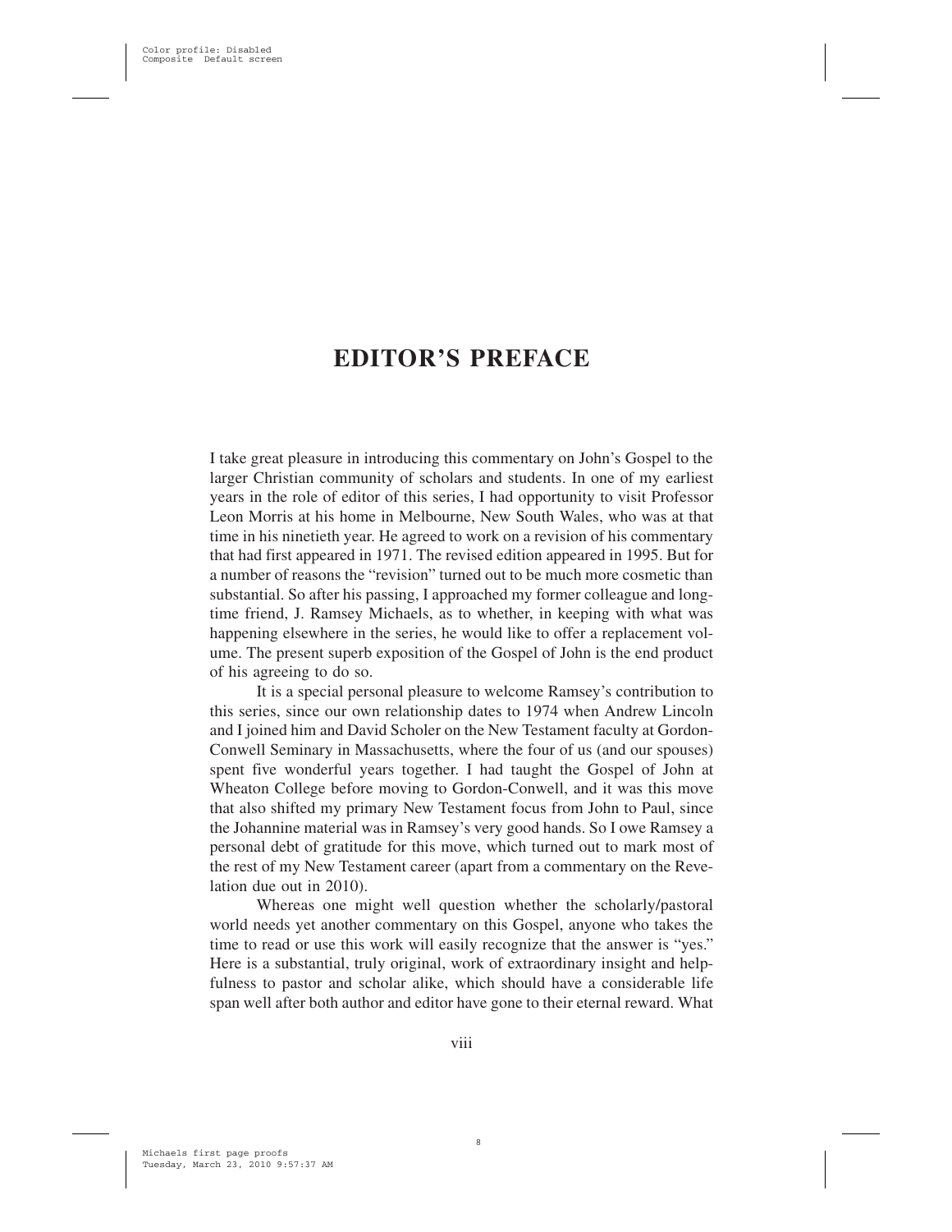# EDITOR'S PREFACE

I take great pleasure in introducing this commentary on John's Gospel to the larger Christian community of scholars and students. In one of my earliest years in the role of editor of this series, I had opportunity to visit Professor Leon Morris at his home in Melbourne, New South Wales, who was at that time in his ninetieth year. He agreed to work on a revision of his commentary that had first appeared in 1971. The revised edition appeared in 1995. But for a number of reasons the "revision" turned out to be much more cosmetic than substantial. So after his passing, I approached my former colleague and long-time friend, J. Ramsey Michaels, as to whether, in keeping with what was happening elsewhere in the series, he would like to offer a replacement volume. The present superb exposition of the Gospel of John is the end product of his agreeing to do so.

It is a special personal pleasure to welcome Ramsey's contribution to this series, since our own relationship dates to 1974 when Andrew Lincoln and I joined him and David Scholer on the New Testament faculty at Gordon-Conwell Seminary in Massachusetts, where the four of us (and our spouses) spent five wonderful years together. I had taught the Gospel of John at Wheaton College before moving to Gordon-Conwell, and it was this move that also shifted my primary New Testament focus from John to Paul, since the Johannine material was in Ramsey's very good hands. So I owe Ramsey a personal debt of gratitude for this move, which turned out to mark most of the rest of my New Testament career (apart from a commentary on the Revelation due out in 2010).

Whereas one might well question whether the scholarly/pastoral world needs yet another commentary on this Gospel, anyone who takes the time to read or use this work will easily recognize that the answer is "yes." Here is a substantial, truly original, work of extraordinary insight and helpfulness to pastor and scholar alike, which should have a considerable life span well after both author and editor have gone to their eternal reward. What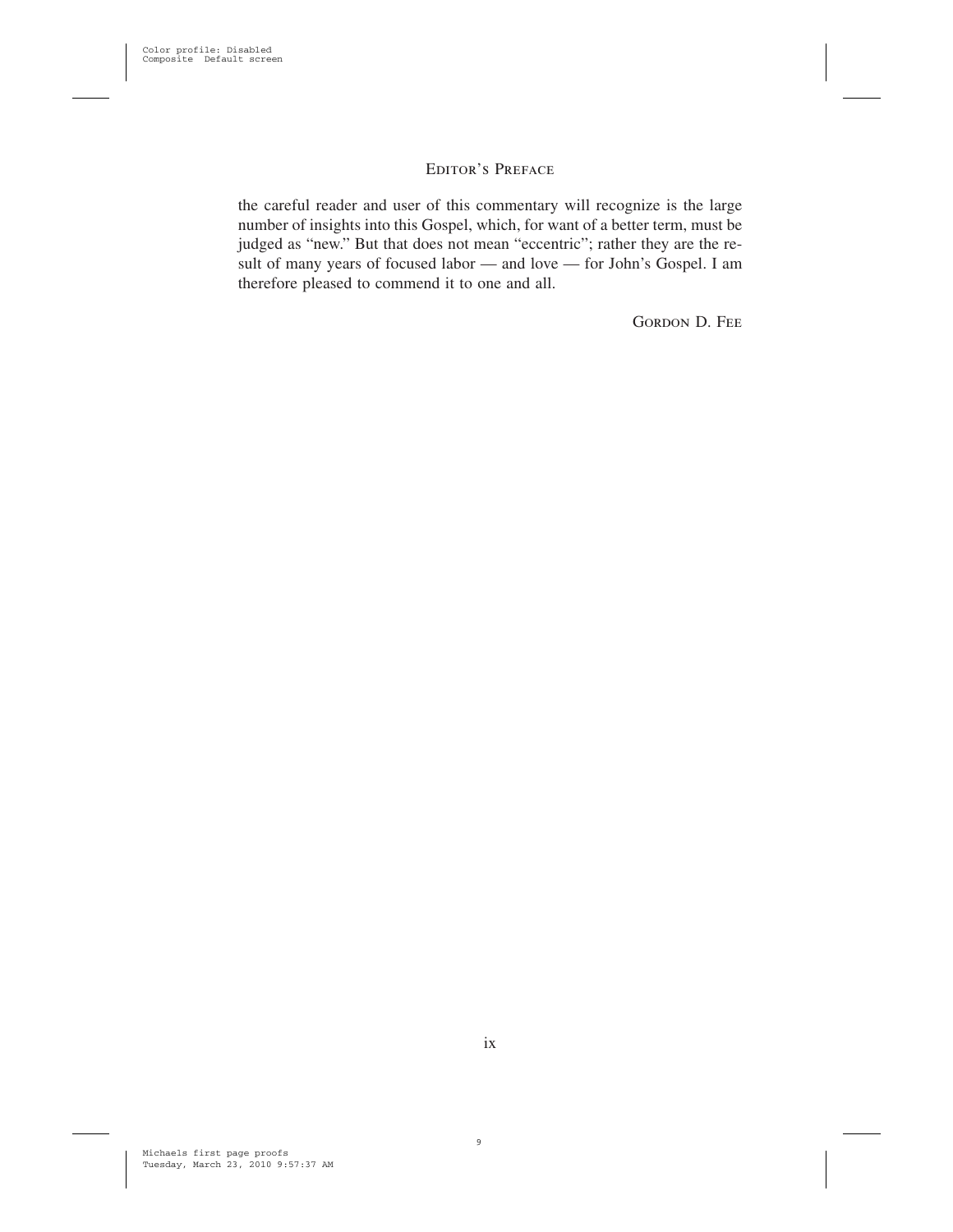the careful reader and user of this commentary will recognize is the large number of insights into this Gospel, which, for want of a better term, must be judged as "new." But that does not mean "eccentric"; rather they are the result of many years of focused labor — and love — for John's Gospel. I am therefore pleased to commend it to one and all.

GORDON D. FEE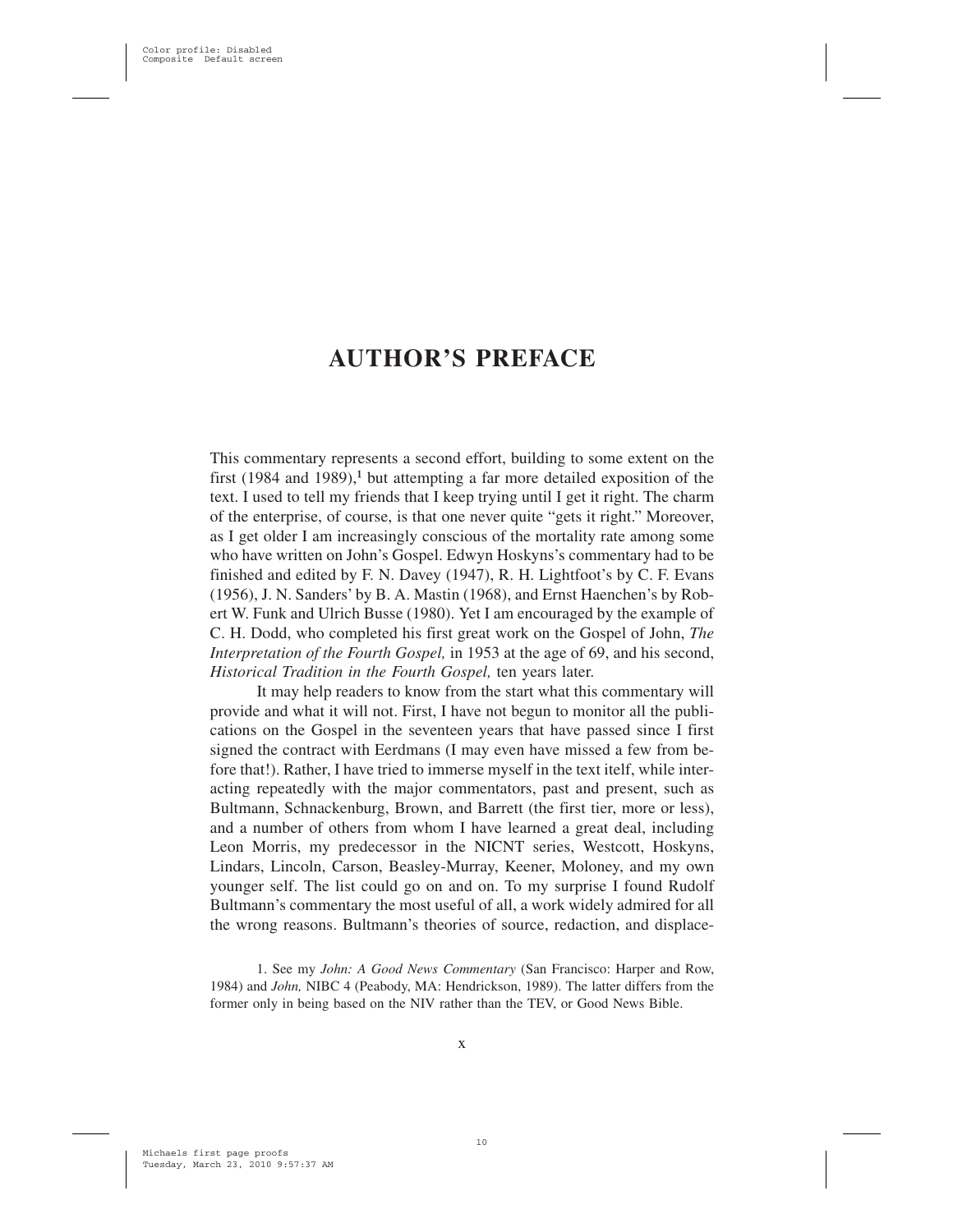# AUTHOR'S PREFACE

This commentary represents a second effort, building to some extent on the first (1984 and 1989),[1] but attempting a far more detailed exposition of the text. I used to tell my friends that I keep trying until I get it right. The charm of the enterprise, of course, is that one never quite "gets it right." Moreover, as I get older I am increasingly conscious of the mortality rate among some who have written on John's Gospel. Edwyn Hoskyns's commentary had to be finished and edited by F. N. Davey (1947), R. H. Lightfoot's by C. F. Evans (1956), J. N. Sanders' by B. A. Mastin (1968), and Ernst Haenchen's by Robert W. Funk and Ulrich Busse (1980). Yet I am encouraged by the example of C. H. Dodd, who completed his first great work on the Gospel of John, *The Interpretation of the Fourth Gospel,* in 1953 at the age of 69, and his second, *Historical Tradition in the Fourth Gospel,* ten years later.

It may help readers to know from the start what this commentary will provide and what it will not. First, I have not begun to monitor all the publications on the Gospel in the seventeen years that have passed since I first signed the contract with Eerdmans (I may even have missed a few from before that!). Rather, I have tried to immerse myself in the text itelf, while interacting repeatedly with the major commentators, past and present, such as Bultmann, Schnackenburg, Brown, and Barrett (the first tier, more or less), and a number of others from whom I have learned a great deal, including Leon Morris, my predecessor in the NICNT series, Westcott, Hoskyns, Lindars, Lincoln, Carson, Beasley-Murray, Keener, Moloney, and my own younger self. The list could go on and on. To my surprise I found Rudolf Bultmann's commentary the most useful of all, a work widely admired for all the wrong reasons. Bultmann's theories of source, redaction, and displace-

1. See my *John: A Good News Commentary* (San Francisco: Harper and Row, 1984) and *John,* NIBC 4 (Peabody, MA: Hendrickson, 1989). The latter differs from the former only in being based on the NIV rather than the TEV, or Good News Bible.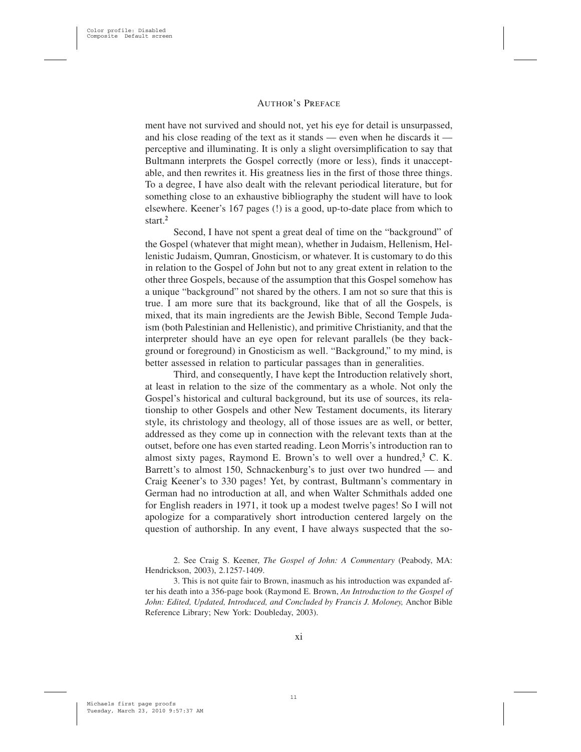ment have not survived and should not, yet his eye for detail is unsurpassed, and his close reading of the text as it stands — even when he discards it — perceptive and illuminating. It is only a slight oversimplification to say that Bultmann interprets the Gospel correctly (more or less), finds it unacceptable, and then rewrites it. His greatness lies in the first of those three things. To a degree, I have also dealt with the relevant periodical literature, but for something close to an exhaustive bibliography the student will have to look elsewhere. Keener's 167 pages (!) is a good, up-to-date place from which to start.[2]

Second, I have not spent a great deal of time on the "background" of the Gospel (whatever that might mean), whether in Judaism, Hellenism, Hellenistic Judaism, Qumran, Gnosticism, or whatever. It is customary to do this in relation to the Gospel of John but not to any great extent in relation to the other three Gospels, because of the assumption that this Gospel somehow has a unique "background" not shared by the others. I am not so sure that this is true. I am more sure that its background, like that of all the Gospels, is mixed, that its main ingredients are the Jewish Bible, Second Temple Judaism (both Palestinian and Hellenistic), and primitive Christianity, and that the interpreter should have an eye open for relevant parallels (be they background or foreground) in Gnosticism as well. "Background," to my mind, is better assessed in relation to particular passages than in generalities.

Third, and consequently, I have kept the Introduction relatively short, at least in relation to the size of the commentary as a whole. Not only the Gospel's historical and cultural background, but its use of sources, its relationship to other Gospels and other New Testament documents, its literary style, its christology and theology, all of those issues are as well, or better, addressed as they come up in connection with the relevant texts than at the outset, before one has even started reading. Leon Morris's introduction ran to almost sixty pages, Raymond E. Brown's to well over a hundred,[3] C. K. Barrett's to almost 150, Schnackenburg's to just over two hundred — and Craig Keener's to 330 pages! Yet, by contrast, Bultmann's commentary in German had no introduction at all, and when Walter Schmithals added one for English readers in 1971, it took up a modest twelve pages! So I will not apologize for a comparatively short introduction centered largely on the question of authorship. In any event, I have always suspected that the so-

2. See Craig S. Keener, *The Gospel of John: A Commentary* (Peabody, MA: Hendrickson, 2003), 2.1257-1409.

3. This is not quite fair to Brown, inasmuch as his introduction was expanded after his death into a 356-page book (Raymond E. Brown, *An Introduction to the Gospel of John: Edited, Updated, Introduced, and Concluded by Francis J. Moloney,* Anchor Bible Reference Library; New York: Doubleday, 2003).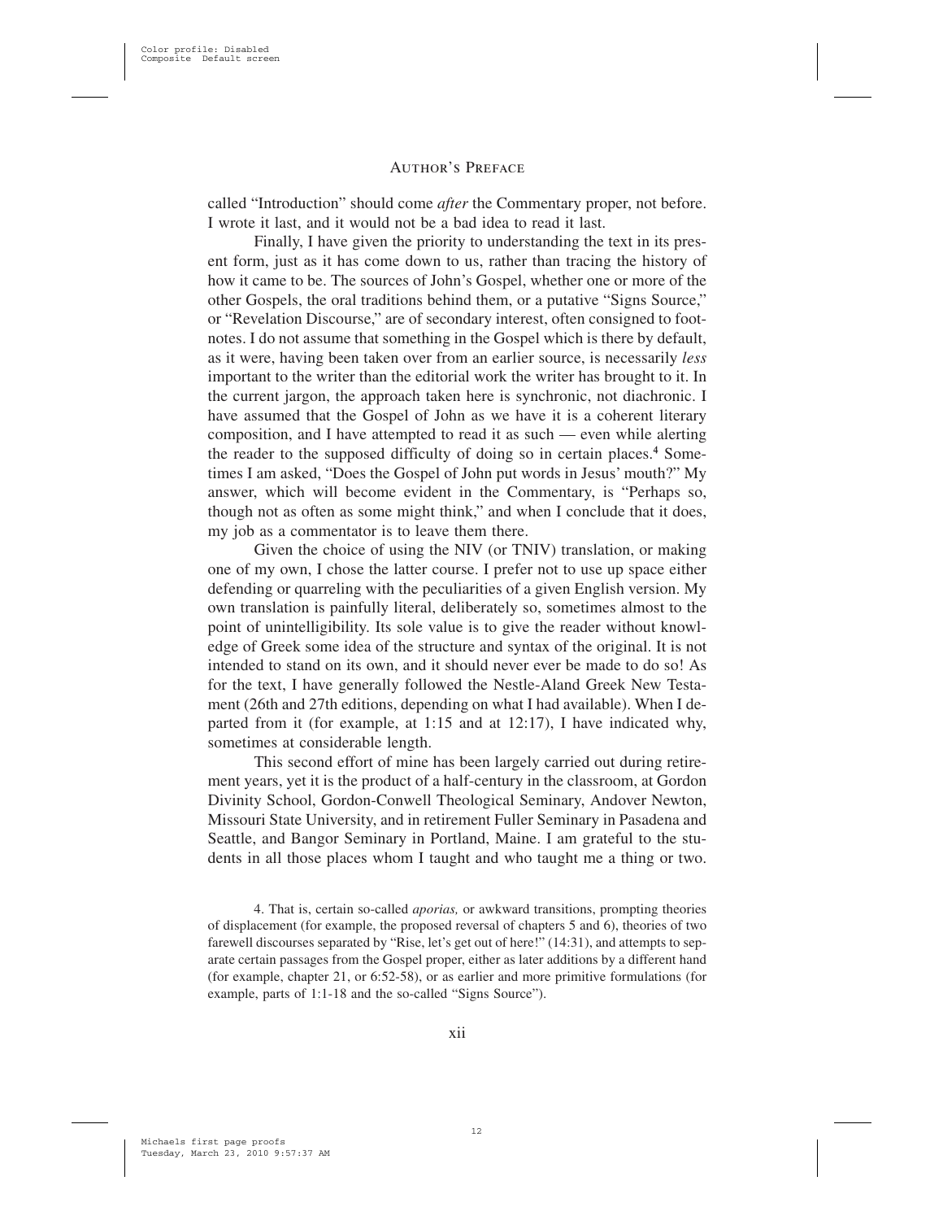called "Introduction" should come *after* the Commentary proper, not before. I wrote it last, and it would not be a bad idea to read it last.

Finally, I have given the priority to understanding the text in its present form, just as it has come down to us, rather than tracing the history of how it came to be. The sources of John's Gospel, whether one or more of the other Gospels, the oral traditions behind them, or a putative "Signs Source," or "Revelation Discourse," are of secondary interest, often consigned to footnotes. I do not assume that something in the Gospel which is there by default, as it were, having been taken over from an earlier source, is necessarily *less* important to the writer than the editorial work the writer has brought to it. In the current jargon, the approach taken here is synchronic, not diachronic. I have assumed that the Gospel of John as we have it is a coherent literary composition, and I have attempted to read it as such — even while alerting the reader to the supposed difficulty of doing so in certain places.[4] Sometimes I am asked, "Does the Gospel of John put words in Jesus' mouth?" My answer, which will become evident in the Commentary, is "Perhaps so, though not as often as some might think," and when I conclude that it does, my job as a commentator is to leave them there.

Given the choice of using the NIV (or TNIV) translation, or making one of my own, I chose the latter course. I prefer not to use up space either defending or quarreling with the peculiarities of a given English version. My own translation is painfully literal, deliberately so, sometimes almost to the point of unintelligibility. Its sole value is to give the reader without knowledge of Greek some idea of the structure and syntax of the original. It is not intended to stand on its own, and it should never ever be made to do so! As for the text, I have generally followed the Nestle-Aland Greek New Testament (26th and 27th editions, depending on what I had available). When I departed from it (for example, at 1:15 and at 12:17), I have indicated why, sometimes at considerable length.

This second effort of mine has been largely carried out during retirement years, yet it is the product of a half-century in the classroom, at Gordon Divinity School, Gordon-Conwell Theological Seminary, Andover Newton, Missouri State University, and in retirement Fuller Seminary in Pasadena and Seattle, and Bangor Seminary in Portland, Maine. I am grateful to the students in all those places whom I taught and who taught me a thing or two.

4. That is, certain so-called *aporias,* or awkward transitions, prompting theories of displacement (for example, the proposed reversal of chapters 5 and 6), theories of two farewell discourses separated by "Rise, let's get out of here!" (14:31), and attempts to separate certain passages from the Gospel proper, either as later additions by a different hand (for example, chapter 21, or 6:52-58), or as earlier and more primitive formulations (for example, parts of 1:1-18 and the so-called "Signs Source").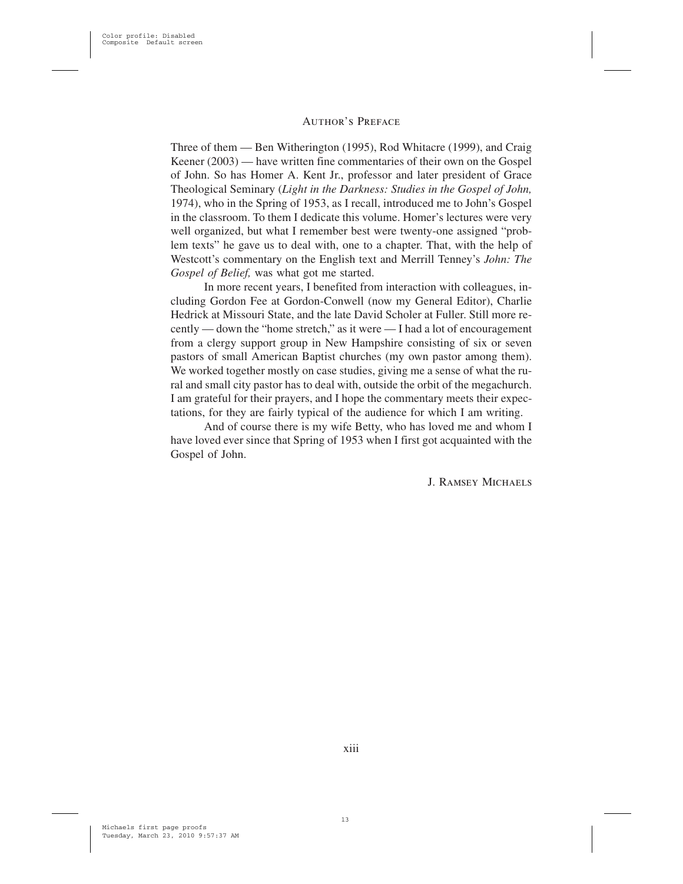Three of them — Ben Witherington (1995), Rod Whitacre (1999), and Craig Keener (2003) — have written fine commentaries of their own on the Gospel of John. So has Homer A. Kent Jr., professor and later president of Grace Theological Seminary (*Light in the Darkness: Studies in the Gospel of John,* 1974), who in the Spring of 1953, as I recall, introduced me to John's Gospel in the classroom. To them I dedicate this volume. Homer's lectures were very well organized, but what I remember best were twenty-one assigned "problem texts" he gave us to deal with, one to a chapter. That, with the help of Westcott's commentary on the English text and Merrill Tenney's *John: The Gospel of Belief,* was what got me started.

In more recent years, I benefited from interaction with colleagues, including Gordon Fee at Gordon-Conwell (now my General Editor), Charlie Hedrick at Missouri State, and the late David Scholer at Fuller. Still more recently — down the "home stretch," as it were — I had a lot of encouragement from a clergy support group in New Hampshire consisting of six or seven pastors of small American Baptist churches (my own pastor among them). We worked together mostly on case studies, giving me a sense of what the rural and small city pastor has to deal with, outside the orbit of the megachurch. I am grateful for their prayers, and I hope the commentary meets their expectations, for they are fairly typical of the audience for which I am writing.

And of course there is my wife Betty, who has loved me and whom I have loved ever since that Spring of 1953 when I first got acquainted with the Gospel of John.

J. Ramsey Michaels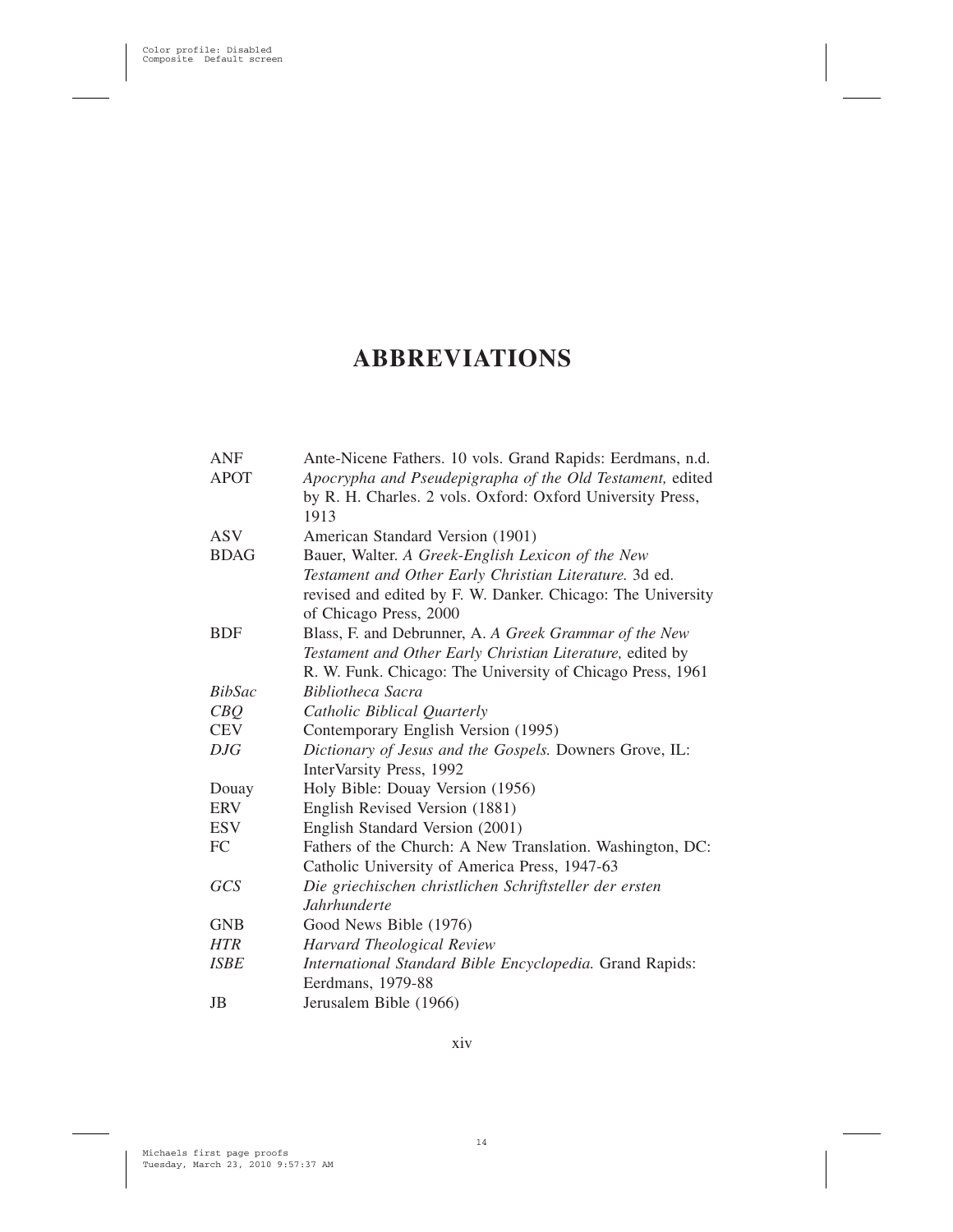# ABBREVIATIONS

| | |
|---|---|
| ANF | Ante-Nicene Fathers. 10 vols. Grand Rapids: Eerdmans, n.d. |
| APOT | *Apocrypha and Pseudepigrapha of the Old Testament,* edited by R. H. Charles. 2 vols. Oxford: Oxford University Press, 1913 |
| ASV | American Standard Version (1901) |
| BDAG | Bauer, Walter. *A Greek-English Lexicon of the New Testament and Other Early Christian Literature.* 3d ed. revised and edited by F. W. Danker. Chicago: The University of Chicago Press, 2000 |
| BDF | Blass, F. and Debrunner, A. *A Greek Grammar of the New Testament and Other Early Christian Literature,* edited by R. W. Funk. Chicago: The University of Chicago Press, 1961 |
| *BibSac* | *Bibliotheca Sacra* |
| *CBQ* | *Catholic Biblical Quarterly* |
| CEV | Contemporary English Version (1995) |
| *DJG* | *Dictionary of Jesus and the Gospels.* Downers Grove, IL: InterVarsity Press, 1992 |
| Douay | Holy Bible: Douay Version (1956) |
| ERV | English Revised Version (1881) |
| ESV | English Standard Version (2001) |
| FC | Fathers of the Church: A New Translation. Washington, DC: Catholic University of America Press, 1947-63 |
| *GCS* | *Die griechischen christlichen Schriftsteller der ersten Jahrhunderte* |
| GNB | Good News Bible (1976) |
| *HTR* | *Harvard Theological Review* |
| *ISBE* | *International Standard Bible Encyclopedia.* Grand Rapids: Eerdmans, 1979-88 |
| JB | Jerusalem Bible (1966) |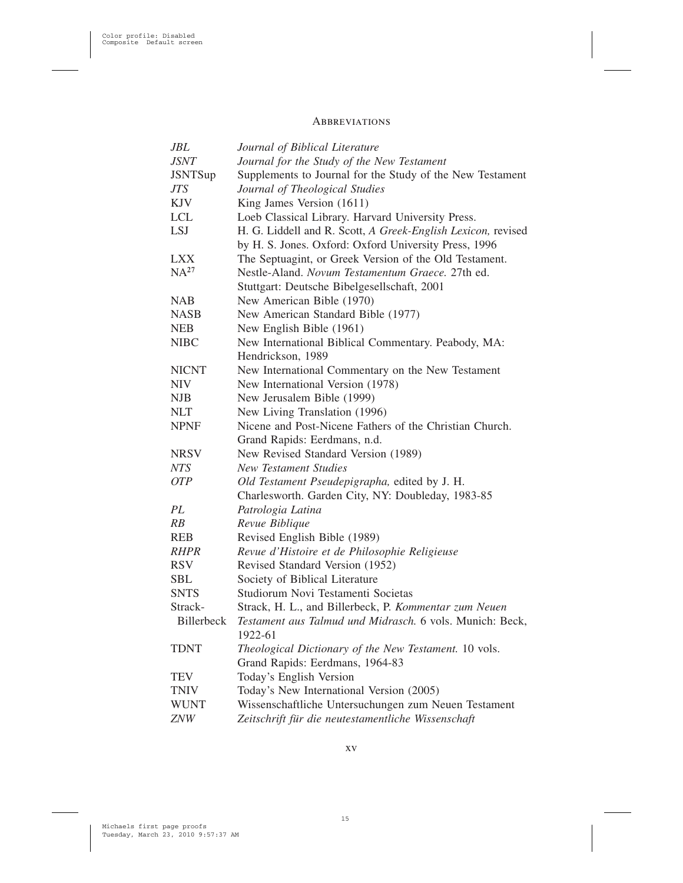## Abbreviations

| | |
|---|---|
| *JBL* | *Journal of Biblical Literature* |
| *JSNT* | *Journal for the Study of the New Testament* |
| JSNTSup | Supplements to Journal for the Study of the New Testament |
| *JTS* | *Journal of Theological Studies* |
| KJV | King James Version (1611) |
| LCL | Loeb Classical Library. Harvard University Press. |
| LSJ | H. G. Liddell and R. Scott, *A Greek-English Lexicon,* revised by H. S. Jones. Oxford: Oxford University Press, 1996 |
| LXX | The Septuagint, or Greek Version of the Old Testament. |
| NA[27] | Nestle-Aland. *Novum Testamentum Graece.* 27th ed. Stuttgart: Deutsche Bibelgesellschaft, 2001 |
| NAB | New American Bible (1970) |
| NASB | New American Standard Bible (1977) |
| NEB | New English Bible (1961) |
| NIBC | New International Biblical Commentary. Peabody, MA: Hendrickson, 1989 |
| NICNT | New International Commentary on the New Testament |
| NIV | New International Version (1978) |
| NJB | New Jerusalem Bible (1999) |
| NLT | New Living Translation (1996) |
| NPNF | Nicene and Post-Nicene Fathers of the Christian Church. Grand Rapids: Eerdmans, n.d. |
| NRSV | New Revised Standard Version (1989) |
| *NTS* | *New Testament Studies* |
| *OTP* | *Old Testament Pseudepigrapha,* edited by J. H. Charlesworth. Garden City, NY: Doubleday, 1983-85 |
| *PL* | *Patrologia Latina* |
| *RB* | *Revue Biblique* |
| REB | Revised English Bible (1989) |
| *RHPR* | *Revue d'Histoire et de Philosophie Religieuse* |
| RSV | Revised Standard Version (1952) |
| SBL | Society of Biblical Literature |
| SNTS | Studiorum Novi Testamenti Societas |
| Strack-Billerbeck | Strack, H. L., and Billerbeck, P. *Kommentar zum Neuen Testament aus Talmud und Midrasch.* 6 vols. Munich: Beck, 1922-61 |
| TDNT | *Theological Dictionary of the New Testament.* 10 vols. Grand Rapids: Eerdmans, 1964-83 |
| TEV | Today's English Version |
| TNIV | Today's New International Version (2005) |
| WUNT | Wissenschaftliche Untersuchungen zum Neuen Testament |
| *ZNW* | *Zeitschrift für die neutestamentliche Wissenschaft* |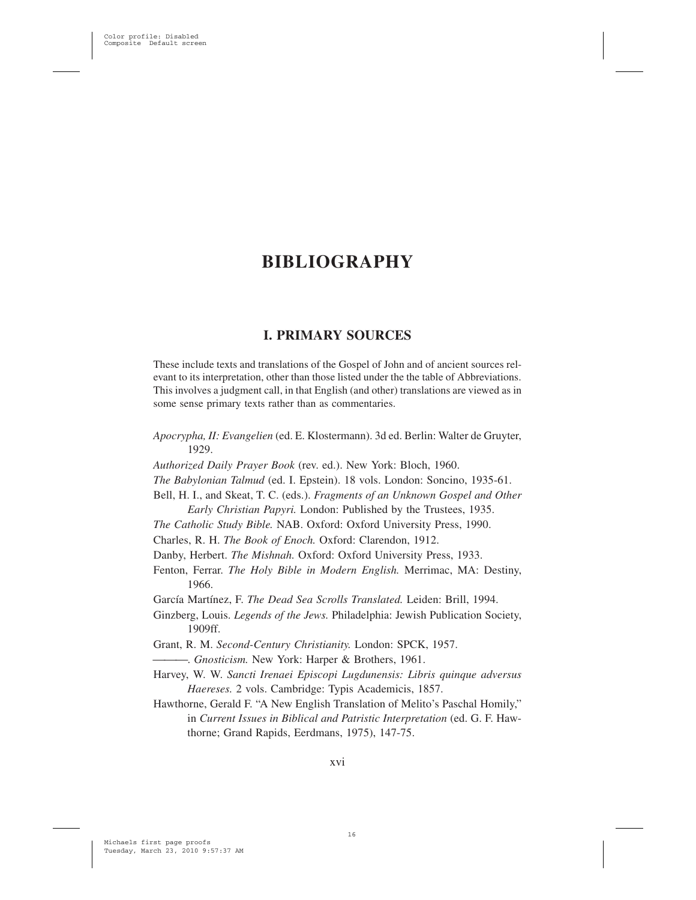# BIBLIOGRAPHY

## I. PRIMARY SOURCES

These include texts and translations of the Gospel of John and of ancient sources relevant to its interpretation, other than those listed under the the table of Abbreviations. This involves a judgment call, in that English (and other) translations are viewed as in some sense primary texts rather than as commentaries.

*Apocrypha, II: Evangelien* (ed. E. Klostermann). 3d ed. Berlin: Walter de Gruyter, 1929.

*Authorized Daily Prayer Book* (rev. ed.). New York: Bloch, 1960.

*The Babylonian Talmud* (ed. I. Epstein). 18 vols. London: Soncino, 1935-61.

Bell, H. I., and Skeat, T. C. (eds.). *Fragments of an Unknown Gospel and Other Early Christian Papyri.* London: Published by the Trustees, 1935.

*The Catholic Study Bible.* NAB. Oxford: Oxford University Press, 1990.

Charles, R. H. *The Book of Enoch.* Oxford: Clarendon, 1912.

Danby, Herbert. *The Mishnah.* Oxford: Oxford University Press, 1933.

Fenton, Ferrar. *The Holy Bible in Modern English.* Merrimac, MA: Destiny, 1966.

García Martínez, F. *The Dead Sea Scrolls Translated.* Leiden: Brill, 1994.

Ginzberg, Louis. *Legends of the Jews.* Philadelphia: Jewish Publication Society, 1909ff.

Grant, R. M. *Second-Century Christianity.* London: SPCK, 1957.

———. *Gnosticism.* New York: Harper & Brothers, 1961.

Harvey, W. W. *Sancti Irenaei Episcopi Lugdunensis: Libris quinque adversus Haereses.* 2 vols. Cambridge: Typis Academicis, 1857.

Hawthorne, Gerald F. "A New English Translation of Melito's Paschal Homily," in *Current Issues in Biblical and Patristic Interpretation* (ed. G. F. Hawthorne; Grand Rapids, Eerdmans, 1975), 147-75.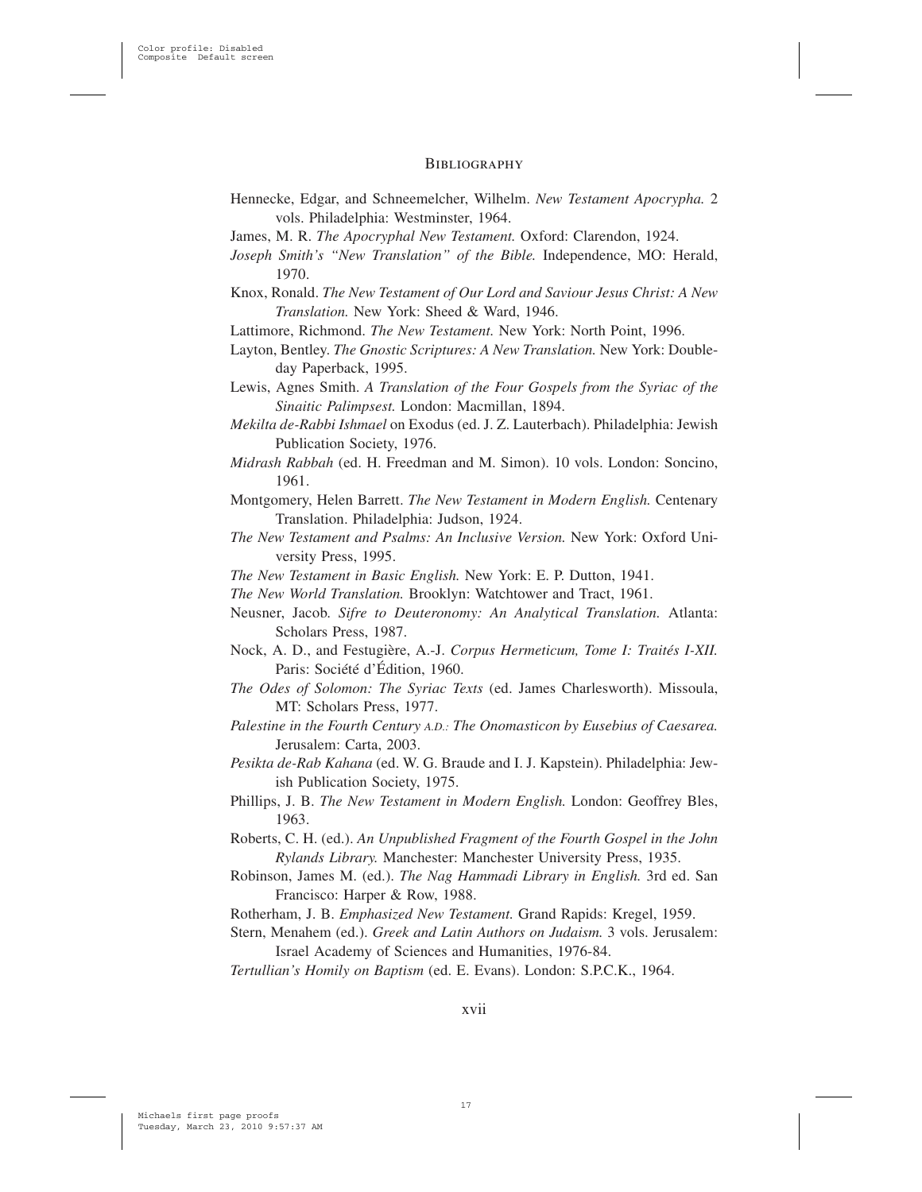Hennecke, Edgar, and Schneemelcher, Wilhelm. *New Testament Apocrypha.* 2 vols. Philadelphia: Westminster, 1964.

James, M. R. *The Apocryphal New Testament.* Oxford: Clarendon, 1924.

*Joseph Smith's "New Translation" of the Bible.* Independence, MO: Herald, 1970.

Knox, Ronald. *The New Testament of Our Lord and Saviour Jesus Christ: A New Translation.* New York: Sheed & Ward, 1946.

Lattimore, Richmond. *The New Testament.* New York: North Point, 1996.

Layton, Bentley. *The Gnostic Scriptures: A New Translation.* New York: Doubleday Paperback, 1995.

Lewis, Agnes Smith. *A Translation of the Four Gospels from the Syriac of the Sinaitic Palimpsest.* London: Macmillan, 1894.

*Mekilta de-Rabbi Ishmael* on Exodus (ed. J. Z. Lauterbach). Philadelphia: Jewish Publication Society, 1976.

*Midrash Rabbah* (ed. H. Freedman and M. Simon). 10 vols. London: Soncino, 1961.

Montgomery, Helen Barrett. *The New Testament in Modern English.* Centenary Translation. Philadelphia: Judson, 1924.

*The New Testament and Psalms: An Inclusive Version.* New York: Oxford University Press, 1995.

*The New Testament in Basic English.* New York: E. P. Dutton, 1941.

*The New World Translation.* Brooklyn: Watchtower and Tract, 1961.

Neusner, Jacob. *Sifre to Deuteronomy: An Analytical Translation.* Atlanta: Scholars Press, 1987.

Nock, A. D., and Festugière, A.-J. *Corpus Hermeticum, Tome I: Traités I-XII.* Paris: Société d'Édition, 1960.

*The Odes of Solomon: The Syriac Texts* (ed. James Charlesworth). Missoula, MT: Scholars Press, 1977.

*Palestine in the Fourth Century A.D.: The Onomasticon by Eusebius of Caesarea.* Jerusalem: Carta, 2003.

*Pesikta de-Rab Kahana* (ed. W. G. Braude and I. J. Kapstein). Philadelphia: Jewish Publication Society, 1975.

Phillips, J. B. *The New Testament in Modern English.* London: Geoffrey Bles, 1963.

Roberts, C. H. (ed.). *An Unpublished Fragment of the Fourth Gospel in the John Rylands Library.* Manchester: Manchester University Press, 1935.

Robinson, James M. (ed.). *The Nag Hammadi Library in English.* 3rd ed. San Francisco: Harper & Row, 1988.

Rotherham, J. B. *Emphasized New Testament.* Grand Rapids: Kregel, 1959.

Stern, Menahem (ed.). *Greek and Latin Authors on Judaism.* 3 vols. Jerusalem: Israel Academy of Sciences and Humanities, 1976-84.

*Tertullian's Homily on Baptism* (ed. E. Evans). London: S.P.C.K., 1964.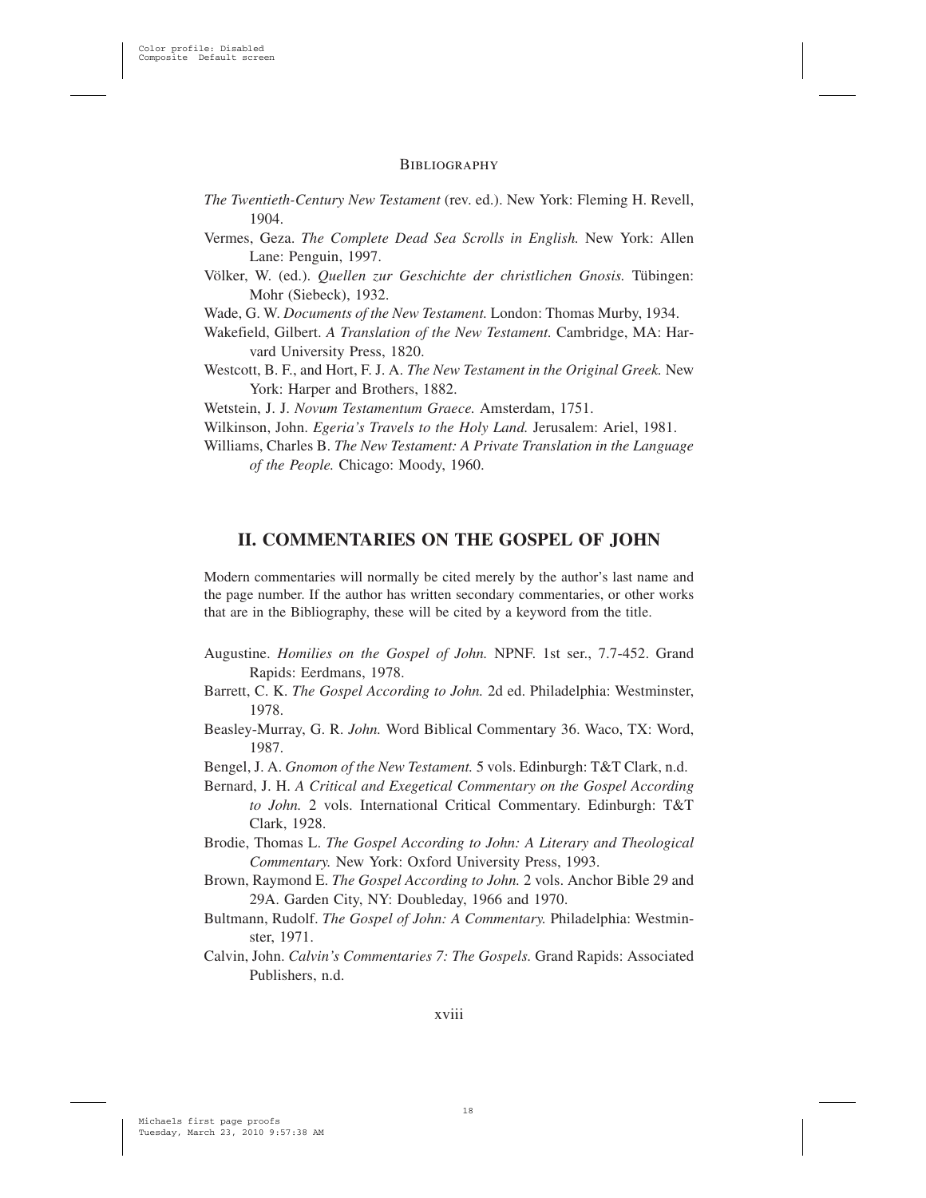*The Twentieth-Century New Testament* (rev. ed.). New York: Fleming H. Revell, 1904.

Vermes, Geza. *The Complete Dead Sea Scrolls in English.* New York: Allen Lane: Penguin, 1997.

Völker, W. (ed.). *Quellen zur Geschichte der christlichen Gnosis.* Tübingen: Mohr (Siebeck), 1932.

Wade, G. W. *Documents of the New Testament.* London: Thomas Murby, 1934.

Wakefield, Gilbert. *A Translation of the New Testament.* Cambridge, MA: Harvard University Press, 1820.

Westcott, B. F., and Hort, F. J. A. *The New Testament in the Original Greek.* New York: Harper and Brothers, 1882.

Wetstein, J. J. *Novum Testamentum Graece.* Amsterdam, 1751.

Wilkinson, John. *Egeria's Travels to the Holy Land.* Jerusalem: Ariel, 1981.

Williams, Charles B. *The New Testament: A Private Translation in the Language of the People.* Chicago: Moody, 1960.

## II. COMMENTARIES ON THE GOSPEL OF JOHN

Modern commentaries will normally be cited merely by the author's last name and the page number. If the author has written secondary commentaries, or other works that are in the Bibliography, these will be cited by a keyword from the title.

Augustine. *Homilies on the Gospel of John.* NPNF. 1st ser., 7.7-452. Grand Rapids: Eerdmans, 1978.

Barrett, C. K. *The Gospel According to John.* 2d ed. Philadelphia: Westminster, 1978.

Beasley-Murray, G. R. *John.* Word Biblical Commentary 36. Waco, TX: Word, 1987.

Bengel, J. A. *Gnomon of the New Testament.* 5 vols. Edinburgh: T&T Clark, n.d.

Bernard, J. H. *A Critical and Exegetical Commentary on the Gospel According to John.* 2 vols. International Critical Commentary. Edinburgh: T&T Clark, 1928.

Brodie, Thomas L. *The Gospel According to John: A Literary and Theological Commentary.* New York: Oxford University Press, 1993.

Brown, Raymond E. *The Gospel According to John.* 2 vols. Anchor Bible 29 and 29A. Garden City, NY: Doubleday, 1966 and 1970.

Bultmann, Rudolf. *The Gospel of John: A Commentary.* Philadelphia: Westminster, 1971.

Calvin, John. *Calvin's Commentaries 7: The Gospels.* Grand Rapids: Associated Publishers, n.d.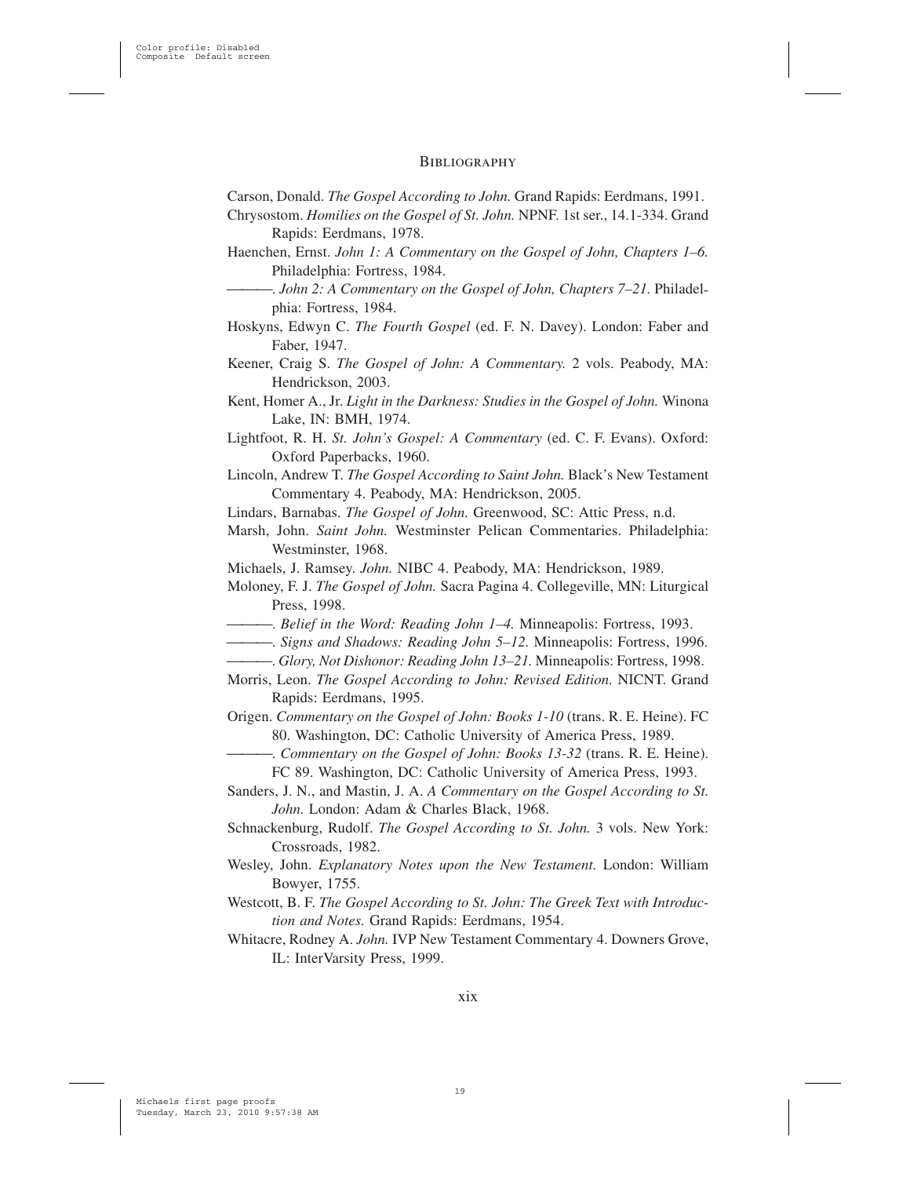## Bibliography

Carson, Donald. *The Gospel According to John.* Grand Rapids: Eerdmans, 1991.

Chrysostom. *Homilies on the Gospel of St. John.* NPNF. 1st ser., 14.1-334. Grand Rapids: Eerdmans, 1978.

Haenchen, Ernst. *John 1: A Commentary on the Gospel of John, Chapters 1–6.* Philadelphia: Fortress, 1984.

———. *John 2: A Commentary on the Gospel of John, Chapters 7–21.* Philadelphia: Fortress, 1984.

Hoskyns, Edwyn C. *The Fourth Gospel* (ed. F. N. Davey). London: Faber and Faber, 1947.

Keener, Craig S. *The Gospel of John: A Commentary.* 2 vols. Peabody, MA: Hendrickson, 2003.

Kent, Homer A., Jr. *Light in the Darkness: Studies in the Gospel of John.* Winona Lake, IN: BMH, 1974.

Lightfoot, R. H. *St. John's Gospel: A Commentary* (ed. C. F. Evans). Oxford: Oxford Paperbacks, 1960.

Lincoln, Andrew T. *The Gospel According to Saint John.* Black's New Testament Commentary 4. Peabody, MA: Hendrickson, 2005.

Lindars, Barnabas. *The Gospel of John.* Greenwood, SC: Attic Press, n.d.

Marsh, John. *Saint John.* Westminster Pelican Commentaries. Philadelphia: Westminster, 1968.

Michaels, J. Ramsey. *John.* NIBC 4. Peabody, MA: Hendrickson, 1989.

Moloney, F. J. *The Gospel of John.* Sacra Pagina 4. Collegeville, MN: Liturgical Press, 1998.

———. *Belief in the Word: Reading John 1–4.* Minneapolis: Fortress, 1993.

———. *Signs and Shadows: Reading John 5–12.* Minneapolis: Fortress, 1996.

———. *Glory, Not Dishonor: Reading John 13–21.* Minneapolis: Fortress, 1998.

Morris, Leon. *The Gospel According to John: Revised Edition.* NICNT. Grand Rapids: Eerdmans, 1995.

Origen. *Commentary on the Gospel of John: Books 1-10* (trans. R. E. Heine). FC 80. Washington, DC: Catholic University of America Press, 1989.

———. *Commentary on the Gospel of John: Books 13-32* (trans. R. E. Heine). FC 89. Washington, DC: Catholic University of America Press, 1993.

Sanders, J. N., and Mastin, J. A. *A Commentary on the Gospel According to St. John.* London: Adam & Charles Black, 1968.

Schnackenburg, Rudolf. *The Gospel According to St. John.* 3 vols. New York: Crossroads, 1982.

Wesley, John. *Explanatory Notes upon the New Testament.* London: William Bowyer, 1755.

Westcott, B. F. *The Gospel According to St. John: The Greek Text with Introduction and Notes.* Grand Rapids: Eerdmans, 1954.

Whitacre, Rodney A. *John.* IVP New Testament Commentary 4. Downers Grove, IL: InterVarsity Press, 1999.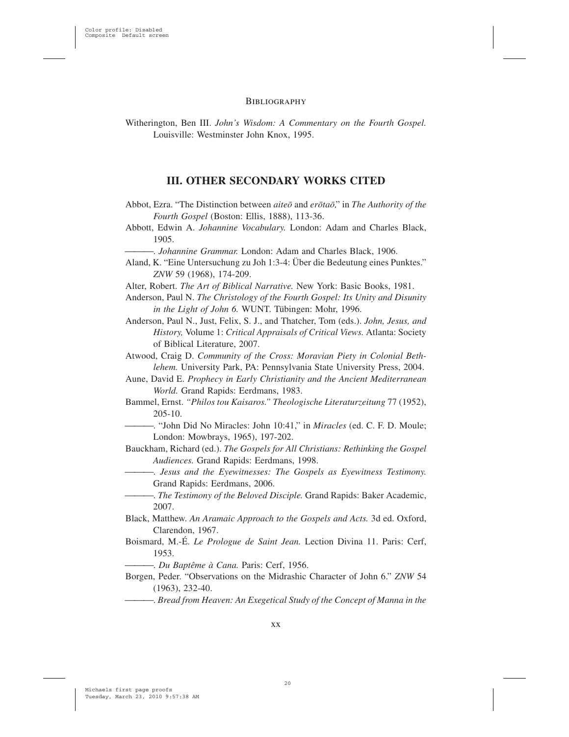Witherington, Ben III. *John's Wisdom: A Commentary on the Fourth Gospel.* Louisville: Westminster John Knox, 1995.

## III. OTHER SECONDARY WORKS CITED

Abbot, Ezra. "The Distinction between *aiteō* and *erōtaō*," in *The Authority of the Fourth Gospel* (Boston: Ellis, 1888), 113-36.

Abbott, Edwin A. *Johannine Vocabulary.* London: Adam and Charles Black, 1905.

———. *Johannine Grammar.* London: Adam and Charles Black, 1906.

Aland, K. "Eine Untersuchung zu Joh 1:3-4: Über die Bedeutung eines Punktes." *ZNW* 59 (1968), 174-209.

Alter, Robert. *The Art of Biblical Narrative.* New York: Basic Books, 1981.

Anderson, Paul N. *The Christology of the Fourth Gospel: Its Unity and Disunity in the Light of John 6.* WUNT. Tübingen: Mohr, 1996.

Anderson, Paul N., Just, Felix, S. J., and Thatcher, Tom (eds.). *John, Jesus, and History,* Volume 1: *Critical Appraisals of Critical Views.* Atlanta: Society of Biblical Literature, 2007.

Atwood, Craig D. *Community of the Cross: Moravian Piety in Colonial Bethlehem.* University Park, PA: Pennsylvania State University Press, 2004.

Aune, David E. *Prophecy in Early Christianity and the Ancient Mediterranean World.* Grand Rapids: Eerdmans, 1983.

Bammel, Ernst. *"Philos tou Kaisaros." Theologische Literaturzeitung* 77 (1952), 205-10.

———. "John Did No Miracles: John 10:41," in *Miracles* (ed. C. F. D. Moule; London: Mowbrays, 1965), 197-202.

Bauckham, Richard (ed.). *The Gospels for All Christians: Rethinking the Gospel Audiences.* Grand Rapids: Eerdmans, 1998.

———. *Jesus and the Eyewitnesses: The Gospels as Eyewitness Testimony.* Grand Rapids: Eerdmans, 2006.

———. *The Testimony of the Beloved Disciple.* Grand Rapids: Baker Academic, 2007.

Black, Matthew. *An Aramaic Approach to the Gospels and Acts.* 3d ed. Oxford, Clarendon, 1967.

Boismard, M.-É. *Le Prologue de Saint Jean.* Lection Divina 11. Paris: Cerf, 1953.

———. *Du Baptême à Cana.* Paris: Cerf, 1956.

Borgen, Peder. "Observations on the Midrashic Character of John 6." *ZNW* 54 (1963), 232-40.

———. *Bread from Heaven: An Exegetical Study of the Concept of Manna in the*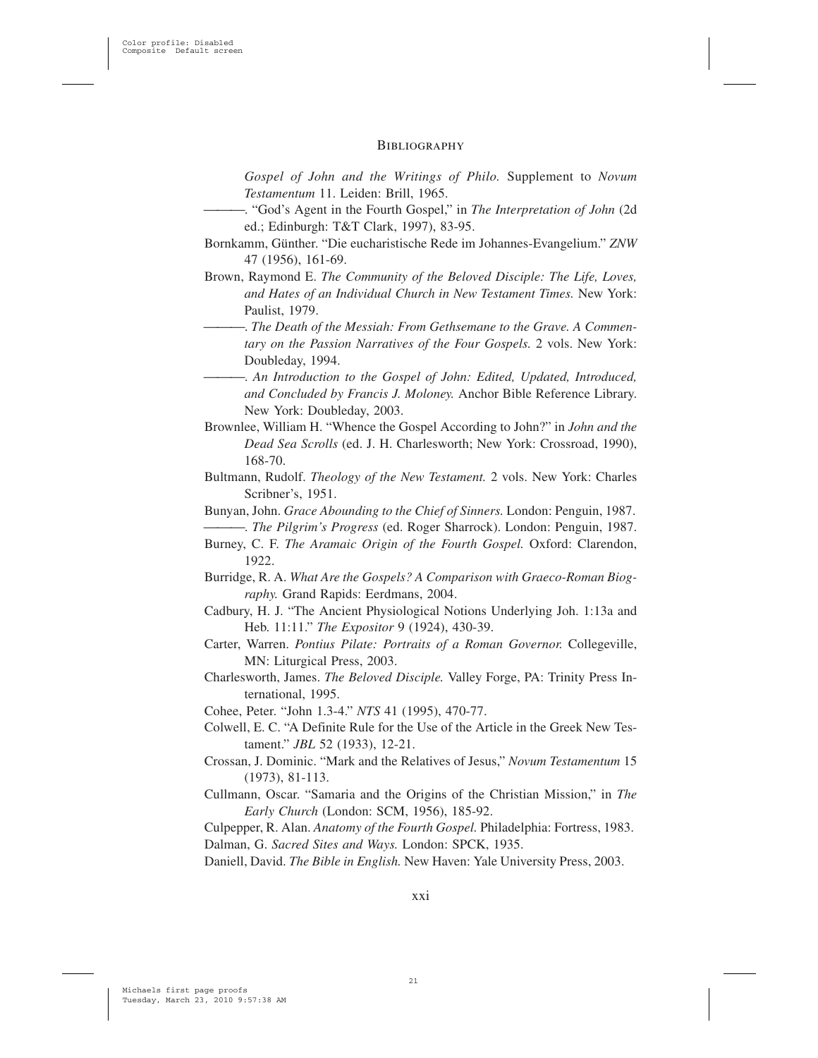*Gospel of John and the Writings of Philo.* Supplement to *Novum Testamentum* 11. Leiden: Brill, 1965.

———. "God's Agent in the Fourth Gospel," in *The Interpretation of John* (2d ed.; Edinburgh: T&T Clark, 1997), 83-95.

Bornkamm, Günther. "Die eucharistische Rede im Johannes-Evangelium." *ZNW* 47 (1956), 161-69.

Brown, Raymond E. *The Community of the Beloved Disciple: The Life, Loves, and Hates of an Individual Church in New Testament Times.* New York: Paulist, 1979.

———. *The Death of the Messiah: From Gethsemane to the Grave. A Commentary on the Passion Narratives of the Four Gospels.* 2 vols. New York: Doubleday, 1994.

———. *An Introduction to the Gospel of John: Edited, Updated, Introduced, and Concluded by Francis J. Moloney.* Anchor Bible Reference Library. New York: Doubleday, 2003.

Brownlee, William H. "Whence the Gospel According to John?" in *John and the Dead Sea Scrolls* (ed. J. H. Charlesworth; New York: Crossroad, 1990), 168-70.

Bultmann, Rudolf. *Theology of the New Testament.* 2 vols. New York: Charles Scribner's, 1951.

Bunyan, John. *Grace Abounding to the Chief of Sinners.* London: Penguin, 1987.

———. *The Pilgrim's Progress* (ed. Roger Sharrock). London: Penguin, 1987.

Burney, C. F. *The Aramaic Origin of the Fourth Gospel.* Oxford: Clarendon, 1922.

Burridge, R. A. *What Are the Gospels? A Comparison with Graeco-Roman Biography.* Grand Rapids: Eerdmans, 2004.

Cadbury, H. J. "The Ancient Physiological Notions Underlying Joh. 1:13a and Heb. 11:11." *The Expositor* 9 (1924), 430-39.

Carter, Warren. *Pontius Pilate: Portraits of a Roman Governor.* Collegeville, MN: Liturgical Press, 2003.

Charlesworth, James. *The Beloved Disciple.* Valley Forge, PA: Trinity Press International, 1995.

Cohee, Peter. "John 1.3-4." *NTS* 41 (1995), 470-77.

Colwell, E. C. "A Definite Rule for the Use of the Article in the Greek New Testament." *JBL* 52 (1933), 12-21.

Crossan, J. Dominic. "Mark and the Relatives of Jesus," *Novum Testamentum* 15 (1973), 81-113.

Cullmann, Oscar. "Samaria and the Origins of the Christian Mission," in *The Early Church* (London: SCM, 1956), 185-92.

Culpepper, R. Alan. *Anatomy of the Fourth Gospel.* Philadelphia: Fortress, 1983.

Dalman, G. *Sacred Sites and Ways.* London: SPCK, 1935.

Daniell, David. *The Bible in English.* New Haven: Yale University Press, 2003.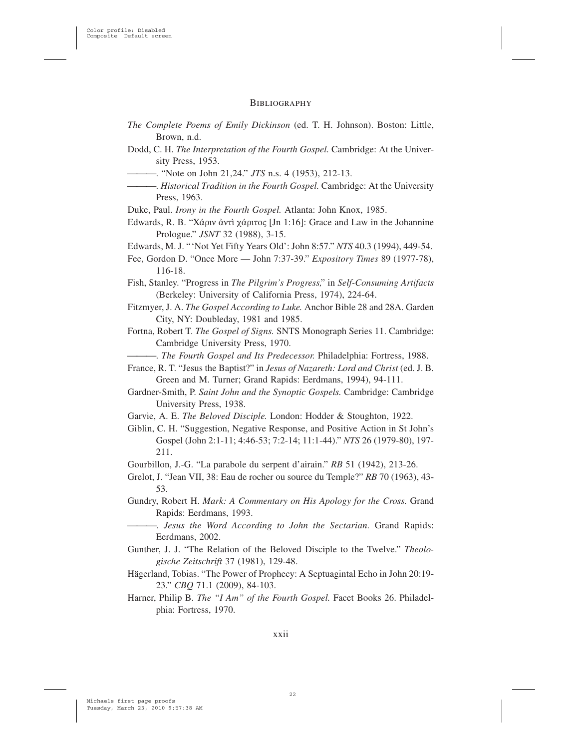## Bibliography

*The Complete Poems of Emily Dickinson* (ed. T. H. Johnson). Boston: Little, Brown, n.d.

Dodd, C. H. *The Interpretation of the Fourth Gospel.* Cambridge: At the University Press, 1953.

———. "Note on John 21,24." *JTS* n.s. 4 (1953), 212-13.

———. *Historical Tradition in the Fourth Gospel.* Cambridge: At the University Press, 1963.

Duke, Paul. *Irony in the Fourth Gospel.* Atlanta: John Knox, 1985.

Edwards, R. B. "Χάριν ἀντὶ χάριτος [Jn 1:16]: Grace and Law in the Johannine Prologue." *JSNT* 32 (1988), 3-15.

Edwards, M. J. "'Not Yet Fifty Years Old': John 8:57." *NTS* 40.3 (1994), 449-54.

Fee, Gordon D. "Once More — John 7:37-39." *Expository Times* 89 (1977-78), 116-18.

Fish, Stanley. "Progress in *The Pilgrim's Progress*," in *Self-Consuming Artifacts* (Berkeley: University of California Press, 1974), 224-64.

Fitzmyer, J. A. *The Gospel According to Luke.* Anchor Bible 28 and 28A. Garden City, NY: Doubleday, 1981 and 1985.

Fortna, Robert T. *The Gospel of Signs.* SNTS Monograph Series 11. Cambridge: Cambridge University Press, 1970.

———. *The Fourth Gospel and Its Predecessor.* Philadelphia: Fortress, 1988.

France, R. T. "Jesus the Baptist?" in *Jesus of Nazareth: Lord and Christ* (ed. J. B. Green and M. Turner; Grand Rapids: Eerdmans, 1994), 94-111.

Gardner-Smith, P. *Saint John and the Synoptic Gospels.* Cambridge: Cambridge University Press, 1938.

Garvie, A. E. *The Beloved Disciple.* London: Hodder & Stoughton, 1922.

Giblin, C. H. "Suggestion, Negative Response, and Positive Action in St John's Gospel (John 2:1-11; 4:46-53; 7:2-14; 11:1-44)." *NTS* 26 (1979-80), 197-211.

Gourbillon, J.-G. "La parabole du serpent d'airain." *RB* 51 (1942), 213-26.

Grelot, J. "Jean VII, 38: Eau de rocher ou source du Temple?" *RB* 70 (1963), 43-53.

Gundry, Robert H. *Mark: A Commentary on His Apology for the Cross.* Grand Rapids: Eerdmans, 1993.

———. *Jesus the Word According to John the Sectarian.* Grand Rapids: Eerdmans, 2002.

Gunther, J. J. "The Relation of the Beloved Disciple to the Twelve." *Theologische Zeitschrift* 37 (1981), 129-48.

Hägerland, Tobias. "The Power of Prophecy: A Septuagintal Echo in John 20:19-23." *CBQ* 71.1 (2009), 84-103.

Harner, Philip B. *The "I Am" of the Fourth Gospel.* Facet Books 26. Philadelphia: Fortress, 1970.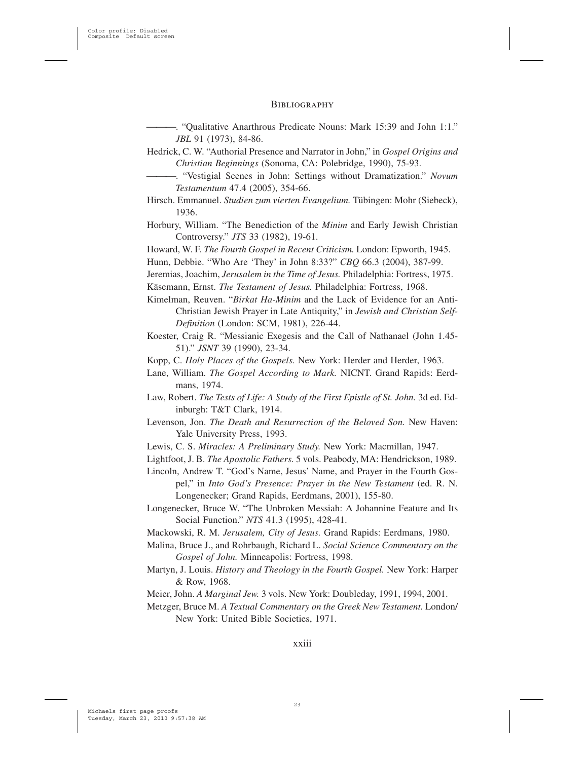———. "Qualitative Anarthrous Predicate Nouns: Mark 15:39 and John 1:1." *JBL* 91 (1973), 84-86.

Hedrick, C. W. "Authorial Presence and Narrator in John," in *Gospel Origins and Christian Beginnings* (Sonoma, CA: Polebridge, 1990), 75-93.

———. "Vestigial Scenes in John: Settings without Dramatization." *Novum Testamentum* 47.4 (2005), 354-66.

Hirsch. Emmanuel. *Studien zum vierten Evangelium.* Tübingen: Mohr (Siebeck), 1936.

Horbury, William. "The Benediction of the *Minim* and Early Jewish Christian Controversy." *JTS* 33 (1982), 19-61.

Howard, W. F. *The Fourth Gospel in Recent Criticism.* London: Epworth, 1945.

Hunn, Debbie. "Who Are 'They' in John 8:33?" *CBQ* 66.3 (2004), 387-99.

Jeremias, Joachim, *Jerusalem in the Time of Jesus.* Philadelphia: Fortress, 1975.

Käsemann, Ernst. *The Testament of Jesus.* Philadelphia: Fortress, 1968.

Kimelman, Reuven. "*Birkat Ha-Minim* and the Lack of Evidence for an Anti-Christian Jewish Prayer in Late Antiquity," in *Jewish and Christian Self-Definition* (London: SCM, 1981), 226-44.

Koester, Craig R. "Messianic Exegesis and the Call of Nathanael (John 1.45-51)." *JSNT* 39 (1990), 23-34.

Kopp, C. *Holy Places of the Gospels.* New York: Herder and Herder, 1963.

Lane, William. *The Gospel According to Mark.* NICNT. Grand Rapids: Eerdmans, 1974.

Law, Robert. *The Tests of Life: A Study of the First Epistle of St. John.* 3d ed. Edinburgh: T&T Clark, 1914.

Levenson, Jon. *The Death and Resurrection of the Beloved Son.* New Haven: Yale University Press, 1993.

Lewis, C. S. *Miracles: A Preliminary Study.* New York: Macmillan, 1947.

Lightfoot, J. B. *The Apostolic Fathers.* 5 vols. Peabody, MA: Hendrickson, 1989.

Lincoln, Andrew T. "God's Name, Jesus' Name, and Prayer in the Fourth Gospel," in *Into God's Presence: Prayer in the New Testament* (ed. R. N. Longenecker; Grand Rapids, Eerdmans, 2001), 155-80.

Longenecker, Bruce W. "The Unbroken Messiah: A Johannine Feature and Its Social Function." *NTS* 41.3 (1995), 428-41.

Mackowski, R. M. *Jerusalem, City of Jesus.* Grand Rapids: Eerdmans, 1980.

Malina, Bruce J., and Rohrbaugh, Richard L. *Social Science Commentary on the Gospel of John.* Minneapolis: Fortress, 1998.

Martyn, J. Louis. *History and Theology in the Fourth Gospel.* New York: Harper & Row, 1968.

Meier, John. *A Marginal Jew.* 3 vols. New York: Doubleday, 1991, 1994, 2001.

Metzger, Bruce M. *A Textual Commentary on the Greek New Testament.* London/New York: United Bible Societies, 1971.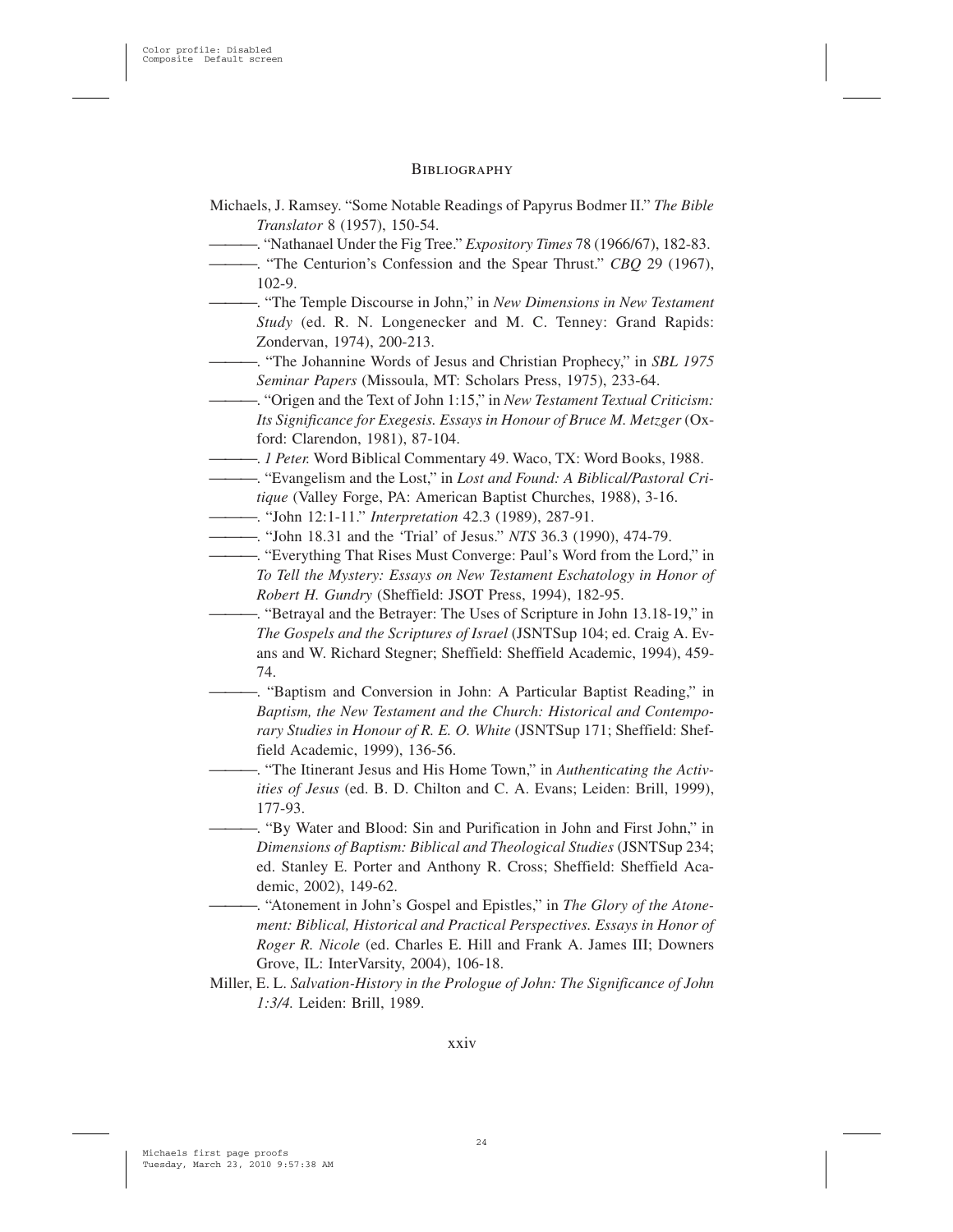Michaels, J. Ramsey. "Some Notable Readings of Papyrus Bodmer II." *The Bible Translator* 8 (1957), 150-54.

———. "Nathanael Under the Fig Tree." *Expository Times* 78 (1966/67), 182-83.

———. "The Centurion's Confession and the Spear Thrust." *CBQ* 29 (1967), 102-9.

———. "The Temple Discourse in John," in *New Dimensions in New Testament Study* (ed. R. N. Longenecker and M. C. Tenney: Grand Rapids: Zondervan, 1974), 200-213.

———. "The Johannine Words of Jesus and Christian Prophecy," in *SBL 1975 Seminar Papers* (Missoula, MT: Scholars Press, 1975), 233-64.

———. "Origen and the Text of John 1:15," in *New Testament Textual Criticism: Its Significance for Exegesis. Essays in Honour of Bruce M. Metzger* (Oxford: Clarendon, 1981), 87-104.

———. *1 Peter.* Word Biblical Commentary 49. Waco, TX: Word Books, 1988.

———. "Evangelism and the Lost," in *Lost and Found: A Biblical/Pastoral Critique* (Valley Forge, PA: American Baptist Churches, 1988), 3-16.

———. "John 12:1-11." *Interpretation* 42.3 (1989), 287-91.

———. "John 18.31 and the 'Trial' of Jesus." *NTS* 36.3 (1990), 474-79.

———. "Everything That Rises Must Converge: Paul's Word from the Lord," in *To Tell the Mystery: Essays on New Testament Eschatology in Honor of Robert H. Gundry* (Sheffield: JSOT Press, 1994), 182-95.

———. "Betrayal and the Betrayer: The Uses of Scripture in John 13.18-19," in *The Gospels and the Scriptures of Israel* (JSNTSup 104; ed. Craig A. Evans and W. Richard Stegner; Sheffield: Sheffield Academic, 1994), 459-74.

———. "Baptism and Conversion in John: A Particular Baptist Reading," in *Baptism, the New Testament and the Church: Historical and Contemporary Studies in Honour of R. E. O. White* (JSNTSup 171; Sheffield: Sheffield Academic, 1999), 136-56.

———. "The Itinerant Jesus and His Home Town," in *Authenticating the Activities of Jesus* (ed. B. D. Chilton and C. A. Evans; Leiden: Brill, 1999), 177-93.

———. "By Water and Blood: Sin and Purification in John and First John," in *Dimensions of Baptism: Biblical and Theological Studies* (JSNTSup 234; ed. Stanley E. Porter and Anthony R. Cross; Sheffield: Sheffield Academic, 2002), 149-62.

———. "Atonement in John's Gospel and Epistles," in *The Glory of the Atonement: Biblical, Historical and Practical Perspectives. Essays in Honor of Roger R. Nicole* (ed. Charles E. Hill and Frank A. James III; Downers Grove, IL: InterVarsity, 2004), 106-18.

Miller, E. L. *Salvation-History in the Prologue of John: The Significance of John 1:3/4.* Leiden: Brill, 1989.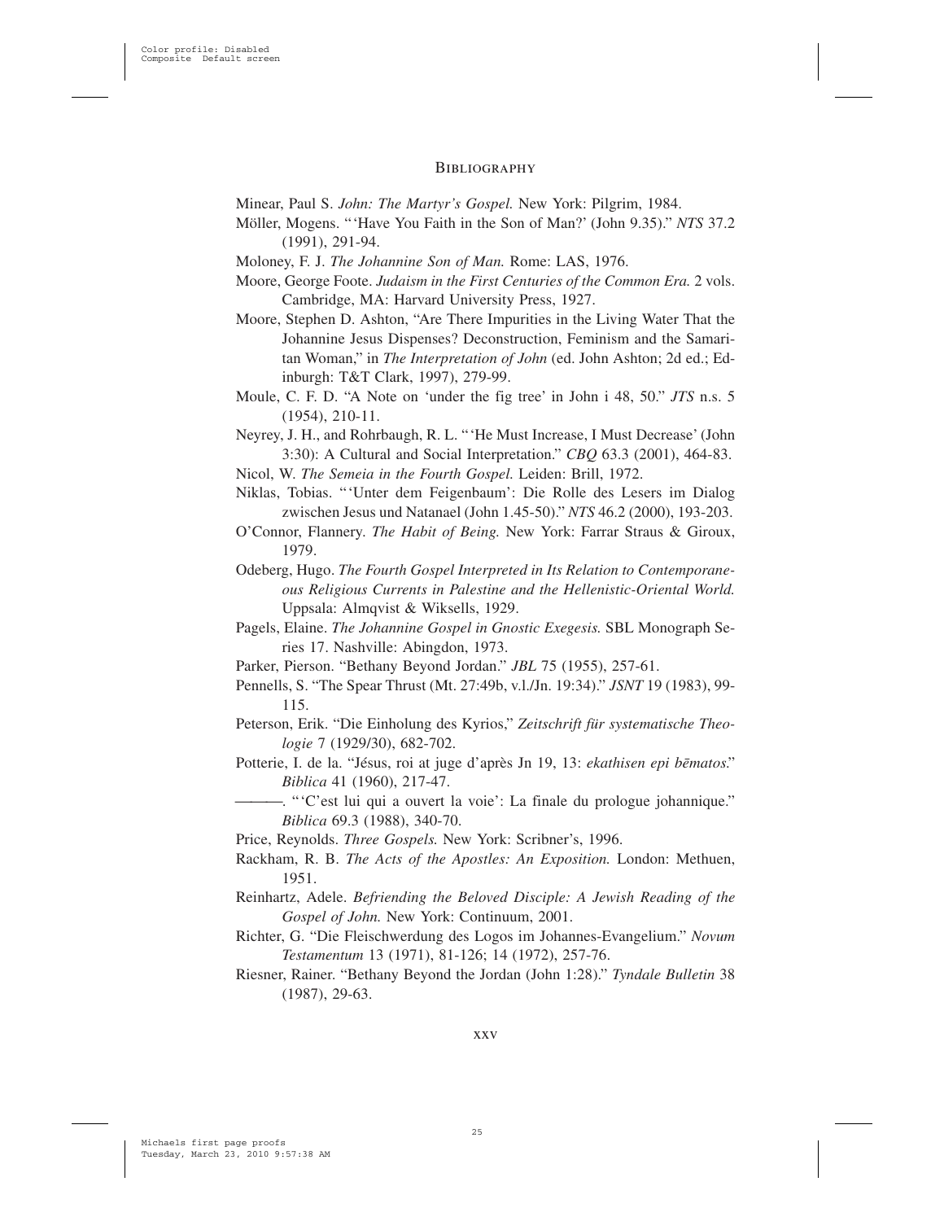Minear, Paul S. *John: The Martyr's Gospel.* New York: Pilgrim, 1984.

Möller, Mogens. "'Have You Faith in the Son of Man?' (John 9.35)." *NTS* 37.2 (1991), 291-94.

Moloney, F. J. *The Johannine Son of Man.* Rome: LAS, 1976.

Moore, George Foote. *Judaism in the First Centuries of the Common Era.* 2 vols. Cambridge, MA: Harvard University Press, 1927.

Moore, Stephen D. Ashton, "Are There Impurities in the Living Water That the Johannine Jesus Dispenses? Deconstruction, Feminism and the Samaritan Woman," in *The Interpretation of John* (ed. John Ashton; 2d ed.; Edinburgh: T&T Clark, 1997), 279-99.

Moule, C. F. D. "A Note on 'under the fig tree' in John i 48, 50." *JTS* n.s. 5 (1954), 210-11.

Neyrey, J. H., and Rohrbaugh, R. L. "'He Must Increase, I Must Decrease' (John 3:30): A Cultural and Social Interpretation." *CBQ* 63.3 (2001), 464-83.

Nicol, W. *The Semeia in the Fourth Gospel.* Leiden: Brill, 1972.

Niklas, Tobias. "'Unter dem Feigenbaum': Die Rolle des Lesers im Dialog zwischen Jesus und Natanael (John 1.45-50)." *NTS* 46.2 (2000), 193-203.

O'Connor, Flannery. *The Habit of Being.* New York: Farrar Straus & Giroux, 1979.

Odeberg, Hugo. *The Fourth Gospel Interpreted in Its Relation to Contemporaneous Religious Currents in Palestine and the Hellenistic-Oriental World.* Uppsala: Almqvist & Wiksells, 1929.

Pagels, Elaine. *The Johannine Gospel in Gnostic Exegesis.* SBL Monograph Series 17. Nashville: Abingdon, 1973.

Parker, Pierson. "Bethany Beyond Jordan." *JBL* 75 (1955), 257-61.

Pennells, S. "The Spear Thrust (Mt. 27:49b, v.l./Jn. 19:34)." *JSNT* 19 (1983), 99-115.

Peterson, Erik. "Die Einholung des Kyrios," *Zeitschrift für systematische Theologie* 7 (1929/30), 682-702.

Potterie, I. de la. "Jésus, roi at juge d'après Jn 19, 13: *ekathisen epi bēmatos*." *Biblica* 41 (1960), 217-47.

———. "'C'est lui qui a ouvert la voie': La finale du prologue johannique." *Biblica* 69.3 (1988), 340-70.

Price, Reynolds. *Three Gospels.* New York: Scribner's, 1996.

Rackham, R. B. *The Acts of the Apostles: An Exposition.* London: Methuen, 1951.

Reinhartz, Adele. *Befriending the Beloved Disciple: A Jewish Reading of the Gospel of John.* New York: Continuum, 2001.

Richter, G. "Die Fleischwerdung des Logos im Johannes-Evangelium." *Novum Testamentum* 13 (1971), 81-126; 14 (1972), 257-76.

Riesner, Rainer. "Bethany Beyond the Jordan (John 1:28)." *Tyndale Bulletin* 38 (1987), 29-63.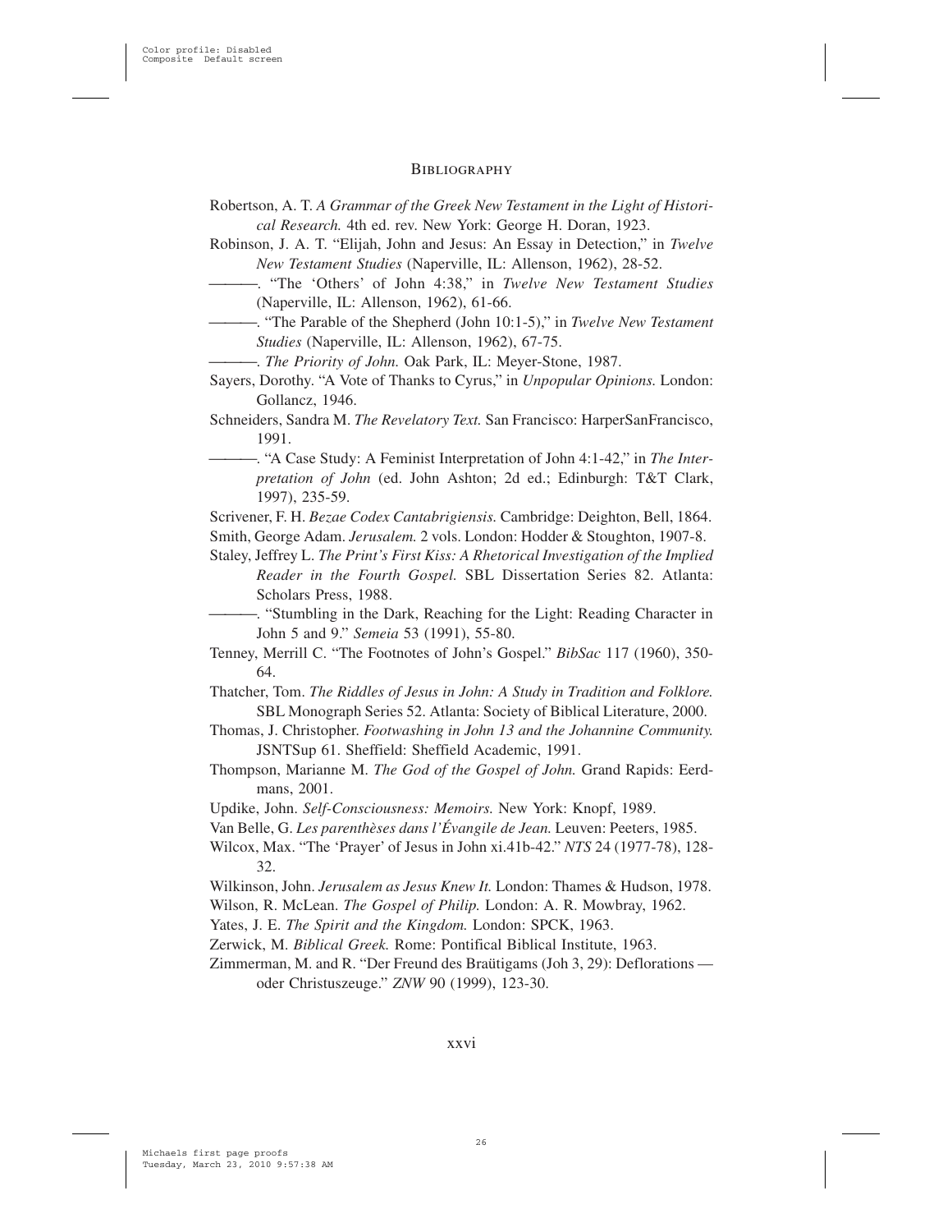## Bibliography

Robertson, A. T. *A Grammar of the Greek New Testament in the Light of Historical Research.* 4th ed. rev. New York: George H. Doran, 1923.

Robinson, J. A. T. "Elijah, John and Jesus: An Essay in Detection," in *Twelve New Testament Studies* (Naperville, IL: Allenson, 1962), 28-52.

———. "The 'Others' of John 4:38," in *Twelve New Testament Studies* (Naperville, IL: Allenson, 1962), 61-66.

———. "The Parable of the Shepherd (John 10:1-5)," in *Twelve New Testament Studies* (Naperville, IL: Allenson, 1962), 67-75.

———. *The Priority of John.* Oak Park, IL: Meyer-Stone, 1987.

Sayers, Dorothy. "A Vote of Thanks to Cyrus," in *Unpopular Opinions.* London: Gollancz, 1946.

Schneiders, Sandra M. *The Revelatory Text.* San Francisco: HarperSanFrancisco, 1991.

———. "A Case Study: A Feminist Interpretation of John 4:1-42," in *The Interpretation of John* (ed. John Ashton; 2d ed.; Edinburgh: T&T Clark, 1997), 235-59.

Scrivener, F. H. *Bezae Codex Cantabrigiensis.* Cambridge: Deighton, Bell, 1864.

Smith, George Adam. *Jerusalem.* 2 vols. London: Hodder & Stoughton, 1907-8.

Staley, Jeffrey L. *The Print's First Kiss: A Rhetorical Investigation of the Implied Reader in the Fourth Gospel.* SBL Dissertation Series 82. Atlanta: Scholars Press, 1988.

———. "Stumbling in the Dark, Reaching for the Light: Reading Character in John 5 and 9." *Semeia* 53 (1991), 55-80.

Tenney, Merrill C. "The Footnotes of John's Gospel." *BibSac* 117 (1960), 350-64.

Thatcher, Tom. *The Riddles of Jesus in John: A Study in Tradition and Folklore.* SBL Monograph Series 52. Atlanta: Society of Biblical Literature, 2000.

Thomas, J. Christopher. *Footwashing in John 13 and the Johannine Community.* JSNTSup 61. Sheffield: Sheffield Academic, 1991.

Thompson, Marianne M. *The God of the Gospel of John.* Grand Rapids: Eerdmans, 2001.

Updike, John. *Self-Consciousness: Memoirs.* New York: Knopf, 1989.

Van Belle, G. *Les parenthèses dans l'Évangile de Jean.* Leuven: Peeters, 1985.

Wilcox, Max. "The 'Prayer' of Jesus in John xi.41b-42." *NTS* 24 (1977-78), 128-32.

Wilkinson, John. *Jerusalem as Jesus Knew It.* London: Thames & Hudson, 1978.

Wilson, R. McLean. *The Gospel of Philip.* London: A. R. Mowbray, 1962.

Yates, J. E. *The Spirit and the Kingdom.* London: SPCK, 1963.

Zerwick, M. *Biblical Greek.* Rome: Pontifical Biblical Institute, 1963.

Zimmerman, M. and R. "Der Freund des Braütigams (Joh 3, 29): Deflorations — oder Christuszeuge." *ZNW* 90 (1999), 123-30.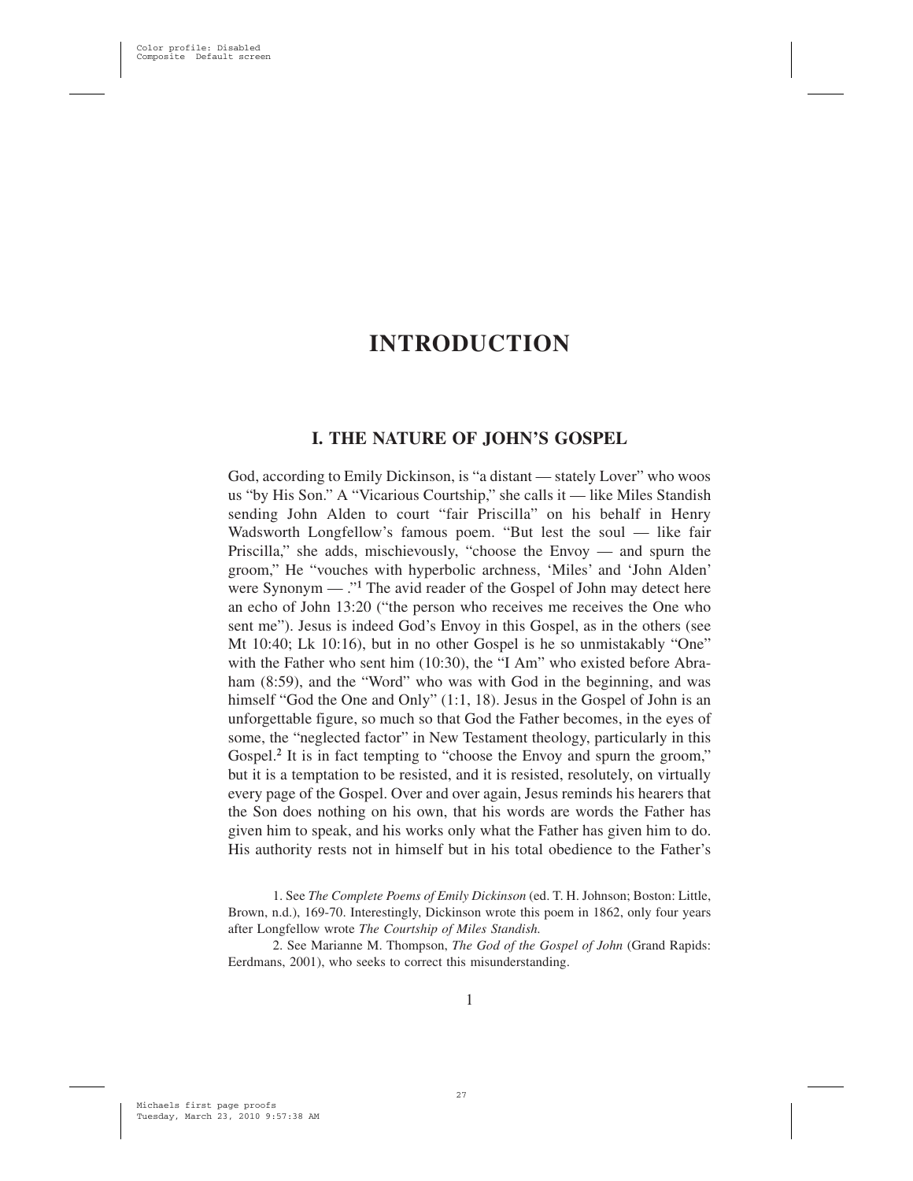# INTRODUCTION

## I. THE NATURE OF JOHN'S GOSPEL

God, according to Emily Dickinson, is "a distant — stately Lover" who woos us "by His Son." A "Vicarious Courtship," she calls it — like Miles Standish sending John Alden to court "fair Priscilla" on his behalf in Henry Wadsworth Longfellow's famous poem. "But lest the soul — like fair Priscilla," she adds, mischievously, "choose the Envoy — and spurn the groom," He "vouches with hyperbolic archness, 'Miles' and 'John Alden' were Synonym — ."[1] The avid reader of the Gospel of John may detect here an echo of John 13:20 ("the person who receives me receives the One who sent me"). Jesus is indeed God's Envoy in this Gospel, as in the others (see Mt 10:40; Lk 10:16), but in no other Gospel is he so unmistakably "One" with the Father who sent him (10:30), the "I Am" who existed before Abraham (8:59), and the "Word" who was with God in the beginning, and was himself "God the One and Only" (1:1, 18). Jesus in the Gospel of John is an unforgettable figure, so much so that God the Father becomes, in the eyes of some, the "neglected factor" in New Testament theology, particularly in this Gospel.[2] It is in fact tempting to "choose the Envoy and spurn the groom," but it is a temptation to be resisted, and it is resisted, resolutely, on virtually every page of the Gospel. Over and over again, Jesus reminds his hearers that the Son does nothing on his own, that his words are words the Father has given him to speak, and his works only what the Father has given him to do. His authority rests not in himself but in his total obedience to the Father's

1. See *The Complete Poems of Emily Dickinson* (ed. T. H. Johnson; Boston: Little, Brown, n.d.), 169-70. Interestingly, Dickinson wrote this poem in 1862, only four years after Longfellow wrote *The Courtship of Miles Standish.*

2. See Marianne M. Thompson, *The God of the Gospel of John* (Grand Rapids: Eerdmans, 2001), who seeks to correct this misunderstanding.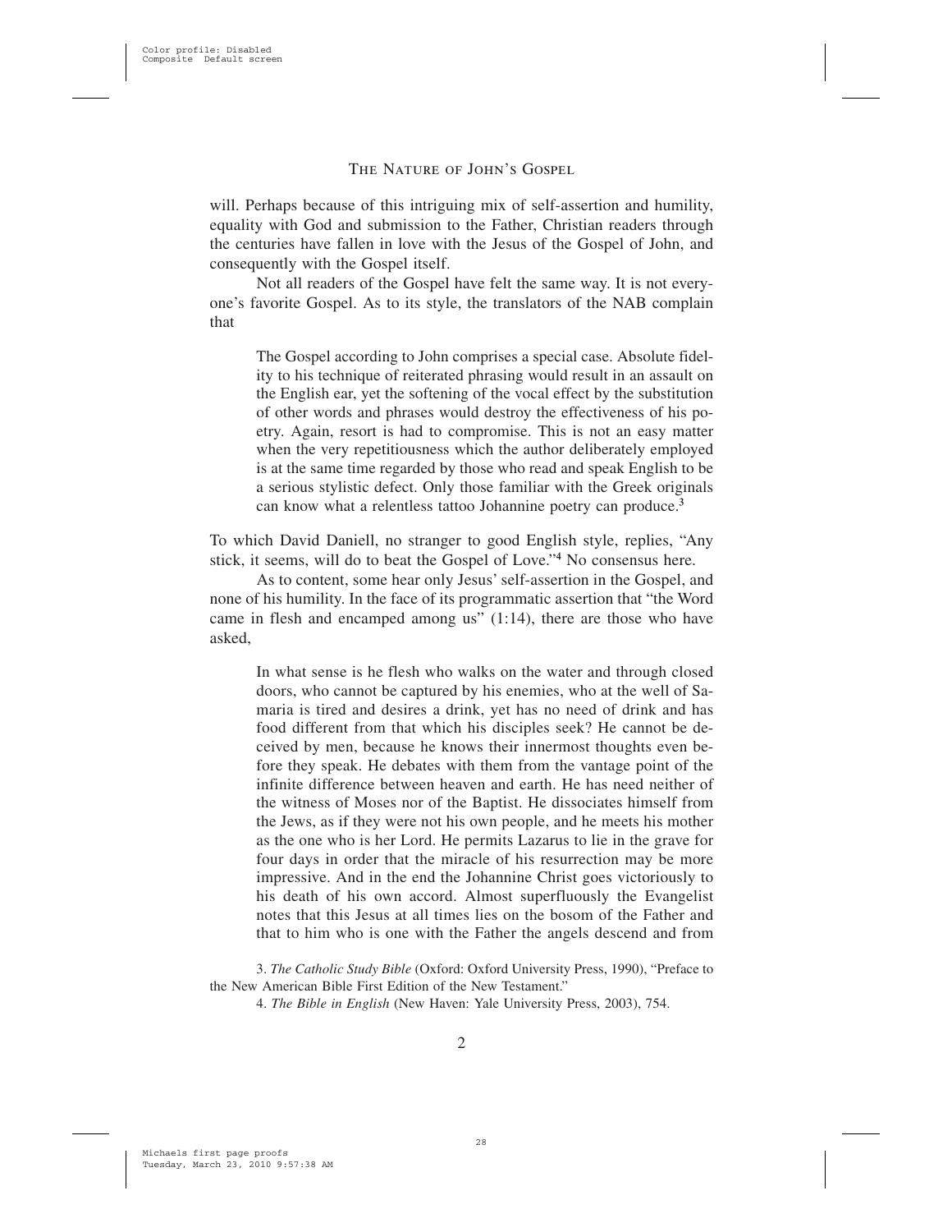will. Perhaps because of this intriguing mix of self-assertion and humility, equality with God and submission to the Father, Christian readers through the centuries have fallen in love with the Jesus of the Gospel of John, and consequently with the Gospel itself.

Not all readers of the Gospel have felt the same way. It is not everyone's favorite Gospel. As to its style, the translators of the NAB complain that

> The Gospel according to John comprises a special case. Absolute fidelity to his technique of reiterated phrasing would result in an assault on the English ear, yet the softening of the vocal effect by the substitution of other words and phrases would destroy the effectiveness of his poetry. Again, resort is had to compromise. This is not an easy matter when the very repetitiousness which the author deliberately employed is at the same time regarded by those who read and speak English to be a serious stylistic defect. Only those familiar with the Greek originals can know what a relentless tattoo Johannine poetry can produce.[3]

To which David Daniell, no stranger to good English style, replies, "Any stick, it seems, will do to beat the Gospel of Love."[4] No consensus here.

As to content, some hear only Jesus' self-assertion in the Gospel, and none of his humility. In the face of its programmatic assertion that "the Word came in flesh and encamped among us" (1:14), there are those who have asked,

> In what sense is he flesh who walks on the water and through closed doors, who cannot be captured by his enemies, who at the well of Samaria is tired and desires a drink, yet has no need of drink and has food different from that which his disciples seek? He cannot be deceived by men, because he knows their innermost thoughts even before they speak. He debates with them from the vantage point of the infinite difference between heaven and earth. He has need neither of the witness of Moses nor of the Baptist. He dissociates himself from the Jews, as if they were not his own people, and he meets his mother as the one who is her Lord. He permits Lazarus to lie in the grave for four days in order that the miracle of his resurrection may be more impressive. And in the end the Johannine Christ goes victoriously to his death of his own accord. Almost superfluously the Evangelist notes that this Jesus at all times lies on the bosom of the Father and that to him who is one with the Father the angels descend and from

3. *The Catholic Study Bible* (Oxford: Oxford University Press, 1990), "Preface to the New American Bible First Edition of the New Testament."

4. *The Bible in English* (New Haven: Yale University Press, 2003), 754.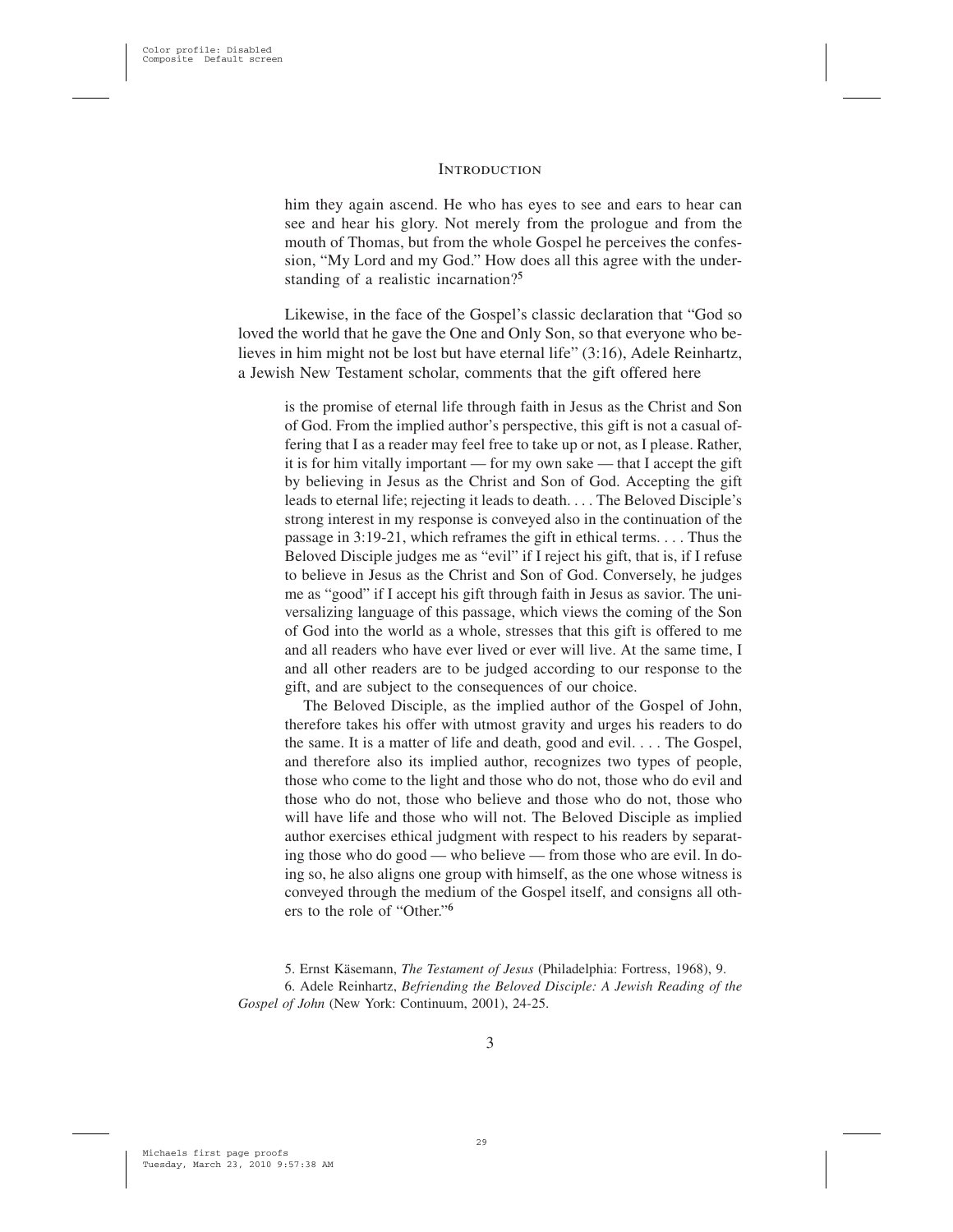> him they again ascend. He who has eyes to see and ears to hear can see and hear his glory. Not merely from the prologue and from the mouth of Thomas, but from the whole Gospel he perceives the confession, "My Lord and my God." How does all this agree with the understanding of a realistic incarnation?[5]

Likewise, in the face of the Gospel's classic declaration that "God so loved the world that he gave the One and Only Son, so that everyone who believes in him might not be lost but have eternal life" (3:16), Adele Reinhartz, a Jewish New Testament scholar, comments that the gift offered here

> is the promise of eternal life through faith in Jesus as the Christ and Son of God. From the implied author's perspective, this gift is not a casual offering that I as a reader may feel free to take up or not, as I please. Rather, it is for him vitally important — for my own sake — that I accept the gift by believing in Jesus as the Christ and Son of God. Accepting the gift leads to eternal life; rejecting it leads to death. . . . The Beloved Disciple's strong interest in my response is conveyed also in the continuation of the passage in 3:19-21, which reframes the gift in ethical terms. . . . Thus the Beloved Disciple judges me as "evil" if I reject his gift, that is, if I refuse to believe in Jesus as the Christ and Son of God. Conversely, he judges me as "good" if I accept his gift through faith in Jesus as savior. The universalizing language of this passage, which views the coming of the Son of God into the world as a whole, stresses that this gift is offered to me and all readers who have ever lived or ever will live. At the same time, I and all other readers are to be judged according to our response to the gift, and are subject to the consequences of our choice.
>
> The Beloved Disciple, as the implied author of the Gospel of John, therefore takes his offer with utmost gravity and urges his readers to do the same. It is a matter of life and death, good and evil. . . . The Gospel, and therefore also its implied author, recognizes two types of people, those who come to the light and those who do not, those who do evil and those who do not, those who believe and those who do not, those who will have life and those who will not. The Beloved Disciple as implied author exercises ethical judgment with respect to his readers by separating those who do good — who believe — from those who are evil. In doing so, he also aligns one group with himself, as the one whose witness is conveyed through the medium of the Gospel itself, and consigns all others to the role of "Other."[6]

5. Ernst Käsemann, *The Testament of Jesus* (Philadelphia: Fortress, 1968), 9.

6. Adele Reinhartz, *Befriending the Beloved Disciple: A Jewish Reading of the Gospel of John* (New York: Continuum, 2001), 24-25.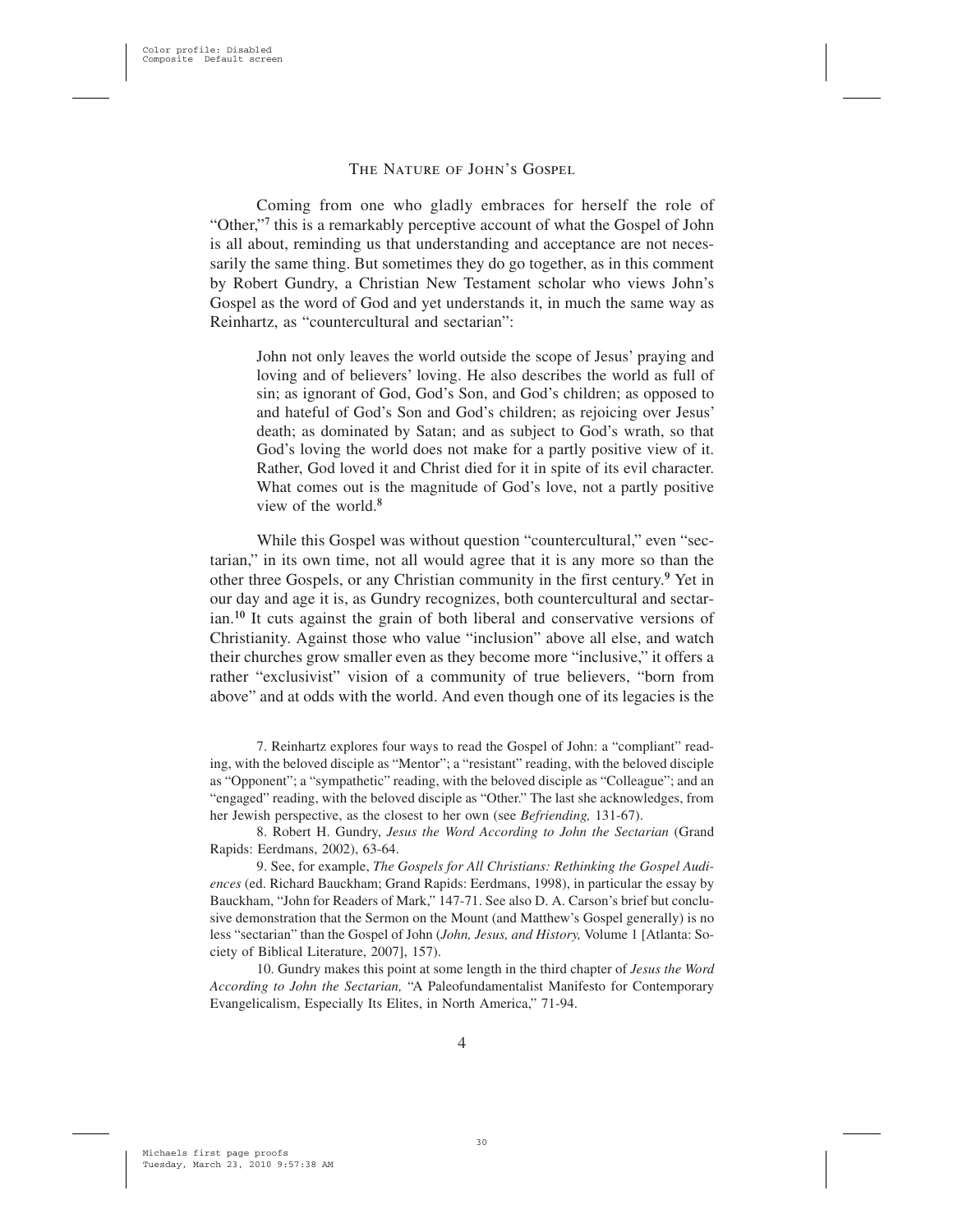Coming from one who gladly embraces for herself the role of "Other,"[7] this is a remarkably perceptive account of what the Gospel of John is all about, reminding us that understanding and acceptance are not necessarily the same thing. But sometimes they do go together, as in this comment by Robert Gundry, a Christian New Testament scholar who views John's Gospel as the word of God and yet understands it, in much the same way as Reinhartz, as "countercultural and sectarian":

> John not only leaves the world outside the scope of Jesus' praying and loving and of believers' loving. He also describes the world as full of sin; as ignorant of God, God's Son, and God's children; as opposed to and hateful of God's Son and God's children; as rejoicing over Jesus' death; as dominated by Satan; and as subject to God's wrath, so that God's loving the world does not make for a partly positive view of it. Rather, God loved it and Christ died for it in spite of its evil character. What comes out is the magnitude of God's love, not a partly positive view of the world.[8]

While this Gospel was without question "countercultural," even "sectarian," in its own time, not all would agree that it is any more so than the other three Gospels, or any Christian community in the first century.[9] Yet in our day and age it is, as Gundry recognizes, both countercultural and sectarian.[10] It cuts against the grain of both liberal and conservative versions of Christianity. Against those who value "inclusion" above all else, and watch their churches grow smaller even as they become more "inclusive," it offers a rather "exclusivist" vision of a community of true believers, "born from above" and at odds with the world. And even though one of its legacies is the

7. Reinhartz explores four ways to read the Gospel of John: a "compliant" reading, with the beloved disciple as "Mentor"; a "resistant" reading, with the beloved disciple as "Opponent"; a "sympathetic" reading, with the beloved disciple as "Colleague"; and an "engaged" reading, with the beloved disciple as "Other." The last she acknowledges, from her Jewish perspective, as the closest to her own (see *Befriending,* 131-67).

8. Robert H. Gundry, *Jesus the Word According to John the Sectarian* (Grand Rapids: Eerdmans, 2002), 63-64.

9. See, for example, *The Gospels for All Christians: Rethinking the Gospel Audiences* (ed. Richard Bauckham; Grand Rapids: Eerdmans, 1998), in particular the essay by Bauckham, "John for Readers of Mark," 147-71. See also D. A. Carson's brief but conclusive demonstration that the Sermon on the Mount (and Matthew's Gospel generally) is no less "sectarian" than the Gospel of John (*John, Jesus, and History,* Volume 1 [Atlanta: Society of Biblical Literature, 2007], 157).

10. Gundry makes this point at some length in the third chapter of *Jesus the Word According to John the Sectarian,* "A Paleofundamentalist Manifesto for Contemporary Evangelicalism, Especially Its Elites, in North America," 71-94.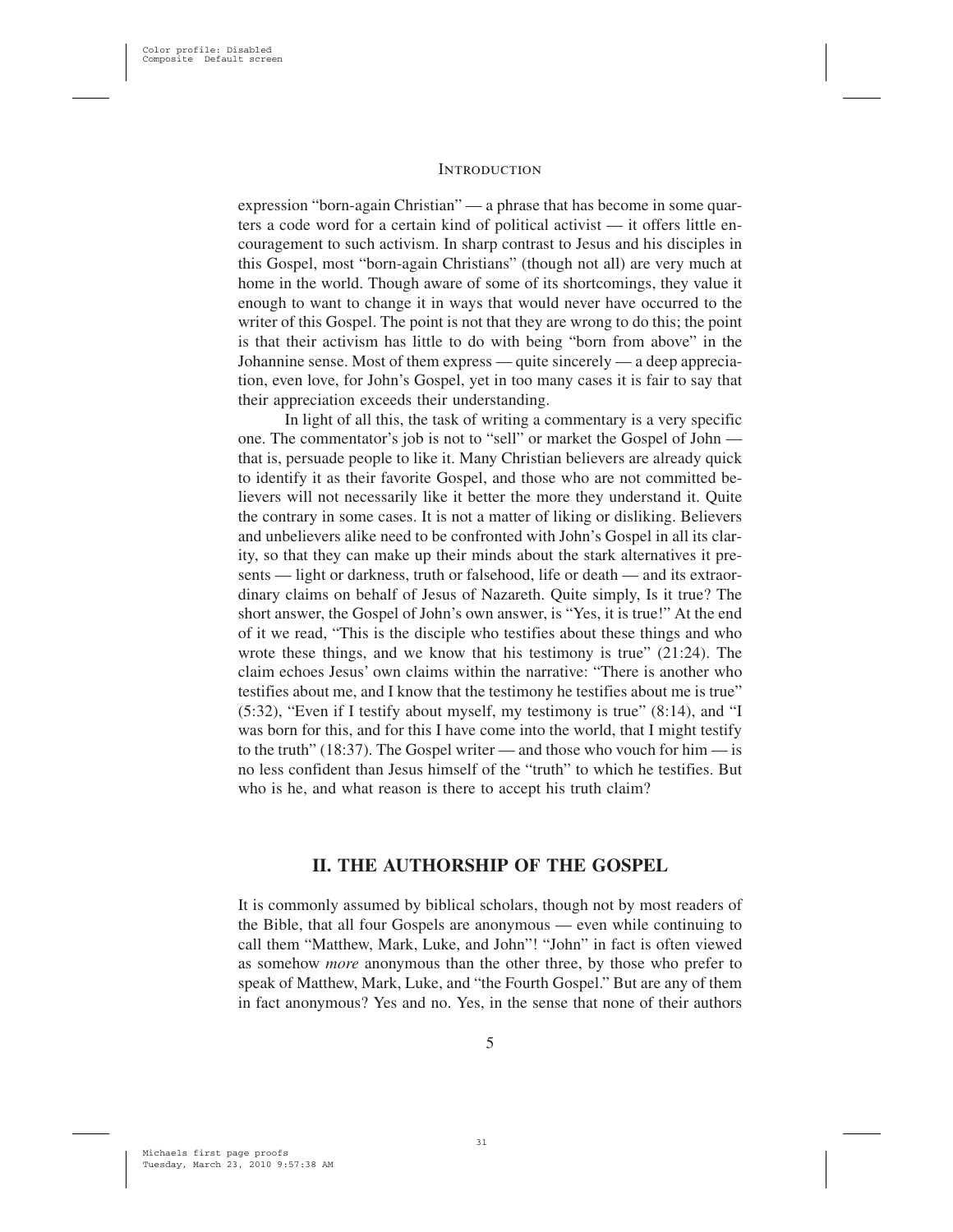expression "born-again Christian" — a phrase that has become in some quarters a code word for a certain kind of political activist — it offers little encouragement to such activism. In sharp contrast to Jesus and his disciples in this Gospel, most "born-again Christians" (though not all) are very much at home in the world. Though aware of some of its shortcomings, they value it enough to want to change it in ways that would never have occurred to the writer of this Gospel. The point is not that they are wrong to do this; the point is that their activism has little to do with being "born from above" in the Johannine sense. Most of them express — quite sincerely — a deep appreciation, even love, for John's Gospel, yet in too many cases it is fair to say that their appreciation exceeds their understanding.

In light of all this, the task of writing a commentary is a very specific one. The commentator's job is not to "sell" or market the Gospel of John — that is, persuade people to like it. Many Christian believers are already quick to identify it as their favorite Gospel, and those who are not committed believers will not necessarily like it better the more they understand it. Quite the contrary in some cases. It is not a matter of liking or disliking. Believers and unbelievers alike need to be confronted with John's Gospel in all its clarity, so that they can make up their minds about the stark alternatives it presents — light or darkness, truth or falsehood, life or death — and its extraordinary claims on behalf of Jesus of Nazareth. Quite simply, Is it true? The short answer, the Gospel of John's own answer, is "Yes, it is true!" At the end of it we read, "This is the disciple who testifies about these things and who wrote these things, and we know that his testimony is true" (21:24). The claim echoes Jesus' own claims within the narrative: "There is another who testifies about me, and I know that the testimony he testifies about me is true" (5:32), "Even if I testify about myself, my testimony is true" (8:14), and "I was born for this, and for this I have come into the world, that I might testify to the truth" (18:37). The Gospel writer — and those who vouch for him — is no less confident than Jesus himself of the "truth" to which he testifies. But who is he, and what reason is there to accept his truth claim?

## II. THE AUTHORSHIP OF THE GOSPEL

It is commonly assumed by biblical scholars, though not by most readers of the Bible, that all four Gospels are anonymous — even while continuing to call them "Matthew, Mark, Luke, and John"! "John" in fact is often viewed as somehow *more* anonymous than the other three, by those who prefer to speak of Matthew, Mark, Luke, and "the Fourth Gospel." But are any of them in fact anonymous? Yes and no. Yes, in the sense that none of their authors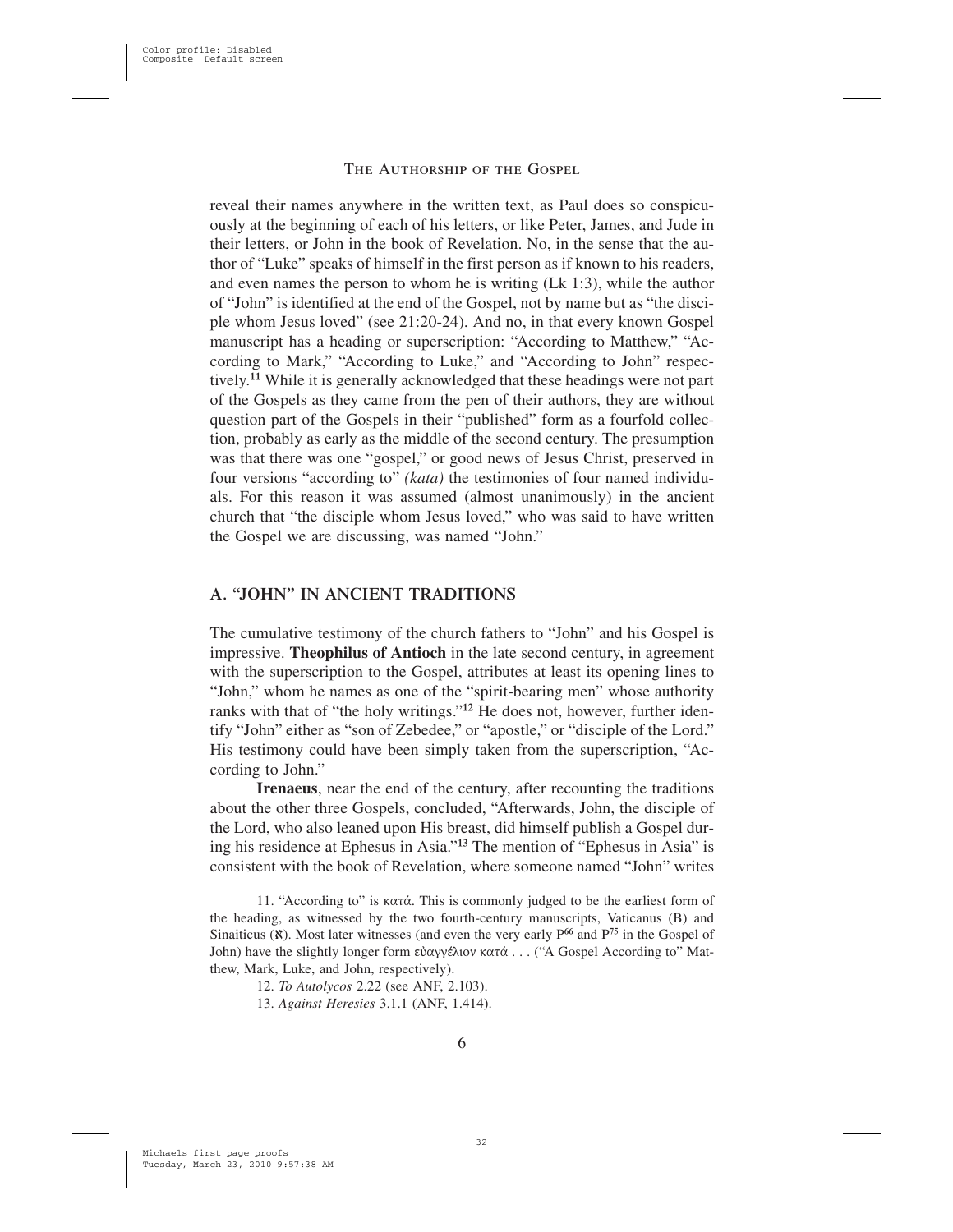reveal their names anywhere in the written text, as Paul does so conspicuously at the beginning of each of his letters, or like Peter, James, and Jude in their letters, or John in the book of Revelation. No, in the sense that the author of "Luke" speaks of himself in the first person as if known to his readers, and even names the person to whom he is writing (Lk 1:3), while the author of "John" is identified at the end of the Gospel, not by name but as "the disciple whom Jesus loved" (see 21:20-24). And no, in that every known Gospel manuscript has a heading or superscription: "According to Matthew," "According to Mark," "According to Luke," and "According to John" respectively.[11] While it is generally acknowledged that these headings were not part of the Gospels as they came from the pen of their authors, they are without question part of the Gospels in their "published" form as a fourfold collection, probably as early as the middle of the second century. The presumption was that there was one "gospel," or good news of Jesus Christ, preserved in four versions "according to" *(kata)* the testimonies of four named individuals. For this reason it was assumed (almost unanimously) in the ancient church that "the disciple whom Jesus loved," who was said to have written the Gospel we are discussing, was named "John."

## A. "JOHN" IN ANCIENT TRADITIONS

The cumulative testimony of the church fathers to "John" and his Gospel is impressive. **Theophilus of Antioch** in the late second century, in agreement with the superscription to the Gospel, attributes at least its opening lines to "John," whom he names as one of the "spirit-bearing men" whose authority ranks with that of "the holy writings."[12] He does not, however, further identify "John" either as "son of Zebedee," or "apostle," or "disciple of the Lord." His testimony could have been simply taken from the superscription, "According to John."

**Irenaeus**, near the end of the century, after recounting the traditions about the other three Gospels, concluded, "Afterwards, John, the disciple of the Lord, who also leaned upon His breast, did himself publish a Gospel during his residence at Ephesus in Asia."[13] The mention of "Ephesus in Asia" is consistent with the book of Revelation, where someone named "John" writes

11. "According to" is κατά. This is commonly judged to be the earliest form of the heading, as witnessed by the two fourth-century manuscripts, Vaticanus (B) and Sinaiticus (א). Most later witnesses (and even the very early $P^{66}$ and $P^{75}$ in the Gospel of John) have the slightly longer form εὐαγγέλιον κατά . . . ("A Gospel According to" Matthew, Mark, Luke, and John, respectively).

12. *To Autolycos* 2.22 (see ANF, 2.103).

13. *Against Heresies* 3.1.1 (ANF, 1.414).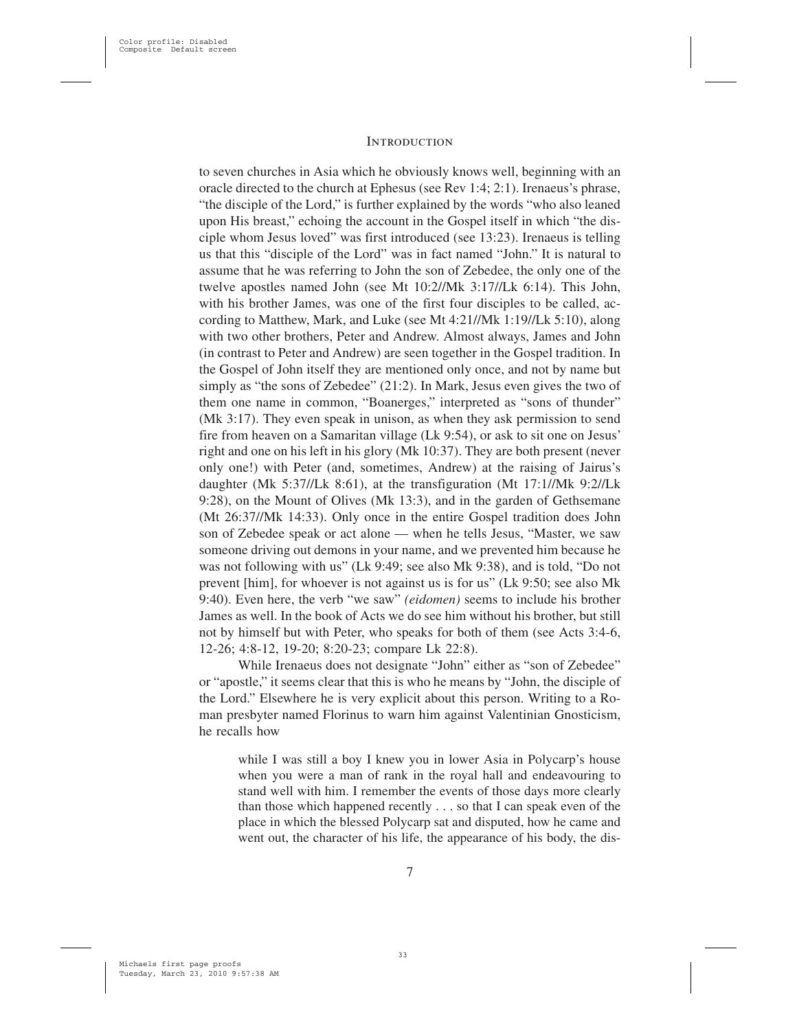to seven churches in Asia which he obviously knows well, beginning with an oracle directed to the church at Ephesus (see Rev 1:4; 2:1). Irenaeus's phrase, "the disciple of the Lord," is further explained by the words "who also leaned upon His breast," echoing the account in the Gospel itself in which "the disciple whom Jesus loved" was first introduced (see 13:23). Irenaeus is telling us that this "disciple of the Lord" was in fact named "John." It is natural to assume that he was referring to John the son of Zebedee, the only one of the twelve apostles named John (see Mt 10:2//Mk 3:17//Lk 6:14). This John, with his brother James, was one of the first four disciples to be called, according to Matthew, Mark, and Luke (see Mt 4:21//Mk 1:19//Lk 5:10), along with two other brothers, Peter and Andrew. Almost always, James and John (in contrast to Peter and Andrew) are seen together in the Gospel tradition. In the Gospel of John itself they are mentioned only once, and not by name but simply as "the sons of Zebedee" (21:2). In Mark, Jesus even gives the two of them one name in common, "Boanerges," interpreted as "sons of thunder" (Mk 3:17). They even speak in unison, as when they ask permission to send fire from heaven on a Samaritan village (Lk 9:54), or ask to sit one on Jesus' right and one on his left in his glory (Mk 10:37). They are both present (never only one!) with Peter (and, sometimes, Andrew) at the raising of Jairus's daughter (Mk 5:37//Lk 8:61), at the transfiguration (Mt 17:1//Mk 9:2//Lk 9:28), on the Mount of Olives (Mk 13:3), and in the garden of Gethsemane (Mt 26:37//Mk 14:33). Only once in the entire Gospel tradition does John son of Zebedee speak or act alone — when he tells Jesus, "Master, we saw someone driving out demons in your name, and we prevented him because he was not following with us" (Lk 9:49; see also Mk 9:38), and is told, "Do not prevent [him], for whoever is not against us is for us" (Lk 9:50; see also Mk 9:40). Even here, the verb "we saw" *(eidomen)* seems to include his brother James as well. In the book of Acts we do see him without his brother, but still not by himself but with Peter, who speaks for both of them (see Acts 3:4-6, 12-26; 4:8-12, 19-20; 8:20-23; compare Lk 22:8).

While Irenaeus does not designate "John" either as "son of Zebedee" or "apostle," it seems clear that this is who he means by "John, the disciple of the Lord." Elsewhere he is very explicit about this person. Writing to a Roman presbyter named Florinus to warn him against Valentinian Gnosticism, he recalls how

> while I was still a boy I knew you in lower Asia in Polycarp's house when you were a man of rank in the royal hall and endeavouring to stand well with him. I remember the events of those days more clearly than those which happened recently . . . so that I can speak even of the place in which the blessed Polycarp sat and disputed, how he came and went out, the character of his life, the appearance of his body, the dis-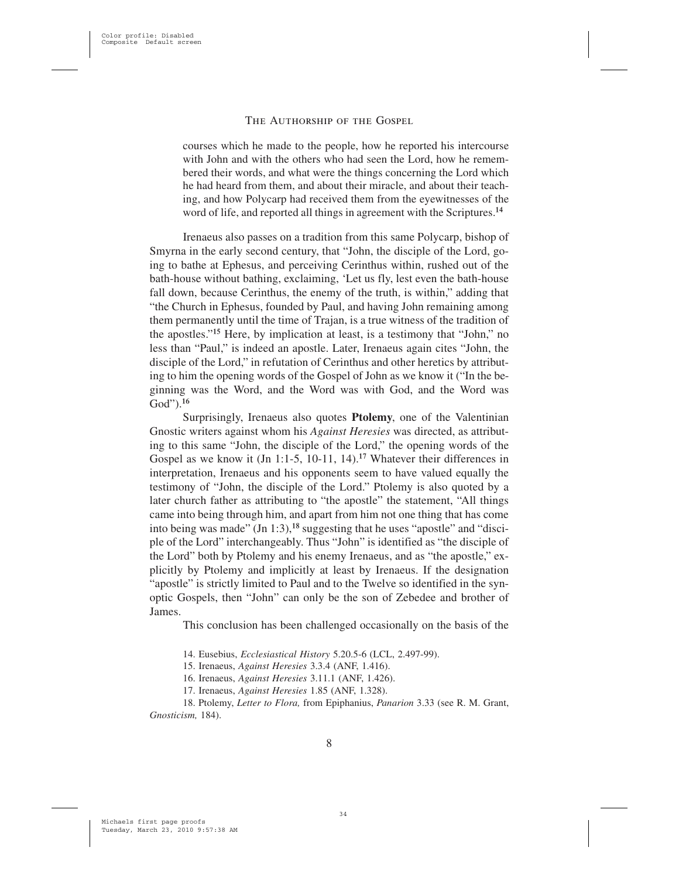courses which he made to the people, how he reported his intercourse with John and with the others who had seen the Lord, how he remembered their words, and what were the things concerning the Lord which he had heard from them, and about their miracle, and about their teaching, and how Polycarp had received them from the eyewitnesses of the word of life, and reported all things in agreement with the Scriptures.[14]

Irenaeus also passes on a tradition from this same Polycarp, bishop of Smyrna in the early second century, that "John, the disciple of the Lord, going to bathe at Ephesus, and perceiving Cerinthus within, rushed out of the bath-house without bathing, exclaiming, 'Let us fly, lest even the bath-house fall down, because Cerinthus, the enemy of the truth, is within,'' adding that "the Church in Ephesus, founded by Paul, and having John remaining among them permanently until the time of Trajan, is a true witness of the tradition of the apostles."[15] Here, by implication at least, is a testimony that "John," no less than "Paul," is indeed an apostle. Later, Irenaeus again cites "John, the disciple of the Lord," in refutation of Cerinthus and other heretics by attributing to him the opening words of the Gospel of John as we know it ("In the beginning was the Word, and the Word was with God, and the Word was God").[16]

Surprisingly, Irenaeus also quotes **Ptolemy**, one of the Valentinian Gnostic writers against whom his *Against Heresies* was directed, as attributing to this same "John, the disciple of the Lord," the opening words of the Gospel as we know it (Jn 1:1-5, 10-11, 14).[17] Whatever their differences in interpretation, Irenaeus and his opponents seem to have valued equally the testimony of "John, the disciple of the Lord." Ptolemy is also quoted by a later church father as attributing to "the apostle" the statement, "All things came into being through him, and apart from him not one thing that has come into being was made" (Jn 1:3),[18] suggesting that he uses "apostle" and "disciple of the Lord" interchangeably. Thus "John" is identified as "the disciple of the Lord" both by Ptolemy and his enemy Irenaeus, and as "the apostle," explicitly by Ptolemy and implicitly at least by Irenaeus. If the designation "apostle" is strictly limited to Paul and to the Twelve so identified in the synoptic Gospels, then "John" can only be the son of Zebedee and brother of James.

This conclusion has been challenged occasionally on the basis of the

14. Eusebius, *Ecclesiastical History* 5.20.5-6 (LCL, 2.497-99).

15. Irenaeus, *Against Heresies* 3.3.4 (ANF, 1.416).

16. Irenaeus, *Against Heresies* 3.11.1 (ANF, 1.426).

17. Irenaeus, *Against Heresies* 1.85 (ANF, 1.328).

18. Ptolemy, *Letter to Flora,* from Epiphanius, *Panarion* 3.33 (see R. M. Grant, *Gnosticism,* 184).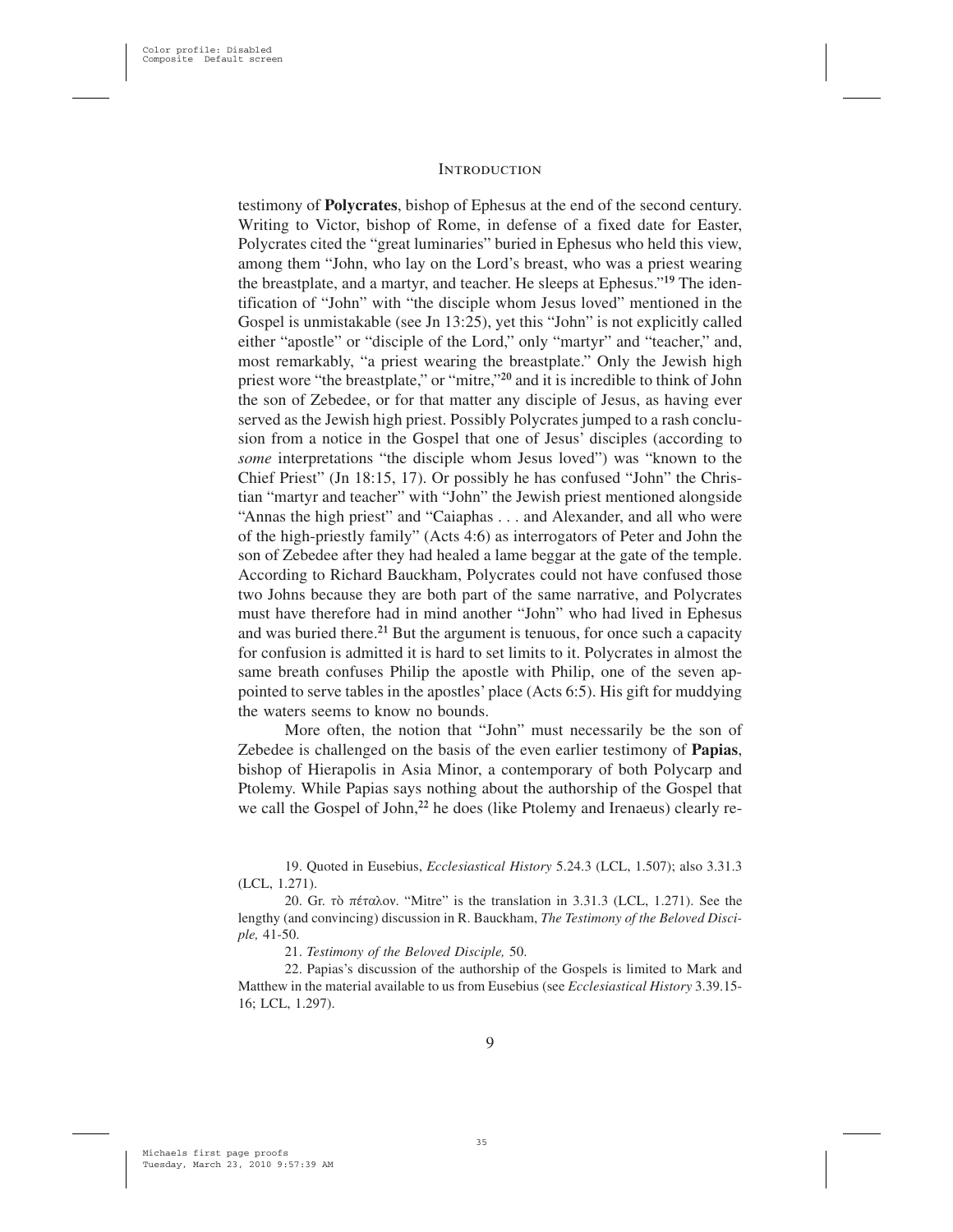testimony of **Polycrates**, bishop of Ephesus at the end of the second century. Writing to Victor, bishop of Rome, in defense of a fixed date for Easter, Polycrates cited the "great luminaries" buried in Ephesus who held this view, among them "John, who lay on the Lord's breast, who was a priest wearing the breastplate, and a martyr, and teacher. He sleeps at Ephesus."[19] The identification of "John" with "the disciple whom Jesus loved" mentioned in the Gospel is unmistakable (see Jn 13:25), yet this "John" is not explicitly called either "apostle" or "disciple of the Lord," only "martyr" and "teacher," and, most remarkably, "a priest wearing the breastplate." Only the Jewish high priest wore "the breastplate," or "mitre,"[20] and it is incredible to think of John the son of Zebedee, or for that matter any disciple of Jesus, as having ever served as the Jewish high priest. Possibly Polycrates jumped to a rash conclusion from a notice in the Gospel that one of Jesus' disciples (according to *some* interpretations "the disciple whom Jesus loved") was "known to the Chief Priest" (Jn 18:15, 17). Or possibly he has confused "John" the Christian "martyr and teacher" with "John" the Jewish priest mentioned alongside "Annas the high priest" and "Caiaphas . . . and Alexander, and all who were of the high-priestly family" (Acts 4:6) as interrogators of Peter and John the son of Zebedee after they had healed a lame beggar at the gate of the temple. According to Richard Bauckham, Polycrates could not have confused those two Johns because they are both part of the same narrative, and Polycrates must have therefore had in mind another "John" who had lived in Ephesus and was buried there.[21] But the argument is tenuous, for once such a capacity for confusion is admitted it is hard to set limits to it. Polycrates in almost the same breath confuses Philip the apostle with Philip, one of the seven appointed to serve tables in the apostles' place (Acts 6:5). His gift for muddying the waters seems to know no bounds.

More often, the notion that "John" must necessarily be the son of Zebedee is challenged on the basis of the even earlier testimony of **Papias**, bishop of Hierapolis in Asia Minor, a contemporary of both Polycarp and Ptolemy. While Papias says nothing about the authorship of the Gospel that we call the Gospel of John,[22] he does (like Ptolemy and Irenaeus) clearly re-

19. Quoted in Eusebius, *Ecclesiastical History* 5.24.3 (LCL, 1.507); also 3.31.3 (LCL, 1.271).

20. Gr. τὸ πέταλον. "Mitre" is the translation in 3.31.3 (LCL, 1.271). See the lengthy (and convincing) discussion in R. Bauckham, *The Testimony of the Beloved Disciple,* 41-50.

21. *Testimony of the Beloved Disciple,* 50.

22. Papias's discussion of the authorship of the Gospels is limited to Mark and Matthew in the material available to us from Eusebius (see *Ecclesiastical History* 3.39.15-16; LCL, 1.297).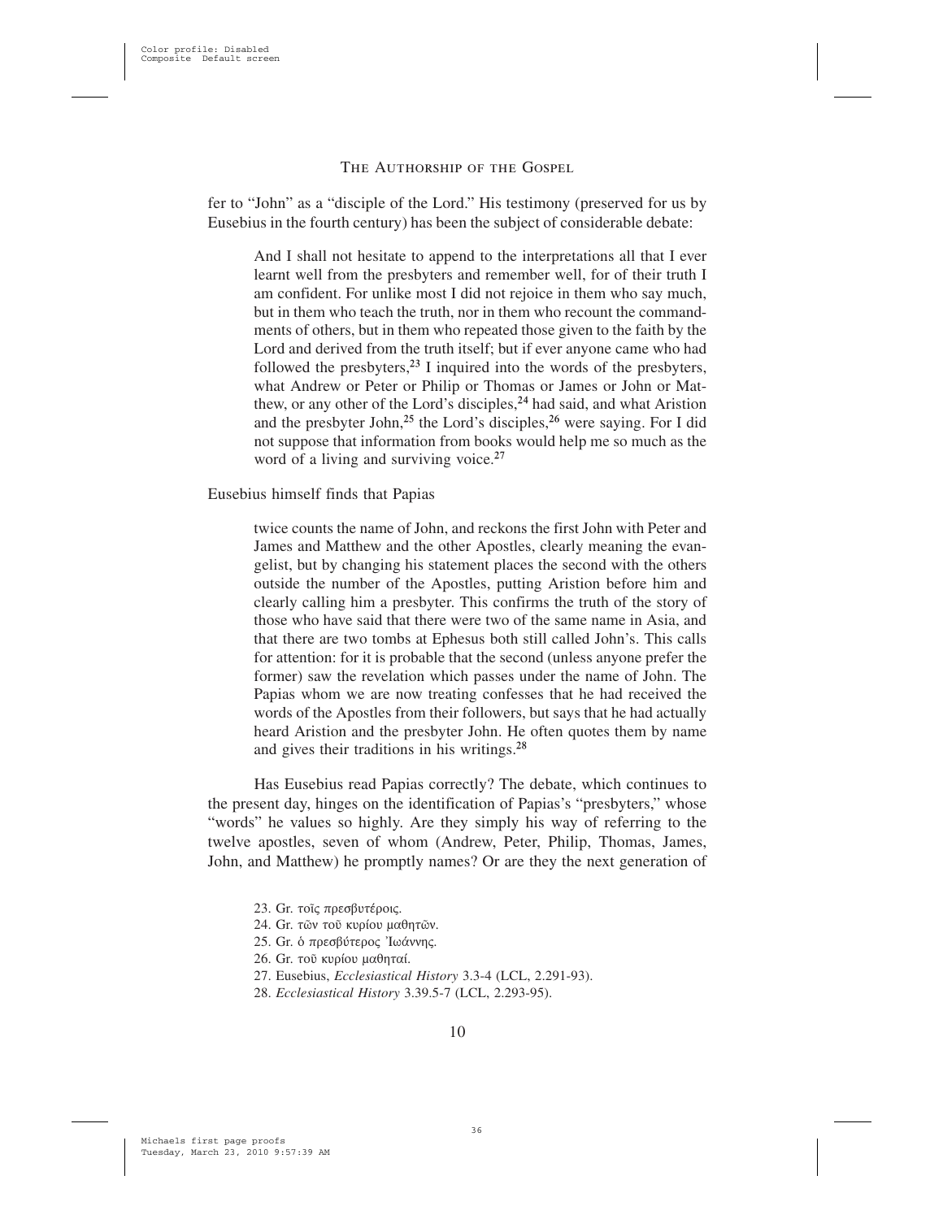fer to "John" as a "disciple of the Lord." His testimony (preserved for us by Eusebius in the fourth century) has been the subject of considerable debate:

> And I shall not hesitate to append to the interpretations all that I ever learnt well from the presbyters and remember well, for of their truth I am confident. For unlike most I did not rejoice in them who say much, but in them who teach the truth, nor in them who recount the commandments of others, but in them who repeated those given to the faith by the Lord and derived from the truth itself; but if ever anyone came who had followed the presbyters,[23] I inquired into the words of the presbyters, what Andrew or Peter or Philip or Thomas or James or John or Matthew, or any other of the Lord's disciples,[24] had said, and what Aristion and the presbyter John,[25] the Lord's disciples,[26] were saying. For I did not suppose that information from books would help me so much as the word of a living and surviving voice.[27]

Eusebius himself finds that Papias

> twice counts the name of John, and reckons the first John with Peter and James and Matthew and the other Apostles, clearly meaning the evangelist, but by changing his statement places the second with the others outside the number of the Apostles, putting Aristion before him and clearly calling him a presbyter. This confirms the truth of the story of those who have said that there were two of the same name in Asia, and that there are two tombs at Ephesus both still called John's. This calls for attention: for it is probable that the second (unless anyone prefer the former) saw the revelation which passes under the name of John. The Papias whom we are now treating confesses that he had received the words of the Apostles from their followers, but says that he had actually heard Aristion and the presbyter John. He often quotes them by name and gives their traditions in his writings.[28]

Has Eusebius read Papias correctly? The debate, which continues to the present day, hinges on the identification of Papias's "presbyters," whose "words" he values so highly. Are they simply his way of referring to the twelve apostles, seven of whom (Andrew, Peter, Philip, Thomas, James, John, and Matthew) he promptly names? Or are they the next generation of

23. Gr. τοῖς πρεσβυτέροις.
24. Gr. τῶν τοῦ κυρίου μαθητῶν.
25. Gr. ὁ πρεσβύτερος Ἰωάννης.
26. Gr. τοῦ κυρίου μαθηταί.
27. Eusebius, *Ecclesiastical History* 3.3-4 (LCL, 2.291-93).
28. *Ecclesiastical History* 3.39.5-7 (LCL, 2.293-95).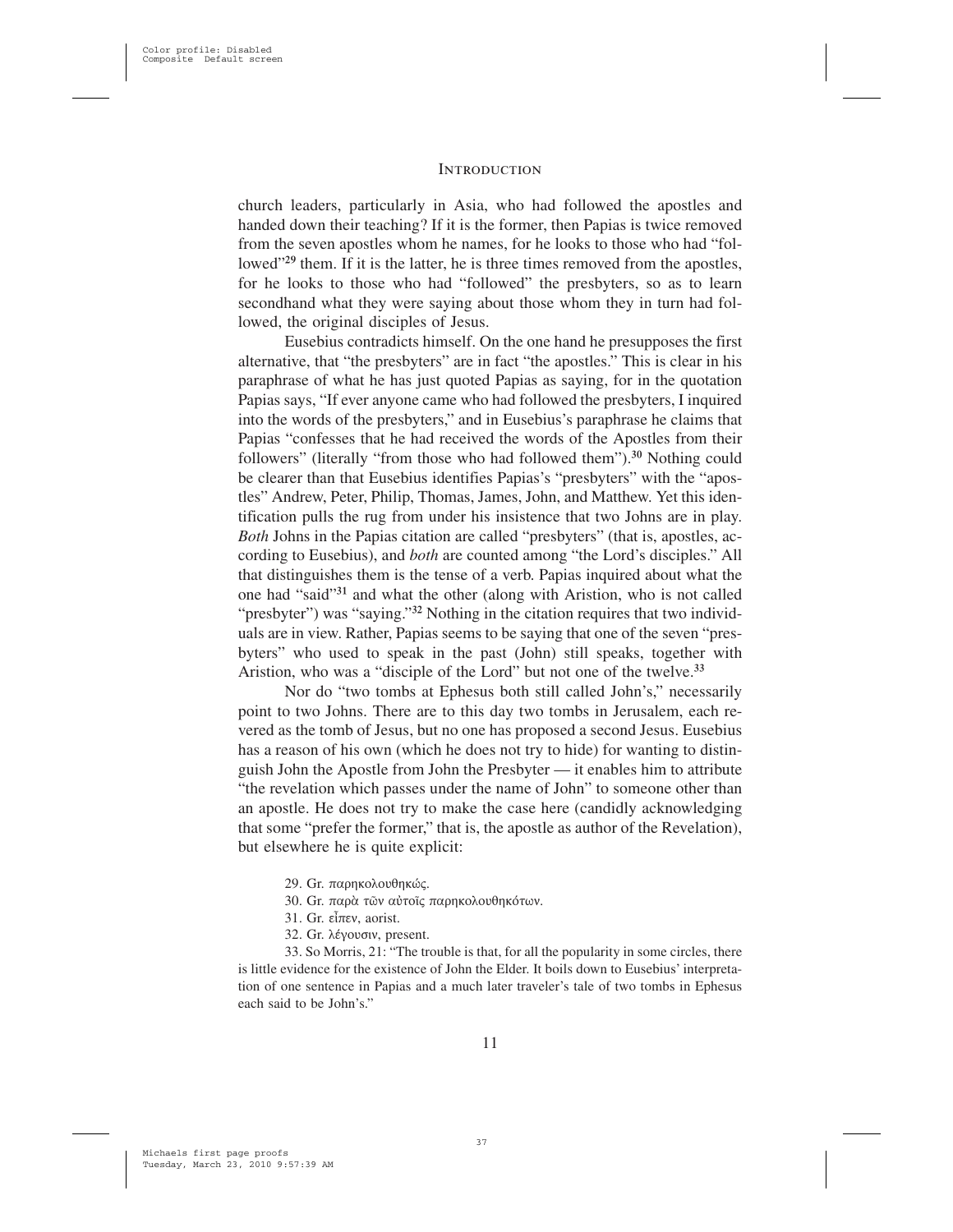church leaders, particularly in Asia, who had followed the apostles and handed down their teaching? If it is the former, then Papias is twice removed from the seven apostles whom he names, for he looks to those who had "followed"[29] them. If it is the latter, he is three times removed from the apostles, for he looks to those who had "followed" the presbyters, so as to learn secondhand what they were saying about those whom they in turn had followed, the original disciples of Jesus.

Eusebius contradicts himself. On the one hand he presupposes the first alternative, that "the presbyters" are in fact "the apostles." This is clear in his paraphrase of what he has just quoted Papias as saying, for in the quotation Papias says, "If ever anyone came who had followed the presbyters, I inquired into the words of the presbyters," and in Eusebius's paraphrase he claims that Papias "confesses that he had received the words of the Apostles from their followers" (literally "from those who had followed them").[30] Nothing could be clearer than that Eusebius identifies Papias's "presbyters" with the "apostles" Andrew, Peter, Philip, Thomas, James, John, and Matthew. Yet this identification pulls the rug from under his insistence that two Johns are in play. *Both* Johns in the Papias citation are called "presbyters" (that is, apostles, according to Eusebius), and *both* are counted among "the Lord's disciples." All that distinguishes them is the tense of a verb. Papias inquired about what the one had "said"[31] and what the other (along with Aristion, who is not called "presbyter") was "saying."[32] Nothing in the citation requires that two individuals are in view. Rather, Papias seems to be saying that one of the seven "presbyters" who used to speak in the past (John) still speaks, together with Aristion, who was a "disciple of the Lord" but not one of the twelve.[33]

Nor do "two tombs at Ephesus both still called John's," necessarily point to two Johns. There are to this day two tombs in Jerusalem, each revered as the tomb of Jesus, but no one has proposed a second Jesus. Eusebius has a reason of his own (which he does not try to hide) for wanting to distinguish John the Apostle from John the Presbyter — it enables him to attribute "the revelation which passes under the name of John" to someone other than an apostle. He does not try to make the case here (candidly acknowledging that some "prefer the former," that is, the apostle as author of the Revelation), but elsewhere he is quite explicit:

29. Gr. παρηκολουθηκώς.

30. Gr. παρὰ τῶν αὐτοῖς παρηκολουθηκότων.

31. Gr. εἶπεν, aorist.

32. Gr. λέγουσιν, present.

33. So Morris, 21: "The trouble is that, for all the popularity in some circles, there is little evidence for the existence of John the Elder. It boils down to Eusebius' interpretation of one sentence in Papias and a much later traveler's tale of two tombs in Ephesus each said to be John's."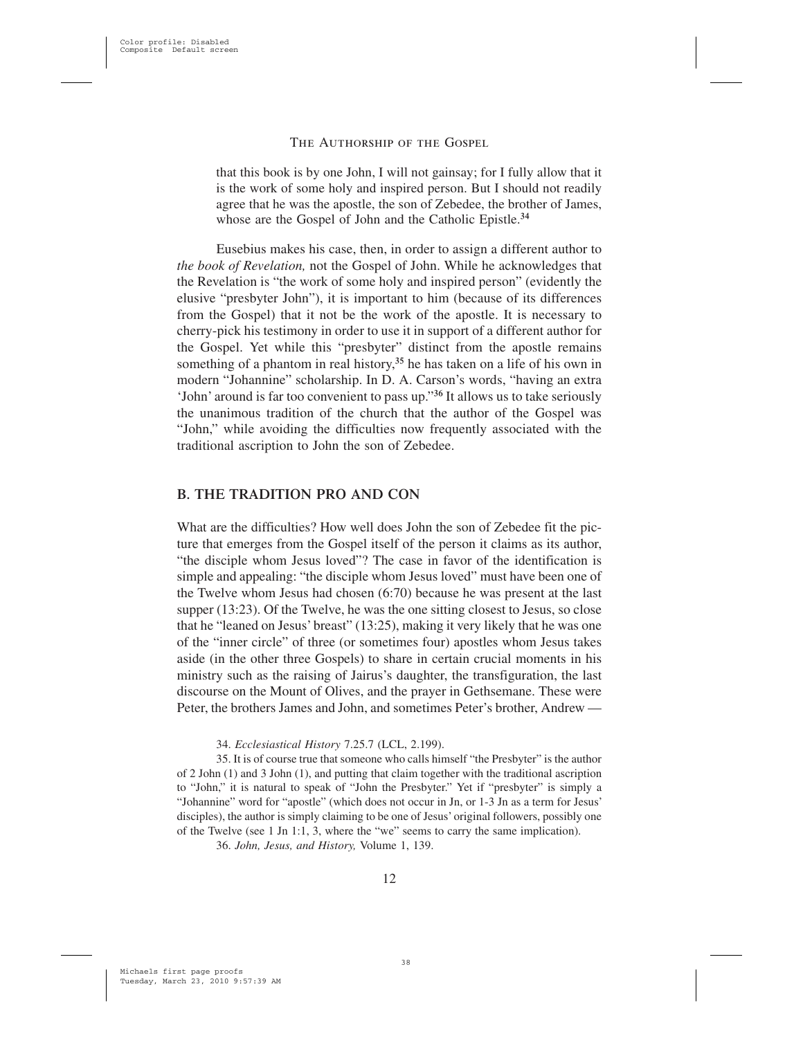that this book is by one John, I will not gainsay; for I fully allow that it is the work of some holy and inspired person. But I should not readily agree that he was the apostle, the son of Zebedee, the brother of James, whose are the Gospel of John and the Catholic Epistle.[34]

Eusebius makes his case, then, in order to assign a different author to *the book of Revelation,* not the Gospel of John. While he acknowledges that the Revelation is "the work of some holy and inspired person" (evidently the elusive "presbyter John"), it is important to him (because of its differences from the Gospel) that it not be the work of the apostle. It is necessary to cherry-pick his testimony in order to use it in support of a different author for the Gospel. Yet while this "presbyter" distinct from the apostle remains something of a phantom in real history,[35] he has taken on a life of his own in modern "Johannine" scholarship. In D. A. Carson's words, "having an extra 'John' around is far too convenient to pass up."[36] It allows us to take seriously the unanimous tradition of the church that the author of the Gospel was "John," while avoiding the difficulties now frequently associated with the traditional ascription to John the son of Zebedee.

## B. THE TRADITION PRO AND CON

What are the difficulties? How well does John the son of Zebedee fit the picture that emerges from the Gospel itself of the person it claims as its author, "the disciple whom Jesus loved"? The case in favor of the identification is simple and appealing: "the disciple whom Jesus loved" must have been one of the Twelve whom Jesus had chosen (6:70) because he was present at the last supper (13:23). Of the Twelve, he was the one sitting closest to Jesus, so close that he "leaned on Jesus' breast" (13:25), making it very likely that he was one of the "inner circle" of three (or sometimes four) apostles whom Jesus takes aside (in the other three Gospels) to share in certain crucial moments in his ministry such as the raising of Jairus's daughter, the transfiguration, the last discourse on the Mount of Olives, and the prayer in Gethsemane. These were Peter, the brothers James and John, and sometimes Peter's brother, Andrew —

34. *Ecclesiastical History* 7.25.7 (LCL, 2.199).

35. It is of course true that someone who calls himself "the Presbyter" is the author of 2 John (1) and 3 John (1), and putting that claim together with the traditional ascription to "John," it is natural to speak of "John the Presbyter." Yet if "presbyter" is simply a "Johannine" word for "apostle" (which does not occur in Jn, or 1-3 Jn as a term for Jesus' disciples), the author is simply claiming to be one of Jesus' original followers, possibly one of the Twelve (see 1 Jn 1:1, 3, where the "we" seems to carry the same implication).

36. *John, Jesus, and History,* Volume 1, 139.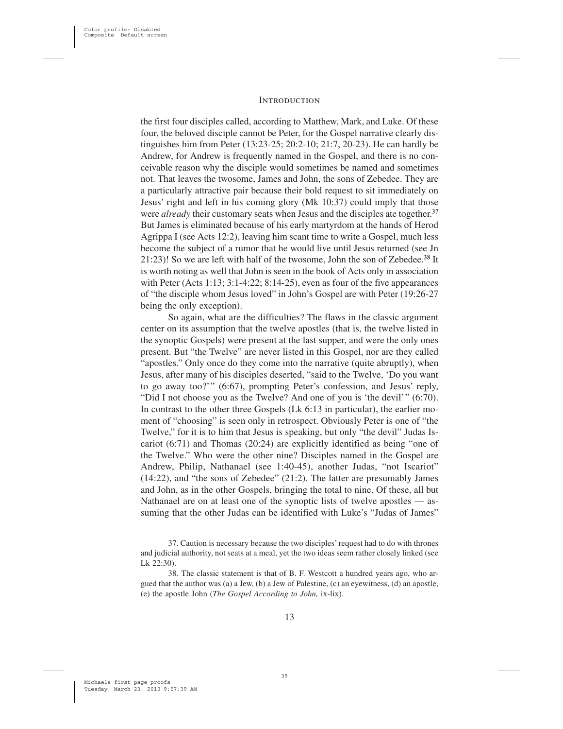the first four disciples called, according to Matthew, Mark, and Luke. Of these four, the beloved disciple cannot be Peter, for the Gospel narrative clearly distinguishes him from Peter (13:23-25; 20:2-10; 21:7, 20-23). He can hardly be Andrew, for Andrew is frequently named in the Gospel, and there is no conceivable reason why the disciple would sometimes be named and sometimes not. That leaves the twosome, James and John, the sons of Zebedee. They are a particularly attractive pair because their bold request to sit immediately on Jesus' right and left in his coming glory (Mk 10:37) could imply that those were *already* their customary seats when Jesus and the disciples ate together.[37] But James is eliminated because of his early martyrdom at the hands of Herod Agrippa I (see Acts 12:2), leaving him scant time to write a Gospel, much less become the subject of a rumor that he would live until Jesus returned (see Jn 21:23)! So we are left with half of the twosome, John the son of Zebedee.[38] It is worth noting as well that John is seen in the book of Acts only in association with Peter (Acts 1:13; 3:1-4:22; 8:14-25), even as four of the five appearances of "the disciple whom Jesus loved" in John's Gospel are with Peter (19:26-27 being the only exception).

So again, what are the difficulties? The flaws in the classic argument center on its assumption that the twelve apostles (that is, the twelve listed in the synoptic Gospels) were present at the last supper, and were the only ones present. But "the Twelve" are never listed in this Gospel, nor are they called "apostles." Only once do they come into the narrative (quite abruptly), when Jesus, after many of his disciples deserted, "said to the Twelve, 'Do you want to go away too?'" (6:67), prompting Peter's confession, and Jesus' reply, "Did I not choose you as the Twelve? And one of you is 'the devil'" (6:70). In contrast to the other three Gospels (Lk 6:13 in particular), the earlier moment of "choosing" is seen only in retrospect. Obviously Peter is one of "the Twelve," for it is to him that Jesus is speaking, but only "the devil" Judas Iscariot (6:71) and Thomas (20:24) are explicitly identified as being "one of the Twelve." Who were the other nine? Disciples named in the Gospel are Andrew, Philip, Nathanael (see 1:40-45), another Judas, "not Iscariot" (14:22), and "the sons of Zebedee" (21:2). The latter are presumably James and John, as in the other Gospels, bringing the total to nine. Of these, all but Nathanael are on at least one of the synoptic lists of twelve apostles — assuming that the other Judas can be identified with Luke's "Judas of James"

37. Caution is necessary because the two disciples' request had to do with thrones and judicial authority, not seats at a meal, yet the two ideas seem rather closely linked (see Lk 22:30).

38. The classic statement is that of B. F. Westcott a hundred years ago, who argued that the author was (a) a Jew, (b) a Jew of Palestine, (c) an eyewitness, (d) an apostle, (e) the apostle John (*The Gospel According to John,* ix-lix).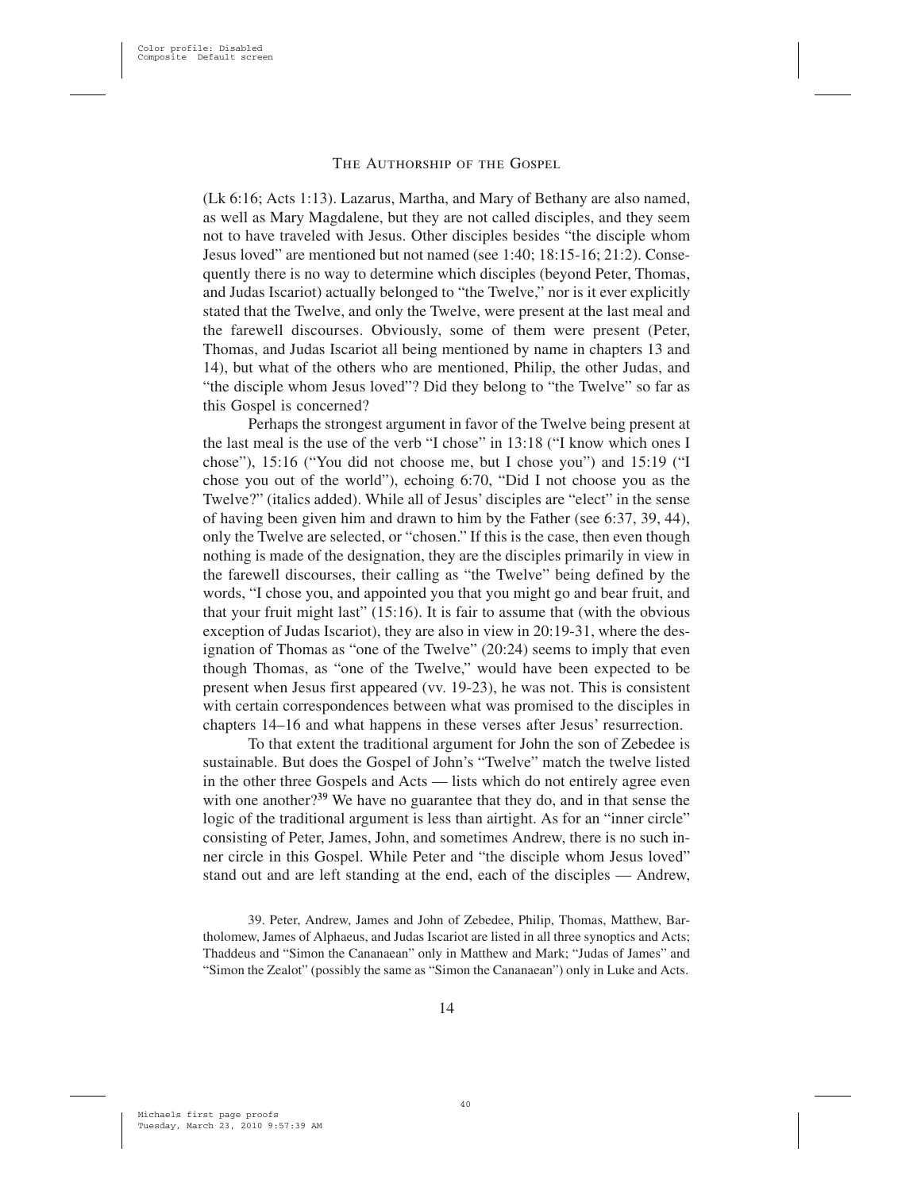(Lk 6:16; Acts 1:13). Lazarus, Martha, and Mary of Bethany are also named, as well as Mary Magdalene, but they are not called disciples, and they seem not to have traveled with Jesus. Other disciples besides "the disciple whom Jesus loved" are mentioned but not named (see 1:40; 18:15-16; 21:2). Consequently there is no way to determine which disciples (beyond Peter, Thomas, and Judas Iscariot) actually belonged to "the Twelve," nor is it ever explicitly stated that the Twelve, and only the Twelve, were present at the last meal and the farewell discourses. Obviously, some of them were present (Peter, Thomas, and Judas Iscariot all being mentioned by name in chapters 13 and 14), but what of the others who are mentioned, Philip, the other Judas, and "the disciple whom Jesus loved"? Did they belong to "the Twelve" so far as this Gospel is concerned?

Perhaps the strongest argument in favor of the Twelve being present at the last meal is the use of the verb "I chose" in 13:18 ("I know which ones I chose"), 15:16 ("You did not choose me, but I chose you") and 15:19 ("I chose you out of the world"), echoing 6:70, "Did I not choose you as the Twelve?" (italics added). While all of Jesus' disciples are "elect" in the sense of having been given him and drawn to him by the Father (see 6:37, 39, 44), only the Twelve are selected, or "chosen." If this is the case, then even though nothing is made of the designation, they are the disciples primarily in view in the farewell discourses, their calling as "the Twelve" being defined by the words, "I chose you, and appointed you that you might go and bear fruit, and that your fruit might last" (15:16). It is fair to assume that (with the obvious exception of Judas Iscariot), they are also in view in 20:19-31, where the designation of Thomas as "one of the Twelve" (20:24) seems to imply that even though Thomas, as "one of the Twelve," would have been expected to be present when Jesus first appeared (vv. 19-23), he was not. This is consistent with certain correspondences between what was promised to the disciples in chapters 14–16 and what happens in these verses after Jesus' resurrection.

To that extent the traditional argument for John the son of Zebedee is sustainable. But does the Gospel of John's "Twelve" match the twelve listed in the other three Gospels and Acts — lists which do not entirely agree even with one another?[39] We have no guarantee that they do, and in that sense the logic of the traditional argument is less than airtight. As for an "inner circle" consisting of Peter, James, John, and sometimes Andrew, there is no such inner circle in this Gospel. While Peter and "the disciple whom Jesus loved" stand out and are left standing at the end, each of the disciples — Andrew,

39. Peter, Andrew, James and John of Zebedee, Philip, Thomas, Matthew, Bartholomew, James of Alphaeus, and Judas Iscariot are listed in all three synoptics and Acts; Thaddeus and "Simon the Cananaean" only in Matthew and Mark; "Judas of James" and "Simon the Zealot" (possibly the same as "Simon the Cananaean") only in Luke and Acts.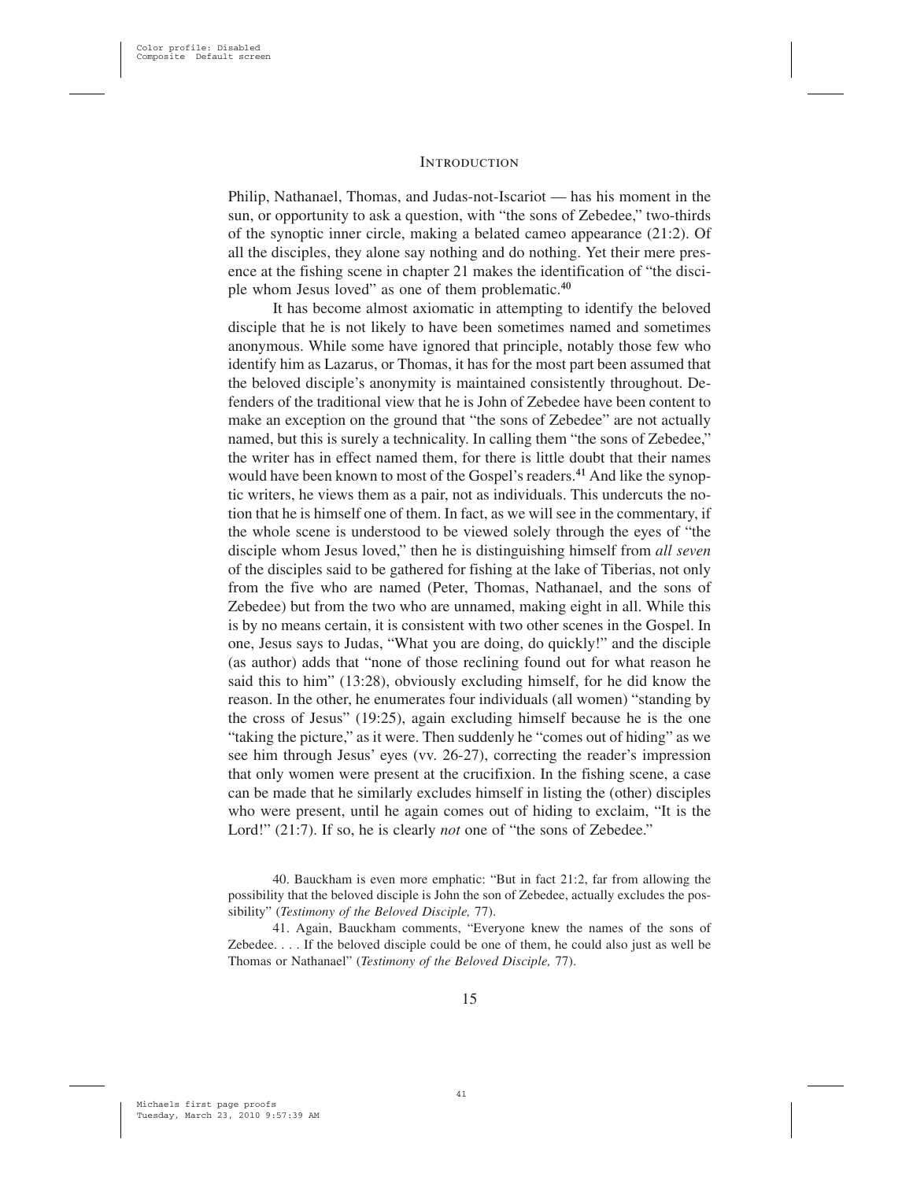Philip, Nathanael, Thomas, and Judas-not-Iscariot — has his moment in the sun, or opportunity to ask a question, with "the sons of Zebedee," two-thirds of the synoptic inner circle, making a belated cameo appearance (21:2). Of all the disciples, they alone say nothing and do nothing. Yet their mere presence at the fishing scene in chapter 21 makes the identification of "the disciple whom Jesus loved" as one of them problematic.[40]

It has become almost axiomatic in attempting to identify the beloved disciple that he is not likely to have been sometimes named and sometimes anonymous. While some have ignored that principle, notably those few who identify him as Lazarus, or Thomas, it has for the most part been assumed that the beloved disciple's anonymity is maintained consistently throughout. Defenders of the traditional view that he is John of Zebedee have been content to make an exception on the ground that "the sons of Zebedee" are not actually named, but this is surely a technicality. In calling them "the sons of Zebedee," the writer has in effect named them, for there is little doubt that their names would have been known to most of the Gospel's readers.[41] And like the synoptic writers, he views them as a pair, not as individuals. This undercuts the notion that he is himself one of them. In fact, as we will see in the commentary, if the whole scene is understood to be viewed solely through the eyes of "the disciple whom Jesus loved," then he is distinguishing himself from *all seven* of the disciples said to be gathered for fishing at the lake of Tiberias, not only from the five who are named (Peter, Thomas, Nathanael, and the sons of Zebedee) but from the two who are unnamed, making eight in all. While this is by no means certain, it is consistent with two other scenes in the Gospel. In one, Jesus says to Judas, "What you are doing, do quickly!" and the disciple (as author) adds that "none of those reclining found out for what reason he said this to him" (13:28), obviously excluding himself, for he did know the reason. In the other, he enumerates four individuals (all women) "standing by the cross of Jesus" (19:25), again excluding himself because he is the one "taking the picture," as it were. Then suddenly he "comes out of hiding" as we see him through Jesus' eyes (vv. 26-27), correcting the reader's impression that only women were present at the crucifixion. In the fishing scene, a case can be made that he similarly excludes himself in listing the (other) disciples who were present, until he again comes out of hiding to exclaim, "It is the Lord!" (21:7). If so, he is clearly *not* one of "the sons of Zebedee."

40. Bauckham is even more emphatic: "But in fact 21:2, far from allowing the possibility that the beloved disciple is John the son of Zebedee, actually excludes the possibility" (*Testimony of the Beloved Disciple,* 77).

41. Again, Bauckham comments, "Everyone knew the names of the sons of Zebedee. . . . If the beloved disciple could be one of them, he could also just as well be Thomas or Nathanael" (*Testimony of the Beloved Disciple,* 77).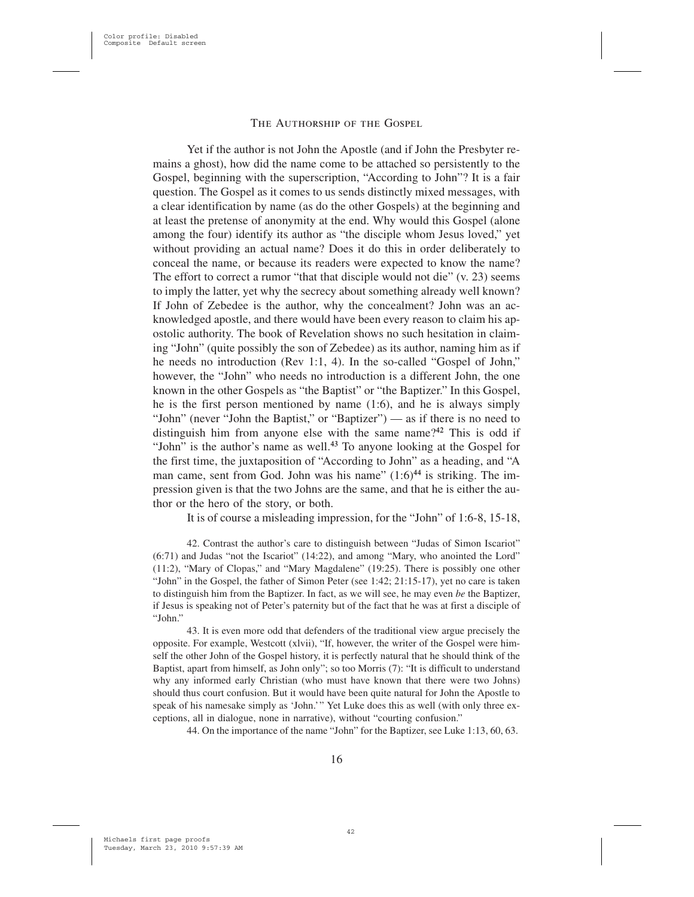Yet if the author is not John the Apostle (and if John the Presbyter remains a ghost), how did the name come to be attached so persistently to the Gospel, beginning with the superscription, "According to John"? It is a fair question. The Gospel as it comes to us sends distinctly mixed messages, with a clear identification by name (as do the other Gospels) at the beginning and at least the pretense of anonymity at the end. Why would this Gospel (alone among the four) identify its author as "the disciple whom Jesus loved," yet without providing an actual name? Does it do this in order deliberately to conceal the name, or because its readers were expected to know the name? The effort to correct a rumor "that that disciple would not die" (v. 23) seems to imply the latter, yet why the secrecy about something already well known? If John of Zebedee is the author, why the concealment? John was an acknowledged apostle, and there would have been every reason to claim his apostolic authority. The book of Revelation shows no such hesitation in claiming "John" (quite possibly the son of Zebedee) as its author, naming him as if he needs no introduction (Rev 1:1, 4). In the so-called "Gospel of John," however, the "John" who needs no introduction is a different John, the one known in the other Gospels as "the Baptist" or "the Baptizer." In this Gospel, he is the first person mentioned by name (1:6), and he is always simply "John" (never "John the Baptist," or "Baptizer") — as if there is no need to distinguish him from anyone else with the same name?[42] This is odd if "John" is the author's name as well.[43] To anyone looking at the Gospel for the first time, the juxtaposition of "According to John" as a heading, and "A man came, sent from God. John was his name" (1:6)[44] is striking. The impression given is that the two Johns are the same, and that he is either the author or the hero of the story, or both.

It is of course a misleading impression, for the "John" of 1:6-8, 15-18,

42. Contrast the author's care to distinguish between "Judas of Simon Iscariot" (6:71) and Judas "not the Iscariot" (14:22), and among "Mary, who anointed the Lord" (11:2), "Mary of Clopas," and "Mary Magdalene" (19:25). There is possibly one other "John" in the Gospel, the father of Simon Peter (see 1:42; 21:15-17), yet no care is taken to distinguish him from the Baptizer. In fact, as we will see, he may even *be* the Baptizer, if Jesus is speaking not of Peter's paternity but of the fact that he was at first a disciple of "John."

43. It is even more odd that defenders of the traditional view argue precisely the opposite. For example, Westcott (xlvii), "If, however, the writer of the Gospel were himself the other John of the Gospel history, it is perfectly natural that he should think of the Baptist, apart from himself, as John only"; so too Morris (7): "It is difficult to understand why any informed early Christian (who must have known that there were two Johns) should thus court confusion. But it would have been quite natural for John the Apostle to speak of his namesake simply as 'John.'" Yet Luke does this as well (with only three exceptions, all in dialogue, none in narrative), without "courting confusion."

44. On the importance of the name "John" for the Baptizer, see Luke 1:13, 60, 63.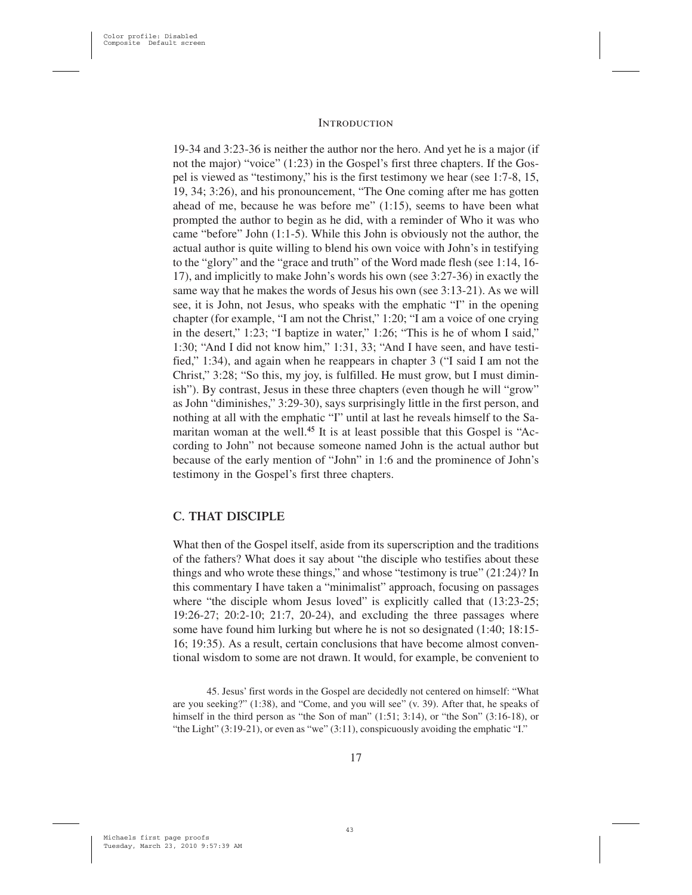19-34 and 3:23-36 is neither the author nor the hero. And yet he is a major (if not the major) "voice" (1:23) in the Gospel's first three chapters. If the Gospel is viewed as "testimony," his is the first testimony we hear (see 1:7-8, 15, 19, 34; 3:26), and his pronouncement, "The One coming after me has gotten ahead of me, because he was before me" (1:15), seems to have been what prompted the author to begin as he did, with a reminder of Who it was who came "before" John (1:1-5). While this John is obviously not the author, the actual author is quite willing to blend his own voice with John's in testifying to the "glory" and the "grace and truth" of the Word made flesh (see 1:14, 16-17), and implicitly to make John's words his own (see 3:27-36) in exactly the same way that he makes the words of Jesus his own (see 3:13-21). As we will see, it is John, not Jesus, who speaks with the emphatic "I" in the opening chapter (for example, "I am not the Christ," 1:20; "I am a voice of one crying in the desert," 1:23; "I baptize in water," 1:26; "This is he of whom I said," 1:30; "And I did not know him," 1:31, 33; "And I have seen, and have testified," 1:34), and again when he reappears in chapter 3 ("I said I am not the Christ," 3:28; "So this, my joy, is fulfilled. He must grow, but I must diminish"). By contrast, Jesus in these three chapters (even though he will "grow" as John "diminishes," 3:29-30), says surprisingly little in the first person, and nothing at all with the emphatic "I" until at last he reveals himself to the Samaritan woman at the well.[45] It is at least possible that this Gospel is "According to John" not because someone named John is the actual author but because of the early mention of "John" in 1:6 and the prominence of John's testimony in the Gospel's first three chapters.

## C. THAT DISCIPLE

What then of the Gospel itself, aside from its superscription and the traditions of the fathers? What does it say about "the disciple who testifies about these things and who wrote these things," and whose "testimony is true" (21:24)? In this commentary I have taken a "minimalist" approach, focusing on passages where "the disciple whom Jesus loved" is explicitly called that (13:23-25; 19:26-27; 20:2-10; 21:7, 20-24), and excluding the three passages where some have found him lurking but where he is not so designated (1:40; 18:15-16; 19:35). As a result, certain conclusions that have become almost conventional wisdom to some are not drawn. It would, for example, be convenient to

45. Jesus' first words in the Gospel are decidedly not centered on himself: "What are you seeking?" (1:38), and "Come, and you will see" (v. 39). After that, he speaks of himself in the third person as "the Son of man" (1:51; 3:14), or "the Son" (3:16-18), or "the Light" (3:19-21), or even as "we" (3:11), conspicuously avoiding the emphatic "I."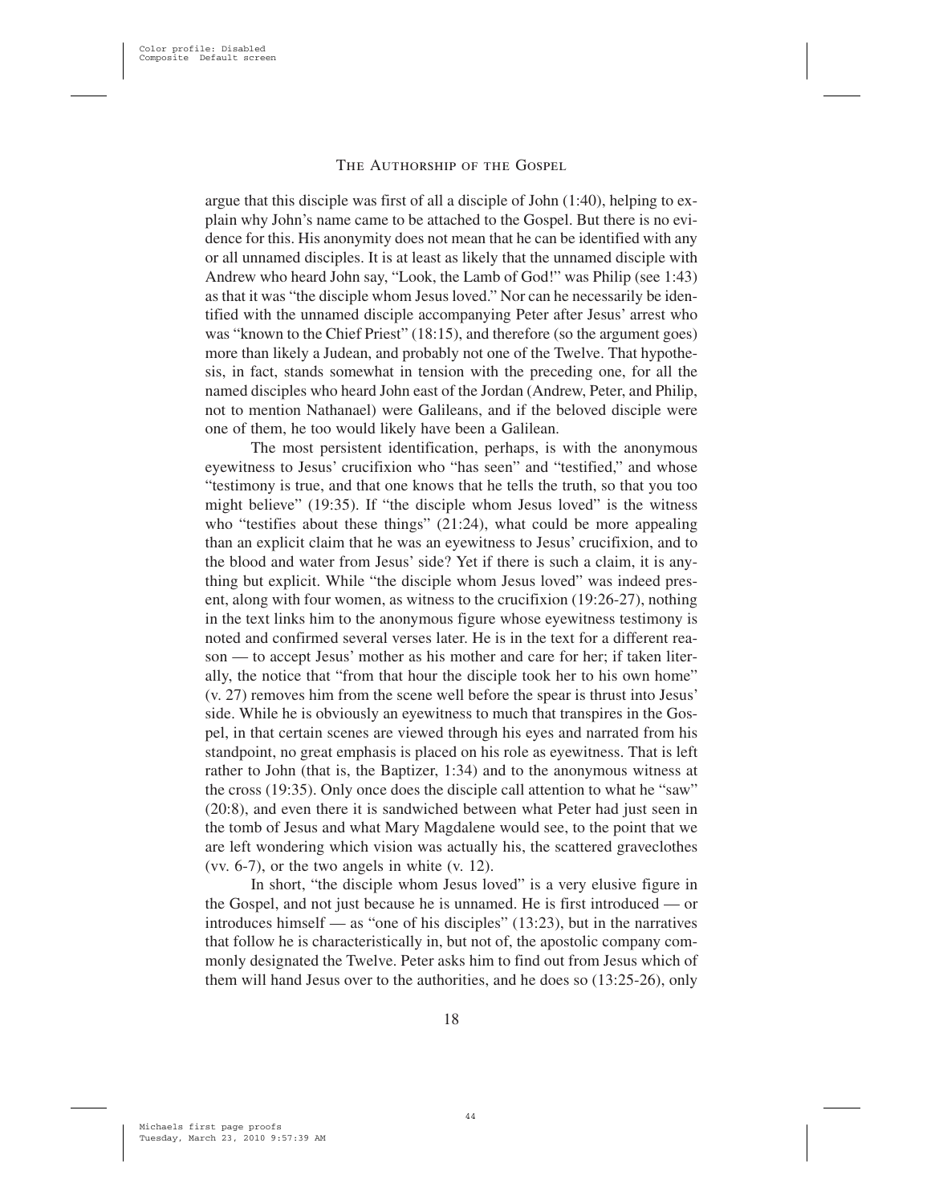argue that this disciple was first of all a disciple of John (1:40), helping to explain why John's name came to be attached to the Gospel. But there is no evidence for this. His anonymity does not mean that he can be identified with any or all unnamed disciples. It is at least as likely that the unnamed disciple with Andrew who heard John say, "Look, the Lamb of God!" was Philip (see 1:43) as that it was "the disciple whom Jesus loved." Nor can he necessarily be identified with the unnamed disciple accompanying Peter after Jesus' arrest who was "known to the Chief Priest" (18:15), and therefore (so the argument goes) more than likely a Judean, and probably not one of the Twelve. That hypothesis, in fact, stands somewhat in tension with the preceding one, for all the named disciples who heard John east of the Jordan (Andrew, Peter, and Philip, not to mention Nathanael) were Galileans, and if the beloved disciple were one of them, he too would likely have been a Galilean.

The most persistent identification, perhaps, is with the anonymous eyewitness to Jesus' crucifixion who "has seen" and "testified," and whose "testimony is true, and that one knows that he tells the truth, so that you too might believe" (19:35). If "the disciple whom Jesus loved" is the witness who "testifies about these things" (21:24), what could be more appealing than an explicit claim that he was an eyewitness to Jesus' crucifixion, and to the blood and water from Jesus' side? Yet if there is such a claim, it is anything but explicit. While "the disciple whom Jesus loved" was indeed present, along with four women, as witness to the crucifixion (19:26-27), nothing in the text links him to the anonymous figure whose eyewitness testimony is noted and confirmed several verses later. He is in the text for a different reason — to accept Jesus' mother as his mother and care for her; if taken literally, the notice that "from that hour the disciple took her to his own home" (v. 27) removes him from the scene well before the spear is thrust into Jesus' side. While he is obviously an eyewitness to much that transpires in the Gospel, in that certain scenes are viewed through his eyes and narrated from his standpoint, no great emphasis is placed on his role as eyewitness. That is left rather to John (that is, the Baptizer, 1:34) and to the anonymous witness at the cross (19:35). Only once does the disciple call attention to what he "saw" (20:8), and even there it is sandwiched between what Peter had just seen in the tomb of Jesus and what Mary Magdalene would see, to the point that we are left wondering which vision was actually his, the scattered graveclothes (vv. 6-7), or the two angels in white (v. 12).

In short, "the disciple whom Jesus loved" is a very elusive figure in the Gospel, and not just because he is unnamed. He is first introduced — or introduces himself — as "one of his disciples" (13:23), but in the narratives that follow he is characteristically in, but not of, the apostolic company commonly designated the Twelve. Peter asks him to find out from Jesus which of them will hand Jesus over to the authorities, and he does so (13:25-26), only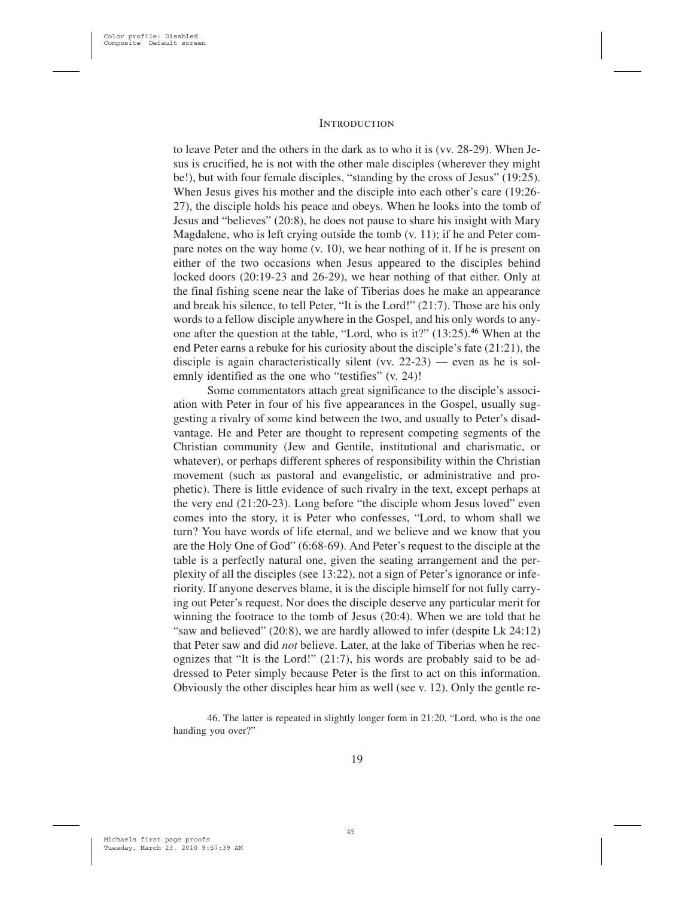to leave Peter and the others in the dark as to who it is (vv. 28-29). When Jesus is crucified, he is not with the other male disciples (wherever they might be!), but with four female disciples, "standing by the cross of Jesus" (19:25). When Jesus gives his mother and the disciple into each other's care (19:26-27), the disciple holds his peace and obeys. When he looks into the tomb of Jesus and "believes" (20:8), he does not pause to share his insight with Mary Magdalene, who is left crying outside the tomb (v. 11); if he and Peter compare notes on the way home (v. 10), we hear nothing of it. If he is present on either of the two occasions when Jesus appeared to the disciples behind locked doors (20:19-23 and 26-29), we hear nothing of that either. Only at the final fishing scene near the lake of Tiberias does he make an appearance and break his silence, to tell Peter, "It is the Lord!" (21:7). Those are his only words to a fellow disciple anywhere in the Gospel, and his only words to anyone after the question at the table, "Lord, who is it?" (13:25).[46] When at the end Peter earns a rebuke for his curiosity about the disciple's fate (21:21), the disciple is again characteristically silent (vv. 22-23) — even as he is solemnly identified as the one who "testifies" (v. 24)!

Some commentators attach great significance to the disciple's association with Peter in four of his five appearances in the Gospel, usually suggesting a rivalry of some kind between the two, and usually to Peter's disadvantage. He and Peter are thought to represent competing segments of the Christian community (Jew and Gentile, institutional and charismatic, or whatever), or perhaps different spheres of responsibility within the Christian movement (such as pastoral and evangelistic, or administrative and prophetic). There is little evidence of such rivalry in the text, except perhaps at the very end (21:20-23). Long before "the disciple whom Jesus loved" even comes into the story, it is Peter who confesses, "Lord, to whom shall we turn? You have words of life eternal, and we believe and we know that you are the Holy One of God" (6:68-69). And Peter's request to the disciple at the table is a perfectly natural one, given the seating arrangement and the perplexity of all the disciples (see 13:22), not a sign of Peter's ignorance or inferiority. If anyone deserves blame, it is the disciple himself for not fully carrying out Peter's request. Nor does the disciple deserve any particular merit for winning the footrace to the tomb of Jesus (20:4). When we are told that he "saw and believed" (20:8), we are hardly allowed to infer (despite Lk 24:12) that Peter saw and did *not* believe. Later, at the lake of Tiberias when he recognizes that "It is the Lord!" (21:7), his words are probably said to be addressed to Peter simply because Peter is the first to act on this information. Obviously the other disciples hear him as well (see v. 12). Only the gentle re-

46. The latter is repeated in slightly longer form in 21:20, "Lord, who is the one handing you over?"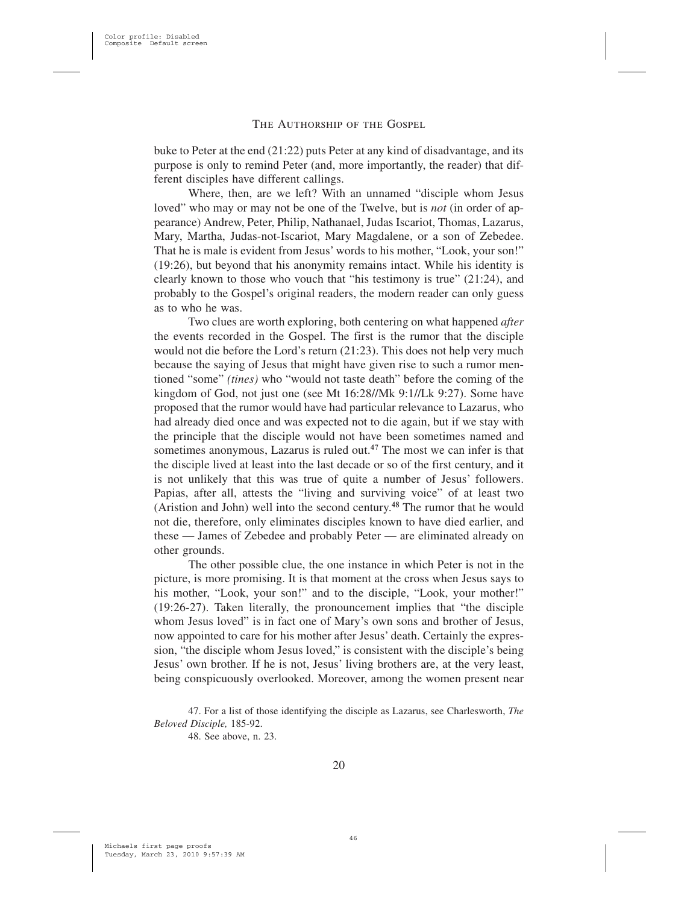buke to Peter at the end (21:22) puts Peter at any kind of disadvantage, and its purpose is only to remind Peter (and, more importantly, the reader) that different disciples have different callings.

Where, then, are we left? With an unnamed "disciple whom Jesus loved" who may or may not be one of the Twelve, but is *not* (in order of appearance) Andrew, Peter, Philip, Nathanael, Judas Iscariot, Thomas, Lazarus, Mary, Martha, Judas-not-Iscariot, Mary Magdalene, or a son of Zebedee. That he is male is evident from Jesus' words to his mother, "Look, your son!" (19:26), but beyond that his anonymity remains intact. While his identity is clearly known to those who vouch that "his testimony is true" (21:24), and probably to the Gospel's original readers, the modern reader can only guess as to who he was.

Two clues are worth exploring, both centering on what happened *after* the events recorded in the Gospel. The first is the rumor that the disciple would not die before the Lord's return (21:23). This does not help very much because the saying of Jesus that might have given rise to such a rumor mentioned "some" *(tines)* who "would not taste death" before the coming of the kingdom of God, not just one (see Mt 16:28//Mk 9:1//Lk 9:27). Some have proposed that the rumor would have had particular relevance to Lazarus, who had already died once and was expected not to die again, but if we stay with the principle that the disciple would not have been sometimes named and sometimes anonymous, Lazarus is ruled out.[47] The most we can infer is that the disciple lived at least into the last decade or so of the first century, and it is not unlikely that this was true of quite a number of Jesus' followers. Papias, after all, attests the "living and surviving voice" of at least two (Aristion and John) well into the second century.[48] The rumor that he would not die, therefore, only eliminates disciples known to have died earlier, and these — James of Zebedee and probably Peter — are eliminated already on other grounds.

The other possible clue, the one instance in which Peter is not in the picture, is more promising. It is that moment at the cross when Jesus says to his mother, "Look, your son!" and to the disciple, "Look, your mother!" (19:26-27). Taken literally, the pronouncement implies that "the disciple whom Jesus loved" is in fact one of Mary's own sons and brother of Jesus, now appointed to care for his mother after Jesus' death. Certainly the expression, "the disciple whom Jesus loved," is consistent with the disciple's being Jesus' own brother. If he is not, Jesus' living brothers are, at the very least, being conspicuously overlooked. Moreover, among the women present near

47. For a list of those identifying the disciple as Lazarus, see Charlesworth, *The Beloved Disciple,* 185-92.

48. See above, n. 23.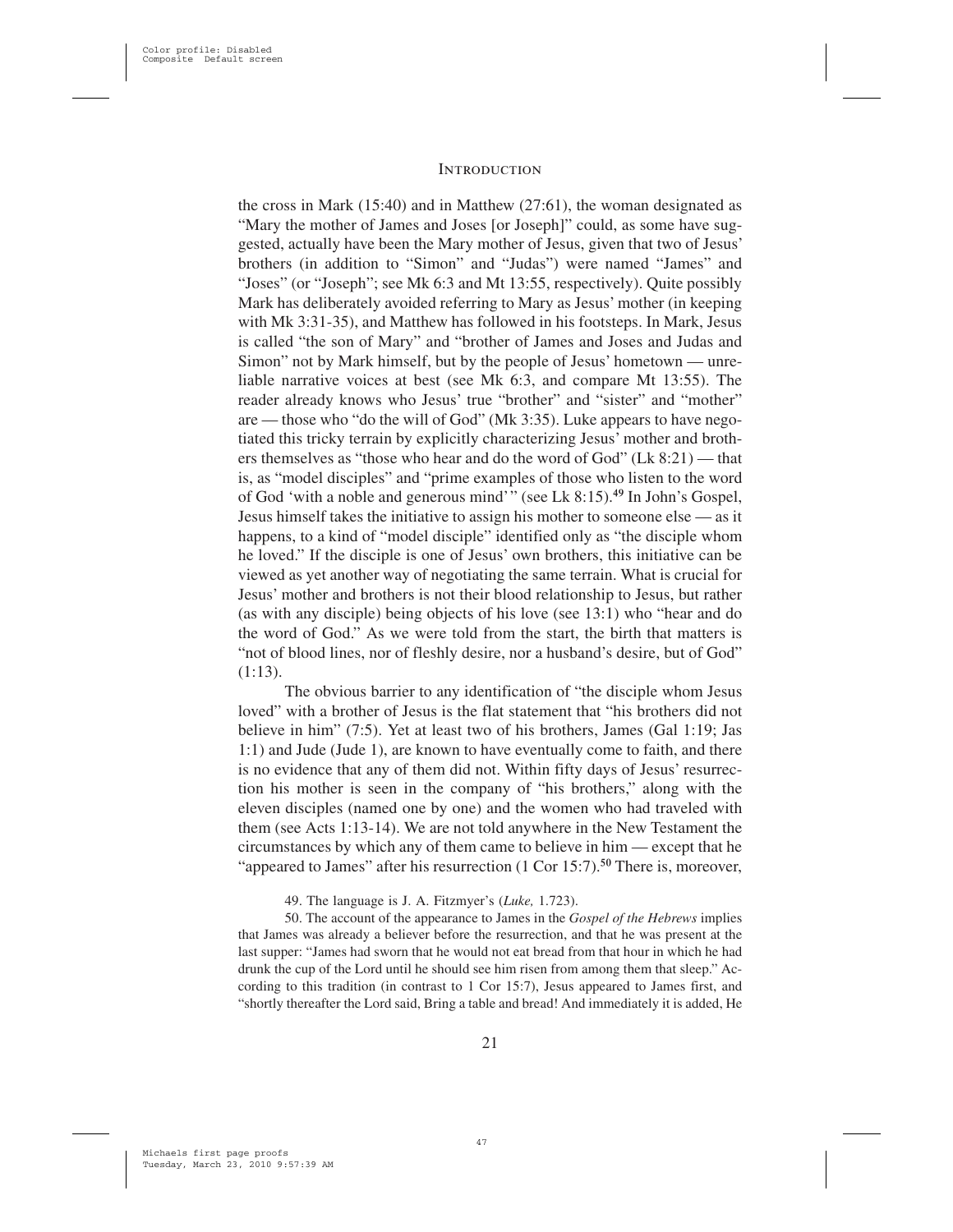the cross in Mark (15:40) and in Matthew (27:61), the woman designated as "Mary the mother of James and Joses [or Joseph]" could, as some have suggested, actually have been the Mary mother of Jesus, given that two of Jesus' brothers (in addition to "Simon" and "Judas") were named "James" and "Joses" (or "Joseph"; see Mk 6:3 and Mt 13:55, respectively). Quite possibly Mark has deliberately avoided referring to Mary as Jesus' mother (in keeping with Mk 3:31-35), and Matthew has followed in his footsteps. In Mark, Jesus is called "the son of Mary" and "brother of James and Joses and Judas and Simon" not by Mark himself, but by the people of Jesus' hometown — unreliable narrative voices at best (see Mk 6:3, and compare Mt 13:55). The reader already knows who Jesus' true "brother" and "sister" and "mother" are — those who "do the will of God" (Mk 3:35). Luke appears to have negotiated this tricky terrain by explicitly characterizing Jesus' mother and brothers themselves as "those who hear and do the word of God" (Lk 8:21) — that is, as "model disciples" and "prime examples of those who listen to the word of God 'with a noble and generous mind'" (see Lk 8:15).[49] In John's Gospel, Jesus himself takes the initiative to assign his mother to someone else — as it happens, to a kind of "model disciple" identified only as "the disciple whom he loved." If the disciple is one of Jesus' own brothers, this initiative can be viewed as yet another way of negotiating the same terrain. What is crucial for Jesus' mother and brothers is not their blood relationship to Jesus, but rather (as with any disciple) being objects of his love (see 13:1) who "hear and do the word of God." As we were told from the start, the birth that matters is "not of blood lines, nor of fleshly desire, nor a husband's desire, but of God" (1:13).

The obvious barrier to any identification of "the disciple whom Jesus loved" with a brother of Jesus is the flat statement that "his brothers did not believe in him" (7:5). Yet at least two of his brothers, James (Gal 1:19; Jas 1:1) and Jude (Jude 1), are known to have eventually come to faith, and there is no evidence that any of them did not. Within fifty days of Jesus' resurrection his mother is seen in the company of "his brothers," along with the eleven disciples (named one by one) and the women who had traveled with them (see Acts 1:13-14). We are not told anywhere in the New Testament the circumstances by which any of them came to believe in him — except that he "appeared to James" after his resurrection (1 Cor 15:7).[50] There is, moreover,

49. The language is J. A. Fitzmyer's (*Luke,* 1.723).

50. The account of the appearance to James in the *Gospel of the Hebrews* implies that James was already a believer before the resurrection, and that he was present at the last supper: "James had sworn that he would not eat bread from that hour in which he had drunk the cup of the Lord until he should see him risen from among them that sleep." According to this tradition (in contrast to 1 Cor 15:7), Jesus appeared to James first, and "shortly thereafter the Lord said, Bring a table and bread! And immediately it is added, He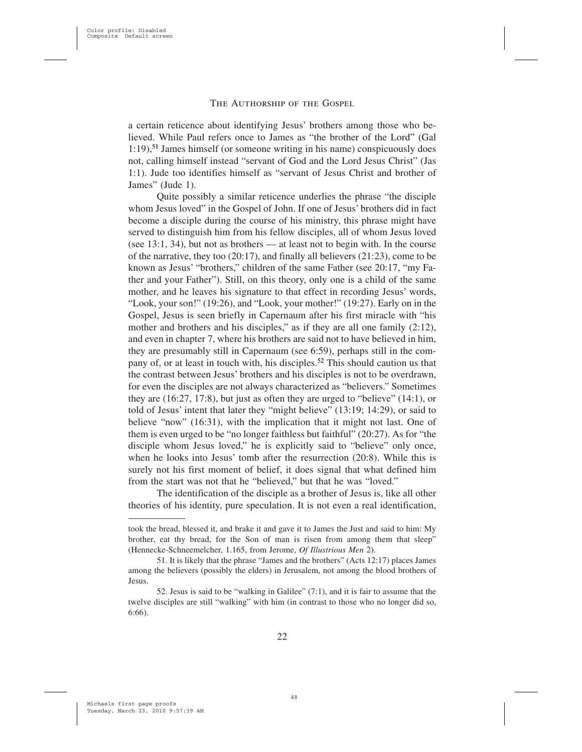a certain reticence about identifying Jesus' brothers among those who believed. While Paul refers once to James as "the brother of the Lord" (Gal 1:19),[51] James himself (or someone writing in his name) conspicuously does not, calling himself instead "servant of God and the Lord Jesus Christ" (Jas 1:1). Jude too identifies himself as "servant of Jesus Christ and brother of James" (Jude 1).

Quite possibly a similar reticence underlies the phrase "the disciple whom Jesus loved" in the Gospel of John. If one of Jesus' brothers did in fact become a disciple during the course of his ministry, this phrase might have served to distinguish him from his fellow disciples, all of whom Jesus loved (see 13:1, 34), but not as brothers — at least not to begin with. In the course of the narrative, they too (20:17), and finally all believers (21:23), come to be known as Jesus' "brothers," children of the same Father (see 20:17, "my Father and your Father"). Still, on this theory, only one is a child of the same mother, and he leaves his signature to that effect in recording Jesus' words, "Look, your son!" (19:26), and "Look, your mother!" (19:27). Early on in the Gospel, Jesus is seen briefly in Capernaum after his first miracle with "his mother and brothers and his disciples," as if they are all one family (2:12), and even in chapter 7, where his brothers are said not to have believed in him, they are presumably still in Capernaum (see 6:59), perhaps still in the company of, or at least in touch with, his disciples.[52] This should caution us that the contrast between Jesus' brothers and his disciples is not to be overdrawn, for even the disciples are not always characterized as "believers." Sometimes they are (16:27, 17:8), but just as often they are urged to "believe" (14:1), or told of Jesus' intent that later they "might believe" (13:19; 14:29), or said to believe "now" (16:31), with the implication that it might not last. One of them is even urged to be "no longer faithless but faithful" (20:27). As for "the disciple whom Jesus loved," he is explicitly said to "believe" only once, when he looks into Jesus' tomb after the resurrection (20:8). While this is surely not his first moment of belief, it does signal that what defined him from the start was not that he "believed," but that he was "loved."

The identification of the disciple as a brother of Jesus is, like all other theories of his identity, pure speculation. It is not even a real identification,

---

took the bread, blessed it, and brake it and gave it to James the Just and said to him: My brother, eat thy bread, for the Son of man is risen from among them that sleep" (Hennecke-Schneemelcher, 1.165, from Jerome, *Of Illustrious Men* 2).

51. It is likely that the phrase "James and the brothers" (Acts 12:17) places James among the believers (possibly the elders) in Jerusalem, not among the blood brothers of Jesus.

52. Jesus is said to be "walking in Galilee" (7:1), and it is fair to assume that the twelve disciples are still "walking" with him (in contrast to those who no longer did so, 6:66).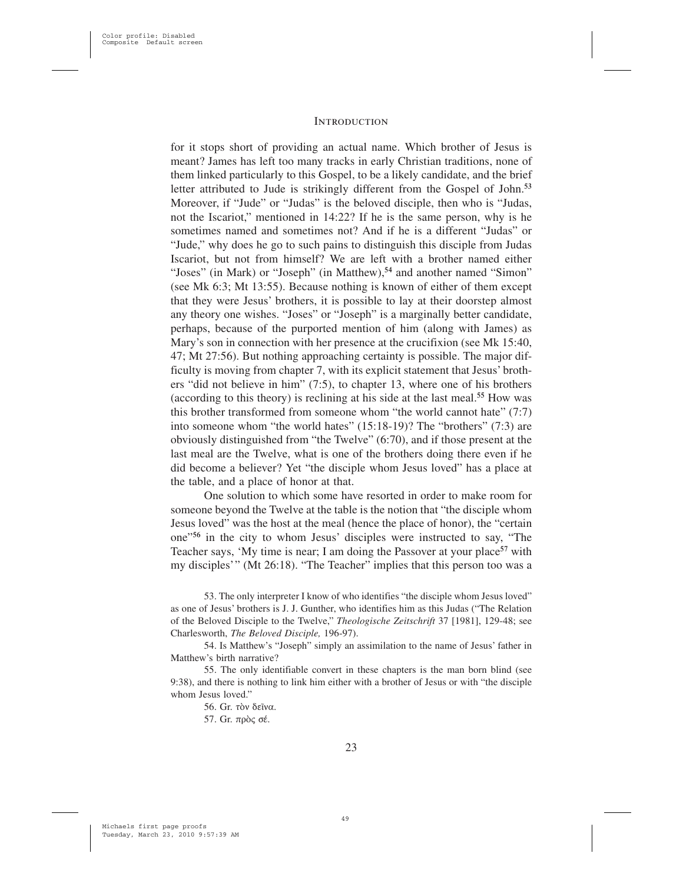for it stops short of providing an actual name. Which brother of Jesus is meant? James has left too many tracks in early Christian traditions, none of them linked particularly to this Gospel, to be a likely candidate, and the brief letter attributed to Jude is strikingly different from the Gospel of John.[53] Moreover, if "Jude" or "Judas" is the beloved disciple, then who is "Judas, not the Iscariot," mentioned in 14:22? If he is the same person, why is he sometimes named and sometimes not? And if he is a different "Judas" or "Jude," why does he go to such pains to distinguish this disciple from Judas Iscariot, but not from himself? We are left with a brother named either "Joses" (in Mark) or "Joseph" (in Matthew),[54] and another named "Simon" (see Mk 6:3; Mt 13:55). Because nothing is known of either of them except that they were Jesus' brothers, it is possible to lay at their doorstep almost any theory one wishes. "Joses" or "Joseph" is a marginally better candidate, perhaps, because of the purported mention of him (along with James) as Mary's son in connection with her presence at the crucifixion (see Mk 15:40, 47; Mt 27:56). But nothing approaching certainty is possible. The major difficulty is moving from chapter 7, with its explicit statement that Jesus' brothers "did not believe in him" (7:5), to chapter 13, where one of his brothers (according to this theory) is reclining at his side at the last meal.[55] How was this brother transformed from someone whom "the world cannot hate" (7:7) into someone whom "the world hates" (15:18-19)? The "brothers" (7:3) are obviously distinguished from "the Twelve" (6:70), and if those present at the last meal are the Twelve, what is one of the brothers doing there even if he did become a believer? Yet "the disciple whom Jesus loved" has a place at the table, and a place of honor at that.

One solution to which some have resorted in order to make room for someone beyond the Twelve at the table is the notion that "the disciple whom Jesus loved" was the host at the meal (hence the place of honor), the "certain one"[56] in the city to whom Jesus' disciples were instructed to say, "The Teacher says, 'My time is near; I am doing the Passover at your place[57] with my disciples'" (Mt 26:18). "The Teacher" implies that this person too was a

53. The only interpreter I know of who identifies "the disciple whom Jesus loved" as one of Jesus' brothers is J. J. Gunther, who identifies him as this Judas ("The Relation of the Beloved Disciple to the Twelve," *Theologische Zeitschrift* 37 [1981], 129-48; see Charlesworth, *The Beloved Disciple,* 196-97).

54. Is Matthew's "Joseph" simply an assimilation to the name of Jesus' father in Matthew's birth narrative?

55. The only identifiable convert in these chapters is the man born blind (see 9:38), and there is nothing to link him either with a brother of Jesus or with "the disciple whom Jesus loved."

56. Gr. τὸν δεῖνα.

57. Gr. πρὸς σέ.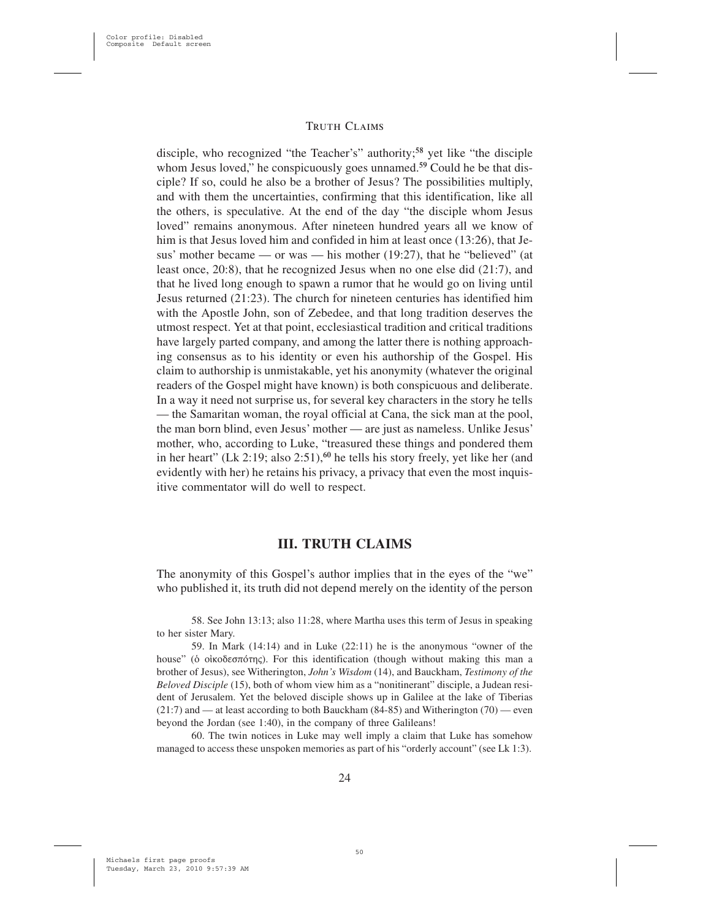disciple, who recognized "the Teacher's" authority;[58] yet like "the disciple whom Jesus loved," he conspicuously goes unnamed.[59] Could he be that disciple? If so, could he also be a brother of Jesus? The possibilities multiply, and with them the uncertainties, confirming that this identification, like all the others, is speculative. At the end of the day "the disciple whom Jesus loved" remains anonymous. After nineteen hundred years all we know of him is that Jesus loved him and confided in him at least once (13:26), that Jesus' mother became — or was — his mother (19:27), that he "believed" (at least once, 20:8), that he recognized Jesus when no one else did (21:7), and that he lived long enough to spawn a rumor that he would go on living until Jesus returned (21:23). The church for nineteen centuries has identified him with the Apostle John, son of Zebedee, and that long tradition deserves the utmost respect. Yet at that point, ecclesiastical tradition and critical traditions have largely parted company, and among the latter there is nothing approaching consensus as to his identity or even his authorship of the Gospel. His claim to authorship is unmistakable, yet his anonymity (whatever the original readers of the Gospel might have known) is both conspicuous and deliberate. In a way it need not surprise us, for several key characters in the story he tells — the Samaritan woman, the royal official at Cana, the sick man at the pool, the man born blind, even Jesus' mother — are just as nameless. Unlike Jesus' mother, who, according to Luke, "treasured these things and pondered them in her heart" (Lk 2:19; also 2:51),[60] he tells his story freely, yet like her (and evidently with her) he retains his privacy, a privacy that even the most inquisitive commentator will do well to respect.

## III. TRUTH CLAIMS

The anonymity of this Gospel's author implies that in the eyes of the "we" who published it, its truth did not depend merely on the identity of the person

58. See John 13:13; also 11:28, where Martha uses this term of Jesus in speaking to her sister Mary.

59. In Mark (14:14) and in Luke (22:11) he is the anonymous "owner of the house" (ὁ οἰκοδεσπότης). For this identification (though without making this man a brother of Jesus), see Witherington, *John's Wisdom* (14), and Bauckham, *Testimony of the Beloved Disciple* (15), both of whom view him as a "nonitinerant" disciple, a Judean resident of Jerusalem. Yet the beloved disciple shows up in Galilee at the lake of Tiberias (21:7) and — at least according to both Bauckham (84-85) and Witherington (70) — even beyond the Jordan (see 1:40), in the company of three Galileans!

60. The twin notices in Luke may well imply a claim that Luke has somehow managed to access these unspoken memories as part of his "orderly account" (see Lk 1:3).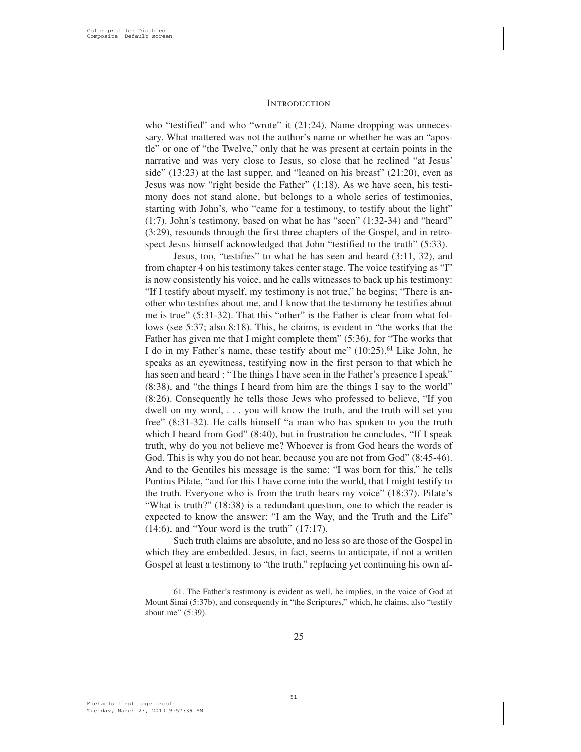who "testified" and who "wrote" it (21:24). Name dropping was unnecessary. What mattered was not the author's name or whether he was an "apostle" or one of "the Twelve," only that he was present at certain points in the narrative and was very close to Jesus, so close that he reclined "at Jesus' side" (13:23) at the last supper, and "leaned on his breast" (21:20), even as Jesus was now "right beside the Father" (1:18). As we have seen, his testimony does not stand alone, but belongs to a whole series of testimonies, starting with John's, who "came for a testimony, to testify about the light" (1:7). John's testimony, based on what he has "seen" (1:32-34) and "heard" (3:29), resounds through the first three chapters of the Gospel, and in retrospect Jesus himself acknowledged that John "testified to the truth" (5:33).

Jesus, too, "testifies" to what he has seen and heard (3:11, 32), and from chapter 4 on his testimony takes center stage. The voice testifying as "I" is now consistently his voice, and he calls witnesses to back up his testimony: "If I testify about myself, my testimony is not true," he begins; "There is another who testifies about me, and I know that the testimony he testifies about me is true" (5:31-32). That this "other" is the Father is clear from what follows (see 5:37; also 8:18). This, he claims, is evident in "the works that the Father has given me that I might complete them" (5:36), for "The works that I do in my Father's name, these testify about me" (10:25).[61] Like John, he speaks as an eyewitness, testifying now in the first person to that which he has seen and heard : "The things I have seen in the Father's presence I speak" (8:38), and "the things I heard from him are the things I say to the world" (8:26). Consequently he tells those Jews who professed to believe, "If you dwell on my word, . . . you will know the truth, and the truth will set you free" (8:31-32). He calls himself "a man who has spoken to you the truth which I heard from God" (8:40), but in frustration he concludes, "If I speak truth, why do you not believe me? Whoever is from God hears the words of God. This is why you do not hear, because you are not from God" (8:45-46). And to the Gentiles his message is the same: "I was born for this," he tells Pontius Pilate, "and for this I have come into the world, that I might testify to the truth. Everyone who is from the truth hears my voice" (18:37). Pilate's "What is truth?" (18:38) is a redundant question, one to which the reader is expected to know the answer: "I am the Way, and the Truth and the Life" (14:6), and "Your word is the truth" (17:17).

Such truth claims are absolute, and no less so are those of the Gospel in which they are embedded. Jesus, in fact, seems to anticipate, if not a written Gospel at least a testimony to "the truth," replacing yet continuing his own af-

61. The Father's testimony is evident as well, he implies, in the voice of God at Mount Sinai (5:37b), and consequently in "the Scriptures," which, he claims, also "testify about me" (5:39).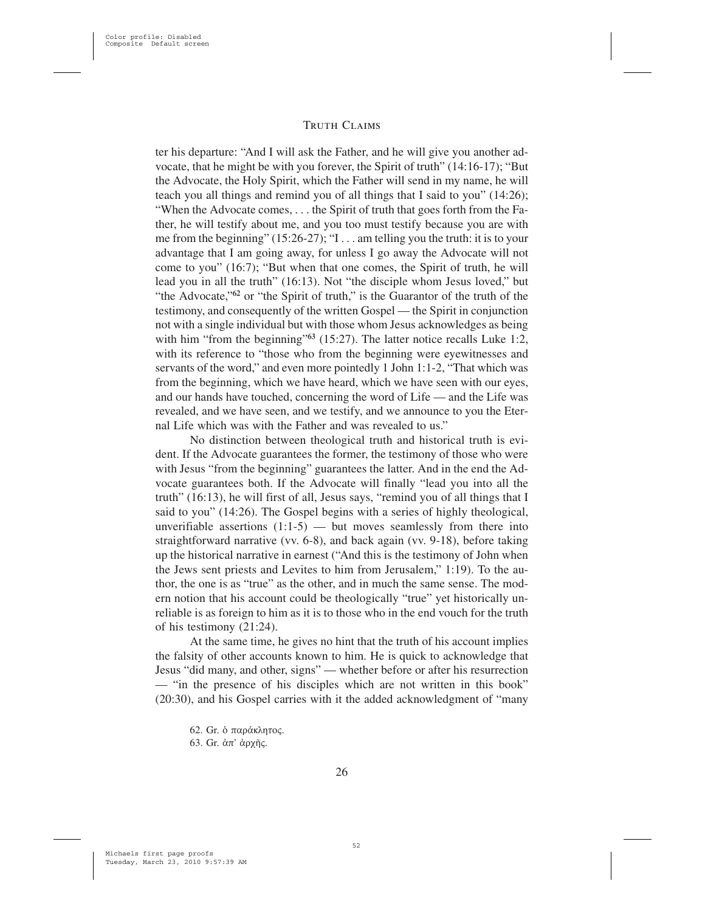ter his departure: "And I will ask the Father, and he will give you another advocate, that he might be with you forever, the Spirit of truth" (14:16-17); "But the Advocate, the Holy Spirit, which the Father will send in my name, he will teach you all things and remind you of all things that I said to you" (14:26); "When the Advocate comes, . . . the Spirit of truth that goes forth from the Father, he will testify about me, and you too must testify because you are with me from the beginning" (15:26-27); "I . . . am telling you the truth: it is to your advantage that I am going away, for unless I go away the Advocate will not come to you" (16:7); "But when that one comes, the Spirit of truth, he will lead you in all the truth" (16:13). Not "the disciple whom Jesus loved," but "the Advocate,"[62] or "the Spirit of truth," is the Guarantor of the truth of the testimony, and consequently of the written Gospel — the Spirit in conjunction not with a single individual but with those whom Jesus acknowledges as being with him "from the beginning"[63] (15:27). The latter notice recalls Luke 1:2, with its reference to "those who from the beginning were eyewitnesses and servants of the word," and even more pointedly 1 John 1:1-2, "That which was from the beginning, which we have heard, which we have seen with our eyes, and our hands have touched, concerning the word of Life — and the Life was revealed, and we have seen, and we testify, and we announce to you the Eternal Life which was with the Father and was revealed to us."

No distinction between theological truth and historical truth is evident. If the Advocate guarantees the former, the testimony of those who were with Jesus "from the beginning" guarantees the latter. And in the end the Advocate guarantees both. If the Advocate will finally "lead you into all the truth" (16:13), he will first of all, Jesus says, "remind you of all things that I said to you" (14:26). The Gospel begins with a series of highly theological, unverifiable assertions (1:1-5) — but moves seamlessly from there into straightforward narrative (vv. 6-8), and back again (vv. 9-18), before taking up the historical narrative in earnest ("And this is the testimony of John when the Jews sent priests and Levites to him from Jerusalem," 1:19). To the author, the one is as "true" as the other, and in much the same sense. The modern notion that his account could be theologically "true" yet historically unreliable is as foreign to him as it is to those who in the end vouch for the truth of his testimony (21:24).

At the same time, he gives no hint that the truth of his account implies the falsity of other accounts known to him. He is quick to acknowledge that Jesus "did many, and other, signs" — whether before or after his resurrection — "in the presence of his disciples which are not written in this book" (20:30), and his Gospel carries with it the added acknowledgment of "many

62. Gr. ὁ παράκλητος.

63. Gr. ἀπ' ἀρχῆς.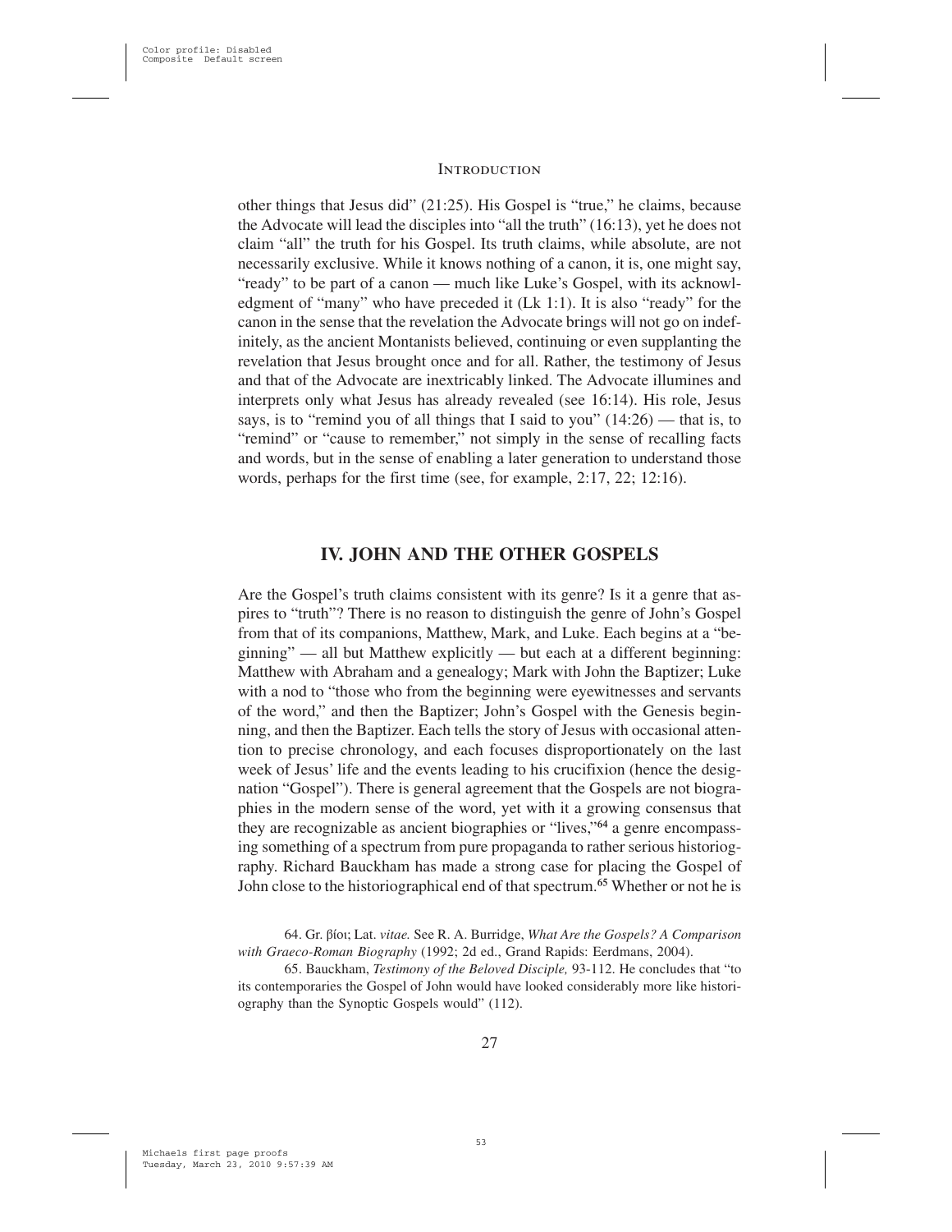other things that Jesus did" (21:25). His Gospel is "true," he claims, because the Advocate will lead the disciples into "all the truth" (16:13), yet he does not claim "all" the truth for his Gospel. Its truth claims, while absolute, are not necessarily exclusive. While it knows nothing of a canon, it is, one might say, "ready" to be part of a canon — much like Luke's Gospel, with its acknowledgment of "many" who have preceded it (Lk 1:1). It is also "ready" for the canon in the sense that the revelation the Advocate brings will not go on indefinitely, as the ancient Montanists believed, continuing or even supplanting the revelation that Jesus brought once and for all. Rather, the testimony of Jesus and that of the Advocate are inextricably linked. The Advocate illumines and interprets only what Jesus has already revealed (see 16:14). His role, Jesus says, is to "remind you of all things that I said to you" (14:26) — that is, to "remind" or "cause to remember," not simply in the sense of recalling facts and words, but in the sense of enabling a later generation to understand those words, perhaps for the first time (see, for example, 2:17, 22; 12:16).

## IV. JOHN AND THE OTHER GOSPELS

Are the Gospel's truth claims consistent with its genre? Is it a genre that aspires to "truth"? There is no reason to distinguish the genre of John's Gospel from that of its companions, Matthew, Mark, and Luke. Each begins at a "beginning" — all but Matthew explicitly — but each at a different beginning: Matthew with Abraham and a genealogy; Mark with John the Baptizer; Luke with a nod to "those who from the beginning were eyewitnesses and servants of the word," and then the Baptizer; John's Gospel with the Genesis beginning, and then the Baptizer. Each tells the story of Jesus with occasional attention to precise chronology, and each focuses disproportionately on the last week of Jesus' life and the events leading to his crucifixion (hence the designation "Gospel"). There is general agreement that the Gospels are not biographies in the modern sense of the word, yet with it a growing consensus that they are recognizable as ancient biographies or "lives,"[64] a genre encompassing something of a spectrum from pure propaganda to rather serious historiography. Richard Bauckham has made a strong case for placing the Gospel of John close to the historiographical end of that spectrum.[65] Whether or not he is

64. Gr. βίοι; Lat. *vitae.* See R. A. Burridge, *What Are the Gospels? A Comparison with Graeco-Roman Biography* (1992; 2d ed., Grand Rapids: Eerdmans, 2004).

65. Bauckham, *Testimony of the Beloved Disciple,* 93-112. He concludes that "to its contemporaries the Gospel of John would have looked considerably more like historiography than the Synoptic Gospels would" (112).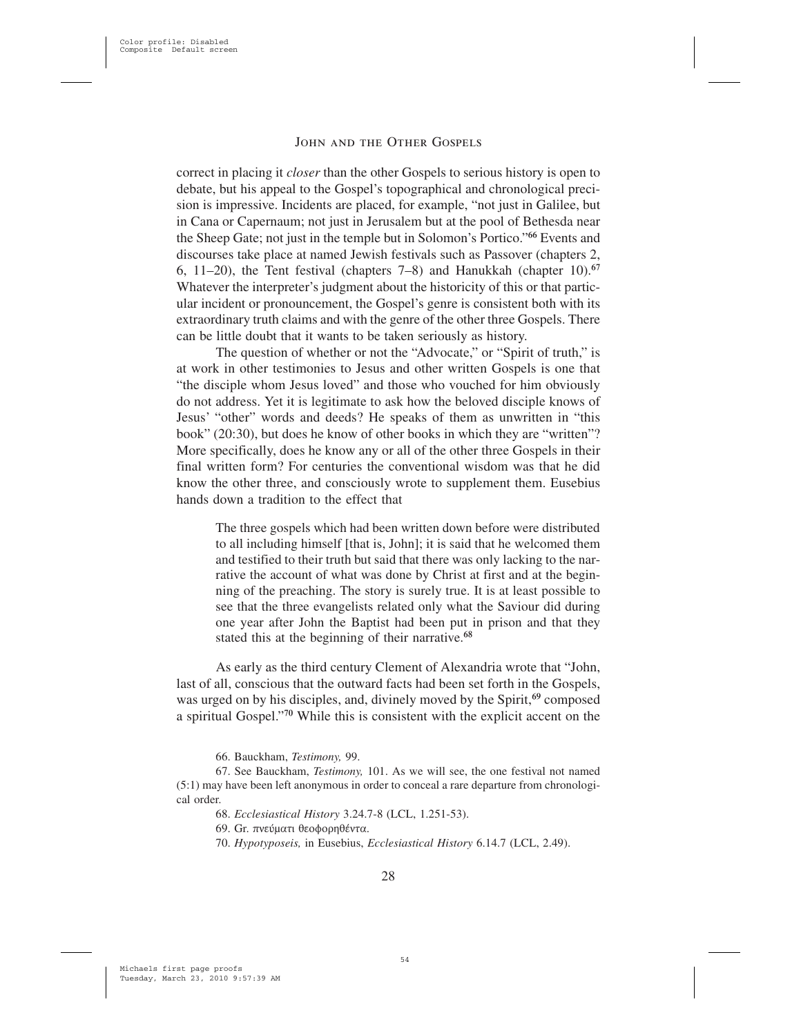correct in placing it *closer* than the other Gospels to serious history is open to debate, but his appeal to the Gospel's topographical and chronological precision is impressive. Incidents are placed, for example, "not just in Galilee, but in Cana or Capernaum; not just in Jerusalem but at the pool of Bethesda near the Sheep Gate; not just in the temple but in Solomon's Portico."[66] Events and discourses take place at named Jewish festivals such as Passover (chapters 2, 6, 11–20), the Tent festival (chapters 7–8) and Hanukkah (chapter 10).[67] Whatever the interpreter's judgment about the historicity of this or that particular incident or pronouncement, the Gospel's genre is consistent both with its extraordinary truth claims and with the genre of the other three Gospels. There can be little doubt that it wants to be taken seriously as history.

The question of whether or not the "Advocate," or "Spirit of truth," is at work in other testimonies to Jesus and other written Gospels is one that "the disciple whom Jesus loved" and those who vouched for him obviously do not address. Yet it is legitimate to ask how the beloved disciple knows of Jesus' "other" words and deeds? He speaks of them as unwritten in "this book" (20:30), but does he know of other books in which they are "written"? More specifically, does he know any or all of the other three Gospels in their final written form? For centuries the conventional wisdom was that he did know the other three, and consciously wrote to supplement them. Eusebius hands down a tradition to the effect that

> The three gospels which had been written down before were distributed to all including himself [that is, John]; it is said that he welcomed them and testified to their truth but said that there was only lacking to the narrative the account of what was done by Christ at first and at the beginning of the preaching. The story is surely true. It is at least possible to see that the three evangelists related only what the Saviour did during one year after John the Baptist had been put in prison and that they stated this at the beginning of their narrative.[68]

As early as the third century Clement of Alexandria wrote that "John, last of all, conscious that the outward facts had been set forth in the Gospels, was urged on by his disciples, and, divinely moved by the Spirit,[69] composed a spiritual Gospel."[70] While this is consistent with the explicit accent on the

66. Bauckham, *Testimony,* 99.

67. See Bauckham, *Testimony,* 101. As we will see, the one festival not named (5:1) may have been left anonymous in order to conceal a rare departure from chronological order.

68. *Ecclesiastical History* 3.24.7-8 (LCL, 1.251-53).

69. Gr. πνεύματι θεοφορηθέντα.

70. *Hypotyposeis,* in Eusebius, *Ecclesiastical History* 6.14.7 (LCL, 2.49).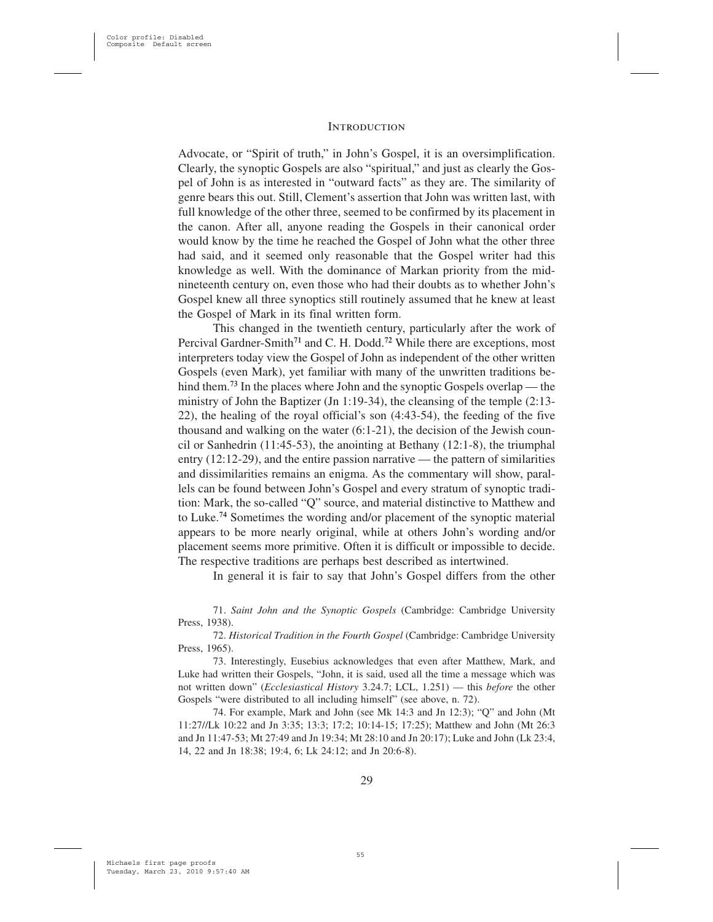Advocate, or "Spirit of truth," in John's Gospel, it is an oversimplification. Clearly, the synoptic Gospels are also "spiritual," and just as clearly the Gospel of John is as interested in "outward facts" as they are. The similarity of genre bears this out. Still, Clement's assertion that John was written last, with full knowledge of the other three, seemed to be confirmed by its placement in the canon. After all, anyone reading the Gospels in their canonical order would know by the time he reached the Gospel of John what the other three had said, and it seemed only reasonable that the Gospel writer had this knowledge as well. With the dominance of Markan priority from the mid-nineteenth century on, even those who had their doubts as to whether John's Gospel knew all three synoptics still routinely assumed that he knew at least the Gospel of Mark in its final written form.

This changed in the twentieth century, particularly after the work of Percival Gardner-Smith[71] and C. H. Dodd.[72] While there are exceptions, most interpreters today view the Gospel of John as independent of the other written Gospels (even Mark), yet familiar with many of the unwritten traditions behind them.[73] In the places where John and the synoptic Gospels overlap — the ministry of John the Baptizer (Jn 1:19-34), the cleansing of the temple (2:13-22), the healing of the royal official's son (4:43-54), the feeding of the five thousand and walking on the water (6:1-21), the decision of the Jewish council or Sanhedrin (11:45-53), the anointing at Bethany (12:1-8), the triumphal entry (12:12-29), and the entire passion narrative — the pattern of similarities and dissimilarities remains an enigma. As the commentary will show, parallels can be found between John's Gospel and every stratum of synoptic tradition: Mark, the so-called "Q" source, and material distinctive to Matthew and to Luke.[74] Sometimes the wording and/or placement of the synoptic material appears to be more nearly original, while at others John's wording and/or placement seems more primitive. Often it is difficult or impossible to decide. The respective traditions are perhaps best described as intertwined.

In general it is fair to say that John's Gospel differs from the other

71. *Saint John and the Synoptic Gospels* (Cambridge: Cambridge University Press, 1938).

72. *Historical Tradition in the Fourth Gospel* (Cambridge: Cambridge University Press, 1965).

73. Interestingly, Eusebius acknowledges that even after Matthew, Mark, and Luke had written their Gospels, "John, it is said, used all the time a message which was not written down" (*Ecclesiastical History* 3.24.7; LCL, 1.251) — this *before* the other Gospels "were distributed to all including himself" (see above, n. 72).

74. For example, Mark and John (see Mk 14:3 and Jn 12:3); "Q" and John (Mt 11:27//Lk 10:22 and Jn 3:35; 13:3; 17:2; 10:14-15; 17:25); Matthew and John (Mt 26:3 and Jn 11:47-53; Mt 27:49 and Jn 19:34; Mt 28:10 and Jn 20:17); Luke and John (Lk 23:4, 14, 22 and Jn 18:38; 19:4, 6; Lk 24:12; and Jn 20:6-8).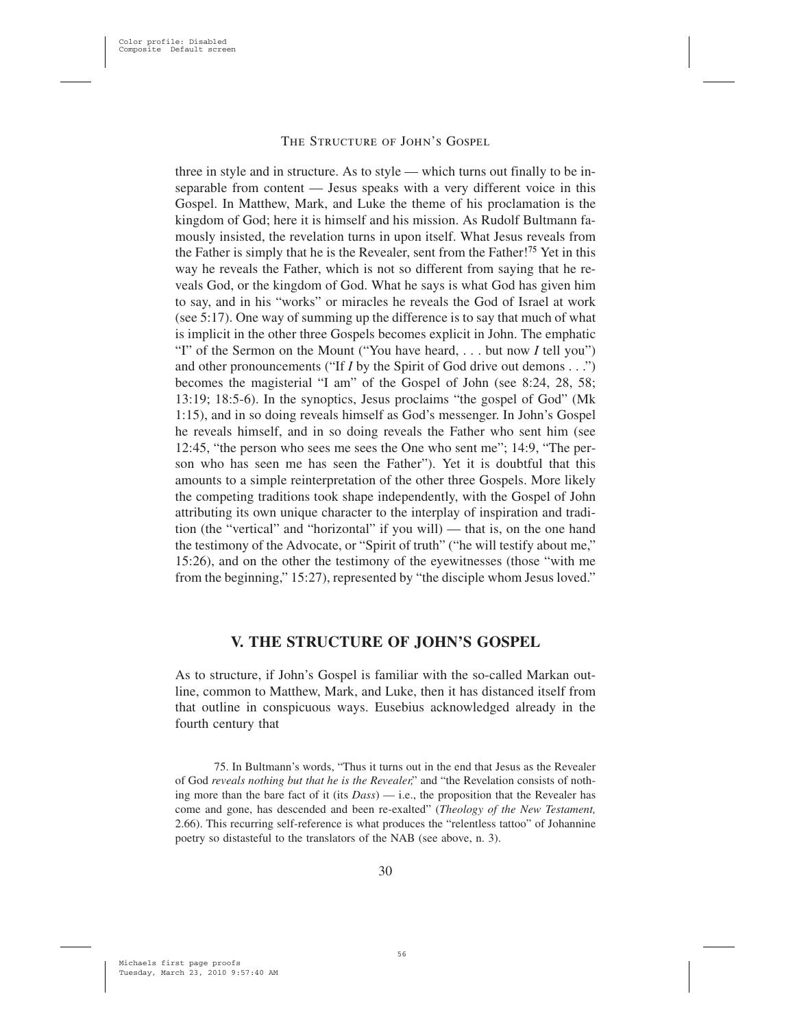three in style and in structure. As to style — which turns out finally to be inseparable from content — Jesus speaks with a very different voice in this Gospel. In Matthew, Mark, and Luke the theme of his proclamation is the kingdom of God; here it is himself and his mission. As Rudolf Bultmann famously insisted, the revelation turns in upon itself. What Jesus reveals from the Father is simply that he is the Revealer, sent from the Father![75] Yet in this way he reveals the Father, which is not so different from saying that he reveals God, or the kingdom of God. What he says is what God has given him to say, and in his "works" or miracles he reveals the God of Israel at work (see 5:17). One way of summing up the difference is to say that much of what is implicit in the other three Gospels becomes explicit in John. The emphatic "I" of the Sermon on the Mount ("You have heard, . . . but now *I* tell you") and other pronouncements ("If *I* by the Spirit of God drive out demons . . .") becomes the magisterial "I am" of the Gospel of John (see 8:24, 28, 58; 13:19; 18:5-6). In the synoptics, Jesus proclaims "the gospel of God" (Mk 1:15), and in so doing reveals himself as God's messenger. In John's Gospel he reveals himself, and in so doing reveals the Father who sent him (see 12:45, "the person who sees me sees the One who sent me"; 14:9, "The person who has seen me has seen the Father"). Yet it is doubtful that this amounts to a simple reinterpretation of the other three Gospels. More likely the competing traditions took shape independently, with the Gospel of John attributing its own unique character to the interplay of inspiration and tradition (the "vertical" and "horizontal" if you will) — that is, on the one hand the testimony of the Advocate, or "Spirit of truth" ("he will testify about me," 15:26), and on the other the testimony of the eyewitnesses (those "with me from the beginning," 15:27), represented by "the disciple whom Jesus loved."

## V. THE STRUCTURE OF JOHN'S GOSPEL

As to structure, if John's Gospel is familiar with the so-called Markan outline, common to Matthew, Mark, and Luke, then it has distanced itself from that outline in conspicuous ways. Eusebius acknowledged already in the fourth century that

75. In Bultmann's words, "Thus it turns out in the end that Jesus as the Revealer of God *reveals nothing but that he is the Revealer*," and "the Revelation consists of nothing more than the bare fact of it (its *Dass*) — i.e., the proposition that the Revealer has come and gone, has descended and been re-exalted" (*Theology of the New Testament,* 2.66). This recurring self-reference is what produces the "relentless tattoo" of Johannine poetry so distasteful to the translators of the NAB (see above, n. 3).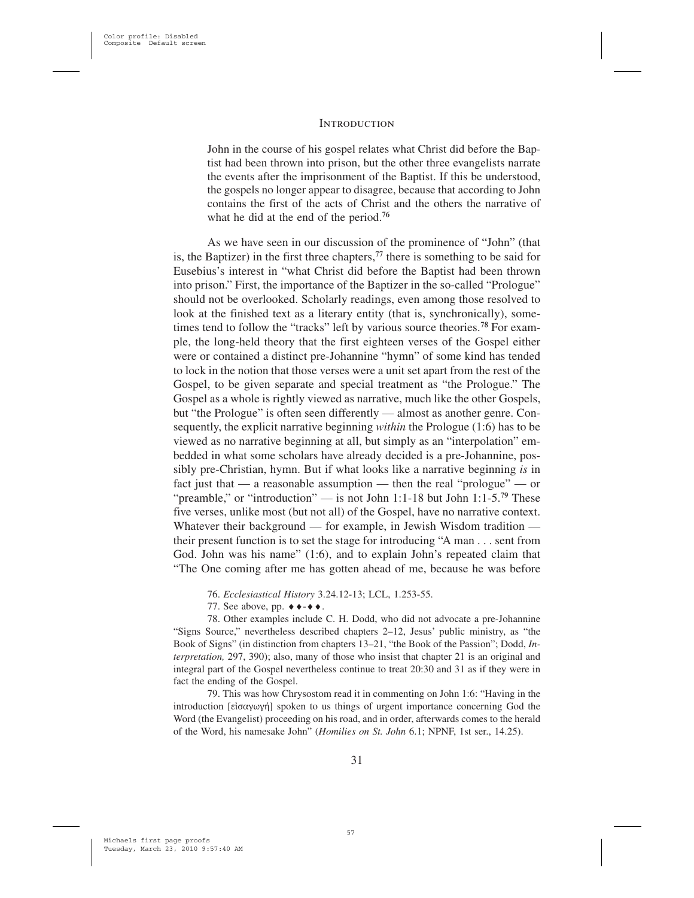John in the course of his gospel relates what Christ did before the Baptist had been thrown into prison, but the other three evangelists narrate the events after the imprisonment of the Baptist. If this be understood, the gospels no longer appear to disagree, because that according to John contains the first of the acts of Christ and the others the narrative of what he did at the end of the period.[76]

As we have seen in our discussion of the prominence of "John" (that is, the Baptizer) in the first three chapters,[77] there is something to be said for Eusebius's interest in "what Christ did before the Baptist had been thrown into prison." First, the importance of the Baptizer in the so-called "Prologue" should not be overlooked. Scholarly readings, even among those resolved to look at the finished text as a literary entity (that is, synchronically), sometimes tend to follow the "tracks" left by various source theories.[78] For example, the long-held theory that the first eighteen verses of the Gospel either were or contained a distinct pre-Johannine "hymn" of some kind has tended to lock in the notion that those verses were a unit set apart from the rest of the Gospel, to be given separate and special treatment as "the Prologue." The Gospel as a whole is rightly viewed as narrative, much like the other Gospels, but "the Prologue" is often seen differently — almost as another genre. Consequently, the explicit narrative beginning *within* the Prologue (1:6) has to be viewed as no narrative beginning at all, but simply as an "interpolation" embedded in what some scholars have already decided is a pre-Johannine, possibly pre-Christian, hymn. But if what looks like a narrative beginning *is* in fact just that — a reasonable assumption — then the real "prologue" — or "preamble," or "introduction" — is not John 1:1-18 but John 1:1-5.[79] These five verses, unlike most (but not all) of the Gospel, have no narrative context. Whatever their background — for example, in Jewish Wisdom tradition — their present function is to set the stage for introducing "A man . . . sent from God. John was his name" (1:6), and to explain John's repeated claim that "The One coming after me has gotten ahead of me, because he was before

76. *Ecclesiastical History* 3.24.12-13; LCL, 1.253-55.

77. See above, pp. ♦♦-♦♦.

78. Other examples include C. H. Dodd, who did not advocate a pre-Johannine "Signs Source," nevertheless described chapters 2–12, Jesus' public ministry, as "the Book of Signs" (in distinction from chapters 13–21, "the Book of the Passion"; Dodd, *Interpretation,* 297, 390); also, many of those who insist that chapter 21 is an original and integral part of the Gospel nevertheless continue to treat 20:30 and 31 as if they were in fact the ending of the Gospel.

79. This was how Chrysostom read it in commenting on John 1:6: "Having in the introduction [εἰσαγωγή] spoken to us things of urgent importance concerning God the Word (the Evangelist) proceeding on his road, and in order, afterwards comes to the herald of the Word, his namesake John" (*Homilies on St. John* 6.1; NPNF, 1st ser., 14.25).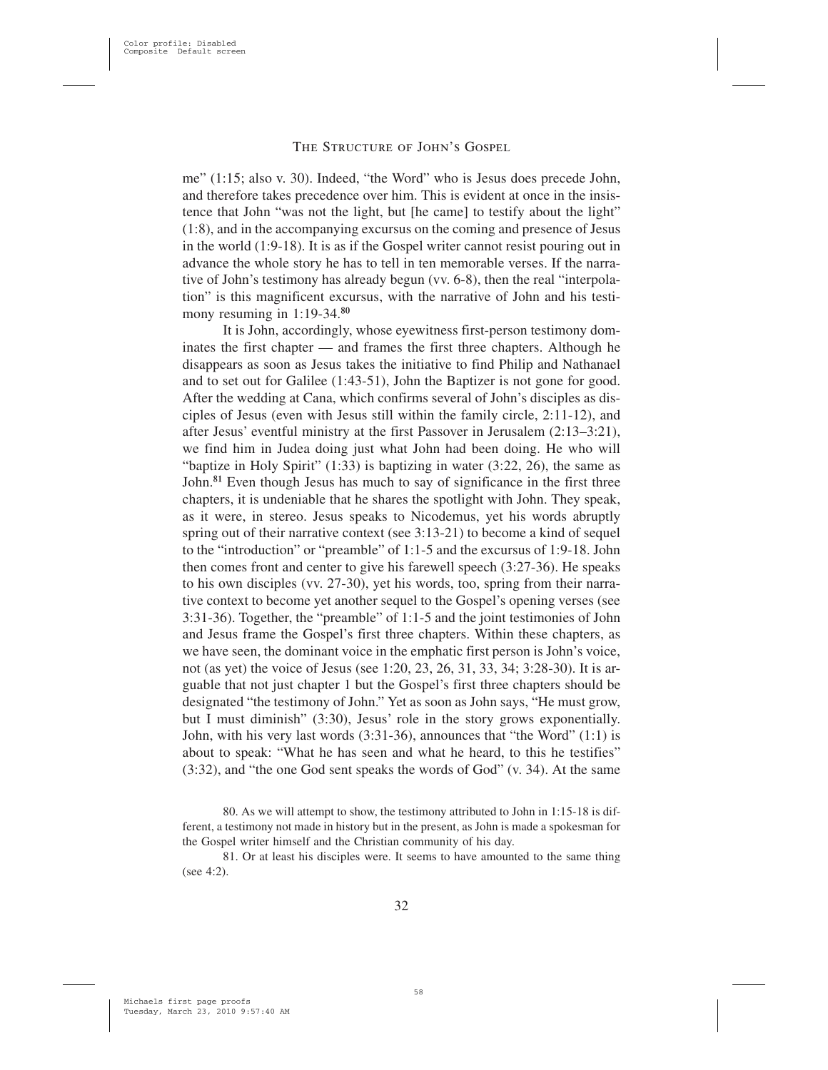me" (1:15; also v. 30). Indeed, "the Word" who is Jesus does precede John, and therefore takes precedence over him. This is evident at once in the insistence that John "was not the light, but [he came] to testify about the light" (1:8), and in the accompanying excursus on the coming and presence of Jesus in the world (1:9-18). It is as if the Gospel writer cannot resist pouring out in advance the whole story he has to tell in ten memorable verses. If the narrative of John's testimony has already begun (vv. 6-8), then the real "interpolation" is this magnificent excursus, with the narrative of John and his testimony resuming in 1:19-34.[80]

It is John, accordingly, whose eyewitness first-person testimony dominates the first chapter — and frames the first three chapters. Although he disappears as soon as Jesus takes the initiative to find Philip and Nathanael and to set out for Galilee (1:43-51), John the Baptizer is not gone for good. After the wedding at Cana, which confirms several of John's disciples as disciples of Jesus (even with Jesus still within the family circle, 2:11-12), and after Jesus' eventful ministry at the first Passover in Jerusalem (2:13–3:21), we find him in Judea doing just what John had been doing. He who will "baptize in Holy Spirit" (1:33) is baptizing in water (3:22, 26), the same as John.[81] Even though Jesus has much to say of significance in the first three chapters, it is undeniable that he shares the spotlight with John. They speak, as it were, in stereo. Jesus speaks to Nicodemus, yet his words abruptly spring out of their narrative context (see 3:13-21) to become a kind of sequel to the "introduction" or "preamble" of 1:1-5 and the excursus of 1:9-18. John then comes front and center to give his farewell speech (3:27-36). He speaks to his own disciples (vv. 27-30), yet his words, too, spring from their narrative context to become yet another sequel to the Gospel's opening verses (see 3:31-36). Together, the "preamble" of 1:1-5 and the joint testimonies of John and Jesus frame the Gospel's first three chapters. Within these chapters, as we have seen, the dominant voice in the emphatic first person is John's voice, not (as yet) the voice of Jesus (see 1:20, 23, 26, 31, 33, 34; 3:28-30). It is arguable that not just chapter 1 but the Gospel's first three chapters should be designated "the testimony of John." Yet as soon as John says, "He must grow, but I must diminish" (3:30), Jesus' role in the story grows exponentially. John, with his very last words (3:31-36), announces that "the Word" (1:1) is about to speak: "What he has seen and what he heard, to this he testifies" (3:32), and "the one God sent speaks the words of God" (v. 34). At the same

80. As we will attempt to show, the testimony attributed to John in 1:15-18 is different, a testimony not made in history but in the present, as John is made a spokesman for the Gospel writer himself and the Christian community of his day.

81. Or at least his disciples were. It seems to have amounted to the same thing (see 4:2).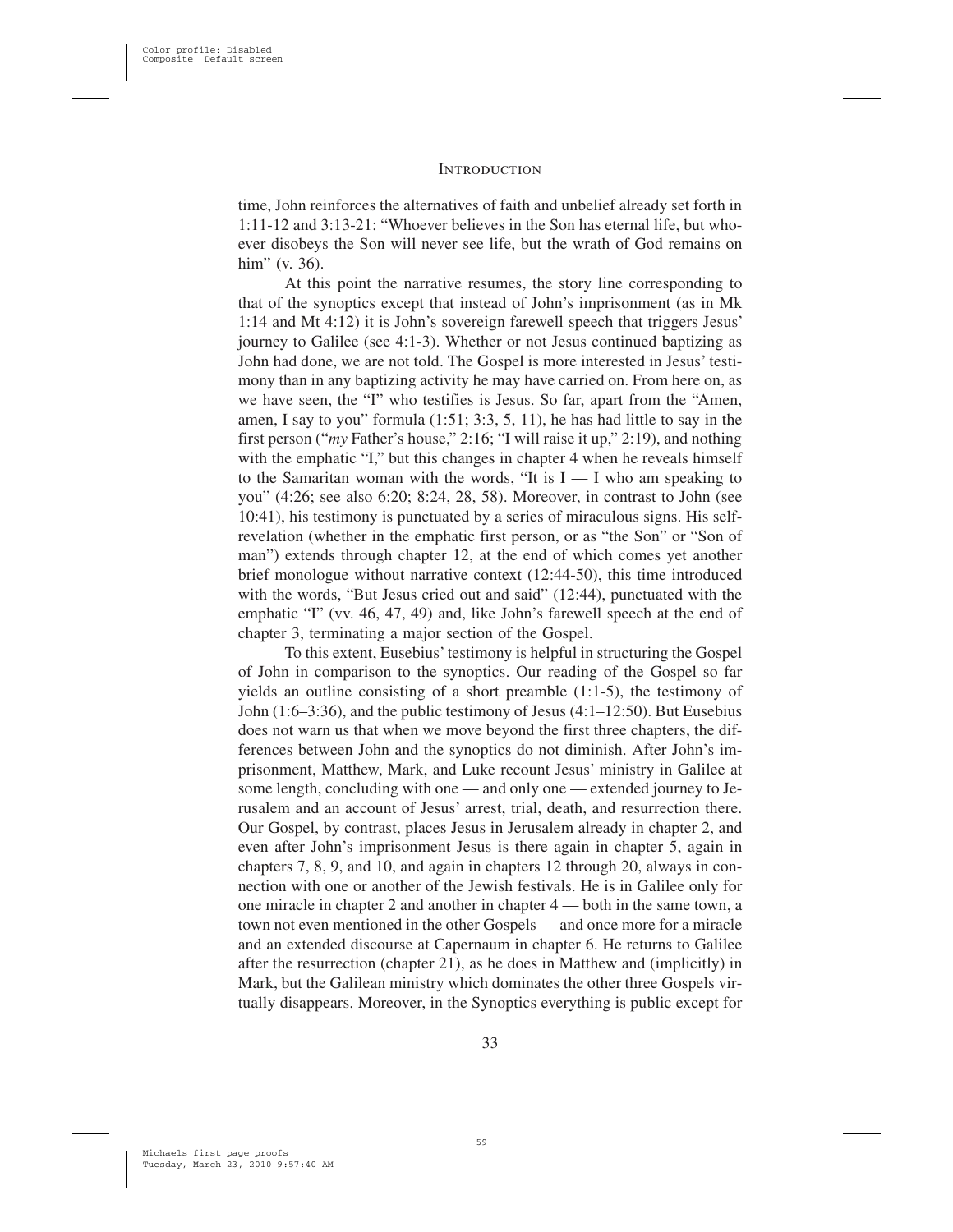time, John reinforces the alternatives of faith and unbelief already set forth in 1:11-12 and 3:13-21: "Whoever believes in the Son has eternal life, but whoever disobeys the Son will never see life, but the wrath of God remains on him" (v. 36).

At this point the narrative resumes, the story line corresponding to that of the synoptics except that instead of John's imprisonment (as in Mk 1:14 and Mt 4:12) it is John's sovereign farewell speech that triggers Jesus' journey to Galilee (see 4:1-3). Whether or not Jesus continued baptizing as John had done, we are not told. The Gospel is more interested in Jesus' testimony than in any baptizing activity he may have carried on. From here on, as we have seen, the "I" who testifies is Jesus. So far, apart from the "Amen, amen, I say to you" formula (1:51; 3:3, 5, 11), he has had little to say in the first person ("*my* Father's house," 2:16; "I will raise it up," 2:19), and nothing with the emphatic "I," but this changes in chapter 4 when he reveals himself to the Samaritan woman with the words, "It is I — I who am speaking to you" (4:26; see also 6:20; 8:24, 28, 58). Moreover, in contrast to John (see 10:41), his testimony is punctuated by a series of miraculous signs. His self-revelation (whether in the emphatic first person, or as "the Son" or "Son of man") extends through chapter 12, at the end of which comes yet another brief monologue without narrative context (12:44-50), this time introduced with the words, "But Jesus cried out and said" (12:44), punctuated with the emphatic "I" (vv. 46, 47, 49) and, like John's farewell speech at the end of chapter 3, terminating a major section of the Gospel.

To this extent, Eusebius' testimony is helpful in structuring the Gospel of John in comparison to the synoptics. Our reading of the Gospel so far yields an outline consisting of a short preamble (1:1-5), the testimony of John (1:6–3:36), and the public testimony of Jesus (4:1–12:50). But Eusebius does not warn us that when we move beyond the first three chapters, the differences between John and the synoptics do not diminish. After John's imprisonment, Matthew, Mark, and Luke recount Jesus' ministry in Galilee at some length, concluding with one — and only one — extended journey to Jerusalem and an account of Jesus' arrest, trial, death, and resurrection there. Our Gospel, by contrast, places Jesus in Jerusalem already in chapter 2, and even after John's imprisonment Jesus is there again in chapter 5, again in chapters 7, 8, 9, and 10, and again in chapters 12 through 20, always in connection with one or another of the Jewish festivals. He is in Galilee only for one miracle in chapter 2 and another in chapter 4 — both in the same town, a town not even mentioned in the other Gospels — and once more for a miracle and an extended discourse at Capernaum in chapter 6. He returns to Galilee after the resurrection (chapter 21), as he does in Matthew and (implicitly) in Mark, but the Galilean ministry which dominates the other three Gospels virtually disappears. Moreover, in the Synoptics everything is public except for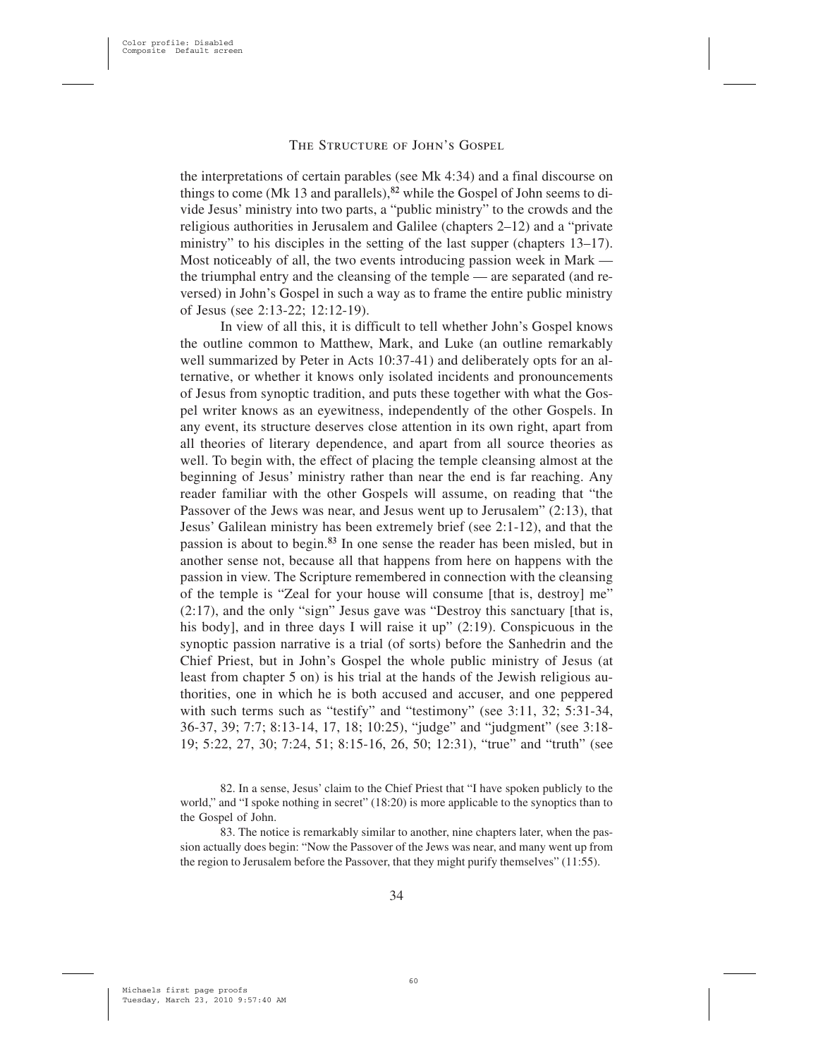the interpretations of certain parables (see Mk 4:34) and a final discourse on things to come (Mk 13 and parallels),[82] while the Gospel of John seems to divide Jesus' ministry into two parts, a "public ministry" to the crowds and the religious authorities in Jerusalem and Galilee (chapters 2–12) and a "private ministry" to his disciples in the setting of the last supper (chapters 13–17). Most noticeably of all, the two events introducing passion week in Mark — the triumphal entry and the cleansing of the temple — are separated (and reversed) in John's Gospel in such a way as to frame the entire public ministry of Jesus (see 2:13-22; 12:12-19).

In view of all this, it is difficult to tell whether John's Gospel knows the outline common to Matthew, Mark, and Luke (an outline remarkably well summarized by Peter in Acts 10:37-41) and deliberately opts for an alternative, or whether it knows only isolated incidents and pronouncements of Jesus from synoptic tradition, and puts these together with what the Gospel writer knows as an eyewitness, independently of the other Gospels. In any event, its structure deserves close attention in its own right, apart from all theories of literary dependence, and apart from all source theories as well. To begin with, the effect of placing the temple cleansing almost at the beginning of Jesus' ministry rather than near the end is far reaching. Any reader familiar with the other Gospels will assume, on reading that "the Passover of the Jews was near, and Jesus went up to Jerusalem" (2:13), that Jesus' Galilean ministry has been extremely brief (see 2:1-12), and that the passion is about to begin.[83] In one sense the reader has been misled, but in another sense not, because all that happens from here on happens with the passion in view. The Scripture remembered in connection with the cleansing of the temple is "Zeal for your house will consume [that is, destroy] me" (2:17), and the only "sign" Jesus gave was "Destroy this sanctuary [that is, his body], and in three days I will raise it up" (2:19). Conspicuous in the synoptic passion narrative is a trial (of sorts) before the Sanhedrin and the Chief Priest, but in John's Gospel the whole public ministry of Jesus (at least from chapter 5 on) is his trial at the hands of the Jewish religious authorities, one in which he is both accused and accuser, and one peppered with such terms such as "testify" and "testimony" (see 3:11, 32; 5:31-34, 36-37, 39; 7:7; 8:13-14, 17, 18; 10:25), "judge" and "judgment" (see 3:18-19; 5:22, 27, 30; 7:24, 51; 8:15-16, 26, 50; 12:31), "true" and "truth" (see

82. In a sense, Jesus' claim to the Chief Priest that "I have spoken publicly to the world," and "I spoke nothing in secret" (18:20) is more applicable to the synoptics than to the Gospel of John.

83. The notice is remarkably similar to another, nine chapters later, when the passion actually does begin: "Now the Passover of the Jews was near, and many went up from the region to Jerusalem before the Passover, that they might purify themselves" (11:55).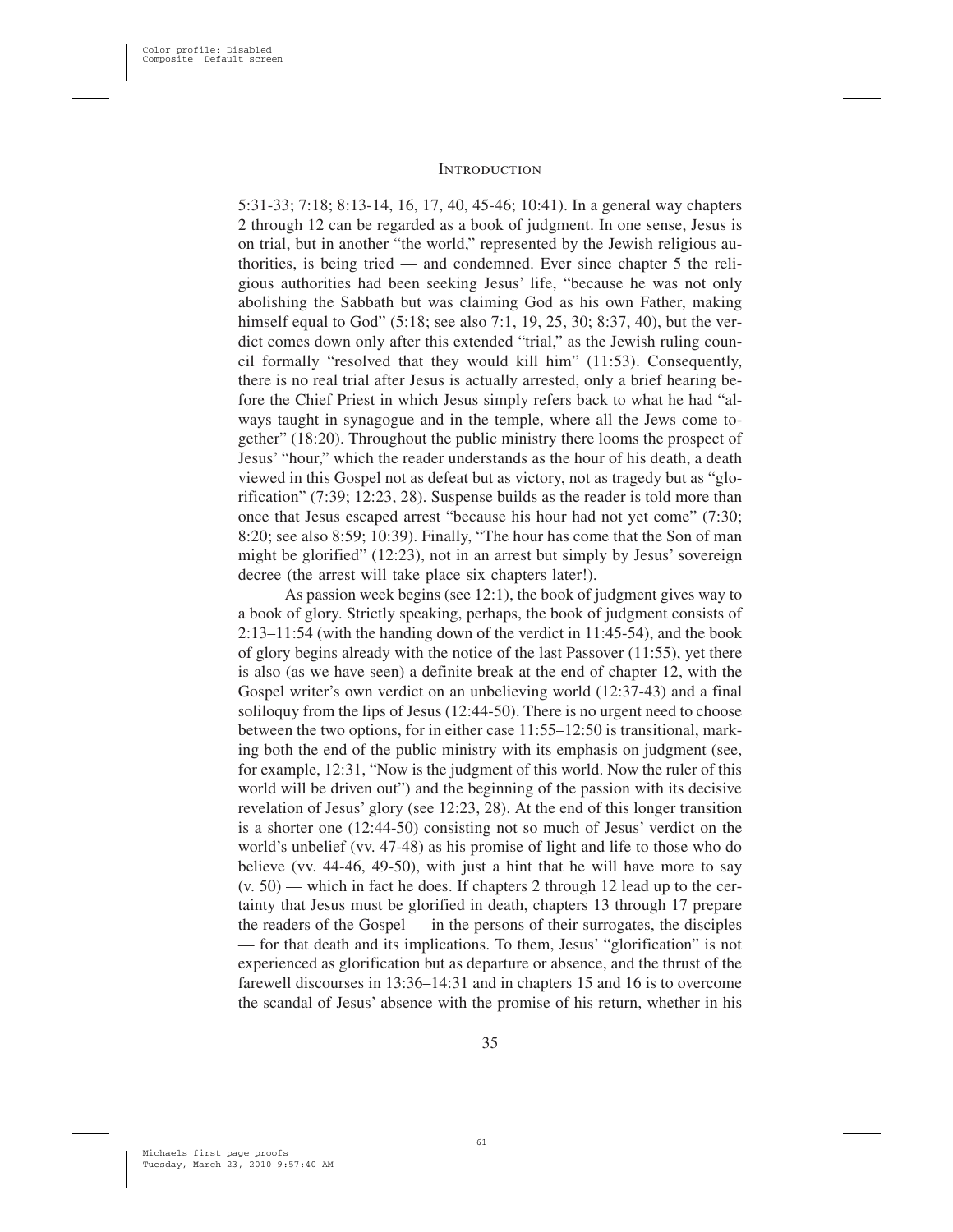5:31-33; 7:18; 8:13-14, 16, 17, 40, 45-46; 10:41). In a general way chapters 2 through 12 can be regarded as a book of judgment. In one sense, Jesus is on trial, but in another "the world," represented by the Jewish religious authorities, is being tried — and condemned. Ever since chapter 5 the religious authorities had been seeking Jesus' life, "because he was not only abolishing the Sabbath but was claiming God as his own Father, making himself equal to God" (5:18; see also 7:1, 19, 25, 30; 8:37, 40), but the verdict comes down only after this extended "trial," as the Jewish ruling council formally "resolved that they would kill him" (11:53). Consequently, there is no real trial after Jesus is actually arrested, only a brief hearing before the Chief Priest in which Jesus simply refers back to what he had "always taught in synagogue and in the temple, where all the Jews come together" (18:20). Throughout the public ministry there looms the prospect of Jesus' "hour," which the reader understands as the hour of his death, a death viewed in this Gospel not as defeat but as victory, not as tragedy but as "glorification" (7:39; 12:23, 28). Suspense builds as the reader is told more than once that Jesus escaped arrest "because his hour had not yet come" (7:30; 8:20; see also 8:59; 10:39). Finally, "The hour has come that the Son of man might be glorified" (12:23), not in an arrest but simply by Jesus' sovereign decree (the arrest will take place six chapters later!).

As passion week begins (see 12:1), the book of judgment gives way to a book of glory. Strictly speaking, perhaps, the book of judgment consists of 2:13–11:54 (with the handing down of the verdict in 11:45-54), and the book of glory begins already with the notice of the last Passover (11:55), yet there is also (as we have seen) a definite break at the end of chapter 12, with the Gospel writer's own verdict on an unbelieving world (12:37-43) and a final soliloquy from the lips of Jesus (12:44-50). There is no urgent need to choose between the two options, for in either case 11:55–12:50 is transitional, marking both the end of the public ministry with its emphasis on judgment (see, for example, 12:31, "Now is the judgment of this world. Now the ruler of this world will be driven out") and the beginning of the passion with its decisive revelation of Jesus' glory (see 12:23, 28). At the end of this longer transition is a shorter one (12:44-50) consisting not so much of Jesus' verdict on the world's unbelief (vv. 47-48) as his promise of light and life to those who do believe (vv. 44-46, 49-50), with just a hint that he will have more to say (v. 50) — which in fact he does. If chapters 2 through 12 lead up to the certainty that Jesus must be glorified in death, chapters 13 through 17 prepare the readers of the Gospel — in the persons of their surrogates, the disciples — for that death and its implications. To them, Jesus' "glorification" is not experienced as glorification but as departure or absence, and the thrust of the farewell discourses in 13:36–14:31 and in chapters 15 and 16 is to overcome the scandal of Jesus' absence with the promise of his return, whether in his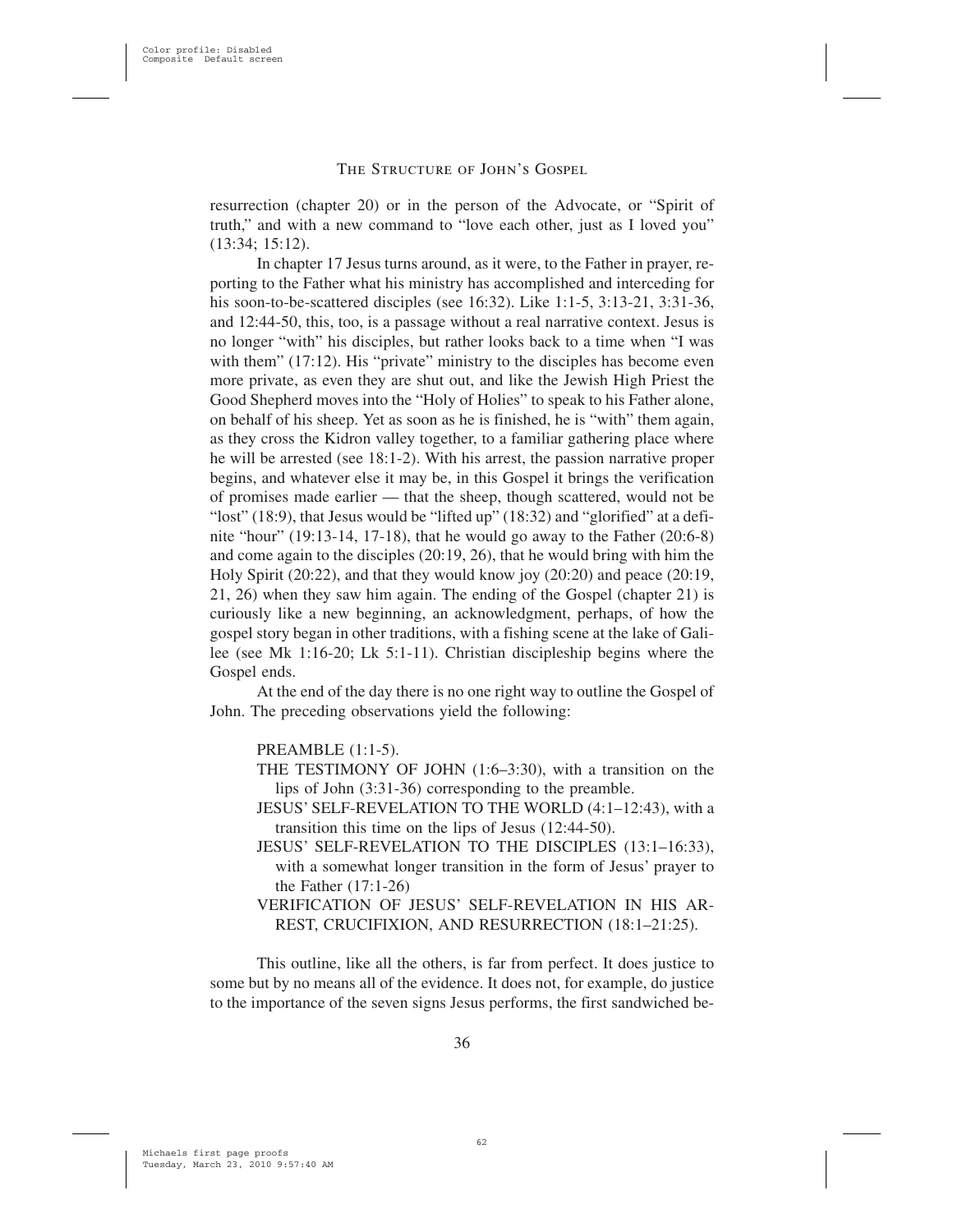resurrection (chapter 20) or in the person of the Advocate, or "Spirit of truth," and with a new command to "love each other, just as I loved you" (13:34; 15:12).

In chapter 17 Jesus turns around, as it were, to the Father in prayer, reporting to the Father what his ministry has accomplished and interceding for his soon-to-be-scattered disciples (see 16:32). Like 1:1-5, 3:13-21, 3:31-36, and 12:44-50, this, too, is a passage without a real narrative context. Jesus is no longer "with" his disciples, but rather looks back to a time when "I was with them" (17:12). His "private" ministry to the disciples has become even more private, as even they are shut out, and like the Jewish High Priest the Good Shepherd moves into the "Holy of Holies" to speak to his Father alone, on behalf of his sheep. Yet as soon as he is finished, he is "with" them again, as they cross the Kidron valley together, to a familiar gathering place where he will be arrested (see 18:1-2). With his arrest, the passion narrative proper begins, and whatever else it may be, in this Gospel it brings the verification of promises made earlier — that the sheep, though scattered, would not be "lost" (18:9), that Jesus would be "lifted up" (18:32) and "glorified" at a definite "hour" (19:13-14, 17-18), that he would go away to the Father (20:6-8) and come again to the disciples (20:19, 26), that he would bring with him the Holy Spirit (20:22), and that they would know joy (20:20) and peace (20:19, 21, 26) when they saw him again. The ending of the Gospel (chapter 21) is curiously like a new beginning, an acknowledgment, perhaps, of how the gospel story began in other traditions, with a fishing scene at the lake of Galilee (see Mk 1:16-20; Lk 5:1-11). Christian discipleship begins where the Gospel ends.

At the end of the day there is no one right way to outline the Gospel of John. The preceding observations yield the following:

- PREAMBLE (1:1-5).
- THE TESTIMONY OF JOHN (1:6–3:30), with a transition on the lips of John (3:31-36) corresponding to the preamble.
- JESUS' SELF-REVELATION TO THE WORLD (4:1–12:43), with a transition this time on the lips of Jesus (12:44-50).
- JESUS' SELF-REVELATION TO THE DISCIPLES (13:1–16:33), with a somewhat longer transition in the form of Jesus' prayer to the Father (17:1-26)
- VERIFICATION OF JESUS' SELF-REVELATION IN HIS ARREST, CRUCIFIXION, AND RESURRECTION (18:1–21:25).

This outline, like all the others, is far from perfect. It does justice to some but by no means all of the evidence. It does not, for example, do justice to the importance of the seven signs Jesus performs, the first sandwiched be-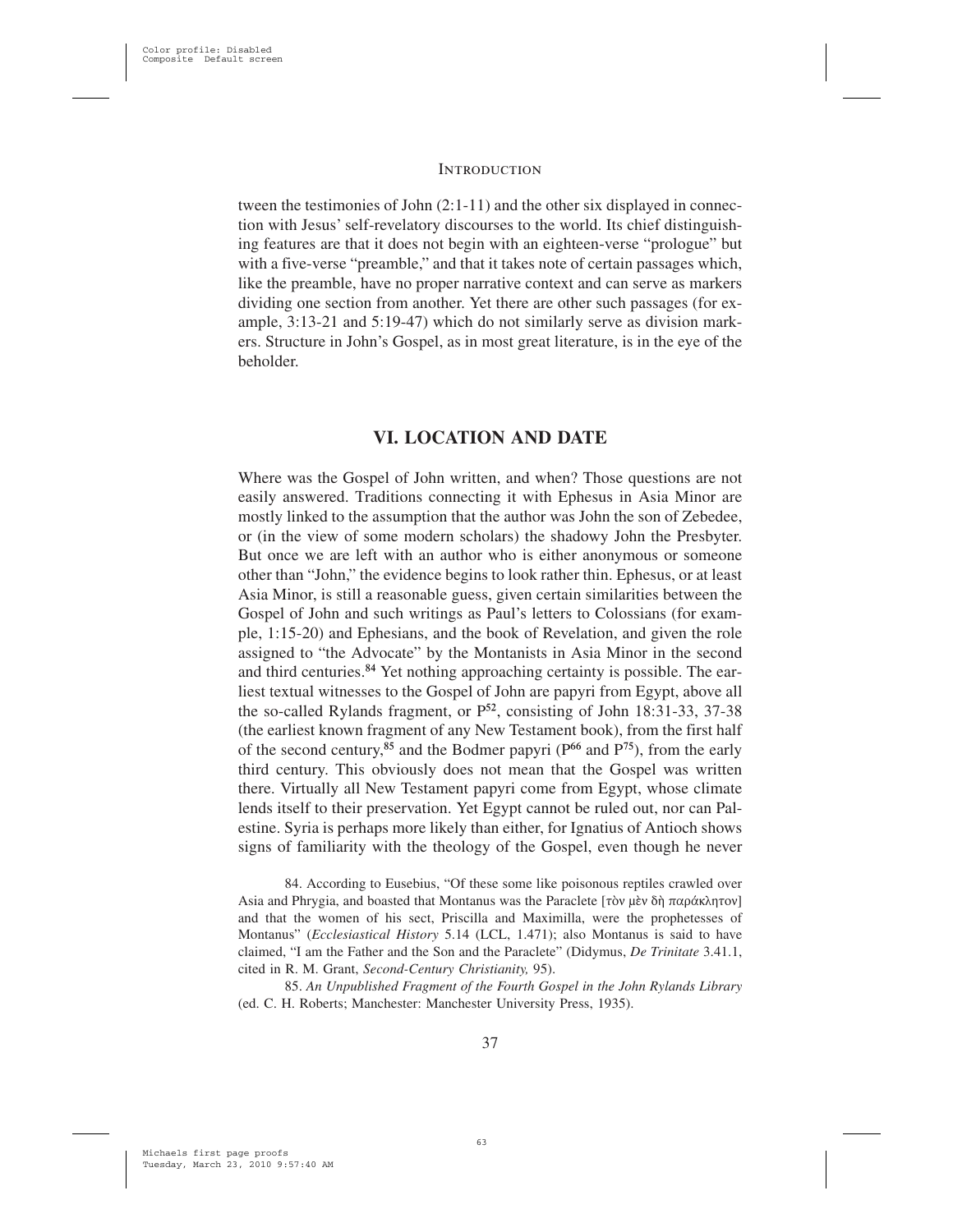tween the testimonies of John (2:1-11) and the other six displayed in connection with Jesus' self-revelatory discourses to the world. Its chief distinguishing features are that it does not begin with an eighteen-verse "prologue" but with a five-verse "preamble," and that it takes note of certain passages which, like the preamble, have no proper narrative context and can serve as markers dividing one section from another. Yet there are other such passages (for example, 3:13-21 and 5:19-47) which do not similarly serve as division markers. Structure in John's Gospel, as in most great literature, is in the eye of the beholder.

## VI. LOCATION AND DATE

Where was the Gospel of John written, and when? Those questions are not easily answered. Traditions connecting it with Ephesus in Asia Minor are mostly linked to the assumption that the author was John the son of Zebedee, or (in the view of some modern scholars) the shadowy John the Presbyter. But once we are left with an author who is either anonymous or someone other than "John," the evidence begins to look rather thin. Ephesus, or at least Asia Minor, is still a reasonable guess, given certain similarities between the Gospel of John and such writings as Paul's letters to Colossians (for example, 1:15-20) and Ephesians, and the book of Revelation, and given the role assigned to "the Advocate" by the Montanists in Asia Minor in the second and third centuries.[84] Yet nothing approaching certainty is possible. The earliest textual witnesses to the Gospel of John are papyri from Egypt, above all the so-called Rylands fragment, or P[52], consisting of John 18:31-33, 37-38 (the earliest known fragment of any New Testament book), from the first half of the second century,[85] and the Bodmer papyri (P[66] and P[75]), from the early third century. This obviously does not mean that the Gospel was written there. Virtually all New Testament papyri come from Egypt, whose climate lends itself to their preservation. Yet Egypt cannot be ruled out, nor can Palestine. Syria is perhaps more likely than either, for Ignatius of Antioch shows signs of familiarity with the theology of the Gospel, even though he never

84. According to Eusebius, "Of these some like poisonous reptiles crawled over Asia and Phrygia, and boasted that Montanus was the Paraclete [τὸν μὲν δὴ παράκλητον] and that the women of his sect, Priscilla and Maximilla, were the prophetesses of Montanus" (*Ecclesiastical History* 5.14 (LCL, 1.471); also Montanus is said to have claimed, "I am the Father and the Son and the Paraclete" (Didymus, *De Trinitate* 3.41.1, cited in R. M. Grant, *Second-Century Christianity,* 95).

85. *An Unpublished Fragment of the Fourth Gospel in the John Rylands Library* (ed. C. H. Roberts; Manchester: Manchester University Press, 1935).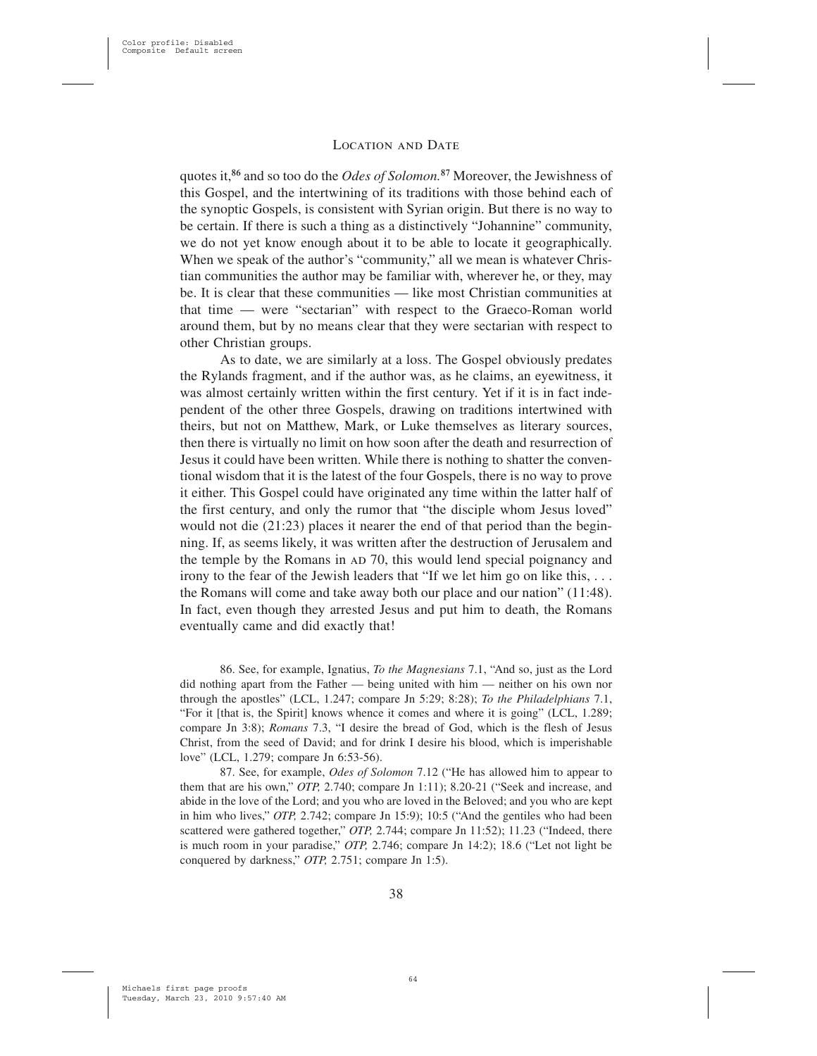quotes it,[86] and so too do the *Odes of Solomon.*[87] Moreover, the Jewishness of this Gospel, and the intertwining of its traditions with those behind each of the synoptic Gospels, is consistent with Syrian origin. But there is no way to be certain. If there is such a thing as a distinctively "Johannine" community, we do not yet know enough about it to be able to locate it geographically. When we speak of the author's "community," all we mean is whatever Christian communities the author may be familiar with, wherever he, or they, may be. It is clear that these communities — like most Christian communities at that time — were "sectarian" with respect to the Graeco-Roman world around them, but by no means clear that they were sectarian with respect to other Christian groups.

As to date, we are similarly at a loss. The Gospel obviously predates the Rylands fragment, and if the author was, as he claims, an eyewitness, it was almost certainly written within the first century. Yet if it is in fact independent of the other three Gospels, drawing on traditions intertwined with theirs, but not on Matthew, Mark, or Luke themselves as literary sources, then there is virtually no limit on how soon after the death and resurrection of Jesus it could have been written. While there is nothing to shatter the conventional wisdom that it is the latest of the four Gospels, there is no way to prove it either. This Gospel could have originated any time within the latter half of the first century, and only the rumor that "the disciple whom Jesus loved" would not die (21:23) places it nearer the end of that period than the beginning. If, as seems likely, it was written after the destruction of Jerusalem and the temple by the Romans in AD 70, this would lend special poignancy and irony to the fear of the Jewish leaders that "If we let him go on like this, . . . the Romans will come and take away both our place and our nation" (11:48). In fact, even though they arrested Jesus and put him to death, the Romans eventually came and did exactly that!

86. See, for example, Ignatius, *To the Magnesians* 7.1, "And so, just as the Lord did nothing apart from the Father — being united with him — neither on his own nor through the apostles" (LCL, 1.247; compare Jn 5:29; 8:28); *To the Philadelphians* 7.1, "For it [that is, the Spirit] knows whence it comes and where it is going" (LCL, 1.289; compare Jn 3:8); *Romans* 7.3, "I desire the bread of God, which is the flesh of Jesus Christ, from the seed of David; and for drink I desire his blood, which is imperishable love" (LCL, 1.279; compare Jn 6:53-56).

87. See, for example, *Odes of Solomon* 7.12 ("He has allowed him to appear to them that are his own," *OTP,* 2.740; compare Jn 1:11); 8.20-21 ("Seek and increase, and abide in the love of the Lord; and you who are loved in the Beloved; and you who are kept in him who lives," *OTP,* 2.742; compare Jn 15:9); 10:5 ("And the gentiles who had been scattered were gathered together," *OTP,* 2.744; compare Jn 11:52); 11.23 ("Indeed, there is much room in your paradise," *OTP,* 2.746; compare Jn 14:2); 18.6 ("Let not light be conquered by darkness," *OTP,* 2.751; compare Jn 1:5).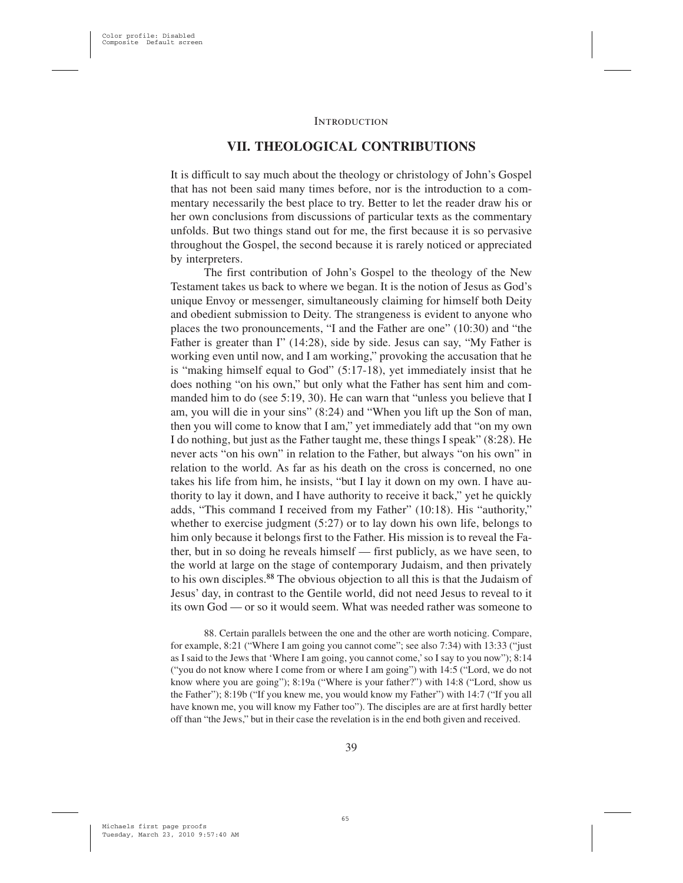## VII. THEOLOGICAL CONTRIBUTIONS

It is difficult to say much about the theology or christology of John's Gospel that has not been said many times before, nor is the introduction to a commentary necessarily the best place to try. Better to let the reader draw his or her own conclusions from discussions of particular texts as the commentary unfolds. But two things stand out for me, the first because it is so pervasive throughout the Gospel, the second because it is rarely noticed or appreciated by interpreters.

The first contribution of John's Gospel to the theology of the New Testament takes us back to where we began. It is the notion of Jesus as God's unique Envoy or messenger, simultaneously claiming for himself both Deity and obedient submission to Deity. The strangeness is evident to anyone who places the two pronouncements, "I and the Father are one" (10:30) and "the Father is greater than I" (14:28), side by side. Jesus can say, "My Father is working even until now, and I am working," provoking the accusation that he is "making himself equal to God" (5:17-18), yet immediately insist that he does nothing "on his own," but only what the Father has sent him and commanded him to do (see 5:19, 30). He can warn that "unless you believe that I am, you will die in your sins" (8:24) and "When you lift up the Son of man, then you will come to know that I am," yet immediately add that "on my own I do nothing, but just as the Father taught me, these things I speak" (8:28). He never acts "on his own" in relation to the Father, but always "on his own" in relation to the world. As far as his death on the cross is concerned, no one takes his life from him, he insists, "but I lay it down on my own. I have authority to lay it down, and I have authority to receive it back," yet he quickly adds, "This command I received from my Father" (10:18). His "authority," whether to exercise judgment (5:27) or to lay down his own life, belongs to him only because it belongs first to the Father. His mission is to reveal the Father, but in so doing he reveals himself — first publicly, as we have seen, to the world at large on the stage of contemporary Judaism, and then privately to his own disciples.[88] The obvious objection to all this is that the Judaism of Jesus' day, in contrast to the Gentile world, did not need Jesus to reveal to it its own God — or so it would seem. What was needed rather was someone to

88. Certain parallels between the one and the other are worth noticing. Compare, for example, 8:21 ("Where I am going you cannot come"; see also 7:34) with 13:33 ("just as I said to the Jews that 'Where I am going, you cannot come,' so I say to you now"); 8:14 ("you do not know where I come from or where I am going") with 14:5 ("Lord, we do not know where you are going"); 8:19a ("Where is your father?") with 14:8 ("Lord, show us the Father"); 8:19b ("If you knew me, you would know my Father") with 14:7 ("If you all have known me, you will know my Father too"). The disciples are at first hardly better off than "the Jews," but in their case the revelation is in the end both given and received.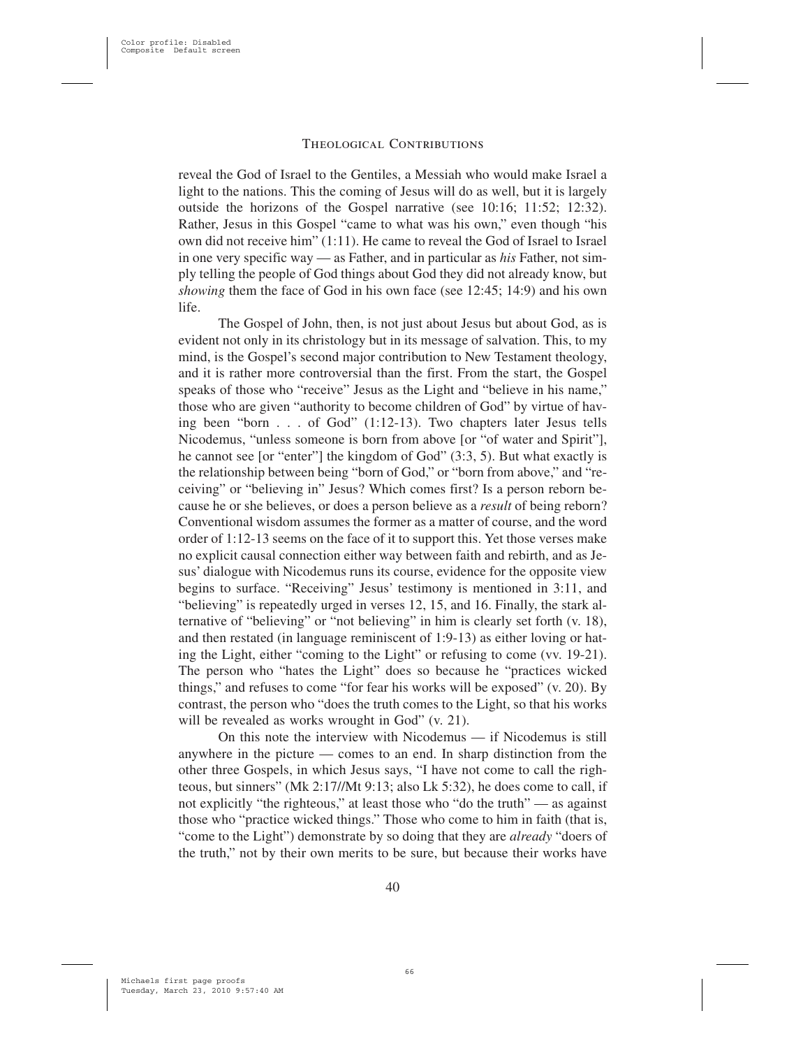reveal the God of Israel to the Gentiles, a Messiah who would make Israel a light to the nations. This the coming of Jesus will do as well, but it is largely outside the horizons of the Gospel narrative (see 10:16; 11:52; 12:32). Rather, Jesus in this Gospel "came to what was his own," even though "his own did not receive him" (1:11). He came to reveal the God of Israel to Israel in one very specific way — as Father, and in particular as *his* Father, not simply telling the people of God things about God they did not already know, but *showing* them the face of God in his own face (see 12:45; 14:9) and his own life.

The Gospel of John, then, is not just about Jesus but about God, as is evident not only in its christology but in its message of salvation. This, to my mind, is the Gospel's second major contribution to New Testament theology, and it is rather more controversial than the first. From the start, the Gospel speaks of those who "receive" Jesus as the Light and "believe in his name," those who are given "authority to become children of God" by virtue of having been "born . . . of God" (1:12-13). Two chapters later Jesus tells Nicodemus, "unless someone is born from above [or "of water and Spirit"], he cannot see [or "enter"] the kingdom of God" (3:3, 5). But what exactly is the relationship between being "born of God," or "born from above," and "receiving" or "believing in" Jesus? Which comes first? Is a person reborn because he or she believes, or does a person believe as a *result* of being reborn? Conventional wisdom assumes the former as a matter of course, and the word order of 1:12-13 seems on the face of it to support this. Yet those verses make no explicit causal connection either way between faith and rebirth, and as Jesus' dialogue with Nicodemus runs its course, evidence for the opposite view begins to surface. "Receiving" Jesus' testimony is mentioned in 3:11, and "believing" is repeatedly urged in verses 12, 15, and 16. Finally, the stark alternative of "believing" or "not believing" in him is clearly set forth (v. 18), and then restated (in language reminiscent of 1:9-13) as either loving or hating the Light, either "coming to the Light" or refusing to come (vv. 19-21). The person who "hates the Light" does so because he "practices wicked things," and refuses to come "for fear his works will be exposed" (v. 20). By contrast, the person who "does the truth comes to the Light, so that his works will be revealed as works wrought in God" (v. 21).

On this note the interview with Nicodemus — if Nicodemus is still anywhere in the picture — comes to an end. In sharp distinction from the other three Gospels, in which Jesus says, "I have not come to call the righteous, but sinners" (Mk 2:17//Mt 9:13; also Lk 5:32), he does come to call, if not explicitly "the righteous," at least those who "do the truth" — as against those who "practice wicked things." Those who come to him in faith (that is, "come to the Light") demonstrate by so doing that they are *already* "doers of the truth," not by their own merits to be sure, but because their works have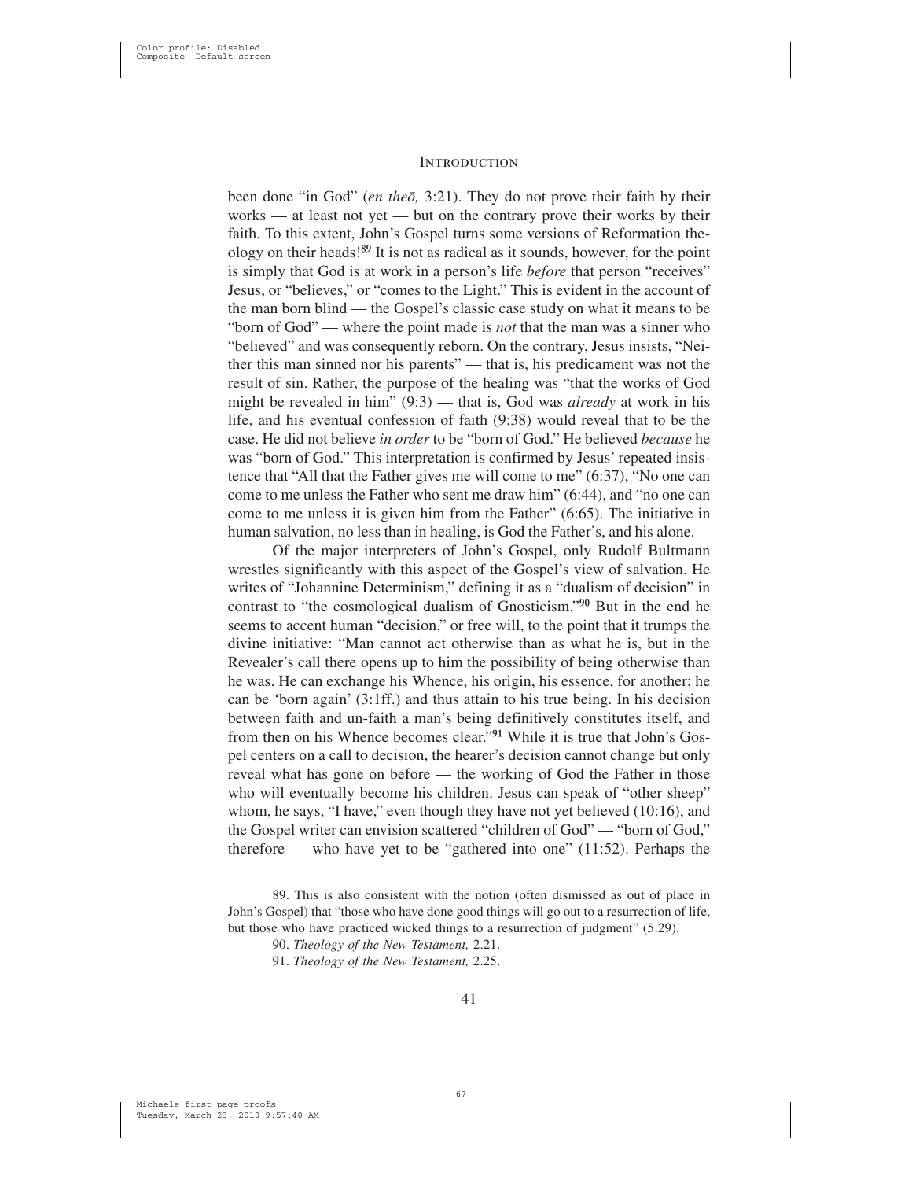been done "in God" (*en theō,* 3:21). They do not prove their faith by their works — at least not yet — but on the contrary prove their works by their faith. To this extent, John's Gospel turns some versions of Reformation theology on their heads![89] It is not as radical as it sounds, however, for the point is simply that God is at work in a person's life *before* that person "receives" Jesus, or "believes," or "comes to the Light." This is evident in the account of the man born blind — the Gospel's classic case study on what it means to be "born of God" — where the point made is *not* that the man was a sinner who "believed" and was consequently reborn. On the contrary, Jesus insists, "Neither this man sinned nor his parents" — that is, his predicament was not the result of sin. Rather, the purpose of the healing was "that the works of God might be revealed in him" (9:3) — that is, God was *already* at work in his life, and his eventual confession of faith (9:38) would reveal that to be the case. He did not believe *in order* to be "born of God." He believed *because* he was "born of God." This interpretation is confirmed by Jesus' repeated insistence that "All that the Father gives me will come to me" (6:37), "No one can come to me unless the Father who sent me draw him" (6:44), and "no one can come to me unless it is given him from the Father" (6:65). The initiative in human salvation, no less than in healing, is God the Father's, and his alone.

Of the major interpreters of John's Gospel, only Rudolf Bultmann wrestles significantly with this aspect of the Gospel's view of salvation. He writes of "Johannine Determinism," defining it as a "dualism of decision" in contrast to "the cosmological dualism of Gnosticism."[90] But in the end he seems to accent human "decision," or free will, to the point that it trumps the divine initiative: "Man cannot act otherwise than as what he is, but in the Revealer's call there opens up to him the possibility of being otherwise than he was. He can exchange his Whence, his origin, his essence, for another; he can be 'born again' (3:1ff.) and thus attain to his true being. In his decision between faith and un-faith a man's being definitively constitutes itself, and from then on his Whence becomes clear."[91] While it is true that John's Gospel centers on a call to decision, the hearer's decision cannot change but only reveal what has gone on before — the working of God the Father in those who will eventually become his children. Jesus can speak of "other sheep" whom, he says, "I have," even though they have not yet believed (10:16), and the Gospel writer can envision scattered "children of God" — "born of God," therefore — who have yet to be "gathered into one" (11:52). Perhaps the

89. This is also consistent with the notion (often dismissed as out of place in John's Gospel) that "those who have done good things will go out to a resurrection of life, but those who have practiced wicked things to a resurrection of judgment" (5:29).

90. *Theology of the New Testament,* 2.21.

91. *Theology of the New Testament,* 2.25.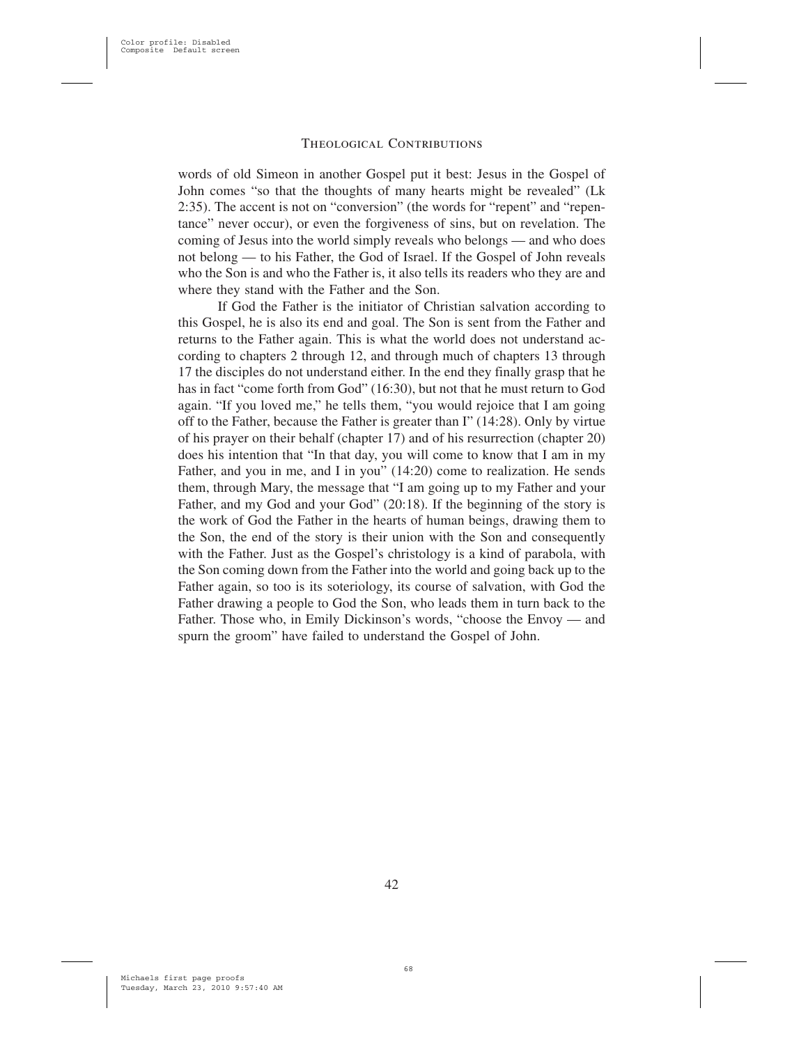words of old Simeon in another Gospel put it best: Jesus in the Gospel of John comes "so that the thoughts of many hearts might be revealed" (Lk 2:35). The accent is not on "conversion" (the words for "repent" and "repentance" never occur), or even the forgiveness of sins, but on revelation. The coming of Jesus into the world simply reveals who belongs — and who does not belong — to his Father, the God of Israel. If the Gospel of John reveals who the Son is and who the Father is, it also tells its readers who they are and where they stand with the Father and the Son.

If God the Father is the initiator of Christian salvation according to this Gospel, he is also its end and goal. The Son is sent from the Father and returns to the Father again. This is what the world does not understand according to chapters 2 through 12, and through much of chapters 13 through 17 the disciples do not understand either. In the end they finally grasp that he has in fact "come forth from God" (16:30), but not that he must return to God again. "If you loved me," he tells them, "you would rejoice that I am going off to the Father, because the Father is greater than I" (14:28). Only by virtue of his prayer on their behalf (chapter 17) and of his resurrection (chapter 20) does his intention that "In that day, you will come to know that I am in my Father, and you in me, and I in you" (14:20) come to realization. He sends them, through Mary, the message that "I am going up to my Father and your Father, and my God and your God" (20:18). If the beginning of the story is the work of God the Father in the hearts of human beings, drawing them to the Son, the end of the story is their union with the Son and consequently with the Father. Just as the Gospel's christology is a kind of parabola, with the Son coming down from the Father into the world and going back up to the Father again, so too is its soteriology, its course of salvation, with God the Father drawing a people to God the Son, who leads them in turn back to the Father. Those who, in Emily Dickinson's words, "choose the Envoy — and spurn the groom" have failed to understand the Gospel of John.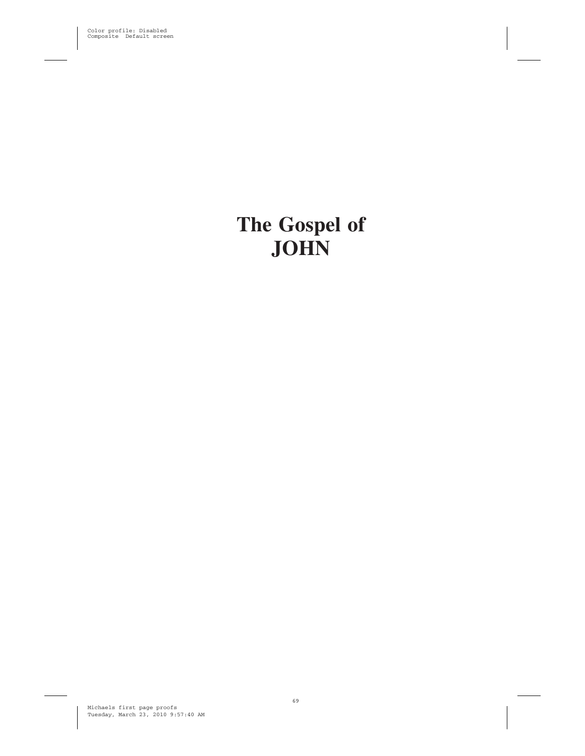# The Gospel of JOHN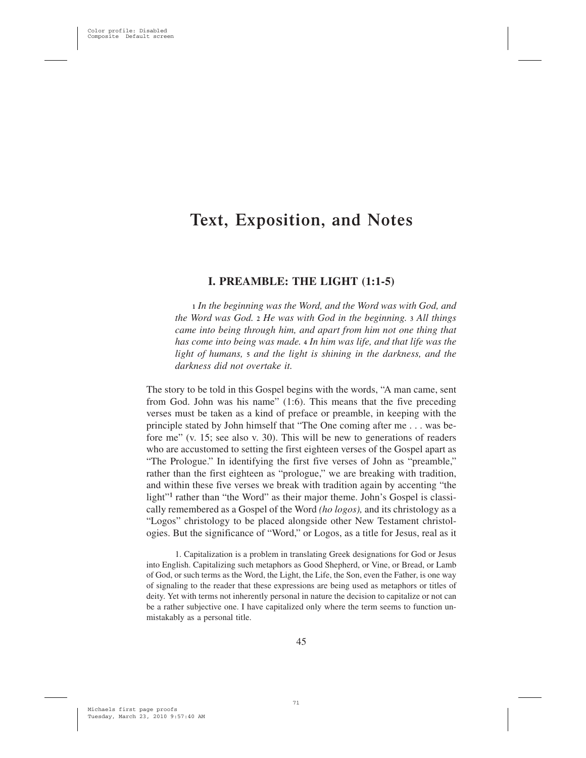# Text, Exposition, and Notes

## I. PREAMBLE: THE LIGHT (1:1-5)

> 1 *In the beginning was the Word, and the Word was with God, and the Word was God.* 2 *He was with God in the beginning.* 3 *All things came into being through him, and apart from him not one thing that has come into being was made.* 4 *In him was life, and that life was the light of humans,* 5 *and the light is shining in the darkness, and the darkness did not overtake it.*

The story to be told in this Gospel begins with the words, "A man came, sent from God. John was his name" (1:6). This means that the five preceding verses must be taken as a kind of preface or preamble, in keeping with the principle stated by John himself that "The One coming after me . . . was before me" (v. 15; see also v. 30). This will be new to generations of readers who are accustomed to setting the first eighteen verses of the Gospel apart as "The Prologue." In identifying the first five verses of John as "preamble," rather than the first eighteen as "prologue," we are breaking with tradition, and within these five verses we break with tradition again by accenting "the light"[1] rather than "the Word" as their major theme. John's Gospel is classically remembered as a Gospel of the Word *(ho logos),* and its christology as a "Logos" christology to be placed alongside other New Testament christologies. But the significance of "Word," or Logos, as a title for Jesus, real as it

1. Capitalization is a problem in translating Greek designations for God or Jesus into English. Capitalizing such metaphors as Good Shepherd, or Vine, or Bread, or Lamb of God, or such terms as the Word, the Light, the Life, the Son, even the Father, is one way of signaling to the reader that these expressions are being used as metaphors or titles of deity. Yet with terms not inherently personal in nature the decision to capitalize or not can be a rather subjective one. I have capitalized only where the term seems to function unmistakably as a personal title.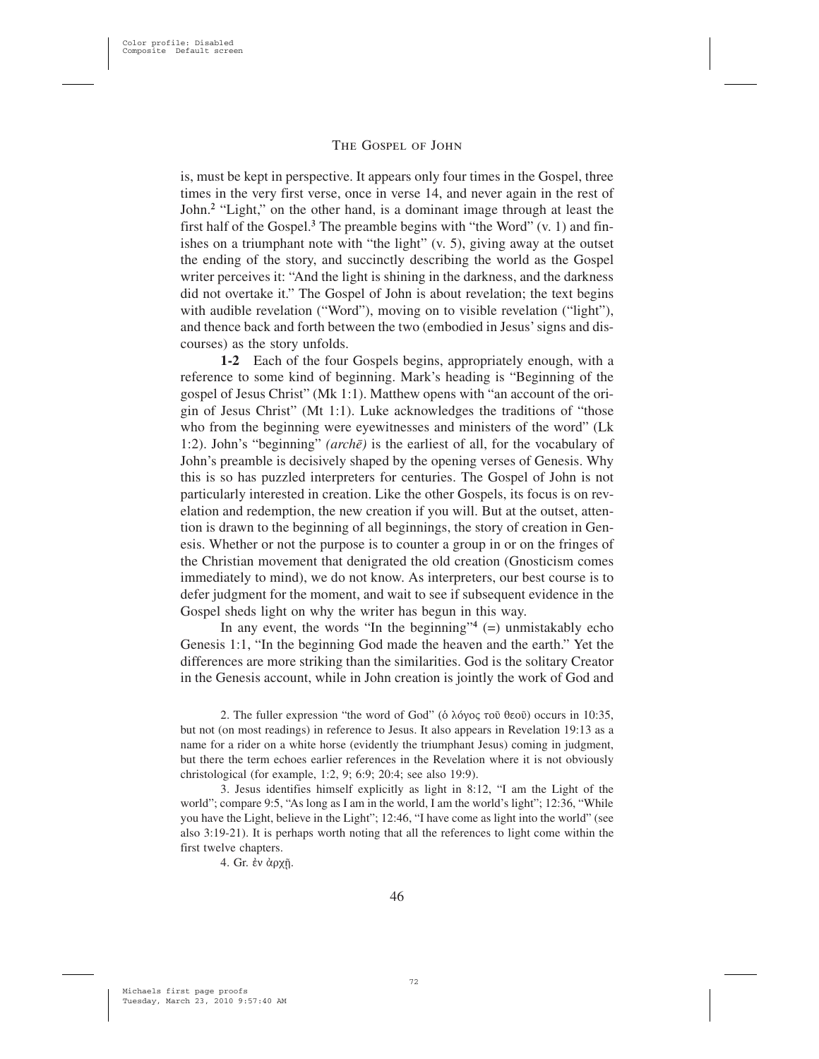is, must be kept in perspective. It appears only four times in the Gospel, three times in the very first verse, once in verse 14, and never again in the rest of John.[2] "Light," on the other hand, is a dominant image through at least the first half of the Gospel.[3] The preamble begins with "the Word" (v. 1) and finishes on a triumphant note with "the light" (v. 5), giving away at the outset the ending of the story, and succinctly describing the world as the Gospel writer perceives it: "And the light is shining in the darkness, and the darkness did not overtake it." The Gospel of John is about revelation; the text begins with audible revelation ("Word"), moving on to visible revelation ("light"), and thence back and forth between the two (embodied in Jesus' signs and discourses) as the story unfolds.

**1-2** Each of the four Gospels begins, appropriately enough, with a reference to some kind of beginning. Mark's heading is "Beginning of the gospel of Jesus Christ" (Mk 1:1). Matthew opens with "an account of the origin of Jesus Christ" (Mt 1:1). Luke acknowledges the traditions of "those who from the beginning were eyewitnesses and ministers of the word" (Lk 1:2). John's "beginning" *(archē)* is the earliest of all, for the vocabulary of John's preamble is decisively shaped by the opening verses of Genesis. Why this is so has puzzled interpreters for centuries. The Gospel of John is not particularly interested in creation. Like the other Gospels, its focus is on revelation and redemption, the new creation if you will. But at the outset, attention is drawn to the beginning of all beginnings, the story of creation in Genesis. Whether or not the purpose is to counter a group in or on the fringes of the Christian movement that denigrated the old creation (Gnosticism comes immediately to mind), we do not know. As interpreters, our best course is to defer judgment for the moment, and wait to see if subsequent evidence in the Gospel sheds light on why the writer has begun in this way.

In any event, the words "In the beginning"[4] (=) unmistakably echo Genesis 1:1, "In the beginning God made the heaven and the earth." Yet the differences are more striking than the similarities. God is the solitary Creator in the Genesis account, while in John creation is jointly the work of God and

2. The fuller expression "the word of God" (ὁ λόγος τοῦ θεοῦ) occurs in 10:35, but not (on most readings) in reference to Jesus. It also appears in Revelation 19:13 as a name for a rider on a white horse (evidently the triumphant Jesus) coming in judgment, but there the term echoes earlier references in the Revelation where it is not obviously christological (for example, 1:2, 9; 6:9; 20:4; see also 19:9).

3. Jesus identifies himself explicitly as light in 8:12, "I am the Light of the world"; compare 9:5, "As long as I am in the world, I am the world's light"; 12:36, "While you have the Light, believe in the Light"; 12:46, "I have come as light into the world" (see also 3:19-21). It is perhaps worth noting that all the references to light come within the first twelve chapters.

4. Gr. ἐν ἀρχῇ.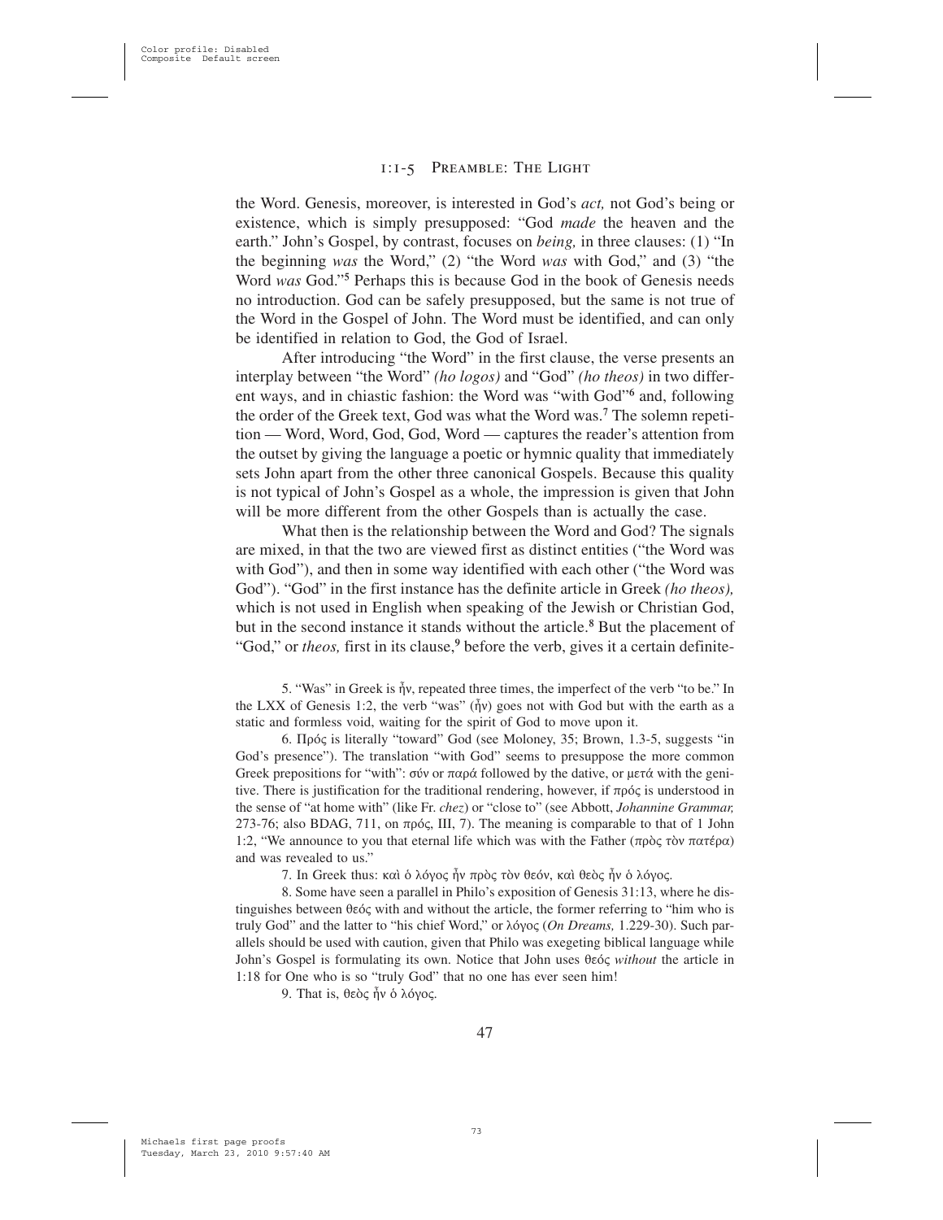the Word. Genesis, moreover, is interested in God's *act,* not God's being or existence, which is simply presupposed: "God *made* the heaven and the earth." John's Gospel, by contrast, focuses on *being,* in three clauses: (1) "In the beginning *was* the Word," (2) "the Word *was* with God," and (3) "the Word *was* God."[5] Perhaps this is because God in the book of Genesis needs no introduction. God can be safely presupposed, but the same is not true of the Word in the Gospel of John. The Word must be identified, and can only be identified in relation to God, the God of Israel.

After introducing "the Word" in the first clause, the verse presents an interplay between "the Word" *(ho logos)* and "God" *(ho theos)* in two different ways, and in chiastic fashion: the Word was "with God"[6] and, following the order of the Greek text, God was what the Word was.[7] The solemn repetition — Word, Word, God, God, Word — captures the reader's attention from the outset by giving the language a poetic or hymnic quality that immediately sets John apart from the other three canonical Gospels. Because this quality is not typical of John's Gospel as a whole, the impression is given that John will be more different from the other Gospels than is actually the case.

What then is the relationship between the Word and God? The signals are mixed, in that the two are viewed first as distinct entities ("the Word was with God"), and then in some way identified with each other ("the Word was God"). "God" in the first instance has the definite article in Greek *(ho theos),* which is not used in English when speaking of the Jewish or Christian God, but in the second instance it stands without the article.[8] But the placement of "God," or *theos,* first in its clause,[9] before the verb, gives it a certain definite-

5. "Was" in Greek is ἦν, repeated three times, the imperfect of the verb "to be." In the LXX of Genesis 1:2, the verb "was" (ἦν) goes not with God but with the earth as a static and formless void, waiting for the spirit of God to move upon it.

6. Πρός is literally "toward" God (see Moloney, 35; Brown, 1.3-5, suggests "in God's presence"). The translation "with God" seems to presuppose the more common Greek prepositions for "with": σύν or παρά followed by the dative, or μετά with the genitive. There is justification for the traditional rendering, however, if πρός is understood in the sense of "at home with" (like Fr. *chez*) or "close to" (see Abbott, *Johannine Grammar,* 273-76; also BDAG, 711, on πρός, III, 7). The meaning is comparable to that of 1 John 1:2, "We announce to you that eternal life which was with the Father (πρὸς τὸν πατέρα) and was revealed to us."

7. In Greek thus: καὶ ὁ λόγος ἦν πρὸς τὸν θεόν, καὶ θεὸς ἦν ὁ λόγος.

8. Some have seen a parallel in Philo's exposition of Genesis 31:13, where he distinguishes between θεός with and without the article, the former referring to "him who is truly God" and the latter to "his chief Word," or λόγος (*On Dreams,* 1.229-30). Such parallels should be used with caution, given that Philo was exegeting biblical language while John's Gospel is formulating its own. Notice that John uses θεός *without* the article in 1:18 for One who is so "truly God" that no one has ever seen him!

9. That is, θεὸς ἦν ὁ λόγος.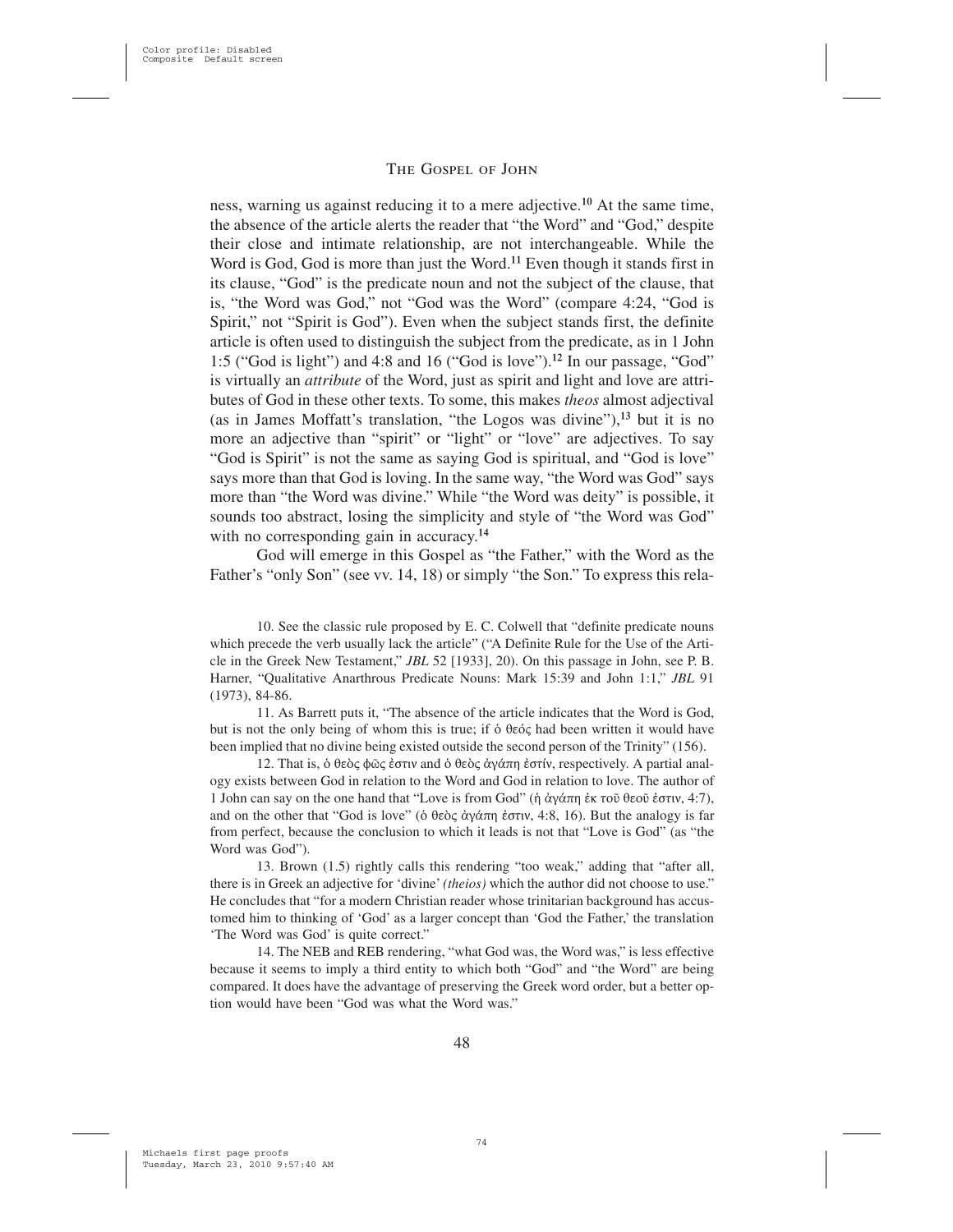ness, warning us against reducing it to a mere adjective.[10] At the same time, the absence of the article alerts the reader that "the Word" and "God," despite their close and intimate relationship, are not interchangeable. While the Word is God, God is more than just the Word.[11] Even though it stands first in its clause, "God" is the predicate noun and not the subject of the clause, that is, "the Word was God," not "God was the Word" (compare 4:24, "God is Spirit," not "Spirit is God"). Even when the subject stands first, the definite article is often used to distinguish the subject from the predicate, as in 1 John 1:5 ("God is light") and 4:8 and 16 ("God is love").[12] In our passage, "God" is virtually an *attribute* of the Word, just as spirit and light and love are attributes of God in these other texts. To some, this makes *theos* almost adjectival (as in James Moffatt's translation, "the Logos was divine"),[13] but it is no more an adjective than "spirit" or "light" or "love" are adjectives. To say "God is Spirit" is not the same as saying God is spiritual, and "God is love" says more than that God is loving. In the same way, "the Word was God" says more than "the Word was divine." While "the Word was deity" is possible, it sounds too abstract, losing the simplicity and style of "the Word was God" with no corresponding gain in accuracy.[14]

God will emerge in this Gospel as "the Father," with the Word as the Father's "only Son" (see vv. 14, 18) or simply "the Son." To express this rela-

10. See the classic rule proposed by E. C. Colwell that "definite predicate nouns which precede the verb usually lack the article" ("A Definite Rule for the Use of the Article in the Greek New Testament," *JBL* 52 [1933], 20). On this passage in John, see P. B. Harner, "Qualitative Anarthrous Predicate Nouns: Mark 15:39 and John 1:1," *JBL* 91 (1973), 84-86.

11. As Barrett puts it, "The absence of the article indicates that the Word is God, but is not the only being of whom this is true; if ὁ θεός had been written it would have been implied that no divine being existed outside the second person of the Trinity" (156).

12. That is, ὁ θεὸς φῶς ἐστιν and ὁ θεὸς ἀγάπη ἐστίν, respectively. A partial analogy exists between God in relation to the Word and God in relation to love. The author of 1 John can say on the one hand that "Love is from God" (ἡ ἀγάπη ἐκ τοῦ θεοῦ ἐστιν, 4:7), and on the other that "God is love" (ὁ θεὸς ἀγάπη ἐστιν, 4:8, 16). But the analogy is far from perfect, because the conclusion to which it leads is not that "Love is God" (as "the Word was God").

13. Brown (1.5) rightly calls this rendering "too weak," adding that "after all, there is in Greek an adjective for 'divine' *(theios)* which the author did not choose to use." He concludes that "for a modern Christian reader whose trinitarian background has accustomed him to thinking of 'God' as a larger concept than 'God the Father,' the translation 'The Word was God' is quite correct."

14. The NEB and REB rendering, "what God was, the Word was," is less effective because it seems to imply a third entity to which both "God" and "the Word" are being compared. It does have the advantage of preserving the Greek word order, but a better option would have been "God was what the Word was."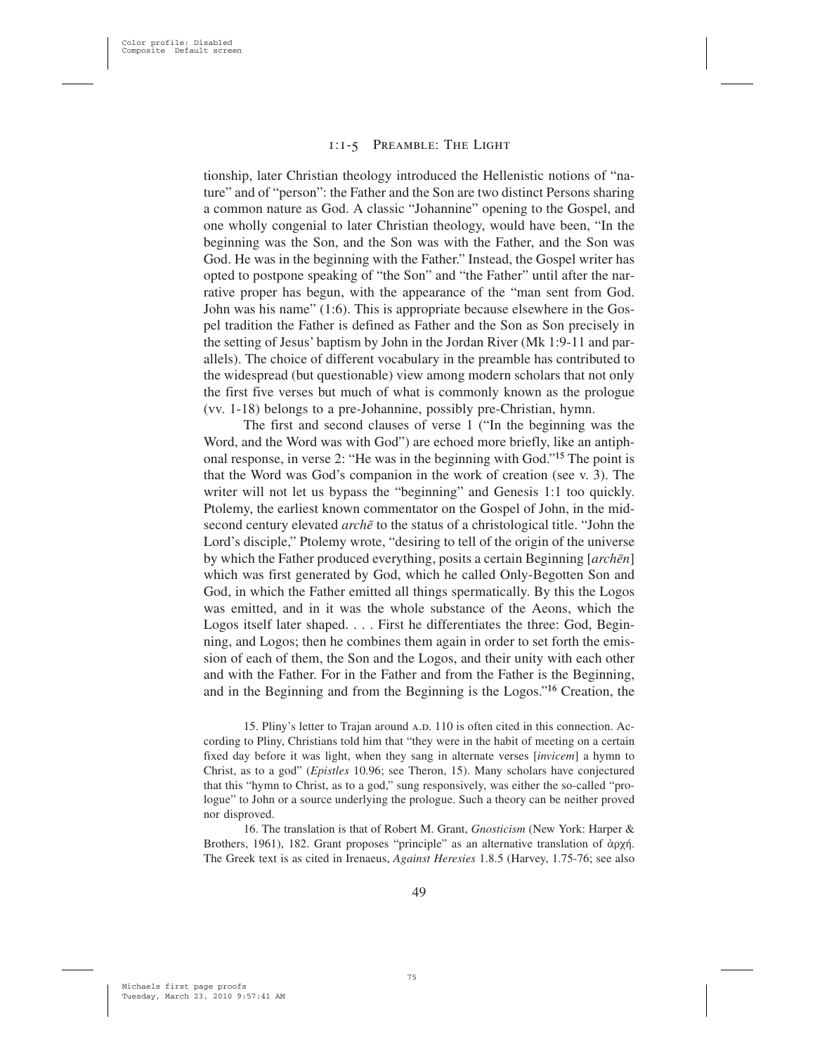tionship, later Christian theology introduced the Hellenistic notions of "nature" and of "person": the Father and the Son are two distinct Persons sharing a common nature as God. A classic "Johannine" opening to the Gospel, and one wholly congenial to later Christian theology, would have been, "In the beginning was the Son, and the Son was with the Father, and the Son was God. He was in the beginning with the Father." Instead, the Gospel writer has opted to postpone speaking of "the Son" and "the Father" until after the narrative proper has begun, with the appearance of the "man sent from God. John was his name" (1:6). This is appropriate because elsewhere in the Gospel tradition the Father is defined as Father and the Son as Son precisely in the setting of Jesus' baptism by John in the Jordan River (Mk 1:9-11 and parallels). The choice of different vocabulary in the preamble has contributed to the widespread (but questionable) view among modern scholars that not only the first five verses but much of what is commonly known as the prologue (vv. 1-18) belongs to a pre-Johannine, possibly pre-Christian, hymn.

The first and second clauses of verse 1 ("In the beginning was the Word, and the Word was with God") are echoed more briefly, like an antiphonal response, in verse 2: "He was in the beginning with God."[15] The point is that the Word was God's companion in the work of creation (see v. 3). The writer will not let us bypass the "beginning" and Genesis 1:1 too quickly. Ptolemy, the earliest known commentator on the Gospel of John, in the mid-second century elevated *archē* to the status of a christological title. "John the Lord's disciple," Ptolemy wrote, "desiring to tell of the origin of the universe by which the Father produced everything, posits a certain Beginning [*archēn*] which was first generated by God, which he called Only-Begotten Son and God, in which the Father emitted all things spermatically. By this the Logos was emitted, and in it was the whole substance of the Aeons, which the Logos itself later shaped. . . . First he differentiates the three: God, Beginning, and Logos; then he combines them again in order to set forth the emission of each of them, the Son and the Logos, and their unity with each other and with the Father. For in the Father and from the Father is the Beginning, and in the Beginning and from the Beginning is the Logos."[16] Creation, the

15. Pliny's letter to Trajan around A.D. 110 is often cited in this connection. According to Pliny, Christians told him that "they were in the habit of meeting on a certain fixed day before it was light, when they sang in alternate verses [*invicem*] a hymn to Christ, as to a god" (*Epistles* 10.96; see Theron, 15). Many scholars have conjectured that this "hymn to Christ, as to a god," sung responsively, was either the so-called "prologue" to John or a source underlying the prologue. Such a theory can be neither proved nor disproved.

16. The translation is that of Robert M. Grant, *Gnosticism* (New York: Harper & Brothers, 1961), 182. Grant proposes "principle" as an alternative translation of ἀρχή. The Greek text is as cited in Irenaeus, *Against Heresies* 1.8.5 (Harvey, 1.75-76; see also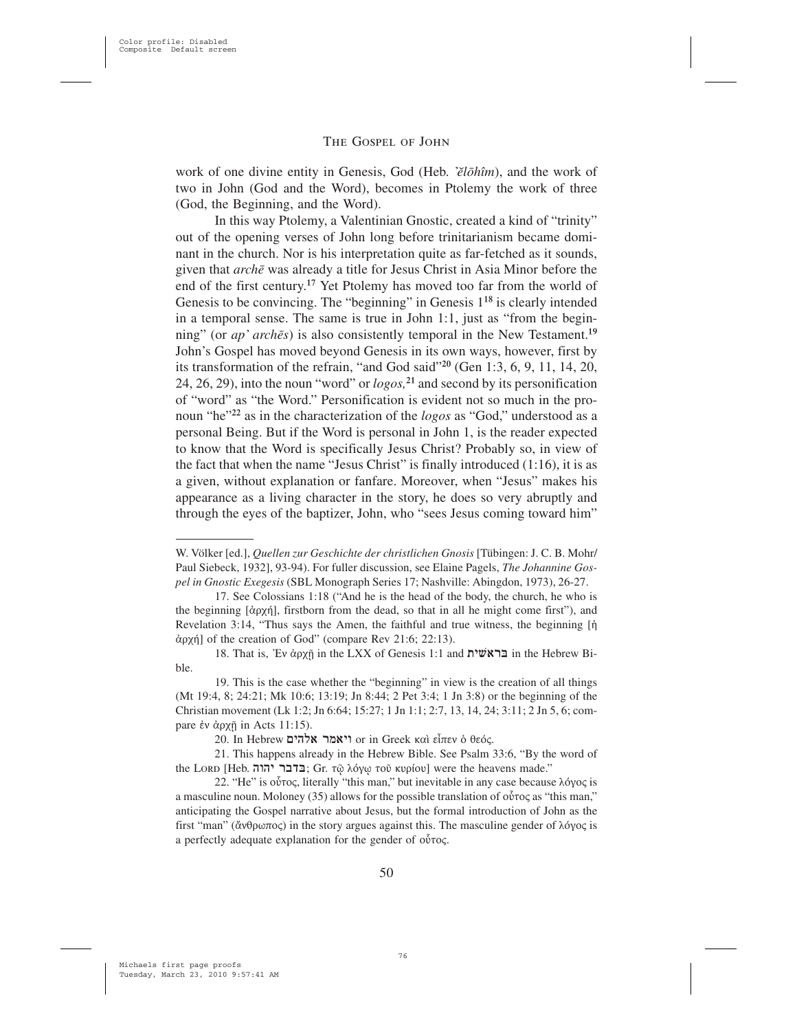work of one divine entity in Genesis, God (Heb. *ʾĕlōhîm*), and the work of two in John (God and the Word), becomes in Ptolemy the work of three (God, the Beginning, and the Word).

In this way Ptolemy, a Valentinian Gnostic, created a kind of "trinity" out of the opening verses of John long before trinitarianism became dominant in the church. Nor is his interpretation quite as far-fetched as it sounds, given that *archē* was already a title for Jesus Christ in Asia Minor before the end of the first century.[17] Yet Ptolemy has moved too far from the world of Genesis to be convincing. The "beginning" in Genesis 1[18] is clearly intended in a temporal sense. The same is true in John 1:1, just as "from the beginning" (or *ap' archēs*) is also consistently temporal in the New Testament.[19] John's Gospel has moved beyond Genesis in its own ways, however, first by its transformation of the refrain, "and God said"[20] (Gen 1:3, 6, 9, 11, 14, 20, 24, 26, 29), into the noun "word" or *logos,*[21] and second by its personification of "word" as "the Word." Personification is evident not so much in the pronoun "he"[22] as in the characterization of the *logos* as "God," understood as a personal Being. But if the Word is personal in John 1, is the reader expected to know that the Word is specifically Jesus Christ? Probably so, in view of the fact that when the name "Jesus Christ" is finally introduced (1:16), it is as a given, without explanation or fanfare. Moreover, when "Jesus" makes his appearance as a living character in the story, he does so very abruptly and through the eyes of the baptizer, John, who "sees Jesus coming toward him"

---

W. Völker [ed.], *Quellen zur Geschichte der christlichen Gnosis* [Tübingen: J. C. B. Mohr/Paul Siebeck, 1932], 93-94). For fuller discussion, see Elaine Pagels, *The Johannine Gospel in Gnostic Exegesis* (SBL Monograph Series 17; Nashville: Abingdon, 1973), 26-27.

17. See Colossians 1:18 ("And he is the head of the body, the church, he who is the beginning [ἀρχή], firstborn from the dead, so that in all he might come first"), and Revelation 3:14, "Thus says the Amen, the faithful and true witness, the beginning [ἡ ἀρχή] of the creation of God" (compare Rev 21:6; 22:13).

18. That is, Ἐν ἀρχῇ in the LXX of Genesis 1:1 and בראשית in the Hebrew Bible.

19. This is the case whether the "beginning" in view is the creation of all things (Mt 19:4, 8; 24:21; Mk 10:6; 13:19; Jn 8:44; 2 Pet 3:4; 1 Jn 3:8) or the beginning of the Christian movement (Lk 1:2; Jn 6:64; 15:27; 1 Jn 1:1; 2:7, 13, 14, 24; 3:11; 2 Jn 5, 6; compare ἐν ἀρχῇ in Acts 11:15).

20. In Hebrew ויאמר אלהים or in Greek καὶ εἶπεν ὁ θεός.

21. This happens already in the Hebrew Bible. See Psalm 33:6, "By the word of the Lord [Heb. בדבר יהוה; Gr. τῷ λόγῳ τοῦ κυρίου] were the heavens made."

22. "He" is οὗτος, literally "this man," but inevitable in any case because λόγος is a masculine noun. Moloney (35) allows for the possible translation of οὗτος as "this man," anticipating the Gospel narrative about Jesus, but the formal introduction of John as the first "man" (ἄνθρωπος) in the story argues against this. The masculine gender of λόγος is a perfectly adequate explanation for the gender of οὗτος.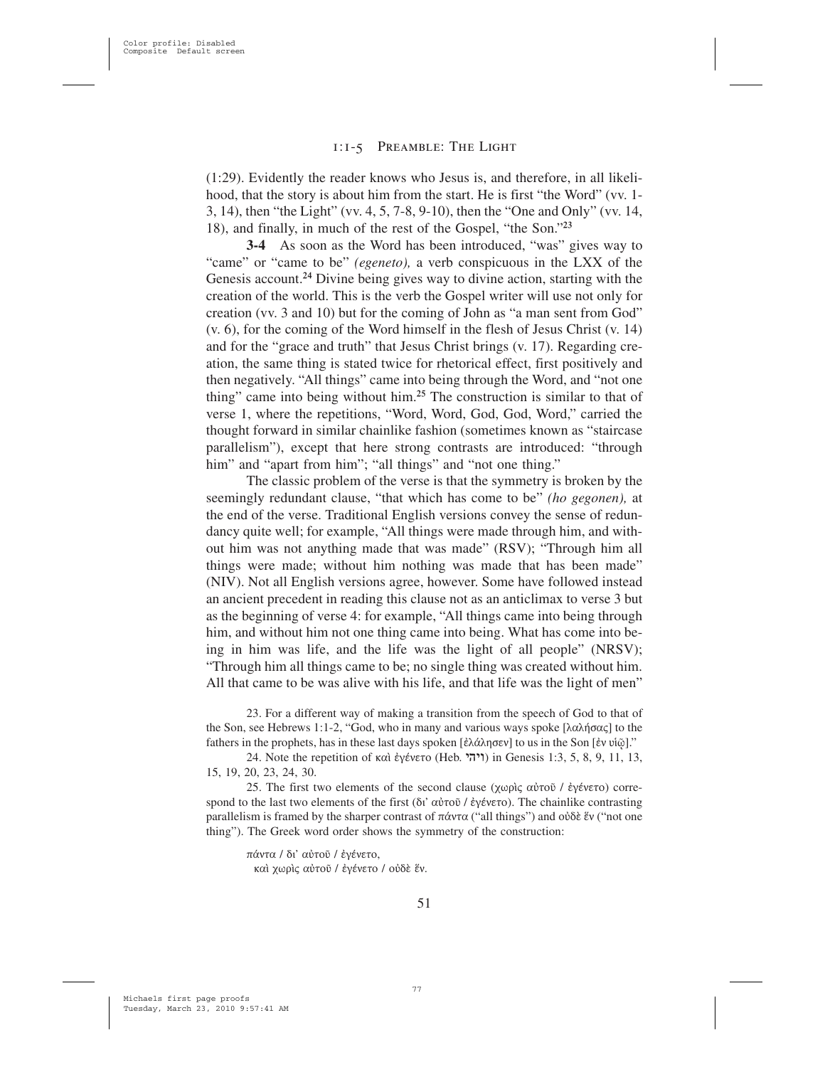(1:29). Evidently the reader knows who Jesus is, and therefore, in all likelihood, that the story is about him from the start. He is first "the Word" (vv. 1-3, 14), then "the Light" (vv. 4, 5, 7-8, 9-10), then the "One and Only" (vv. 14, 18), and finally, in much of the rest of the Gospel, "the Son."[23]

**3-4** As soon as the Word has been introduced, "was" gives way to "came" or "came to be" *(egeneto),* a verb conspicuous in the LXX of the Genesis account.[24] Divine being gives way to divine action, starting with the creation of the world. This is the verb the Gospel writer will use not only for creation (vv. 3 and 10) but for the coming of John as "a man sent from God" (v. 6), for the coming of the Word himself in the flesh of Jesus Christ (v. 14) and for the "grace and truth" that Jesus Christ brings (v. 17). Regarding creation, the same thing is stated twice for rhetorical effect, first positively and then negatively. "All things" came into being through the Word, and "not one thing" came into being without him.[25] The construction is similar to that of verse 1, where the repetitions, "Word, Word, God, God, Word," carried the thought forward in similar chainlike fashion (sometimes known as "staircase parallelism"), except that here strong contrasts are introduced: "through him" and "apart from him"; "all things" and "not one thing."

The classic problem of the verse is that the symmetry is broken by the seemingly redundant clause, "that which has come to be" *(ho gegonen),* at the end of the verse. Traditional English versions convey the sense of redundancy quite well; for example, "All things were made through him, and without him was not anything made that was made" (RSV); "Through him all things were made; without him nothing was made that has been made" (NIV). Not all English versions agree, however. Some have followed instead an ancient precedent in reading this clause not as an anticlimax to verse 3 but as the beginning of verse 4: for example, "All things came into being through him, and without him not one thing came into being. What has come into being in him was life, and the life was the light of all people" (NRSV); "Through him all things came to be; no single thing was created without him. All that came to be was alive with his life, and that life was the light of men"

23. For a different way of making a transition from the speech of God to that of the Son, see Hebrews 1:1-2, "God, who in many and various ways spoke [λαλήσας] to the fathers in the prophets, has in these last days spoken [ἐλάλησεν] to us in the Son [ἐν υἱῷ]."

24. Note the repetition of καὶ ἐγένετο (Heb. ויהי) in Genesis 1:3, 5, 8, 9, 11, 13, 15, 19, 20, 23, 24, 30.

25. The first two elements of the second clause (χωρὶς αὐτοῦ / ἐγένετο) correspond to the last two elements of the first (δι' αὐτοῦ / ἐγένετο). The chainlike contrasting parallelism is framed by the sharper contrast of πάντα ("all things") and οὐδὲ ἕν ("not one thing"). The Greek word order shows the symmetry of the construction:

πάντα / δι' αὐτοῦ / ἐγένετο,
  καὶ χωρὶς αὐτοῦ / ἐγένετο / οὐδὲ ἕν.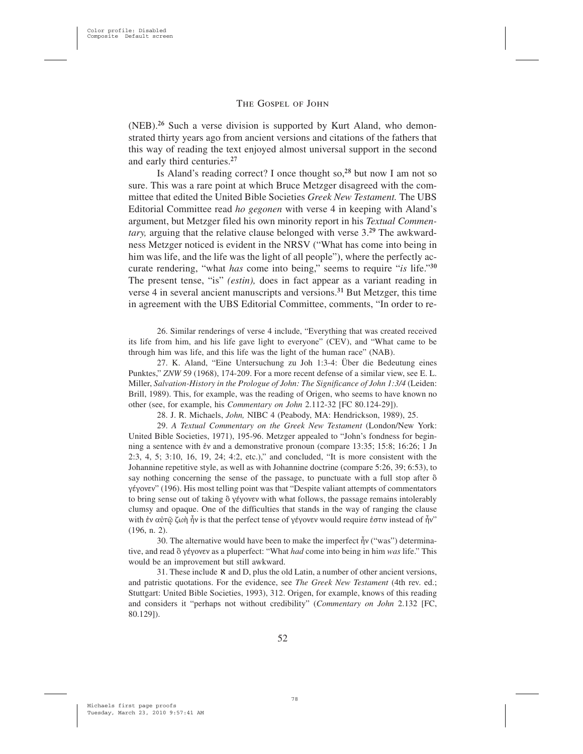(NEB).[26] Such a verse division is supported by Kurt Aland, who demonstrated thirty years ago from ancient versions and citations of the fathers that this way of reading the text enjoyed almost universal support in the second and early third centuries.[27]

Is Aland's reading correct? I once thought so,[28] but now I am not so sure. This was a rare point at which Bruce Metzger disagreed with the committee that edited the United Bible Societies *Greek New Testament.* The UBS Editorial Committee read *ho gegonen* with verse 4 in keeping with Aland's argument, but Metzger filed his own minority report in his *Textual Commentary,* arguing that the relative clause belonged with verse 3.[29] The awkwardness Metzger noticed is evident in the NRSV ("What has come into being in him was life, and the life was the light of all people"), where the perfectly accurate rendering, "what *has* come into being," seems to require "*is* life."[30] The present tense, "is" *(estin),* does in fact appear as a variant reading in verse 4 in several ancient manuscripts and versions.[31] But Metzger, this time in agreement with the UBS Editorial Committee, comments, "In order to re-

26. Similar renderings of verse 4 include, "Everything that was created received its life from him, and his life gave light to everyone" (CEV), and "What came to be through him was life, and this life was the light of the human race" (NAB).

27. K. Aland, "Eine Untersuchung zu Joh 1:3-4: Über die Bedeutung eines Punktes," *ZNW* 59 (1968), 174-209. For a more recent defense of a similar view, see E. L. Miller, *Salvation-History in the Prologue of John: The Significance of John 1:3/4* (Leiden: Brill, 1989). This, for example, was the reading of Origen, who seems to have known no other (see, for example, his *Commentary on John* 2.112-32 [FC 80.124-29]).

28. J. R. Michaels, *John,* NIBC 4 (Peabody, MA: Hendrickson, 1989), 25.

29. *A Textual Commentary on the Greek New Testament* (London/New York: United Bible Societies, 1971), 195-96. Metzger appealed to "John's fondness for beginning a sentence with ἐν and a demonstrative pronoun (compare 13:35; 15:8; 16:26; 1 Jn 2:3, 4, 5; 3:10, 16, 19, 24; 4:2, etc.)," and concluded, "It is more consistent with the Johannine repetitive style, as well as with Johannine doctrine (compare 5:26, 39; 6:53), to say nothing concerning the sense of the passage, to punctuate with a full stop after ὃ γέγονεν" (196). His most telling point was that "Despite valiant attempts of commentators to bring sense out of taking ὃ γέγονεν with what follows, the passage remains intolerably clumsy and opaque. One of the difficulties that stands in the way of ranging the clause with ἐν αὐτῷ ζωὴ ἦν is that the perfect tense of γέγονεν would require ἐστιν instead of ἦν" (196, n. 2).

30. The alternative would have been to make the imperfect ἦν ("was") determinative, and read ὃ γέγονεν as a pluperfect: "What *had* come into being in him *was* life." This would be an improvement but still awkward.

31. These include ℵ and D, plus the old Latin, a number of other ancient versions, and patristic quotations. For the evidence, see *The Greek New Testament* (4th rev. ed.; Stuttgart: United Bible Societies, 1993), 312. Origen, for example, knows of this reading and considers it "perhaps not without credibility" (*Commentary on John* 2.132 [FC, 80.129]).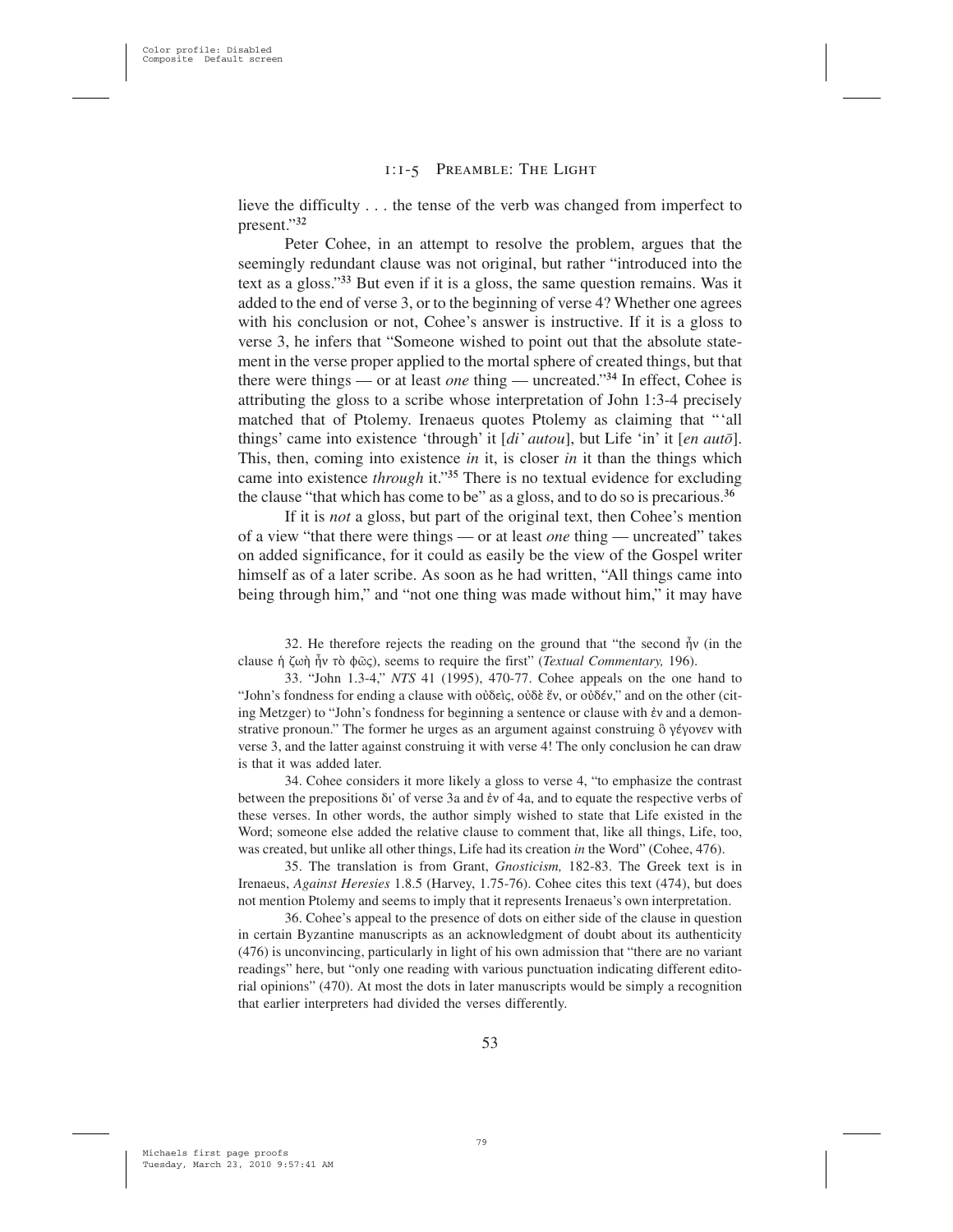lieve the difficulty . . . the tense of the verb was changed from imperfect to present."[32]

Peter Cohee, in an attempt to resolve the problem, argues that the seemingly redundant clause was not original, but rather "introduced into the text as a gloss."[33] But even if it is a gloss, the same question remains. Was it added to the end of verse 3, or to the beginning of verse 4? Whether one agrees with his conclusion or not, Cohee's answer is instructive. If it is a gloss to verse 3, he infers that "Someone wished to point out that the absolute statement in the verse proper applied to the mortal sphere of created things, but that there were things — or at least *one* thing — uncreated."[34] In effect, Cohee is attributing the gloss to a scribe whose interpretation of John 1:3-4 precisely matched that of Ptolemy. Irenaeus quotes Ptolemy as claiming that "'all things' came into existence 'through' it [*di' autou*], but Life 'in' it [*en autō*]. This, then, coming into existence *in* it, is closer *in* it than the things which came into existence *through* it."[35] There is no textual evidence for excluding the clause "that which has come to be" as a gloss, and to do so is precarious.[36]

If it is *not* a gloss, but part of the original text, then Cohee's mention of a view "that there were things — or at least *one* thing — uncreated" takes on added significance, for it could as easily be the view of the Gospel writer himself as of a later scribe. As soon as he had written, "All things came into being through him," and "not one thing was made without him," it may have

32. He therefore rejects the reading on the ground that "the second ἦν (in the clause ἡ ζωὴ ἦν τὸ φῶς), seems to require the first" (*Textual Commentary,* 196).

33. "John 1.3-4," *NTS* 41 (1995), 470-77. Cohee appeals on the one hand to "John's fondness for ending a clause with οὐδεὶς, οὐδὲ ἕν, or οὐδέν," and on the other (citing Metzger) to "John's fondness for beginning a sentence or clause with ἐν and a demonstrative pronoun." The former he urges as an argument against construing ὃ γέγονεν with verse 3, and the latter against construing it with verse 4! The only conclusion he can draw is that it was added later.

34. Cohee considers it more likely a gloss to verse 4, "to emphasize the contrast between the prepositions δι' of verse 3a and ἐν of 4a, and to equate the respective verbs of these verses. In other words, the author simply wished to state that Life existed in the Word; someone else added the relative clause to comment that, like all things, Life, too, was created, but unlike all other things, Life had its creation *in* the Word" (Cohee, 476).

35. The translation is from Grant, *Gnosticism,* 182-83. The Greek text is in Irenaeus, *Against Heresies* 1.8.5 (Harvey, 1.75-76). Cohee cites this text (474), but does not mention Ptolemy and seems to imply that it represents Irenaeus's own interpretation.

36. Cohee's appeal to the presence of dots on either side of the clause in question in certain Byzantine manuscripts as an acknowledgment of doubt about its authenticity (476) is unconvincing, particularly in light of his own admission that "there are no variant readings" here, but "only one reading with various punctuation indicating different editorial opinions" (470). At most the dots in later manuscripts would be simply a recognition that earlier interpreters had divided the verses differently.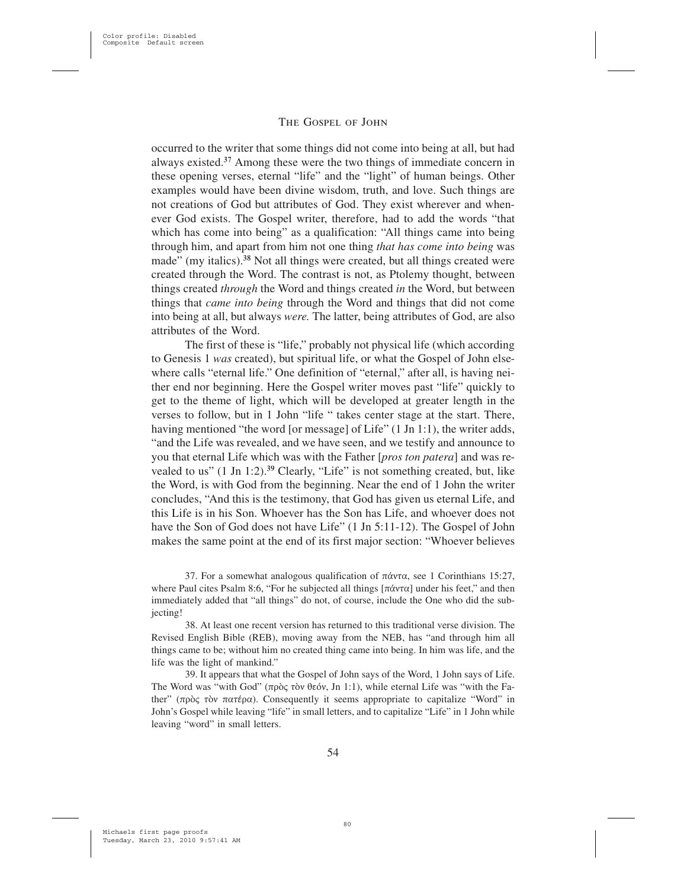occurred to the writer that some things did not come into being at all, but had always existed.[37] Among these were the two things of immediate concern in these opening verses, eternal "life" and the "light" of human beings. Other examples would have been divine wisdom, truth, and love. Such things are not creations of God but attributes of God. They exist wherever and whenever God exists. The Gospel writer, therefore, had to add the words "that which has come into being" as a qualification: "All things came into being through him, and apart from him not one thing *that has come into being* was made" (my italics).[38] Not all things were created, but all things created were created through the Word. The contrast is not, as Ptolemy thought, between things created *through* the Word and things created *in* the Word, but between things that *came into being* through the Word and things that did not come into being at all, but always *were.* The latter, being attributes of God, are also attributes of the Word.

The first of these is "life," probably not physical life (which according to Genesis 1 *was* created), but spiritual life, or what the Gospel of John elsewhere calls "eternal life." One definition of "eternal," after all, is having neither end nor beginning. Here the Gospel writer moves past "life" quickly to get to the theme of light, which will be developed at greater length in the verses to follow, but in 1 John "life " takes center stage at the start. There, having mentioned "the word [or message] of Life" (1 Jn 1:1), the writer adds, "and the Life was revealed, and we have seen, and we testify and announce to you that eternal Life which was with the Father [*pros ton patera*] and was revealed to us" (1 Jn 1:2).[39] Clearly, "Life" is not something created, but, like the Word, is with God from the beginning. Near the end of 1 John the writer concludes, "And this is the testimony, that God has given us eternal Life, and this Life is in his Son. Whoever has the Son has Life, and whoever does not have the Son of God does not have Life" (1 Jn 5:11-12). The Gospel of John makes the same point at the end of its first major section: "Whoever believes

37. For a somewhat analogous qualification of πάντα, see 1 Corinthians 15:27, where Paul cites Psalm 8:6, "For he subjected all things [πάντα] under his feet," and then immediately added that "all things" do not, of course, include the One who did the subjecting!

38. At least one recent version has returned to this traditional verse division. The Revised English Bible (REB), moving away from the NEB, has "and through him all things came to be; without him no created thing came into being. In him was life, and the life was the light of mankind."

39. It appears that what the Gospel of John says of the Word, 1 John says of Life. The Word was "with God" (πρὸς τὸν θεόν, Jn 1:1), while eternal Life was "with the Father" (πρὸς τὸν πατέρα). Consequently it seems appropriate to capitalize "Word" in John's Gospel while leaving "life" in small letters, and to capitalize "Life" in 1 John while leaving "word" in small letters.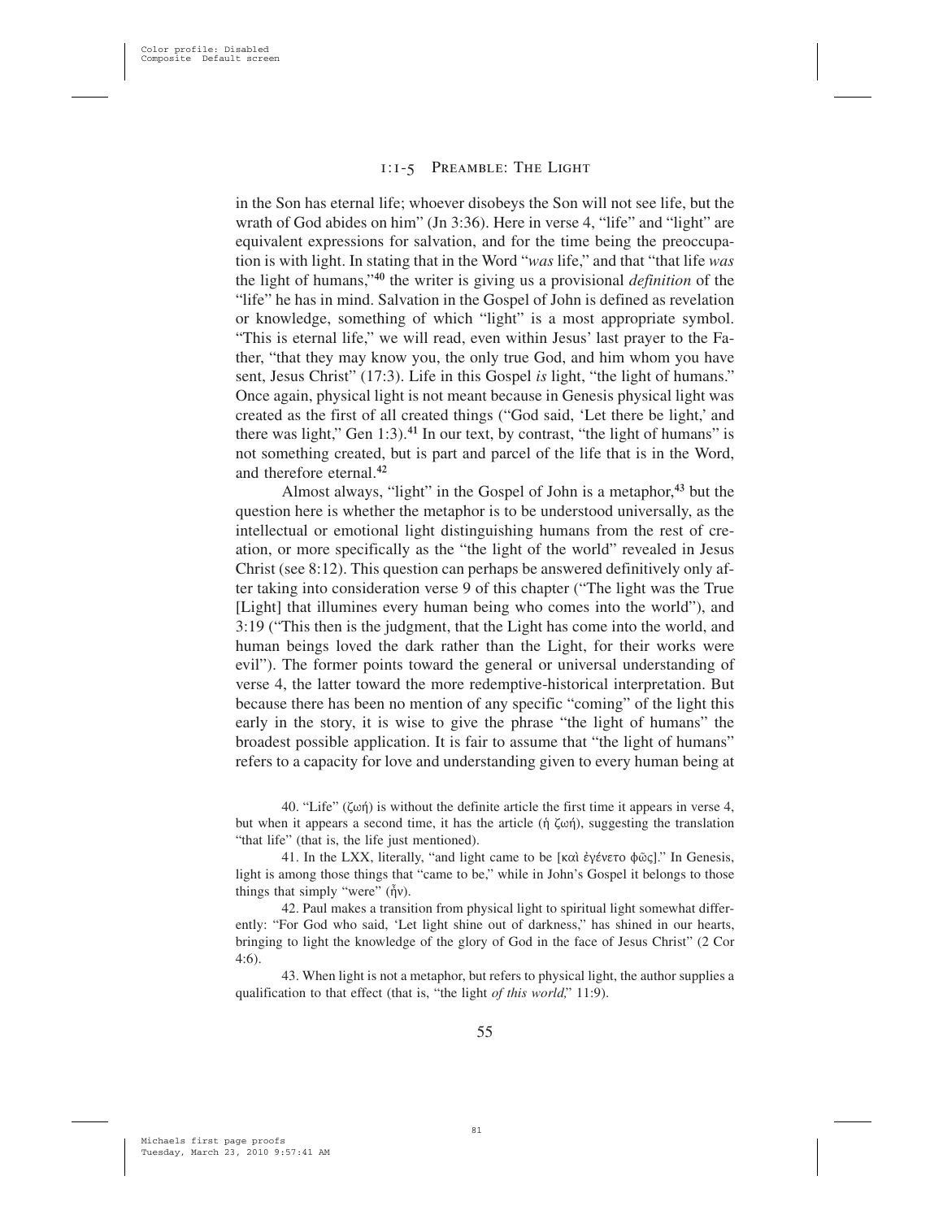in the Son has eternal life; whoever disobeys the Son will not see life, but the wrath of God abides on him" (Jn 3:36). Here in verse 4, "life" and "light" are equivalent expressions for salvation, and for the time being the preoccupation is with light. In stating that in the Word "*was* life," and that "that life *was* the light of humans,"[40] the writer is giving us a provisional *definition* of the "life" he has in mind. Salvation in the Gospel of John is defined as revelation or knowledge, something of which "light" is a most appropriate symbol. "This is eternal life," we will read, even within Jesus' last prayer to the Father, "that they may know you, the only true God, and him whom you have sent, Jesus Christ" (17:3). Life in this Gospel *is* light, "the light of humans." Once again, physical light is not meant because in Genesis physical light was created as the first of all created things ("God said, 'Let there be light,' and there was light," Gen 1:3).[41] In our text, by contrast, "the light of humans" is not something created, but is part and parcel of the life that is in the Word, and therefore eternal.[42]

Almost always, "light" in the Gospel of John is a metaphor,[43] but the question here is whether the metaphor is to be understood universally, as the intellectual or emotional light distinguishing humans from the rest of creation, or more specifically as the "light of the world" revealed in Jesus Christ (see 8:12). This question can perhaps be answered definitively only after taking into consideration verse 9 of this chapter ("The light was the True [Light] that illumines every human being who comes into the world"), and 3:19 ("This then is the judgment, that the Light has come into the world, and human beings loved the dark rather than the Light, for their works were evil"). The former points toward the general or universal understanding of verse 4, the latter toward the more redemptive-historical interpretation. But because there has been no mention of any specific "coming" of the light this early in the story, it is wise to give the phrase "the light of humans" the broadest possible application. It is fair to assume that "the light of humans" refers to a capacity for love and understanding given to every human being at

40. "Life" (ζωή) is without the definite article the first time it appears in verse 4, but when it appears a second time, it has the article (ἡ ζωή), suggesting the translation "that life" (that is, the life just mentioned).

41. In the LXX, literally, "and light came to be [καὶ ἐγένετο φῶς]." In Genesis, light is among those things that "came to be," while in John's Gospel it belongs to those things that simply "were" (ἦν).

42. Paul makes a transition from physical light to spiritual light somewhat differently: "For God who said, 'Let light shine out of darkness," has shined in our hearts, bringing to light the knowledge of the glory of God in the face of Jesus Christ" (2 Cor 4:6).

43. When light is not a metaphor, but refers to physical light, the author supplies a qualification to that effect (that is, "the light *of this world*," 11:9).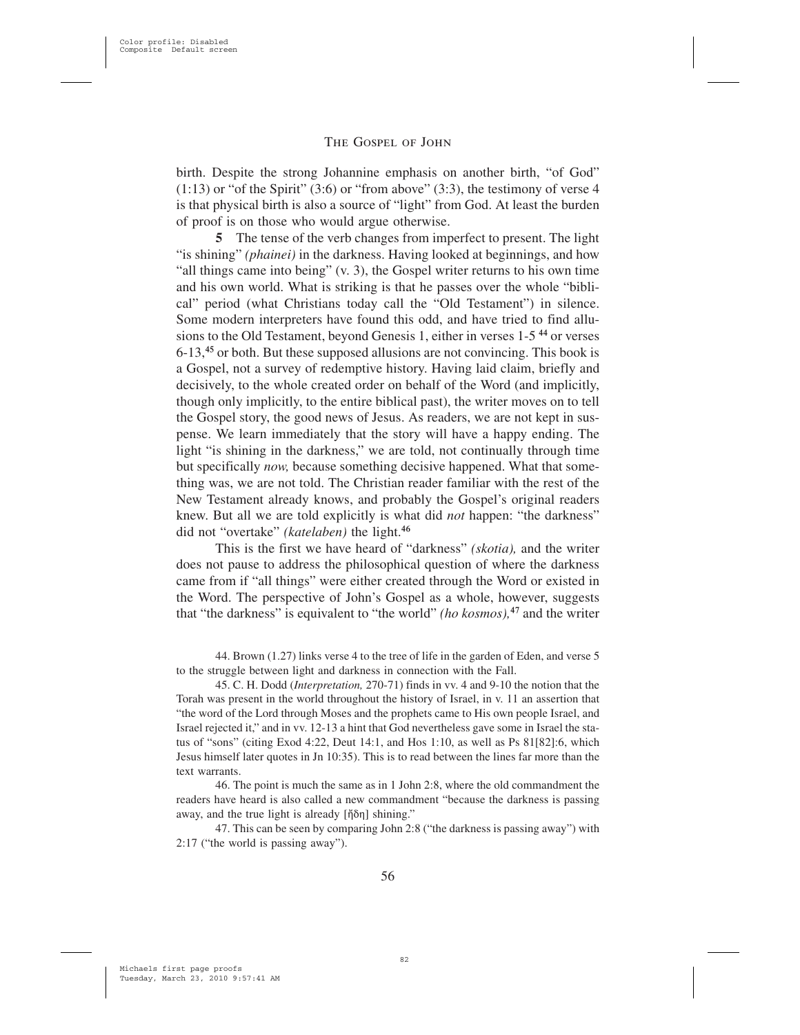birth. Despite the strong Johannine emphasis on another birth, "of God" (1:13) or "of the Spirit" (3:6) or "from above" (3:3), the testimony of verse 4 is that physical birth is also a source of "light" from God. At least the burden of proof is on those who would argue otherwise.

**5** The tense of the verb changes from imperfect to present. The light "is shining" *(phainei)* in the darkness. Having looked at beginnings, and how "all things came into being" (v. 3), the Gospel writer returns to his own time and his own world. What is striking is that he passes over the whole "biblical" period (what Christians today call the "Old Testament") in silence. Some modern interpreters have found this odd, and have tried to find allusions to the Old Testament, beyond Genesis 1, either in verses 1-5 [44] or verses 6-13,[45] or both. But these supposed allusions are not convincing. This book is a Gospel, not a survey of redemptive history. Having laid claim, briefly and decisively, to the whole created order on behalf of the Word (and implicitly, though only implicitly, to the entire biblical past), the writer moves on to tell the Gospel story, the good news of Jesus. As readers, we are not kept in suspense. We learn immediately that the story will have a happy ending. The light "is shining in the darkness," we are told, not continually through time but specifically *now,* because something decisive happened. What that something was, we are not told. The Christian reader familiar with the rest of the New Testament already knows, and probably the Gospel's original readers knew. But all we are told explicitly is what did *not* happen: "the darkness" did not "overtake" *(katelaben)* the light.[46]

This is the first we have heard of "darkness" *(skotia),* and the writer does not pause to address the philosophical question of where the darkness came from if "all things" were either created through the Word or existed in the Word. The perspective of John's Gospel as a whole, however, suggests that "the darkness" is equivalent to "the world" *(ho kosmos),*[47] and the writer

44. Brown (1.27) links verse 4 to the tree of life in the garden of Eden, and verse 5 to the struggle between light and darkness in connection with the Fall.

45. C. H. Dodd (*Interpretation,* 270-71) finds in vv. 4 and 9-10 the notion that the Torah was present in the world throughout the history of Israel, in v. 11 an assertion that "the word of the Lord through Moses and the prophets came to His own people Israel, and Israel rejected it," and in vv. 12-13 a hint that God nevertheless gave some in Israel the status of "sons" (citing Exod 4:22, Deut 14:1, and Hos 1:10, as well as Ps 81[82]:6, which Jesus himself later quotes in Jn 10:35). This is to read between the lines far more than the text warrants.

46. The point is much the same as in 1 John 2:8, where the old commandment the readers have heard is also called a new commandment "because the darkness is passing away, and the true light is already [ἤδη] shining."

47. This can be seen by comparing John 2:8 ("the darkness is passing away") with 2:17 ("the world is passing away").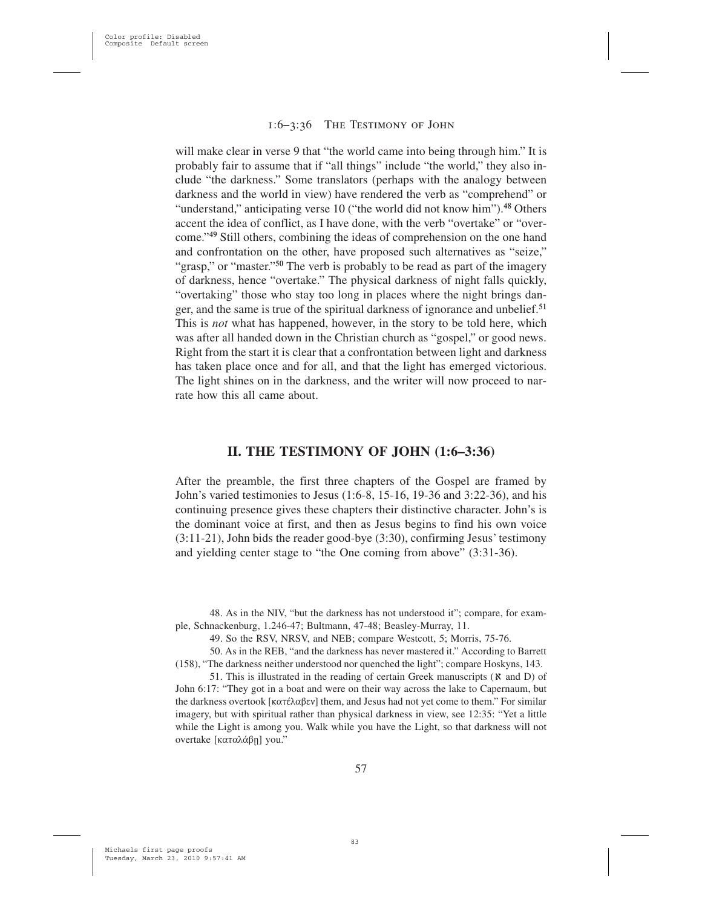will make clear in verse 9 that "the world came into being through him." It is probably fair to assume that if "all things" include "the world," they also include "the darkness." Some translators (perhaps with the analogy between darkness and the world in view) have rendered the verb as "comprehend" or "understand," anticipating verse 10 ("the world did not know him").[48] Others accent the idea of conflict, as I have done, with the verb "overtake" or "overcome."[49] Still others, combining the ideas of comprehension on the one hand and confrontation on the other, have proposed such alternatives as "seize," "grasp," or "master."[50] The verb is probably to be read as part of the imagery of darkness, hence "overtake." The physical darkness of night falls quickly, "overtaking" those who stay too long in places where the night brings danger, and the same is true of the spiritual darkness of ignorance and unbelief.[51] This is *not* what has happened, however, in the story to be told here, which was after all handed down in the Christian church as "gospel," or good news. Right from the start it is clear that a confrontation between light and darkness has taken place once and for all, and that the light has emerged victorious. The light shines on in the darkness, and the writer will now proceed to narrate how this all came about.

## II. THE TESTIMONY OF JOHN (1:6–3:36)

After the preamble, the first three chapters of the Gospel are framed by John's varied testimonies to Jesus (1:6-8, 15-16, 19-36 and 3:22-36), and his continuing presence gives these chapters their distinctive character. John's is the dominant voice at first, and then as Jesus begins to find his own voice (3:11-21), John bids the reader good-bye (3:30), confirming Jesus' testimony and yielding center stage to "the One coming from above" (3:31-36).

48. As in the NIV, "but the darkness has not understood it"; compare, for example, Schnackenburg, 1.246-47; Bultmann, 47-48; Beasley-Murray, 11.

49. So the RSV, NRSV, and NEB; compare Westcott, 5; Morris, 75-76.

50. As in the REB, "and the darkness has never mastered it." According to Barrett (158), "The darkness neither understood nor quenched the light"; compare Hoskyns, 143.

51. This is illustrated in the reading of certain Greek manuscripts (א and D) of John 6:17: "They got in a boat and were on their way across the lake to Capernaum, but the darkness overtook [κατέλαβεν] them, and Jesus had not yet come to them." For similar imagery, but with spiritual rather than physical darkness in view, see 12:35: "Yet a little while the Light is among you. Walk while you have the Light, so that darkness will not overtake [καταλάβῃ] you."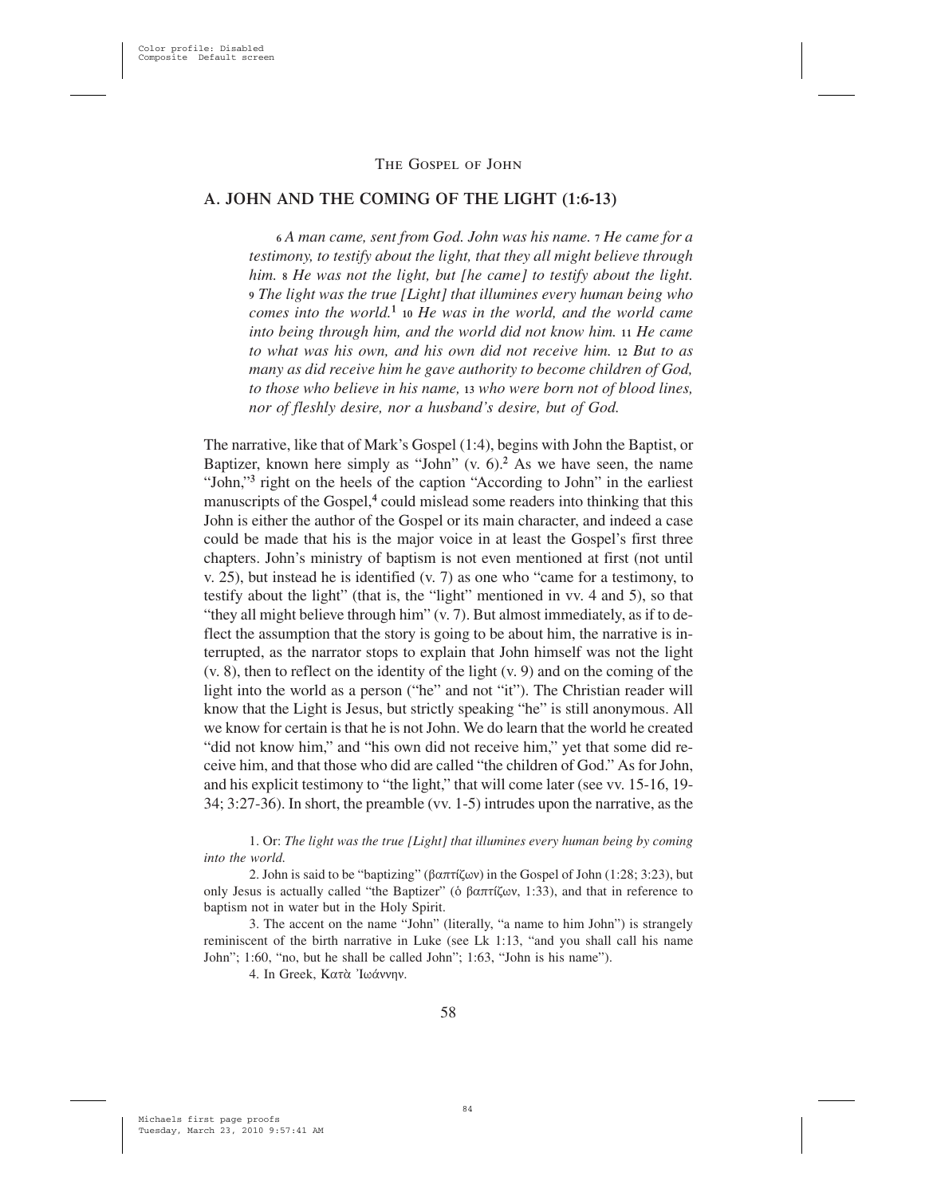## A. JOHN AND THE COMING OF THE LIGHT (1:6-13)

> 6 *A man came, sent from God. John was his name.* 7 *He came for a testimony, to testify about the light, that they all might believe through him.* 8 *He was not the light, but [he came] to testify about the light.* 9 *The light was the true [Light] that illumines every human being who comes into the world.*[1] 10 *He was in the world, and the world came into being through him, and the world did not know him.* 11 *He came to what was his own, and his own did not receive him.* 12 *But to as many as did receive him he gave authority to become children of God, to those who believe in his name,* 13 *who were born not of blood lines, nor of fleshly desire, nor a husband's desire, but of God.*

The narrative, like that of Mark's Gospel (1:4), begins with John the Baptist, or Baptizer, known here simply as "John" (v. 6).[2] As we have seen, the name "John,"[3] right on the heels of the caption "According to John" in the earliest manuscripts of the Gospel,[4] could mislead some readers into thinking that this John is either the author of the Gospel or its main character, and indeed a case could be made that his is the major voice in at least the Gospel's first three chapters. John's ministry of baptism is not even mentioned at first (not until v. 25), but instead he is identified (v. 7) as one who "came for a testimony, to testify about the light" (that is, the "light" mentioned in vv. 4 and 5), so that "they all might believe through him" (v. 7). But almost immediately, as if to deflect the assumption that the story is going to be about him, the narrative is interrupted, as the narrator stops to explain that John himself was not the light (v. 8), then to reflect on the identity of the light (v. 9) and on the coming of the light into the world as a person ("he" and not "it"). The Christian reader will know that the Light is Jesus, but strictly speaking "he" is still anonymous. All we know for certain is that he is not John. We do learn that the world he created "did not know him," and "his own did not receive him," yet that some did receive him, and that those who did are called "the children of God." As for John, and his explicit testimony to "the light," that will come later (see vv. 15-16, 19-34; 3:27-36). In short, the preamble (vv. 1-5) intrudes upon the narrative, as the

1. Or: *The light was the true [Light] that illumines every human being by coming into the world.*

2. John is said to be "baptizing" (βαπτίζων) in the Gospel of John (1:28; 3:23), but only Jesus is actually called "the Baptizer" (ὁ βαπτίζων, 1:33), and that in reference to baptism not in water but in the Holy Spirit.

3. The accent on the name "John" (literally, "a name to him John") is strangely reminiscent of the birth narrative in Luke (see Lk 1:13, "and you shall call his name John"; 1:60, "no, but he shall be called John"; 1:63, "John is his name").

4. In Greek, Κατὰ Ἰωάννην.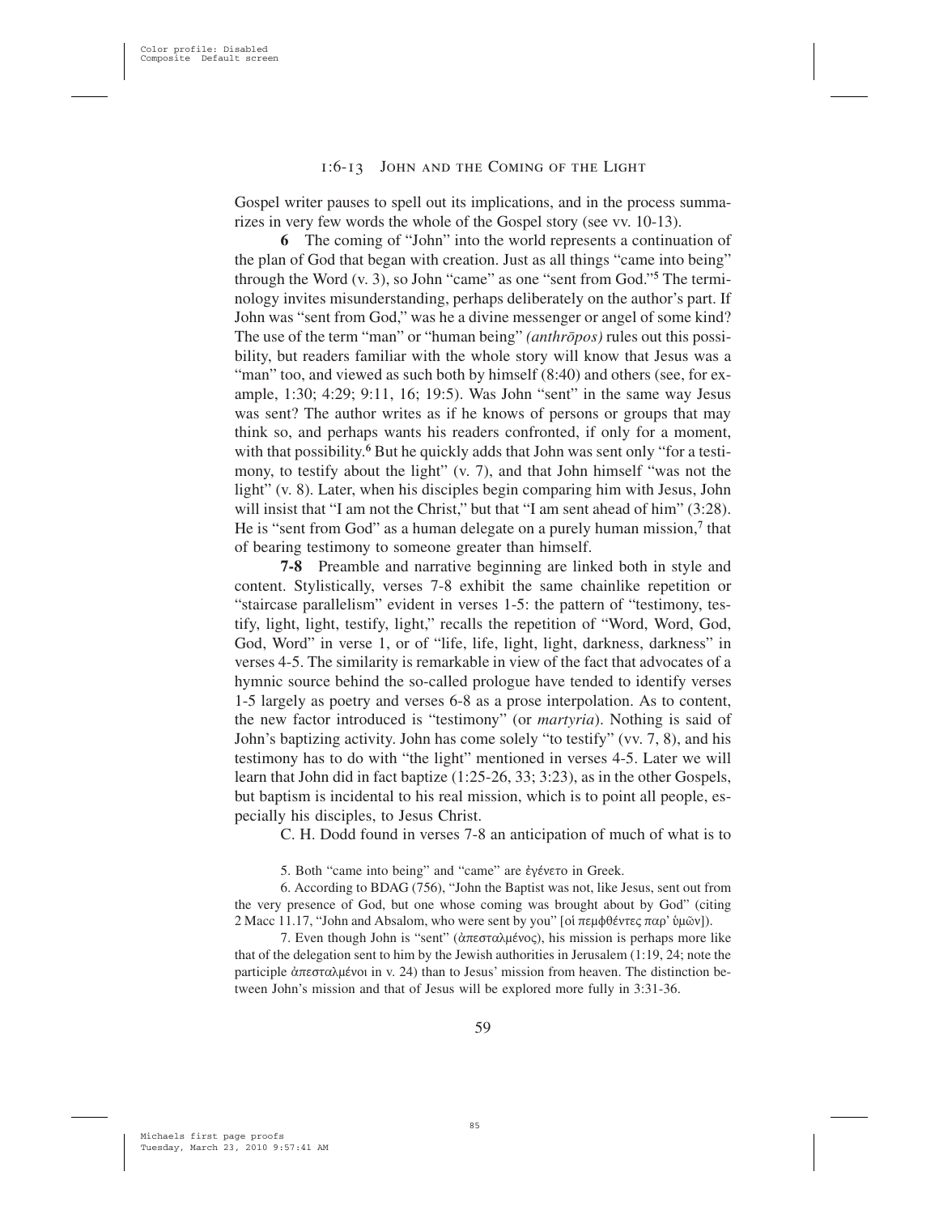Gospel writer pauses to spell out its implications, and in the process summarizes in very few words the whole of the Gospel story (see vv. 10-13).

**6** The coming of "John" into the world represents a continuation of the plan of God that began with creation. Just as all things "came into being" through the Word (v. 3), so John "came" as one "sent from God."[5] The terminology invites misunderstanding, perhaps deliberately on the author's part. If John was "sent from God," was he a divine messenger or angel of some kind? The use of the term "man" or "human being" *(anthrōpos)* rules out this possibility, but readers familiar with the whole story will know that Jesus was a "man" too, and viewed as such both by himself (8:40) and others (see, for example, 1:30; 4:29; 9:11, 16; 19:5). Was John "sent" in the same way Jesus was sent? The author writes as if he knows of persons or groups that may think so, and perhaps wants his readers confronted, if only for a moment, with that possibility.[6] But he quickly adds that John was sent only "for a testimony, to testify about the light" (v. 7), and that John himself "was not the light" (v. 8). Later, when his disciples begin comparing him with Jesus, John will insist that "I am not the Christ," but that "I am sent ahead of him" (3:28). He is "sent from God" as a human delegate on a purely human mission,[7] that of bearing testimony to someone greater than himself.

**7-8** Preamble and narrative beginning are linked both in style and content. Stylistically, verses 7-8 exhibit the same chainlike repetition or "staircase parallelism" evident in verses 1-5: the pattern of "testimony, testify, light, light, testify, light," recalls the repetition of "Word, Word, God, God, Word" in verse 1, or of "life, life, light, light, darkness, darkness" in verses 4-5. The similarity is remarkable in view of the fact that advocates of a hymnic source behind the so-called prologue have tended to identify verses 1-5 largely as poetry and verses 6-8 as a prose interpolation. As to content, the new factor introduced is "testimony" (or *martyria*). Nothing is said of John's baptizing activity. John has come solely "to testify" (vv. 7, 8), and his testimony has to do with "the light" mentioned in verses 4-5. Later we will learn that John did in fact baptize (1:25-26, 33; 3:23), as in the other Gospels, but baptism is incidental to his real mission, which is to point all people, especially his disciples, to Jesus Christ.

C. H. Dodd found in verses 7-8 an anticipation of much of what is to

5. Both "came into being" and "came" are ἐγένετο in Greek.

6. According to BDAG (756), "John the Baptist was not, like Jesus, sent out from the very presence of God, but one whose coming was brought about by God" (citing 2 Macc 11.17, "John and Absalom, who were sent by you" [οἱ πεμφθέντες παρ' ὑμῶν]).

7. Even though John is "sent" (ἀπεσταλμένος), his mission is perhaps more like that of the delegation sent to him by the Jewish authorities in Jerusalem (1:19, 24; note the participle ἀπεσταλμένοι in v. 24) than to Jesus' mission from heaven. The distinction between John's mission and that of Jesus will be explored more fully in 3:31-36.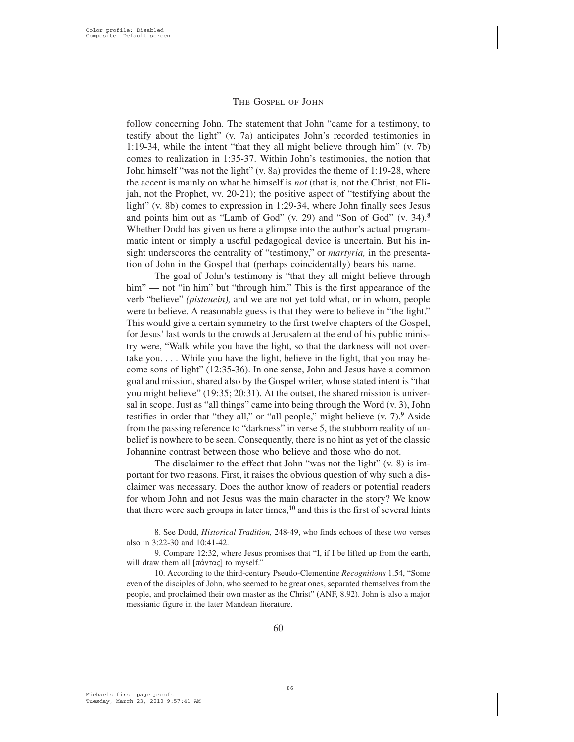follow concerning John. The statement that John "came for a testimony, to testify about the light" (v. 7a) anticipates John's recorded testimonies in 1:19-34, while the intent "that they all might believe through him" (v. 7b) comes to realization in 1:35-37. Within John's testimonies, the notion that John himself "was not the light" (v. 8a) provides the theme of 1:19-28, where the accent is mainly on what he himself is *not* (that is, not the Christ, not Elijah, not the Prophet, vv. 20-21); the positive aspect of "testifying about the light" (v. 8b) comes to expression in 1:29-34, where John finally sees Jesus and points him out as "Lamb of God" (v. 29) and "Son of God" (v. 34).[8] Whether Dodd has given us here a glimpse into the author's actual programmatic intent or simply a useful pedagogical device is uncertain. But his insight underscores the centrality of "testimony," or *martyria,* in the presentation of John in the Gospel that (perhaps coincidentally) bears his name.

The goal of John's testimony is "that they all might believe through him" — not "in him" but "through him." This is the first appearance of the verb "believe" *(pisteuein),* and we are not yet told what, or in whom, people were to believe. A reasonable guess is that they were to believe in "the light." This would give a certain symmetry to the first twelve chapters of the Gospel, for Jesus' last words to the crowds at Jerusalem at the end of his public ministry were, "Walk while you have the light, so that the darkness will not overtake you. . . . While you have the light, believe in the light, that you may become sons of light" (12:35-36). In one sense, John and Jesus have a common goal and mission, shared also by the Gospel writer, whose stated intent is "that you might believe" (19:35; 20:31). At the outset, the shared mission is universal in scope. Just as "all things" came into being through the Word (v. 3), John testifies in order that "they all," or "all people," might believe (v. 7).[9] Aside from the passing reference to "darkness" in verse 5, the stubborn reality of unbelief is nowhere to be seen. Consequently, there is no hint as yet of the classic Johannine contrast between those who believe and those who do not.

The disclaimer to the effect that John "was not the light" (v. 8) is important for two reasons. First, it raises the obvious question of why such a disclaimer was necessary. Does the author know of readers or potential readers for whom John and not Jesus was the main character in the story? We know that there were such groups in later times,[10] and this is the first of several hints

8. See Dodd, *Historical Tradition,* 248-49, who finds echoes of these two verses also in 3:22-30 and 10:41-42.

9. Compare 12:32, where Jesus promises that "I, if I be lifted up from the earth, will draw them all [πάντας] to myself."

10. According to the third-century Pseudo-Clementine *Recognitions* 1.54, "Some even of the disciples of John, who seemed to be great ones, separated themselves from the people, and proclaimed their own master as the Christ" (ANF, 8.92). John is also a major messianic figure in the later Mandean literature.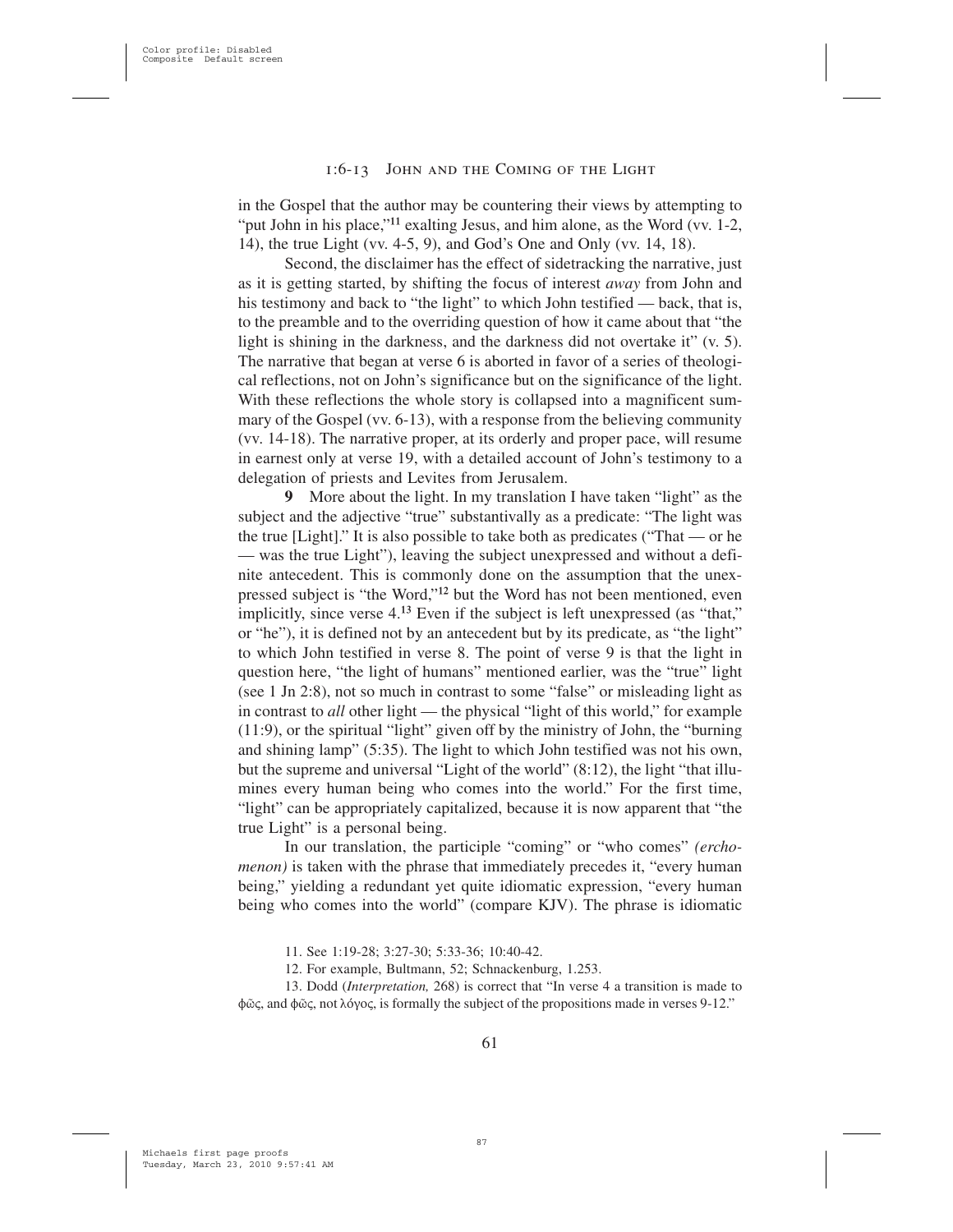in the Gospel that the author may be countering their views by attempting to "put John in his place,"[11] exalting Jesus, and him alone, as the Word (vv. 1-2, 14), the true Light (vv. 4-5, 9), and God's One and Only (vv. 14, 18).

Second, the disclaimer has the effect of sidetracking the narrative, just as it is getting started, by shifting the focus of interest *away* from John and his testimony and back to "the light" to which John testified — back, that is, to the preamble and to the overriding question of how it came about that "the light is shining in the darkness, and the darkness did not overtake it" (v. 5). The narrative that began at verse 6 is aborted in favor of a series of theological reflections, not on John's significance but on the significance of the light. With these reflections the whole story is collapsed into a magnificent summary of the Gospel (vv. 6-13), with a response from the believing community (vv. 14-18). The narrative proper, at its orderly and proper pace, will resume in earnest only at verse 19, with a detailed account of John's testimony to a delegation of priests and Levites from Jerusalem.

**9** More about the light. In my translation I have taken "light" as the subject and the adjective "true" substantivally as a predicate: "The light was the true [Light]." It is also possible to take both as predicates ("That — or he — was the true Light"), leaving the subject unexpressed and without a definite antecedent. This is commonly done on the assumption that the unexpressed subject is "the Word,"[12] but the Word has not been mentioned, even implicitly, since verse 4.[13] Even if the subject is left unexpressed (as "that," or "he"), it is defined not by an antecedent but by its predicate, as "the light" to which John testified in verse 8. The point of verse 9 is that the light in question here, "the light of humans" mentioned earlier, was the "true" light (see 1 Jn 2:8), not so much in contrast to some "false" or misleading light as in contrast to *all* other light — the physical "light of this world," for example (11:9), or the spiritual "light" given off by the ministry of John, the "burning and shining lamp" (5:35). The light to which John testified was not his own, but the supreme and universal "Light of the world" (8:12), the light "that illumines every human being who comes into the world." For the first time, "light" can be appropriately capitalized, because it is now apparent that "the true Light" is a personal being.

In our translation, the participle "coming" or "who comes" *(erchomenon)* is taken with the phrase that immediately precedes it, "every human being," yielding a redundant yet quite idiomatic expression, "every human being who comes into the world" (compare KJV). The phrase is idiomatic

11. See 1:19-28; 3:27-30; 5:33-36; 10:40-42.

12. For example, Bultmann, 52; Schnackenburg, 1.253.

13. Dodd (*Interpretation,* 268) is correct that "In verse 4 a transition is made to φῶς, and φῶς, not λόγος, is formally the subject of the propositions made in verses 9-12."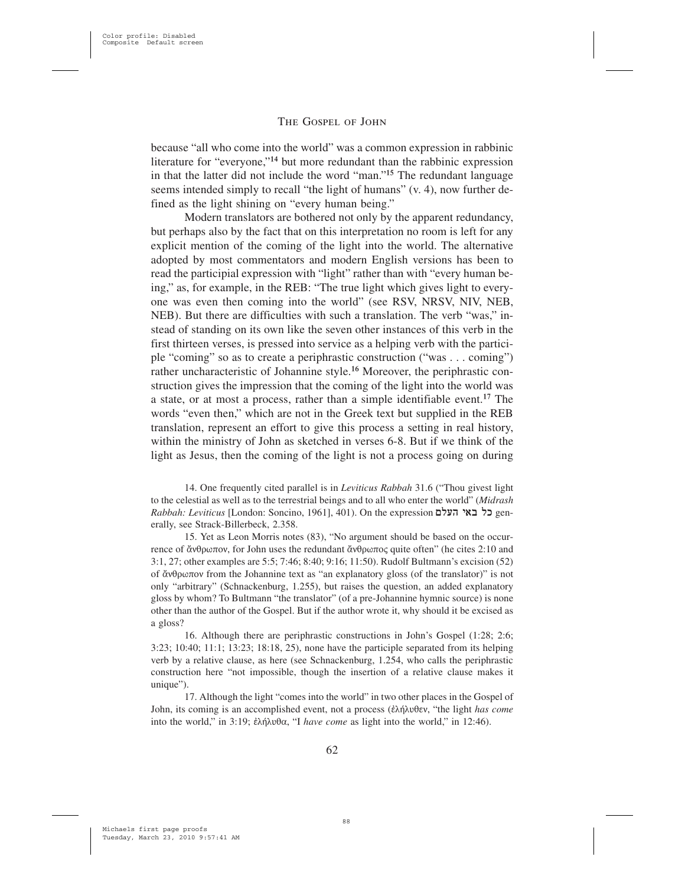because "all who come into the world" was a common expression in rabbinic literature for "everyone,"[14] but more redundant than the rabbinic expression in that the latter did not include the word "man."[15] The redundant language seems intended simply to recall "the light of humans" (v. 4), now further defined as the light shining on "every human being."

Modern translators are bothered not only by the apparent redundancy, but perhaps also by the fact that on this interpretation no room is left for any explicit mention of the coming of the light into the world. The alternative adopted by most commentators and modern English versions has been to read the participial expression with "light" rather than with "every human being," as, for example, in the REB: "The true light which gives light to everyone was even then coming into the world" (see RSV, NRSV, NIV, NEB, NEB). But there are difficulties with such a translation. The verb "was," instead of standing on its own like the seven other instances of this verb in the first thirteen verses, is pressed into service as a helping verb with the participle "coming" so as to create a periphrastic construction ("was . . . coming") rather uncharacteristic of Johannine style.[16] Moreover, the periphrastic construction gives the impression that the coming of the light into the world was a state, or at most a process, rather than a simple identifiable event.[17] The words "even then," which are not in the Greek text but supplied in the REB translation, represent an effort to give this process a setting in real history, within the ministry of John as sketched in verses 6-8. But if we think of the light as Jesus, then the coming of the light is not a process going on during

14. One frequently cited parallel is in *Leviticus Rabbah* 31.6 ("Thou givest light to the celestial as well as to the terrestrial beings and to all who enter the world" (*Midrash Rabbah: Leviticus* [London: Soncino, 1961], 401). On the expression כל באי העלם generally, see Strack-Billerbeck, 2.358.

15. Yet as Leon Morris notes (83), "No argument should be based on the occurrence of ἄνθρωπον, for John uses the redundant ἄνθρωπος quite often" (he cites 2:10 and 3:1, 27; other examples are 5:5; 7:46; 8:40; 9:16; 11:50). Rudolf Bultmann's excision (52) of ἄνθρωπον from the Johannine text as "an explanatory gloss (of the translator)" is not only "arbitrary" (Schnackenburg, 1.255), but raises the question, an added explanatory gloss by whom? To Bultmann "the translator" (of a pre-Johannine hymnic source) is none other than the author of the Gospel. But if the author wrote it, why should it be excised as a gloss?

16. Although there are periphrastic constructions in John's Gospel (1:28; 2:6; 3:23; 10:40; 11:1; 13:23; 18:18, 25), none have the participle separated from its helping verb by a relative clause, as here (see Schnackenburg, 1.254, who calls the periphrastic construction here "not impossible, though the insertion of a relative clause makes it unique").

17. Although the light "comes into the world" in two other places in the Gospel of John, its coming is an accomplished event, not a process (ἐλήλυθεν, "the light *has come* into the world," in 3:19; ἐλήλυθα, "I *have come* as light into the world," in 12:46).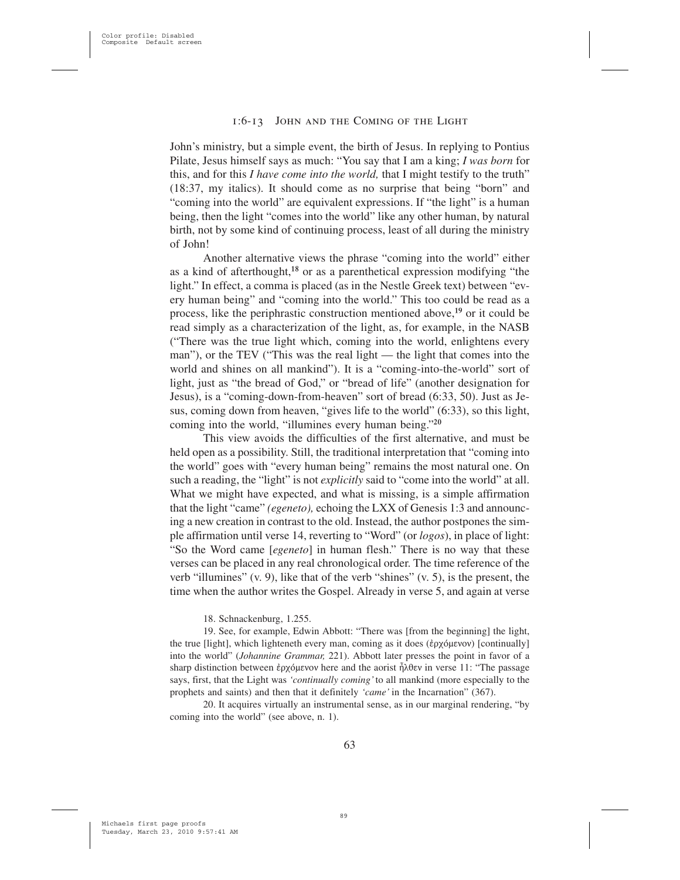John's ministry, but a simple event, the birth of Jesus. In replying to Pontius Pilate, Jesus himself says as much: "You say that I am a king; *I was born* for this, and for this *I have come into the world,* that I might testify to the truth" (18:37, my italics). It should come as no surprise that being "born" and "coming into the world" are equivalent expressions. If "the light" is a human being, then the light "comes into the world" like any other human, by natural birth, not by some kind of continuing process, least of all during the ministry of John!

Another alternative views the phrase "coming into the world" either as a kind of afterthought,[18] or as a parenthetical expression modifying "the light." In effect, a comma is placed (as in the Nestle Greek text) between "every human being" and "coming into the world." This too could be read as a process, like the periphrastic construction mentioned above,[19] or it could be read simply as a characterization of the light, as, for example, in the NASB ("There was the true light which, coming into the world, enlightens every man"), or the TEV ("This was the real light — the light that comes into the world and shines on all mankind"). It is a "coming-into-the-world" sort of light, just as "the bread of God," or "bread of life" (another designation for Jesus), is a "coming-down-from-heaven" sort of bread (6:33, 50). Just as Jesus, coming down from heaven, "gives life to the world" (6:33), so this light, coming into the world, "illumines every human being."[20]

This view avoids the difficulties of the first alternative, and must be held open as a possibility. Still, the traditional interpretation that "coming into the world" goes with "every human being" remains the most natural one. On such a reading, the "light" is not *explicitly* said to "come into the world" at all. What we might have expected, and what is missing, is a simple affirmation that the light "came" *(egeneto),* echoing the LXX of Genesis 1:3 and announcing a new creation in contrast to the old. Instead, the author postpones the simple affirmation until verse 14, reverting to "Word" (or *logos*), in place of light: "So the Word came [*egeneto*] in human flesh." There is no way that these verses can be placed in any real chronological order. The time reference of the verb "illumines" (v. 9), like that of the verb "shines" (v. 5), is the present, the time when the author writes the Gospel. Already in verse 5, and again at verse

18. Schnackenburg, 1.255.

19. See, for example, Edwin Abbott: "There was [from the beginning] the light, the true [light], which lighteneth every man, coming as it does (ἐρχόμενον) [continually] into the world" (*Johannine Grammar,* 221). Abbott later presses the point in favor of a sharp distinction between ἐρχόμενον here and the aorist ἦλθεν in verse 11: "The passage says, first, that the Light was *'continually coming'* to all mankind (more especially to the prophets and saints) and then that it definitely *'came'* in the Incarnation" (367).

20. It acquires virtually an instrumental sense, as in our marginal rendering, "by coming into the world" (see above, n. 1).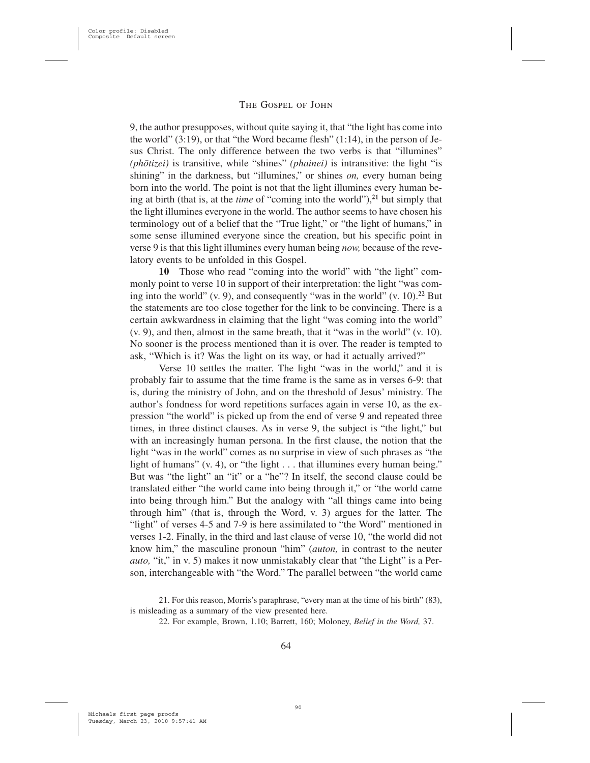9, the author presupposes, without quite saying it, that "the light has come into the world" (3:19), or that "the Word became flesh" (1:14), in the person of Jesus Christ. The only difference between the two verbs is that "illumines" *(phōtizei)* is transitive, while "shines" *(phainei)* is intransitive: the light "is shining" in the darkness, but "illumines," or shines *on,* every human being born into the world. The point is not that the light illumines every human being at birth (that is, at the *time* of "coming into the world"),[21] but simply that the light illumines everyone in the world. The author seems to have chosen his terminology out of a belief that the "True light," or "the light of humans," in some sense illumined everyone since the creation, but his specific point in verse 9 is that this light illumines every human being *now,* because of the revelatory events to be unfolded in this Gospel.

**10** Those who read "coming into the world" with "the light" commonly point to verse 10 in support of their interpretation: the light "was coming into the world" (v. 9), and consequently "was in the world" (v. 10).[22] But the statements are too close together for the link to be convincing. There is a certain awkwardness in claiming that the light "was coming into the world" (v. 9), and then, almost in the same breath, that it "was in the world" (v. 10). No sooner is the process mentioned than it is over. The reader is tempted to ask, "Which is it? Was the light on its way, or had it actually arrived?"

Verse 10 settles the matter. The light "was in the world," and it is probably fair to assume that the time frame is the same as in verses 6-9: that is, during the ministry of John, and on the threshold of Jesus' ministry. The author's fondness for word repetitions surfaces again in verse 10, as the expression "the world" is picked up from the end of verse 9 and repeated three times, in three distinct clauses. As in verse 9, the subject is "the light," but with an increasingly human persona. In the first clause, the notion that the light "was in the world" comes as no surprise in view of such phrases as "the light of humans" (v. 4), or "the light . . . that illumines every human being." But was "the light" an "it" or a "he"? In itself, the second clause could be translated either "the world came into being through it," or "the world came into being through him." But the analogy with "all things came into being through him" (that is, through the Word, v. 3) argues for the latter. The "light" of verses 4-5 and 7-9 is here assimilated to "the Word" mentioned in verses 1-2. Finally, in the third and last clause of verse 10, "the world did not know him," the masculine pronoun "him" (*auton,* in contrast to the neuter *auto,* "it," in v. 5) makes it now unmistakably clear that "the Light" is a Person, interchangeable with "the Word." The parallel between "the world came

21. For this reason, Morris's paraphrase, "every man at the time of his birth" (83), is misleading as a summary of the view presented here.

22. For example, Brown, 1.10; Barrett, 160; Moloney, *Belief in the Word,* 37.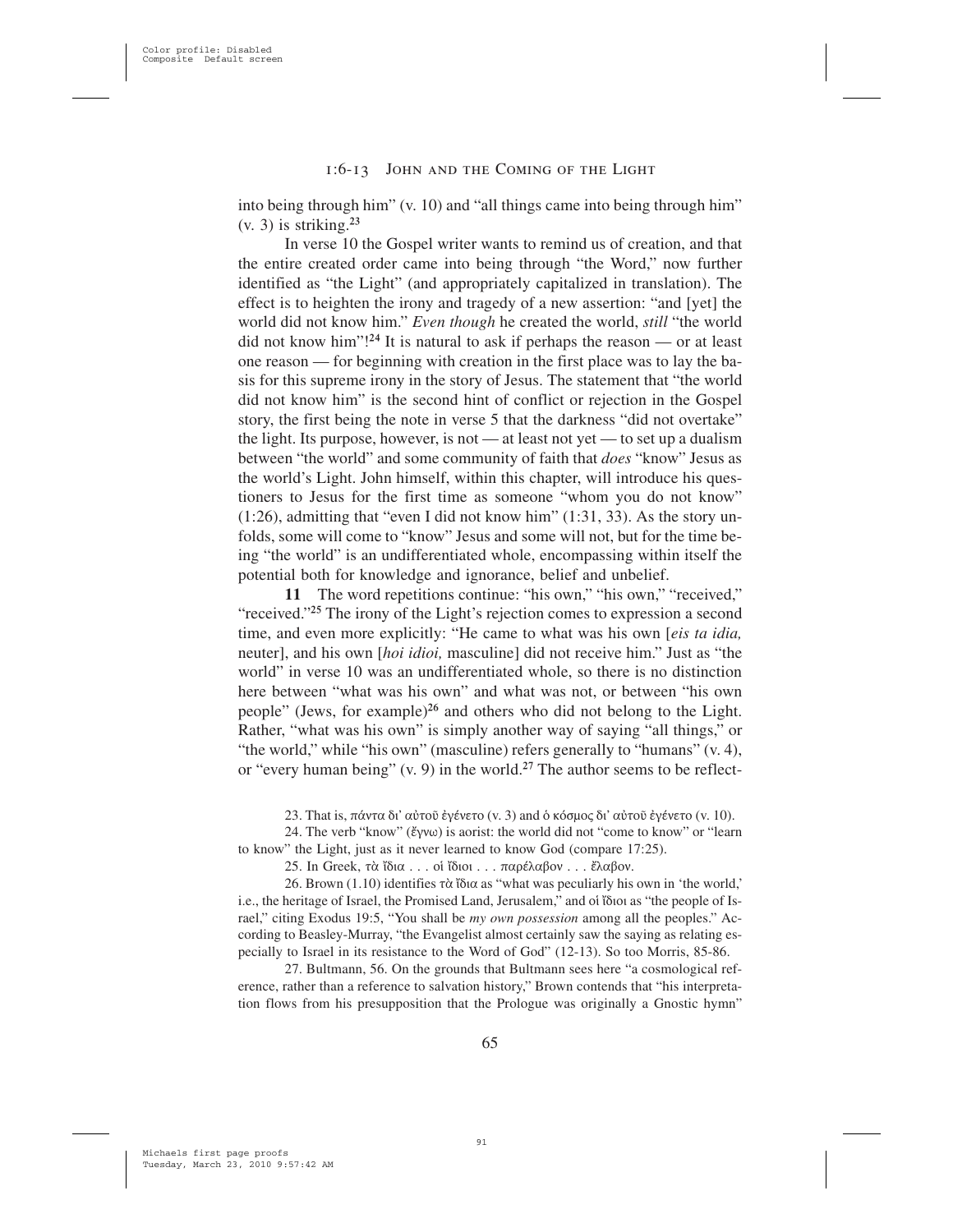into being through him" (v. 10) and "all things came into being through him" (v. 3) is striking.[23]

In verse 10 the Gospel writer wants to remind us of creation, and that the entire created order came into being through "the Word," now further identified as "the Light" (and appropriately capitalized in translation). The effect is to heighten the irony and tragedy of a new assertion: "and [yet] the world did not know him." *Even though* he created the world, *still* "the world did not know him"![24] It is natural to ask if perhaps the reason — or at least one reason — for beginning with creation in the first place was to lay the basis for this supreme irony in the story of Jesus. The statement that "the world did not know him" is the second hint of conflict or rejection in the Gospel story, the first being the note in verse 5 that the darkness "did not overtake" the light. Its purpose, however, is not — at least not yet — to set up a dualism between "the world" and some community of faith that *does* "know" Jesus as the world's Light. John himself, within this chapter, will introduce his questioners to Jesus for the first time as someone "whom you do not know" (1:26), admitting that "even I did not know him" (1:31, 33). As the story unfolds, some will come to "know" Jesus and some will not, but for the time being "the world" is an undifferentiated whole, encompassing within itself the potential both for knowledge and ignorance, belief and unbelief.

**11** The word repetitions continue: "his own," "his own," "received," "received."[25] The irony of the Light's rejection comes to expression a second time, and even more explicitly: "He came to what was his own [*eis ta idia,* neuter], and his own [*hoi idioi,* masculine] did not receive him." Just as "the world" in verse 10 was an undifferentiated whole, so there is no distinction here between "what was his own" and what was not, or between "his own people" (Jews, for example)[26] and others who did not belong to the Light. Rather, "what was his own" is simply another way of saying "all things," or "the world," while "his own" (masculine) refers generally to "humans" (v. 4), or "every human being" (v. 9) in the world.[27] The author seems to be reflect-

23. That is, πάντα δι᾽ αὐτοῦ ἐγένετο (v. 3) and ὁ κόσμος δι᾽ αὐτοῦ ἐγένετο (v. 10).

24. The verb "know" (ἔγνω) is aorist: the world did not "come to know" or "learn to know" the Light, just as it never learned to know God (compare 17:25).

25. In Greek, τὰ ἴδια . . . οἱ ἴδιοι . . . παρέλαβον . . . ἔλαβον.

26. Brown (1.10) identifies τὰ ἴδια as "what was peculiarly his own in 'the world,' i.e., the heritage of Israel, the Promised Land, Jerusalem," and οἱ ἴδιοι as "the people of Israel," citing Exodus 19:5, "You shall be *my own possession* among all the peoples." According to Beasley-Murray, "the Evangelist almost certainly saw the saying as relating especially to Israel in its resistance to the Word of God" (12-13). So too Morris, 85-86.

27. Bultmann, 56. On the grounds that Bultmann sees here "a cosmological reference, rather than a reference to salvation history," Brown contends that "his interpretation flows from his presupposition that the Prologue was originally a Gnostic hymn"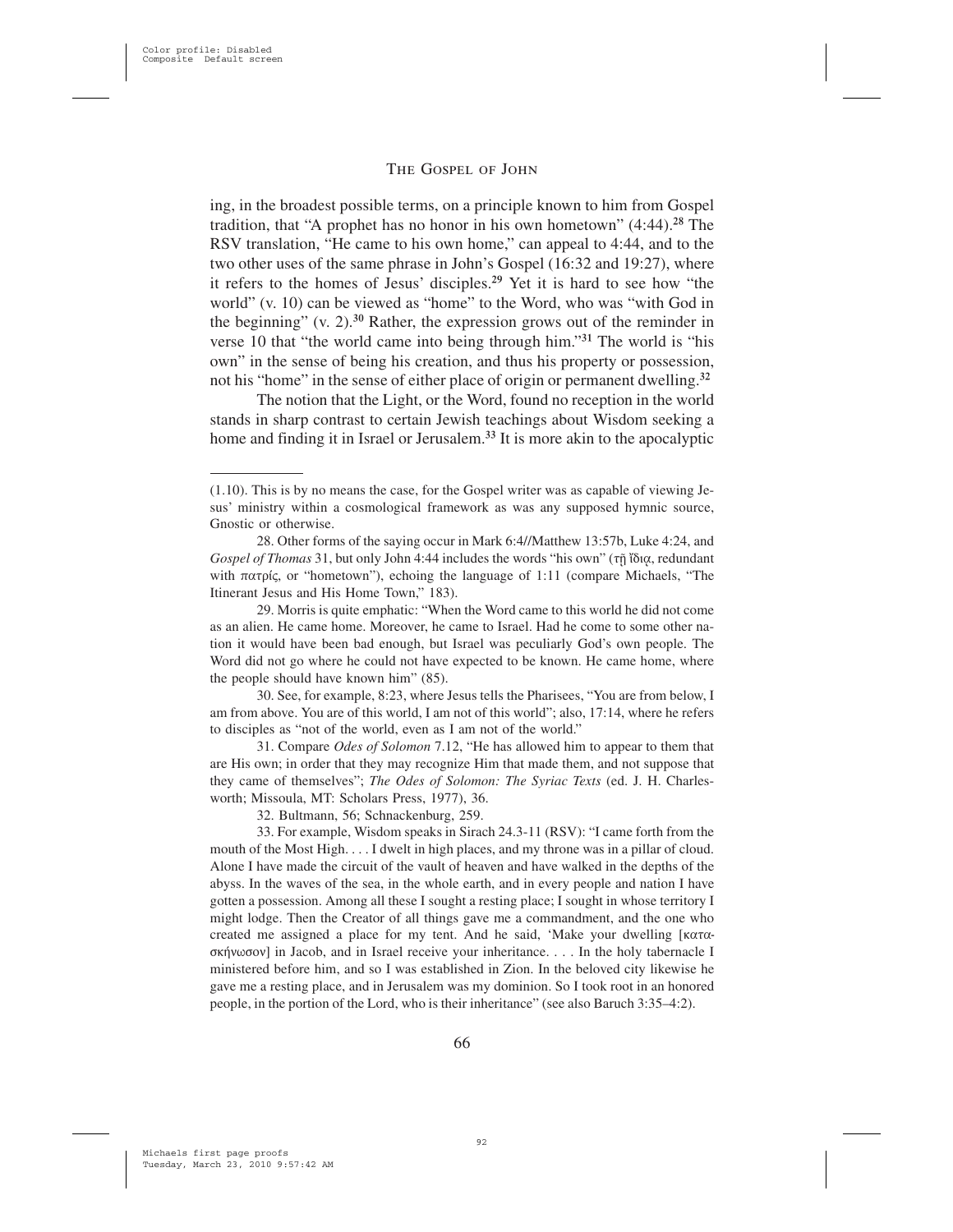ing, in the broadest possible terms, on a principle known to him from Gospel tradition, that "A prophet has no honor in his own hometown" (4:44).[28] The RSV translation, "He came to his own home," can appeal to 4:44, and to the two other uses of the same phrase in John's Gospel (16:32 and 19:27), where it refers to the homes of Jesus' disciples.[29] Yet it is hard to see how "the world" (v. 10) can be viewed as "home" to the Word, who was "with God in the beginning" (v. 2).[30] Rather, the expression grows out of the reminder in verse 10 that "the world came into being through him."[31] The world is "his own" in the sense of being his creation, and thus his property or possession, not his "home" in the sense of either place of origin or permanent dwelling.[32]

The notion that the Light, or the Word, found no reception in the world stands in sharp contrast to certain Jewish teachings about Wisdom seeking a home and finding it in Israel or Jerusalem.[33] It is more akin to the apocalyptic

---

(1.10). This is by no means the case, for the Gospel writer was as capable of viewing Jesus' ministry within a cosmological framework as was any supposed hymnic source, Gnostic or otherwise.

28. Other forms of the saying occur in Mark 6:4//Matthew 13:57b, Luke 4:24, and *Gospel of Thomas* 31, but only John 4:44 includes the words "his own" (τῇ ἴδιᾳ, redundant with πατρίς, or "hometown"), echoing the language of 1:11 (compare Michaels, "The Itinerant Jesus and His Home Town," 183).

29. Morris is quite emphatic: "When the Word came to this world he did not come as an alien. He came home. Moreover, he came to Israel. Had he come to some other nation it would have been bad enough, but Israel was peculiarly God's own people. The Word did not go where he could not have expected to be known. He came home, where the people should have known him" (85).

30. See, for example, 8:23, where Jesus tells the Pharisees, "You are from below, I am from above. You are of this world, I am not of this world"; also, 17:14, where he refers to disciples as "not of the world, even as I am not of the world."

31. Compare *Odes of Solomon* 7.12, "He has allowed him to appear to them that are His own; in order that they may recognize Him that made them, and not suppose that they came of themselves"; *The Odes of Solomon: The Syriac Texts* (ed. J. H. Charlesworth; Missoula, MT: Scholars Press, 1977), 36.

32. Bultmann, 56; Schnackenburg, 259.

33. For example, Wisdom speaks in Sirach 24.3-11 (RSV): "I came forth from the mouth of the Most High. . . . I dwelt in high places, and my throne was in a pillar of cloud. Alone I have made the circuit of the vault of heaven and have walked in the depths of the abyss. In the waves of the sea, in the whole earth, and in every people and nation I have gotten a possession. Among all these I sought a resting place; I sought in whose territory I might lodge. Then the Creator of all things gave me a commandment, and the one who created me assigned a place for my tent. And he said, 'Make your dwelling [κατασκήνωσον] in Jacob, and in Israel receive your inheritance. . . . In the holy tabernacle I ministered before him, and so I was established in Zion. In the beloved city likewise he gave me a resting place, and in Jerusalem was my dominion. So I took root in an honored people, in the portion of the Lord, who is their inheritance" (see also Baruch 3:35–4:2).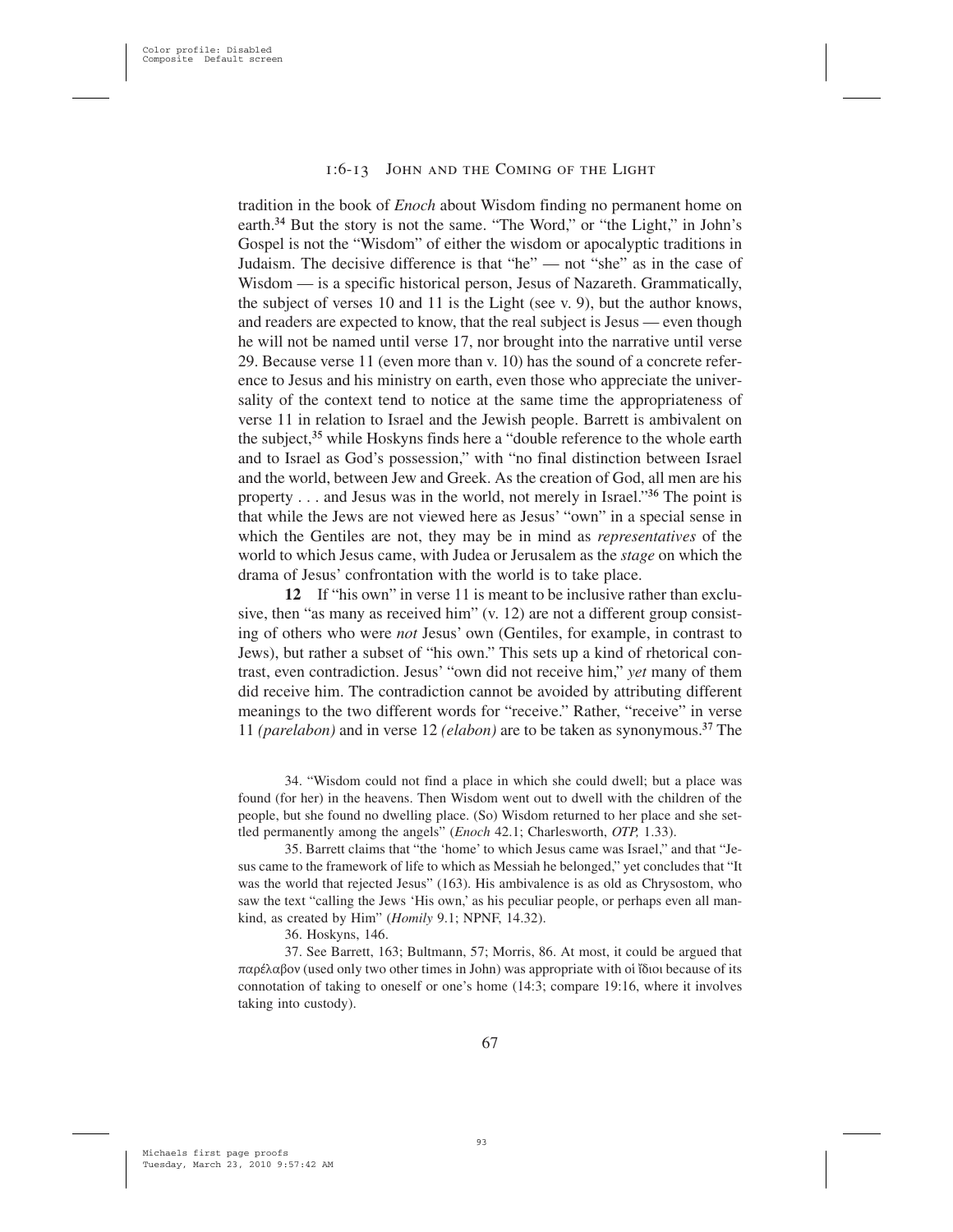tradition in the book of *Enoch* about Wisdom finding no permanent home on earth.[34] But the story is not the same. "The Word," or "the Light," in John's Gospel is not the "Wisdom" of either the wisdom or apocalyptic traditions in Judaism. The decisive difference is that "he" — not "she" as in the case of Wisdom — is a specific historical person, Jesus of Nazareth. Grammatically, the subject of verses 10 and 11 is the Light (see v. 9), but the author knows, and readers are expected to know, that the real subject is Jesus — even though he will not be named until verse 17, nor brought into the narrative until verse 29. Because verse 11 (even more than v. 10) has the sound of a concrete reference to Jesus and his ministry on earth, even those who appreciate the universality of the context tend to notice at the same time the appropriateness of verse 11 in relation to Israel and the Jewish people. Barrett is ambivalent on the subject,[35] while Hoskyns finds here a "double reference to the whole earth and to Israel as God's possession," with "no final distinction between Israel and the world, between Jew and Greek. As the creation of God, all men are his property . . . and Jesus was in the world, not merely in Israel."[36] The point is that while the Jews are not viewed here as Jesus' "own" in a special sense in which the Gentiles are not, they may be in mind as *representatives* of the world to which Jesus came, with Judea or Jerusalem as the *stage* on which the drama of Jesus' confrontation with the world is to take place.

**12** If "his own" in verse 11 is meant to be inclusive rather than exclusive, then "as many as received him" (v. 12) are not a different group consisting of others who were *not* Jesus' own (Gentiles, for example, in contrast to Jews), but rather a subset of "his own." This sets up a kind of rhetorical contrast, even contradiction. Jesus' "own did not receive him," *yet* many of them did receive him. The contradiction cannot be avoided by attributing different meanings to the two different words for "receive." Rather, "receive" in verse 11 *(parelabon)* and in verse 12 *(elabon)* are to be taken as synonymous.[37] The

34. "Wisdom could not find a place in which she could dwell; but a place was found (for her) in the heavens. Then Wisdom went out to dwell with the children of the people, but she found no dwelling place. (So) Wisdom returned to her place and she settled permanently among the angels" (*Enoch* 42.1; Charlesworth, *OTP,* 1.33).

35. Barrett claims that "the 'home' to which Jesus came was Israel," and that "Jesus came to the framework of life to which as Messiah he belonged," yet concludes that "It was the world that rejected Jesus" (163). His ambivalence is as old as Chrysostom, who saw the text "calling the Jews 'His own,' as his peculiar people, or perhaps even all mankind, as created by Him" (*Homily* 9.1; NPNF, 14.32).

36. Hoskyns, 146.

37. See Barrett, 163; Bultmann, 57; Morris, 86. At most, it could be argued that παρέλαβον (used only two other times in John) was appropriate with οἱ ἴδιοι because of its connotation of taking to oneself or one's home (14:3; compare 19:16, where it involves taking into custody).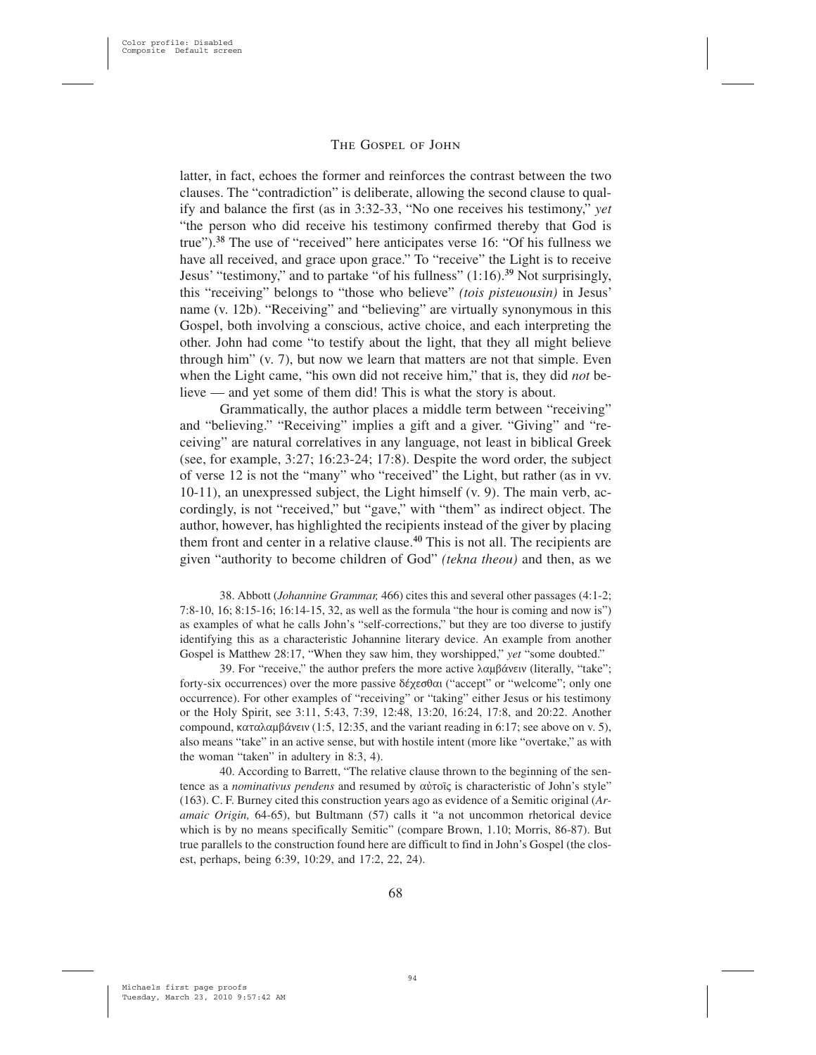latter, in fact, echoes the former and reinforces the contrast between the two clauses. The "contradiction" is deliberate, allowing the second clause to qualify and balance the first (as in 3:32-33, "No one receives his testimony," *yet* "the person who did receive his testimony confirmed thereby that God is true").[38] The use of "received" here anticipates verse 16: "Of his fullness we have all received, and grace upon grace." To "receive" the Light is to receive Jesus' "testimony," and to partake "of his fullness" (1:16).[39] Not surprisingly, this "receiving" belongs to "those who believe" *(tois pisteuousin)* in Jesus' name (v. 12b). "Receiving" and "believing" are virtually synonymous in this Gospel, both involving a conscious, active choice, and each interpreting the other. John had come "to testify about the light, that they all might believe through him" (v. 7), but now we learn that matters are not that simple. Even when the Light came, "his own did not receive him," that is, they did *not* believe — and yet some of them did! This is what the story is about.

Grammatically, the author places a middle term between "receiving" and "believing." "Receiving" implies a gift and a giver. "Giving" and "receiving" are natural correlatives in any language, not least in biblical Greek (see, for example, 3:27; 16:23-24; 17:8). Despite the word order, the subject of verse 12 is not the "many" who "received" the Light, but rather (as in vv. 10-11), an unexpressed subject, the Light himself (v. 9). The main verb, accordingly, is not "received," but "gave," with "them" as indirect object. The author, however, has highlighted the recipients instead of the giver by placing them front and center in a relative clause.[40] This is not all. The recipients are given "authority to become children of God" *(tekna theou)* and then, as we

38. Abbott (*Johannine Grammar,* 466) cites this and several other passages (4:1-2; 7:8-10, 16; 8:15-16; 16:14-15, 32, as well as the formula "the hour is coming and now is") as examples of what he calls John's "self-corrections," but they are too diverse to justify identifying this as a characteristic Johannine literary device. An example from another Gospel is Matthew 28:17, "When they saw him, they worshipped," *yet* "some doubted."

39. For "receive," the author prefers the more active λαμβάνειν (literally, "take"; forty-six occurrences) over the more passive δέχεσθαι ("accept" or "welcome"; only one occurrence). For other examples of "receiving" or "taking" either Jesus or his testimony or the Holy Spirit, see 3:11, 5:43, 7:39, 12:48, 13:20, 16:24, 17:8, and 20:22. Another compound, καταλαμβάνειν (1:5, 12:35, and the variant reading in 6:17; see above on v. 5), also means "take" in an active sense, but with hostile intent (more like "overtake," as with the woman "taken" in adultery in 8:3, 4).

40. According to Barrett, "The relative clause thrown to the beginning of the sentence as a *nominativus pendens* and resumed by αὐτοῖς is characteristic of John's style" (163). C. F. Burney cited this construction years ago as evidence of a Semitic original (*Aramaic Origin,* 64-65), but Bultmann (57) calls it "a not uncommon rhetorical device which is by no means specifically Semitic" (compare Brown, 1.10; Morris, 86-87). But true parallels to the construction found here are difficult to find in John's Gospel (the closest, perhaps, being 6:39, 10:29, and 17:2, 22, 24).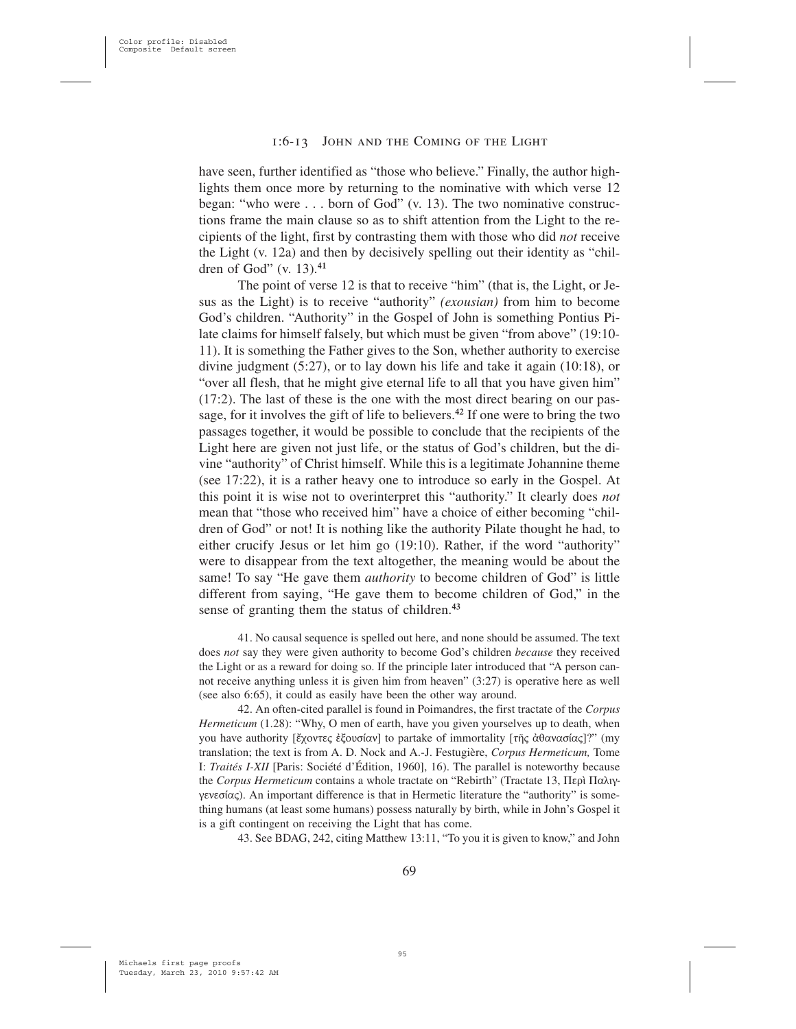have seen, further identified as "those who believe." Finally, the author highlights them once more by returning to the nominative with which verse 12 began: "who were . . . born of God" (v. 13). The two nominative constructions frame the main clause so as to shift attention from the Light to the recipients of the light, first by contrasting them with those who did *not* receive the Light (v. 12a) and then by decisively spelling out their identity as "children of God" (v. 13).[41]

The point of verse 12 is that to receive "him" (that is, the Light, or Jesus as the Light) is to receive "authority" *(exousian)* from him to become God's children. "Authority" in the Gospel of John is something Pontius Pilate claims for himself falsely, but which must be given "from above" (19:10-11). It is something the Father gives to the Son, whether authority to exercise divine judgment (5:27), or to lay down his life and take it again (10:18), or "over all flesh, that he might give eternal life to all that you have given him" (17:2). The last of these is the one with the most direct bearing on our passage, for it involves the gift of life to believers.[42] If one were to bring the two passages together, it would be possible to conclude that the recipients of the Light here are given not just life, or the status of God's children, but the divine "authority" of Christ himself. While this is a legitimate Johannine theme (see 17:22), it is a rather heavy one to introduce so early in the Gospel. At this point it is wise not to overinterpret this "authority." It clearly does *not* mean that "those who received him" have a choice of either becoming "children of God" or not! It is nothing like the authority Pilate thought he had, to either crucify Jesus or let him go (19:10). Rather, if the word "authority" were to disappear from the text altogether, the meaning would be about the same! To say "He gave them *authority* to become children of God" is little different from saying, "He gave them to become children of God," in the sense of granting them the status of children.[43]

41. No causal sequence is spelled out here, and none should be assumed. The text does *not* say they were given authority to become God's children *because* they received the Light or as a reward for doing so. If the principle later introduced that "A person cannot receive anything unless it is given him from heaven" (3:27) is operative here as well (see also 6:65), it could as easily have been the other way around.

42. An often-cited parallel is found in Poimandres, the first tractate of the *Corpus Hermeticum* (1.28): "Why, O men of earth, have you given yourselves up to death, when you have authority [ἔχοντες ἐξουσίαν] to partake of immortality [τῆς ἀθανασίας]?" (my translation; the text is from A. D. Nock and A.-J. Festugière, *Corpus Hermeticum,* Tome I: *Traités I-XII* [Paris: Société d'Édition, 1960], 16). The parallel is noteworthy because the *Corpus Hermeticum* contains a whole tractate on "Rebirth" (Tractate 13, Περὶ Παλιγγενεσίας). An important difference is that in Hermetic literature the "authority" is something humans (at least some humans) possess naturally by birth, while in John's Gospel it is a gift contingent on receiving the Light that has come.

43. See BDAG, 242, citing Matthew 13:11, "To you it is given to know," and John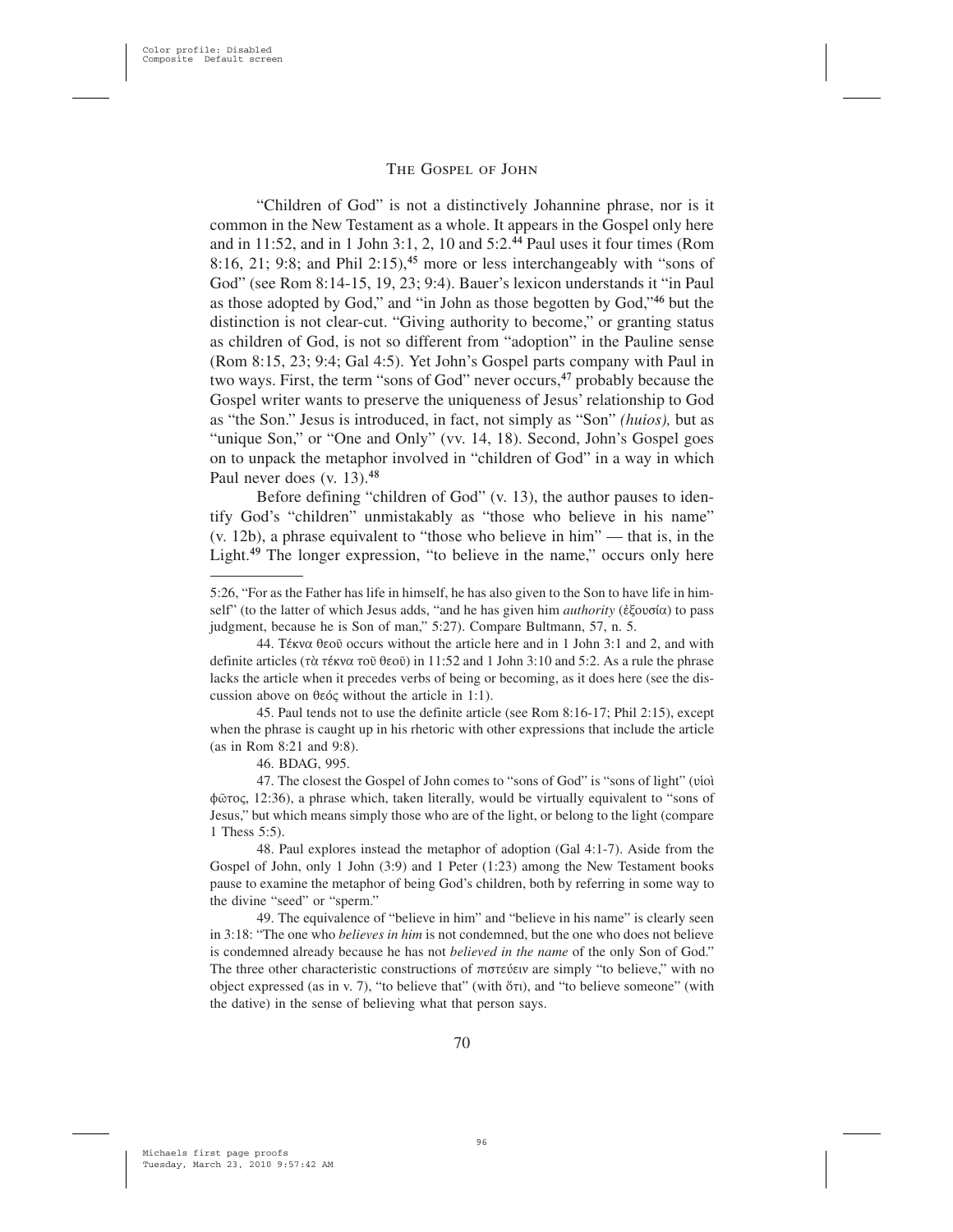"Children of God" is not a distinctively Johannine phrase, nor is it common in the New Testament as a whole. It appears in the Gospel only here and in 11:52, and in 1 John 3:1, 2, 10 and 5:2.[44] Paul uses it four times (Rom 8:16, 21; 9:8; and Phil 2:15),[45] more or less interchangeably with "sons of God" (see Rom 8:14-15, 19, 23; 9:4). Bauer's lexicon understands it "in Paul as those adopted by God," and "in John as those begotten by God,"[46] but the distinction is not clear-cut. "Giving authority to become," or granting status as children of God, is not so different from "adoption" in the Pauline sense (Rom 8:15, 23; 9:4; Gal 4:5). Yet John's Gospel parts company with Paul in two ways. First, the term "sons of God" never occurs,[47] probably because the Gospel writer wants to preserve the uniqueness of Jesus' relationship to God as "the Son." Jesus is introduced, in fact, not simply as "Son" *(huios),* but as "unique Son," or "One and Only" (vv. 14, 18). Second, John's Gospel goes on to unpack the metaphor involved in "children of God" in a way in which Paul never does (v. 13).[48]

Before defining "children of God" (v. 13), the author pauses to identify God's "children" unmistakably as "those who believe in his name" (v. 12b), a phrase equivalent to "those who believe in him" — that is, in the Light.[49] The longer expression, "to believe in the name," occurs only here

---

5:26, "For as the Father has life in himself, he has also given to the Son to have life in himself" (to the latter of which Jesus adds, "and he has given him *authority* (ἐξουσία) to pass judgment, because he is Son of man," 5:27). Compare Bultmann, 57, n. 5.

44. Τέκνα θεοῦ occurs without the article here and in 1 John 3:1 and 2, and with definite articles (τὰ τέκνα τοῦ θεοῦ) in 11:52 and 1 John 3:10 and 5:2. As a rule the phrase lacks the article when it precedes verbs of being or becoming, as it does here (see the discussion above on θεός without the article in 1:1).

45. Paul tends not to use the definite article (see Rom 8:16-17; Phil 2:15), except when the phrase is caught up in his rhetoric with other expressions that include the article (as in Rom 8:21 and 9:8).

46. BDAG, 995.

47. The closest the Gospel of John comes to "sons of God" is "sons of light" (υἱοὶ φῶτος, 12:36), a phrase which, taken literally, would be virtually equivalent to "sons of Jesus," but which means simply those who are of the light, or belong to the light (compare 1 Thess 5:5).

48. Paul explores instead the metaphor of adoption (Gal 4:1-7). Aside from the Gospel of John, only 1 John (3:9) and 1 Peter (1:23) among the New Testament books pause to examine the metaphor of being God's children, both by referring in some way to the divine "seed" or "sperm."

49. The equivalence of "believe in him" and "believe in his name" is clearly seen in 3:18: "The one who *believes in him* is not condemned, but the one who does not believe is condemned already because he has not *believed in the name* of the only Son of God." The three other characteristic constructions of πιστεύειν are simply "to believe," with no object expressed (as in v. 7), "to believe that" (with ὅτι), and "to believe someone" (with the dative) in the sense of believing what that person says.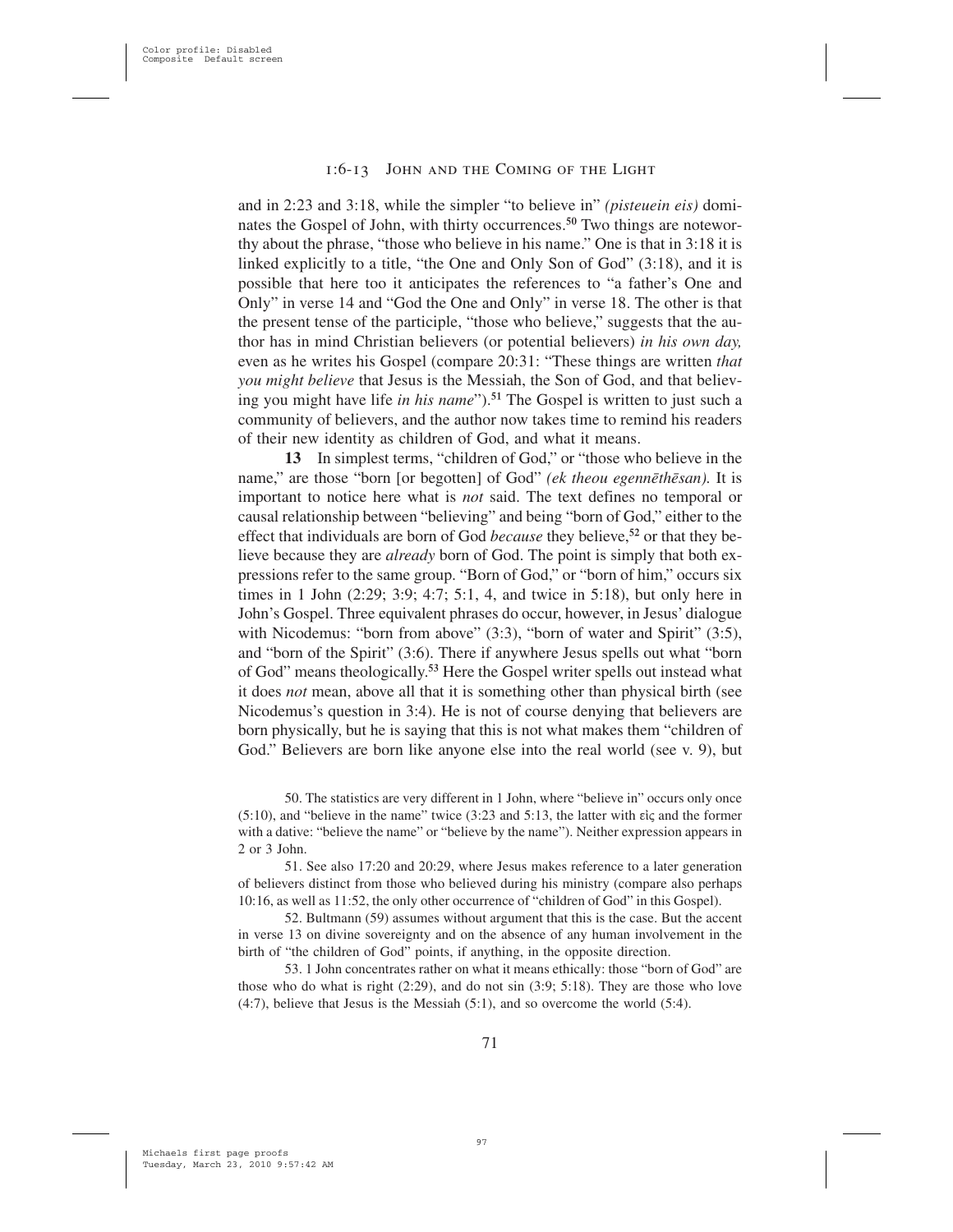and in 2:23 and 3:18, while the simpler "to believe in" *(pisteuein eis)* dominates the Gospel of John, with thirty occurrences.[50] Two things are noteworthy about the phrase, "those who believe in his name." One is that in 3:18 it is linked explicitly to a title, "the One and Only Son of God" (3:18), and it is possible that here too it anticipates the references to "a father's One and Only" in verse 14 and "God the One and Only" in verse 18. The other is that the present tense of the participle, "those who believe," suggests that the author has in mind Christian believers (or potential believers) *in his own day,* even as he writes his Gospel (compare 20:31: "These things are written *that you might believe* that Jesus is the Messiah, the Son of God, and that believing you might have life *in his name*").[51] The Gospel is written to just such a community of believers, and the author now takes time to remind his readers of their new identity as children of God, and what it means.

**13** In simplest terms, "children of God," or "those who believe in the name," are those "born [or begotten] of God" *(ek theou egennēthēsan).* It is important to notice here what is *not* said. The text defines no temporal or causal relationship between "believing" and being "born of God," either to the effect that individuals are born of God *because* they believe,[52] or that they believe because they are *already* born of God. The point is simply that both expressions refer to the same group. "Born of God," or "born of him," occurs six times in 1 John (2:29; 3:9; 4:7; 5:1, 4, and twice in 5:18), but only here in John's Gospel. Three equivalent phrases do occur, however, in Jesus' dialogue with Nicodemus: "born from above" (3:3), "born of water and Spirit" (3:5), and "born of the Spirit" (3:6). There if anywhere Jesus spells out what "born of God" means theologically.[53] Here the Gospel writer spells out instead what it does *not* mean, above all that it is something other than physical birth (see Nicodemus's question in 3:4). He is not of course denying that believers are born physically, but he is saying that this is not what makes them "children of God." Believers are born like anyone else into the real world (see v. 9), but

50. The statistics are very different in 1 John, where "believe in" occurs only once (5:10), and "believe in the name" twice (3:23 and 5:13, the latter with εἰς and the former with a dative: "believe the name" or "believe by the name"). Neither expression appears in 2 or 3 John.

51. See also 17:20 and 20:29, where Jesus makes reference to a later generation of believers distinct from those who believed during his ministry (compare also perhaps 10:16, as well as 11:52, the only other occurrence of "children of God" in this Gospel).

52. Bultmann (59) assumes without argument that this is the case. But the accent in verse 13 on divine sovereignty and on the absence of any human involvement in the birth of "the children of God" points, if anything, in the opposite direction.

53. 1 John concentrates rather on what it means ethically: those "born of God" are those who do what is right (2:29), and do not sin (3:9; 5:18). They are those who love (4:7), believe that Jesus is the Messiah (5:1), and so overcome the world (5:4).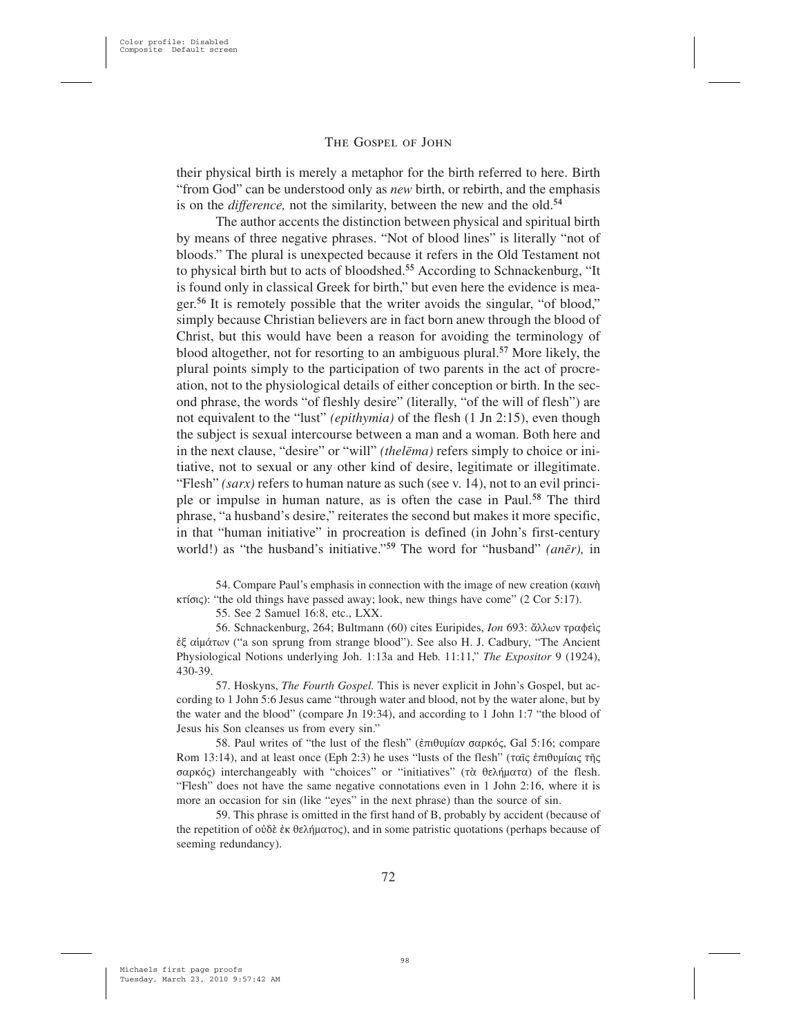their physical birth is merely a metaphor for the birth referred to here. Birth "from God" can be understood only as *new* birth, or rebirth, and the emphasis is on the *difference,* not the similarity, between the new and the old.[54]

The author accents the distinction between physical and spiritual birth by means of three negative phrases. "Not of blood lines" is literally "not of bloods." The plural is unexpected because it refers in the Old Testament not to physical birth but to acts of bloodshed.[55] According to Schnackenburg, "It is found only in classical Greek for birth," but even here the evidence is meager.[56] It is remotely possible that the writer avoids the singular, "of blood," simply because Christian believers are in fact born anew through the blood of Christ, but this would have been a reason for avoiding the terminology of blood altogether, not for resorting to an ambiguous plural.[57] More likely, the plural points simply to the participation of two parents in the act of procreation, not to the physiological details of either conception or birth. In the second phrase, the words "of fleshly desire" (literally, "of the will of flesh") are not equivalent to the "lust" *(epithymia)* of the flesh (1 Jn 2:15), even though the subject is sexual intercourse between a man and a woman. Both here and in the next clause, "desire" or "will" *(thelēma)* refers simply to choice or initiative, not to sexual or any other kind of desire, legitimate or illegitimate. "Flesh" *(sarx)* refers to human nature as such (see v. 14), not to an evil principle or impulse in human nature, as is often the case in Paul.[58] The third phrase, "a husband's desire," reiterates the second but makes it more specific, in that "human initiative" in procreation is defined (in John's first-century world!) as "the husband's initiative."[59] The word for "husband" *(anēr),* in

54. Compare Paul's emphasis in connection with the image of new creation (καινὴ κτίσις): "the old things have passed away; look, new things have come" (2 Cor 5:17).

55. See 2 Samuel 16:8, etc., LXX.

56. Schnackenburg, 264; Bultmann (60) cites Euripides, *Ion* 693: ἄλλων τραφεὶς ἐξ αἱμάτων ("a son sprung from strange blood"). See also H. J. Cadbury, "The Ancient Physiological Notions underlying Joh. 1:13a and Heb. 11:11," *The Expositor* 9 (1924), 430-39.

57. Hoskyns, *The Fourth Gospel.* This is never explicit in John's Gospel, but according to 1 John 5:6 Jesus came "through water and blood, not by the water alone, but by the water and the blood" (compare Jn 19:34), and according to 1 John 1:7 "the blood of Jesus his Son cleanses us from every sin."

58. Paul writes of "the lust of the flesh" (ἐπιθυμίαν σαρκός, Gal 5:16; compare Rom 13:14), and at least once (Eph 2:3) he uses "lusts of the flesh" (ταῖς ἐπιθυμίαις τῆς σαρκός) interchangeably with "choices" or "initiatives" (τὰ θελήματα) of the flesh. "Flesh" does not have the same negative connotations even in 1 John 2:16, where it is more an occasion for sin (like "eyes" in the next phrase) than the source of sin.

59. This phrase is omitted in the first hand of B, probably by accident (because of the repetition of οὐδὲ ἐκ θελήματος), and in some patristic quotations (perhaps because of seeming redundancy).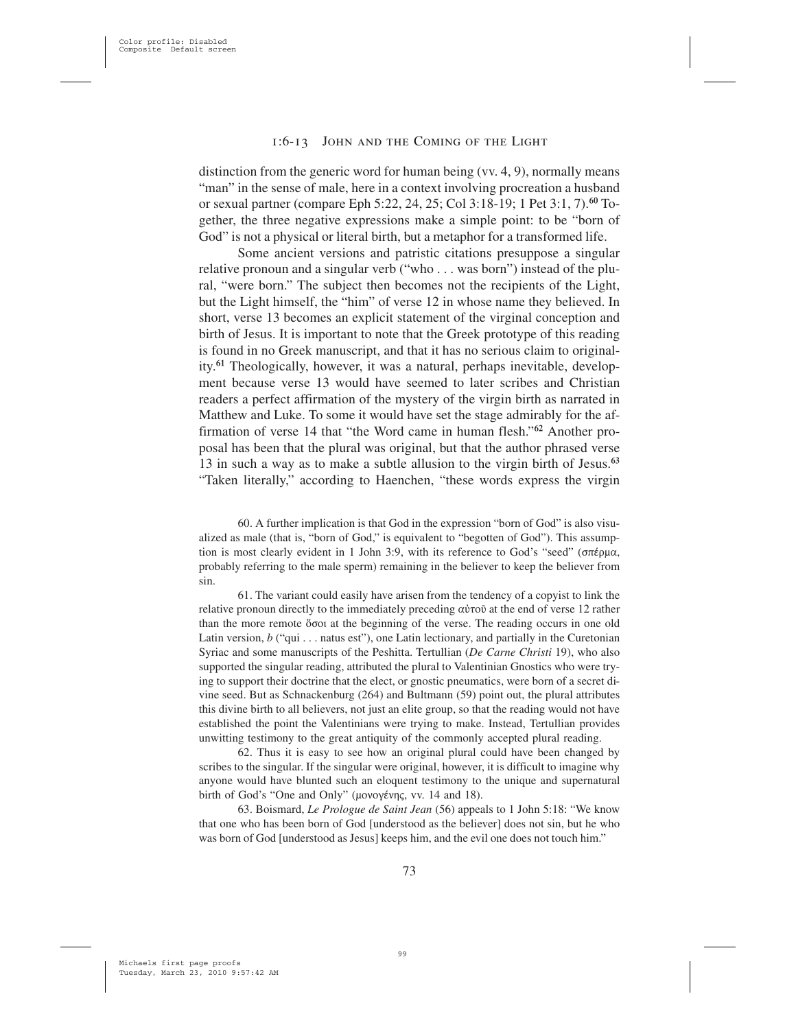distinction from the generic word for human being (vv. 4, 9), normally means "man" in the sense of male, here in a context involving procreation a husband or sexual partner (compare Eph 5:22, 24, 25; Col 3:18-19; 1 Pet 3:1, 7).[60] Together, the three negative expressions make a simple point: to be "born of God" is not a physical or literal birth, but a metaphor for a transformed life.

Some ancient versions and patristic citations presuppose a singular relative pronoun and a singular verb ("who . . . was born") instead of the plural, "were born." The subject then becomes not the recipients of the Light, but the Light himself, the "him" of verse 12 in whose name they believed. In short, verse 13 becomes an explicit statement of the virginal conception and birth of Jesus. It is important to note that the Greek prototype of this reading is found in no Greek manuscript, and that it has no serious claim to originality.[61] Theologically, however, it was a natural, perhaps inevitable, development because verse 13 would have seemed to later scribes and Christian readers a perfect affirmation of the mystery of the virgin birth as narrated in Matthew and Luke. To some it would have set the stage admirably for the affirmation of verse 14 that "the Word came in human flesh."[62] Another proposal has been that the plural was original, but that the author phrased verse 13 in such a way as to make a subtle allusion to the virgin birth of Jesus.[63] "Taken literally," according to Haenchen, "these words express the virgin

60. A further implication is that God in the expression "born of God" is also visualized as male (that is, "born of God," is equivalent to "begotten of God"). This assumption is most clearly evident in 1 John 3:9, with its reference to God's "seed" (σπέρμα, probably referring to the male sperm) remaining in the believer to keep the believer from sin.

61. The variant could easily have arisen from the tendency of a copyist to link the relative pronoun directly to the immediately preceding αὐτοῦ at the end of verse 12 rather than the more remote ὅσοι at the beginning of the verse. The reading occurs in one old Latin version, *b* ("qui . . . natus est"), one Latin lectionary, and partially in the Curetonian Syriac and some manuscripts of the Peshitta. Tertullian (*De Carne Christi* 19), who also supported the singular reading, attributed the plural to Valentinian Gnostics who were trying to support their doctrine that the elect, or gnostic pneumatics, were born of a secret divine seed. But as Schnackenburg (264) and Bultmann (59) point out, the plural attributes this divine birth to all believers, not just an elite group, so that the reading would not have established the point the Valentinians were trying to make. Instead, Tertullian provides unwitting testimony to the great antiquity of the commonly accepted plural reading.

62. Thus it is easy to see how an original plural could have been changed by scribes to the singular. If the singular were original, however, it is difficult to imagine why anyone would have blunted such an eloquent testimony to the unique and supernatural birth of God's "One and Only" (μονογένης, vv. 14 and 18).

63. Boismard, *Le Prologue de Saint Jean* (56) appeals to 1 John 5:18: "We know that one who has been born of God [understood as the believer] does not sin, but he who was born of God [understood as Jesus] keeps him, and the evil one does not touch him."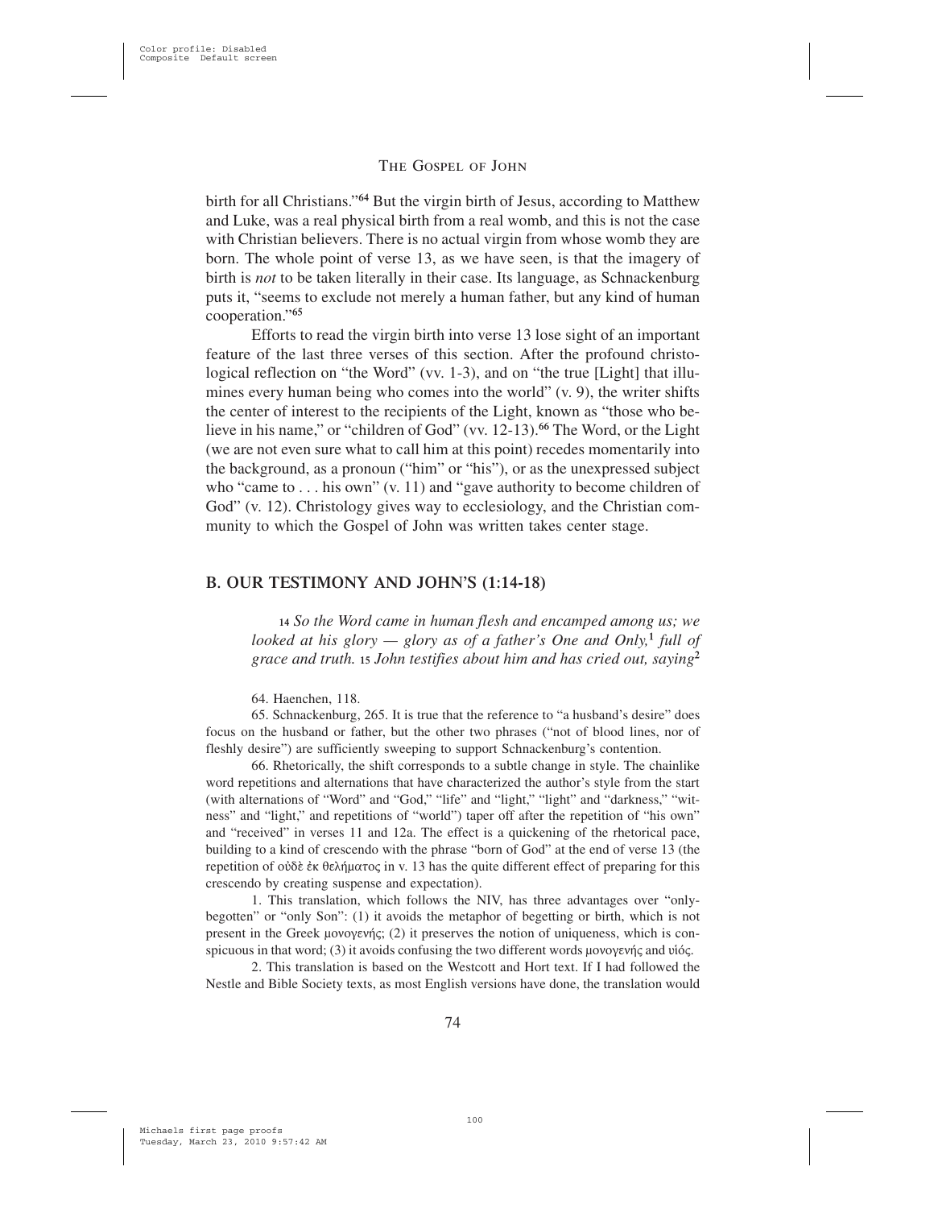birth for all Christians."[64] But the virgin birth of Jesus, according to Matthew and Luke, was a real physical birth from a real womb, and this is not the case with Christian believers. There is no actual virgin from whose womb they are born. The whole point of verse 13, as we have seen, is that the imagery of birth is *not* to be taken literally in their case. Its language, as Schnackenburg puts it, "seems to exclude not merely a human father, but any kind of human cooperation."[65]

Efforts to read the virgin birth into verse 13 lose sight of an important feature of the last three verses of this section. After the profound christological reflection on "the Word" (vv. 1-3), and on "the true [Light] that illumines every human being who comes into the world" (v. 9), the writer shifts the center of interest to the recipients of the Light, known as "those who believe in his name," or "children of God" (vv. 12-13).[66] The Word, or the Light (we are not even sure what to call him at this point) recedes momentarily into the background, as a pronoun ("him" or "his"), or as the unexpressed subject who "came to . . . his own" (v. 11) and "gave authority to become children of God" (v. 12). Christology gives way to ecclesiology, and the Christian community to which the Gospel of John was written takes center stage.

## B. OUR TESTIMONY AND JOHN'S (1:14-18)

> 14 *So the Word came in human flesh and encamped among us; we looked at his glory — glory as of a father's One and Only,*[1] *full of grace and truth.* 15 *John testifies about him and has cried out, saying*[2]

64. Haenchen, 118.

65. Schnackenburg, 265. It is true that the reference to "a husband's desire" does focus on the husband or father, but the other two phrases ("not of blood lines, nor of fleshly desire") are sufficiently sweeping to support Schnackenburg's contention.

66. Rhetorically, the shift corresponds to a subtle change in style. The chainlike word repetitions and alternations that have characterized the author's style from the start (with alternations of "Word" and "God," "life" and "light," "light" and "darkness," "witness" and "light," and repetitions of "world") taper off after the repetition of "his own" and "received" in verses 11 and 12a. The effect is a quickening of the rhetorical pace, building to a kind of crescendo with the phrase "born of God" at the end of verse 13 (the repetition of οὐδὲ ἐκ θελήματος in v. 13 has the quite different effect of preparing for this crescendo by creating suspense and expectation).

1. This translation, which follows the NIV, has three advantages over "only-begotten" or "only Son": (1) it avoids the metaphor of begetting or birth, which is not present in the Greek μονογενής; (2) it preserves the notion of uniqueness, which is conspicuous in that word; (3) it avoids confusing the two different words μονογενής and υἱός.

2. This translation is based on the Westcott and Hort text. If I had followed the Nestle and Bible Society texts, as most English versions have done, the translation would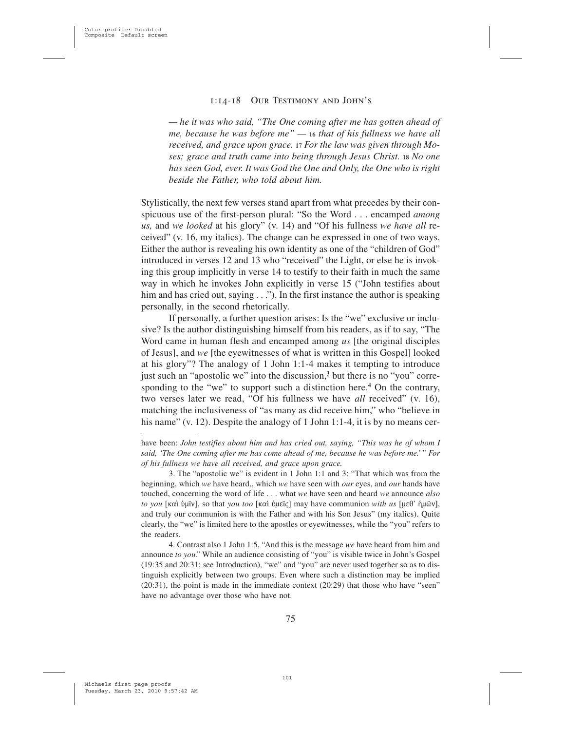*— he it was who said, "The One coming after me has gotten ahead of me, because he was before me" —* 16 *that of his fullness we have all received, and grace upon grace.* 17 *For the law was given through Moses; grace and truth came into being through Jesus Christ.* 18 *No one has seen God, ever. It was God the One and Only, the One who is right beside the Father, who told about him.*

Stylistically, the next few verses stand apart from what precedes by their conspicuous use of the first-person plural: "So the Word . . . encamped *among us,* and *we looked* at his glory" (v. 14) and "Of his fullness *we have all* received" (v. 16, my italics). The change can be expressed in one of two ways. Either the author is revealing his own identity as one of the "children of God" introduced in verses 12 and 13 who "received" the Light, or else he is invoking this group implicitly in verse 14 to testify to their faith in much the same way in which he invokes John explicitly in verse 15 ("John testifies about him and has cried out, saying . . ."). In the first instance the author is speaking personally, in the second rhetorically.

If personally, a further question arises: Is the "we" exclusive or inclusive? Is the author distinguishing himself from his readers, as if to say, "The Word came in human flesh and encamped among *us* [the original disciples of Jesus], and *we* [the eyewitnesses of what is written in this Gospel] looked at his glory"? The analogy of 1 John 1:1-4 makes it tempting to introduce just such an "apostolic we" into the discussion,[3] but there is no "you" corresponding to the "we" to support such a distinction here.[4] On the contrary, two verses later we read, "Of his fullness we have *all* received" (v. 16), matching the inclusiveness of "as many as did receive him," who "believe in his name" (v. 12). Despite the analogy of 1 John 1:1-4, it is by no means cer-

---

have been: *John testifies about him and has cried out, saying, "This was he of whom I said, 'The One coming after me has come ahead of me, because he was before me.'" For of his fullness we have all received, and grace upon grace.*

3. The "apostolic we" is evident in 1 John 1:1 and 3: "That which was from the beginning, which *we* have heard,, which *we* have seen with *our* eyes, and *our* hands have touched, concerning the word of life . . . what *we* have seen and heard *we* announce *also to you* [καὶ ὑμῖν], so that *you too* [καὶ ὑμεῖς] may have communion *with us* [μεθ' ἡμῶν], and truly our communion is with the Father and with his Son Jesus" (my italics). Quite clearly, the "we" is limited here to the apostles or eyewitnesses, while the "you" refers to the readers.

4. Contrast also 1 John 1:5, "And this is the message *we* have heard from him and announce *to you*." While an audience consisting of "you" is visible twice in John's Gospel (19:35 and 20:31; see Introduction), "we" and "you" are never used together so as to distinguish explicitly between two groups. Even where such a distinction may be implied (20:31), the point is made in the immediate context (20:29) that those who have "seen" have no advantage over those who have not.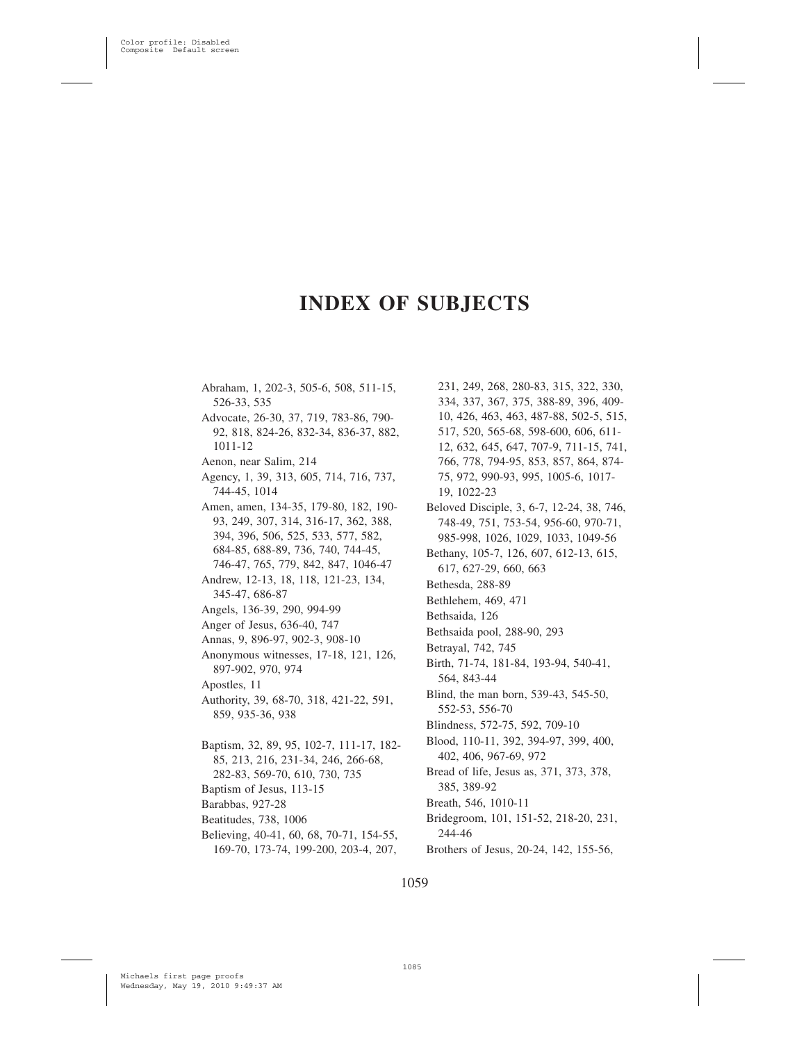# INDEX OF SUBJECTS

Abraham, 1, 202-3, 505-6, 508, 511-15, 526-33, 535

Advocate, 26-30, 37, 719, 783-86, 790-92, 818, 824-26, 832-34, 836-37, 882, 1011-12

Aenon, near Salim, 214

Agency, 1, 39, 313, 605, 714, 716, 737, 744-45, 1014

Amen, amen, 134-35, 179-80, 182, 190-93, 249, 307, 314, 316-17, 362, 388, 394, 396, 506, 525, 533, 577, 582, 684-85, 688-89, 736, 740, 744-45, 746-47, 765, 779, 842, 847, 1046-47

Andrew, 12-13, 18, 118, 121-23, 134, 345-47, 686-87

Angels, 136-39, 290, 994-99

Anger of Jesus, 636-40, 747

Annas, 9, 896-97, 902-3, 908-10

Anonymous witnesses, 17-18, 121, 126, 897-902, 970, 974

Apostles, 11

Authority, 39, 68-70, 318, 421-22, 591, 859, 935-36, 938

Baptism, 32, 89, 95, 102-7, 111-17, 182-85, 213, 216, 231-34, 246, 266-68, 282-83, 569-70, 610, 730, 735

Baptism of Jesus, 113-15

Barabbas, 927-28

Beatitudes, 738, 1006

Believing, 40-41, 60, 68, 70-71, 154-55, 169-70, 173-74, 199-200, 203-4, 207, 231, 249, 268, 280-83, 315, 322, 330, 334, 337, 367, 375, 388-89, 396, 409-10, 426, 463, 463, 487-88, 502-5, 515, 517, 520, 565-68, 598-600, 606, 611-12, 632, 645, 647, 707-9, 711-15, 741, 766, 778, 794-95, 853, 857, 864, 874-75, 972, 990-93, 995, 1005-6, 1017-19, 1022-23

Beloved Disciple, 3, 6-7, 12-24, 38, 746, 748-49, 751, 753-54, 956-60, 970-71, 985-998, 1026, 1029, 1033, 1049-56

Bethany, 105-7, 126, 607, 612-13, 615, 617, 627-29, 660, 663

Bethesda, 288-89

Bethlehem, 469, 471

Bethsaida, 126

Bethsaida pool, 288-90, 293

Betrayal, 742, 745

Birth, 71-74, 181-84, 193-94, 540-41, 564, 843-44

Blind, the man born, 539-43, 545-50, 552-53, 556-70

Blindness, 572-75, 592, 709-10

Blood, 110-11, 392, 394-97, 399, 400, 402, 406, 967-69, 972

Bread of life, Jesus as, 371, 373, 378, 385, 389-92

Breath, 546, 1010-11

Bridegroom, 101, 151-52, 218-20, 231, 244-46

Brothers of Jesus, 20-24, 142, 155-56,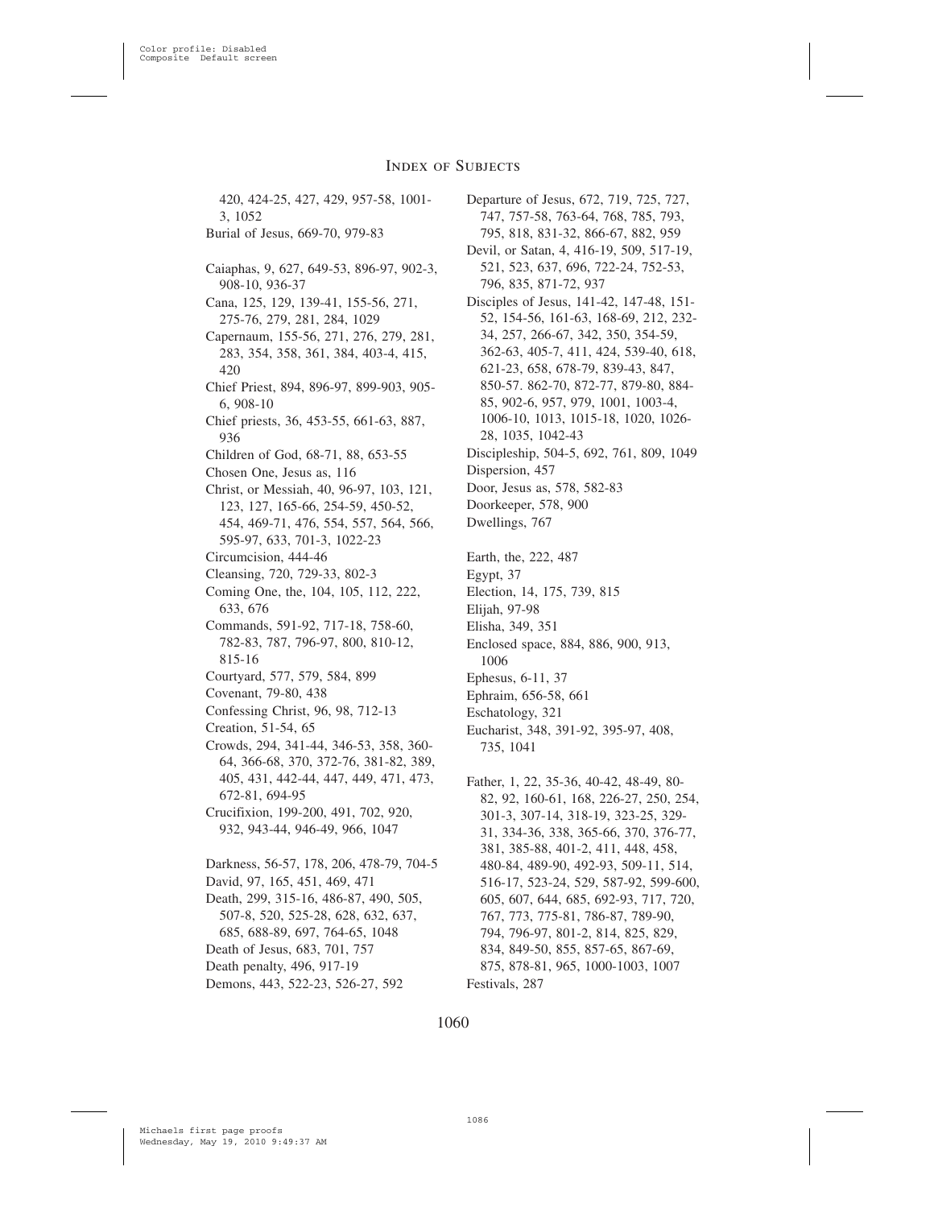420, 424-25, 427, 429, 957-58, 1001-3, 1052

Burial of Jesus, 669-70, 979-83

Caiaphas, 9, 627, 649-53, 896-97, 902-3, 908-10, 936-37

Cana, 125, 129, 139-41, 155-56, 271, 275-76, 279, 281, 284, 1029

Capernaum, 155-56, 271, 276, 279, 281, 283, 354, 358, 361, 384, 403-4, 415, 420

Chief Priest, 894, 896-97, 899-903, 905-6, 908-10

Chief priests, 36, 453-55, 661-63, 887, 936

Children of God, 68-71, 88, 653-55

Chosen One, Jesus as, 116

Christ, or Messiah, 40, 96-97, 103, 121, 123, 127, 165-66, 254-59, 450-52, 454, 469-71, 476, 554, 557, 564, 566, 595-97, 633, 701-3, 1022-23

Circumcision, 444-46

Cleansing, 720, 729-33, 802-3

Coming One, the, 104, 105, 112, 222, 633, 676

Commands, 591-92, 717-18, 758-60, 782-83, 787, 796-97, 800, 810-12, 815-16

Courtyard, 577, 579, 584, 899

Covenant, 79-80, 438

Confessing Christ, 96, 98, 712-13

Creation, 51-54, 65

Crowds, 294, 341-44, 346-53, 358, 360-64, 366-68, 370, 372-76, 381-82, 389, 405, 431, 442-44, 447, 449, 471, 473, 672-81, 694-95

Crucifixion, 199-200, 491, 702, 920, 932, 943-44, 946-49, 966, 1047

Darkness, 56-57, 178, 206, 478-79, 704-5

David, 97, 165, 451, 469, 471

Death, 299, 315-16, 486-87, 490, 505, 507-8, 520, 525-28, 628, 632, 637, 685, 688-89, 697, 764-65, 1048

Death of Jesus, 683, 701, 757

Death penalty, 496, 917-19

Demons, 443, 522-23, 526-27, 592

Departure of Jesus, 672, 719, 725, 727, 747, 757-58, 763-64, 768, 785, 793, 795, 818, 831-32, 866-67, 882, 959

Devil, or Satan, 4, 416-19, 509, 517-19, 521, 523, 637, 696, 722-24, 752-53, 796, 835, 871-72, 937

Disciples of Jesus, 141-42, 147-48, 151-52, 154-56, 161-63, 168-69, 212, 232-34, 257, 266-67, 342, 350, 354-59, 362-63, 405-7, 411, 424, 539-40, 618, 621-23, 658, 678-79, 839-43, 847, 850-57. 862-70, 872-77, 879-80, 884-85, 902-6, 957, 979, 1001, 1003-4, 1006-10, 1013, 1015-18, 1020, 1026-28, 1035, 1042-43

Discipleship, 504-5, 692, 761, 809, 1049

Dispersion, 457

Door, Jesus as, 578, 582-83

Doorkeeper, 578, 900

Dwellings, 767

Earth, the, 222, 487

Egypt, 37

Election, 14, 175, 739, 815

Elijah, 97-98

Elisha, 349, 351

Enclosed space, 884, 886, 900, 913, 1006

Ephesus, 6-11, 37

Ephraim, 656-58, 661

Eschatology, 321

Eucharist, 348, 391-92, 395-97, 408, 735, 1041

Father, 1, 22, 35-36, 40-42, 48-49, 80-82, 92, 160-61, 168, 226-27, 250, 254, 301-3, 307-14, 318-19, 323-25, 329-31, 334-36, 338, 365-66, 370, 376-77, 381, 385-88, 401-2, 411, 448, 458, 480-84, 489-90, 492-93, 509-11, 514, 516-17, 523-24, 529, 587-92, 599-600, 605, 607, 644, 685, 692-93, 717, 720, 767, 773, 775-81, 786-87, 789-90, 794, 796-97, 801-2, 814, 825, 829, 834, 849-50, 855, 857-65, 867-69, 875, 878-81, 965, 1000-1003, 1007

Festivals, 287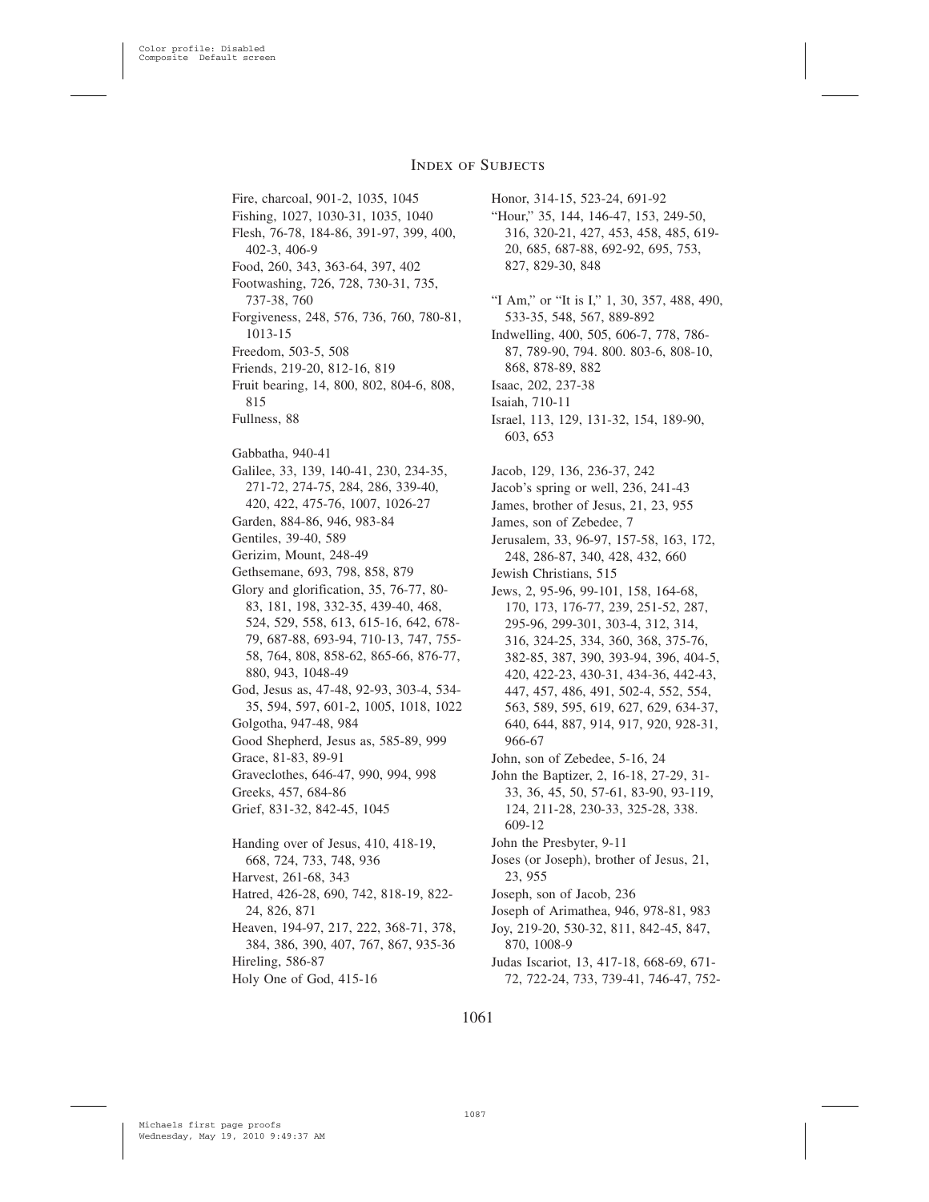## Index of Subjects

Fire, charcoal, 901-2, 1035, 1045
Fishing, 1027, 1030-31, 1035, 1040
Flesh, 76-78, 184-86, 391-97, 399, 400, 402-3, 406-9
Food, 260, 343, 363-64, 397, 402
Footwashing, 726, 728, 730-31, 735, 737-38, 760
Forgiveness, 248, 576, 736, 760, 780-81, 1013-15
Freedom, 503-5, 508
Friends, 219-20, 812-16, 819
Fruit bearing, 14, 800, 802, 804-6, 808, 815
Fullness, 88

Gabbatha, 940-41
Galilee, 33, 139, 140-41, 230, 234-35, 271-72, 274-75, 284, 286, 339-40, 420, 422, 475-76, 1007, 1026-27
Garden, 884-86, 946, 983-84
Gentiles, 39-40, 589
Gerizim, Mount, 248-49
Gethsemane, 693, 798, 858, 879
Glory and glorification, 35, 76-77, 80-83, 181, 198, 332-35, 439-40, 468, 524, 529, 558, 613, 615-16, 642, 678-79, 687-88, 693-94, 710-13, 747, 755-58, 764, 808, 858-62, 865-66, 876-77, 880, 943, 1048-49
God, Jesus as, 47-48, 92-93, 303-4, 534-35, 594, 597, 601-2, 1005, 1018, 1022
Golgotha, 947-48, 984
Good Shepherd, Jesus as, 585-89, 999
Grace, 81-83, 89-91
Graveclothes, 646-47, 990, 994, 998
Greeks, 457, 684-86
Grief, 831-32, 842-45, 1045

Handing over of Jesus, 410, 418-19, 668, 724, 733, 748, 936
Harvest, 261-68, 343
Hatred, 426-28, 690, 742, 818-19, 822-24, 826, 871
Heaven, 194-97, 217, 222, 368-71, 378, 384, 386, 390, 407, 767, 867, 935-36
Hireling, 586-87
Holy One of God, 415-16
Honor, 314-15, 523-24, 691-92
"Hour," 35, 144, 146-47, 153, 249-50, 316, 320-21, 427, 453, 458, 485, 619-20, 685, 687-88, 692-92, 695, 753, 827, 829-30, 848

"I Am," or "It is I," 1, 30, 357, 488, 490, 533-35, 548, 567, 889-892
Indwelling, 400, 505, 606-7, 778, 786-87, 789-90, 794. 800. 803-6, 808-10, 868, 878-89, 882
Isaac, 202, 237-38
Isaiah, 710-11
Israel, 113, 129, 131-32, 154, 189-90, 603, 653

Jacob, 129, 136, 236-37, 242
Jacob's spring or well, 236, 241-43
James, brother of Jesus, 21, 23, 955
James, son of Zebedee, 7
Jerusalem, 33, 96-97, 157-58, 163, 172, 248, 286-87, 340, 428, 432, 660
Jewish Christians, 515
Jews, 2, 95-96, 99-101, 158, 164-68, 170, 173, 176-77, 239, 251-52, 287, 295-96, 299-301, 303-4, 312, 314, 316, 324-25, 334, 360, 368, 375-76, 382-85, 387, 390, 393-94, 396, 404-5, 420, 422-23, 430-31, 434-36, 442-43, 447, 457, 486, 491, 502-4, 552, 554, 563, 589, 595, 619, 627, 629, 634-37, 640, 644, 887, 914, 917, 920, 928-31, 966-67
John, son of Zebedee, 5-16, 24
John the Baptizer, 2, 16-18, 27-29, 31-33, 36, 45, 50, 57-61, 83-90, 93-119, 124, 211-28, 230-33, 325-28, 338. 609-12
John the Presbyter, 9-11
Joses (or Joseph), brother of Jesus, 21, 23, 955
Joseph, son of Jacob, 236
Joseph of Arimathea, 946, 978-81, 983
Joy, 219-20, 530-32, 811, 842-45, 847, 870, 1008-9
Judas Iscariot, 13, 417-18, 668-69, 671-72, 722-24, 733, 739-41, 746-47, 752-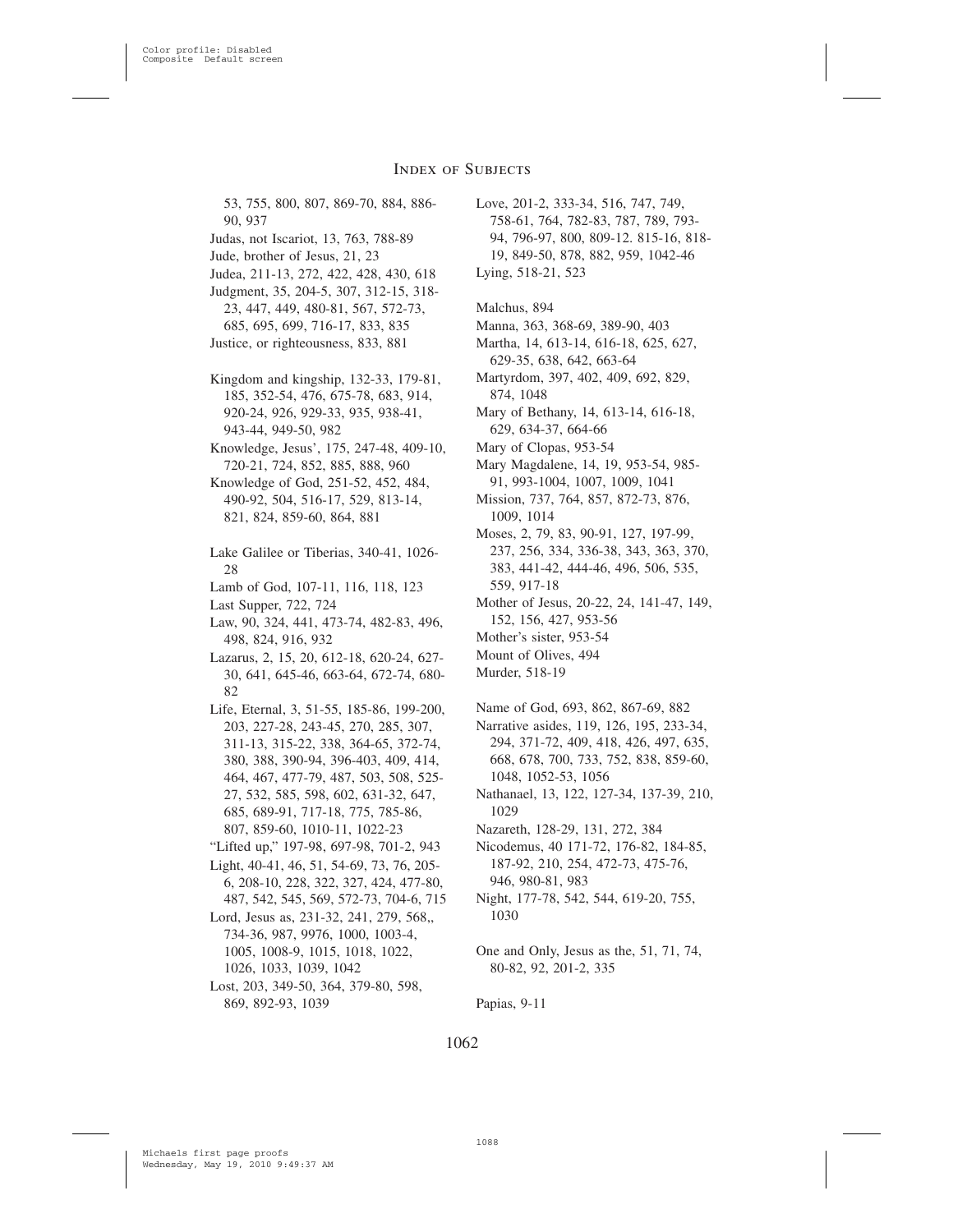# Index of Subjects

53, 755, 800, 807, 869-70, 884, 886-90, 937

Judas, not Iscariot, 13, 763, 788-89

Jude, brother of Jesus, 21, 23

Judea, 211-13, 272, 422, 428, 430, 618

Judgment, 35, 204-5, 307, 312-15, 318-23, 447, 449, 480-81, 567, 572-73, 685, 695, 699, 716-17, 833, 835

Justice, or righteousness, 833, 881

Kingdom and kingship, 132-33, 179-81, 185, 352-54, 476, 675-78, 683, 914, 920-24, 926, 929-33, 935, 938-41, 943-44, 949-50, 982

Knowledge, Jesus', 175, 247-48, 409-10, 720-21, 724, 852, 885, 888, 960

Knowledge of God, 251-52, 452, 484, 490-92, 504, 516-17, 529, 813-14, 821, 824, 859-60, 864, 881

Lake Galilee or Tiberias, 340-41, 1026-28

Lamb of God, 107-11, 116, 118, 123

Last Supper, 722, 724

Law, 90, 324, 441, 473-74, 482-83, 496, 498, 824, 916, 932

Lazarus, 2, 15, 20, 612-18, 620-24, 627-30, 641, 645-46, 663-64, 672-74, 680-82

Life, Eternal, 3, 51-55, 185-86, 199-200, 203, 227-28, 243-45, 270, 285, 307, 311-13, 315-22, 338, 364-65, 372-74, 380, 388, 390-94, 396-403, 409, 414, 464, 467, 477-79, 487, 503, 508, 525-27, 532, 585, 598, 602, 631-32, 647, 685, 689-91, 717-18, 775, 785-86, 807, 859-60, 1010-11, 1022-23

"Lifted up," 197-98, 697-98, 701-2, 943

Light, 40-41, 46, 51, 54-69, 73, 76, 205-6, 208-10, 228, 322, 327, 424, 477-80, 487, 542, 545, 569, 572-73, 704-6, 715

Lord, Jesus as, 231-32, 241, 279, 568,, 734-36, 987, 9976, 1000, 1003-4, 1005, 1008-9, 1015, 1018, 1022, 1026, 1033, 1039, 1042

Lost, 203, 349-50, 364, 379-80, 598, 869, 892-93, 1039

Love, 201-2, 333-34, 516, 747, 749, 758-61, 764, 782-83, 787, 789, 793-94, 796-97, 800, 809-12. 815-16, 818-19, 849-50, 878, 882, 959, 1042-46

Lying, 518-21, 523

Malchus, 894

Manna, 363, 368-69, 389-90, 403

Martha, 14, 613-14, 616-18, 625, 627, 629-35, 638, 642, 663-64

Martyrdom, 397, 402, 409, 692, 829, 874, 1048

Mary of Bethany, 14, 613-14, 616-18, 629, 634-37, 664-66

Mary of Clopas, 953-54

Mary Magdalene, 14, 19, 953-54, 985-91, 993-1004, 1007, 1009, 1041

Mission, 737, 764, 857, 872-73, 876, 1009, 1014

Moses, 2, 79, 83, 90-91, 127, 197-99, 237, 256, 334, 336-38, 343, 363, 370, 383, 441-42, 444-46, 496, 506, 535, 559, 917-18

Mother of Jesus, 20-22, 24, 141-47, 149, 152, 156, 427, 953-56

Mother's sister, 953-54

Mount of Olives, 494

Murder, 518-19

Name of God, 693, 862, 867-69, 882

Narrative asides, 119, 126, 195, 233-34, 294, 371-72, 409, 418, 426, 497, 635, 668, 678, 700, 733, 752, 838, 859-60, 1048, 1052-53, 1056

Nathanael, 13, 122, 127-34, 137-39, 210, 1029

Nazareth, 128-29, 131, 272, 384

Nicodemus, 40 171-72, 176-82, 184-85, 187-92, 210, 254, 472-73, 475-76, 946, 980-81, 983

Night, 177-78, 542, 544, 619-20, 755, 1030

One and Only, Jesus as the, 51, 71, 74, 80-82, 92, 201-2, 335

Papias, 9-11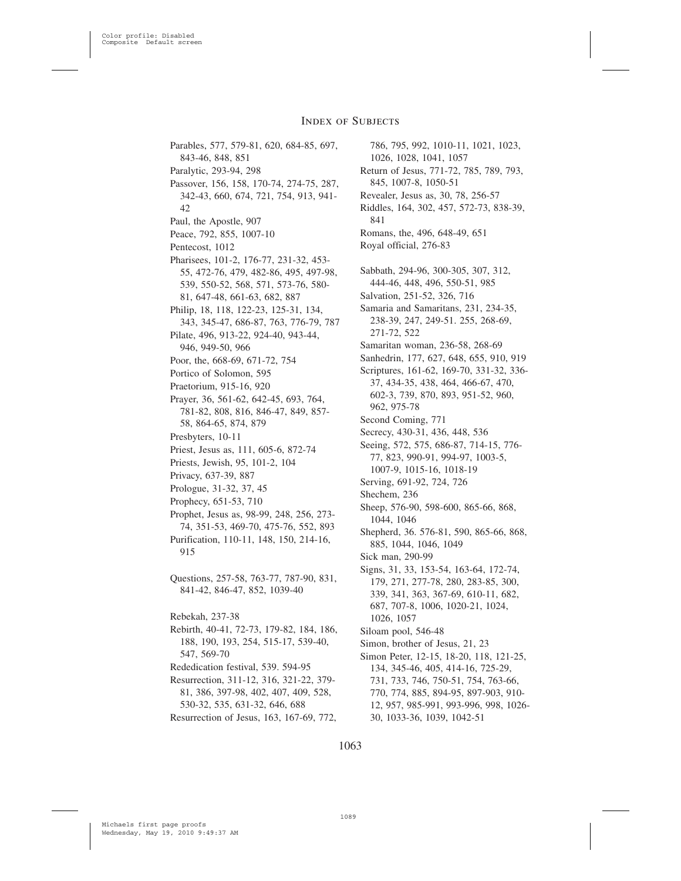# Index of Subjects

Parables, 577, 579-81, 620, 684-85, 697, 843-46, 848, 851
Paralytic, 293-94, 298
Passover, 156, 158, 170-74, 274-75, 287, 342-43, 660, 674, 721, 754, 913, 941-42
Paul, the Apostle, 907
Peace, 792, 855, 1007-10
Pentecost, 1012
Pharisees, 101-2, 176-77, 231-32, 453-55, 472-76, 479, 482-86, 495, 497-98, 539, 550-52, 568, 571, 573-76, 580-81, 647-48, 661-63, 682, 887
Philip, 18, 118, 122-23, 125-31, 134, 343, 345-47, 686-87, 763, 776-79, 787
Pilate, 496, 913-22, 924-40, 943-44, 946, 949-50, 966
Poor, the, 668-69, 671-72, 754
Portico of Solomon, 595
Praetorium, 915-16, 920
Prayer, 36, 561-62, 642-45, 693, 764, 781-82, 808, 816, 846-47, 849, 857-58, 864-65, 874, 879
Presbyters, 10-11
Priest, Jesus as, 111, 605-6, 872-74
Priests, Jewish, 95, 101-2, 104
Privacy, 637-39, 887
Prologue, 31-32, 37, 45
Prophecy, 651-53, 710
Prophet, Jesus as, 98-99, 248, 256, 273-74, 351-53, 469-70, 475-76, 552, 893
Purification, 110-11, 148, 150, 214-16, 915

Questions, 257-58, 763-77, 787-90, 831, 841-42, 846-47, 852, 1039-40

Rebekah, 237-38
Rebirth, 40-41, 72-73, 179-82, 184, 186, 188, 190, 193, 254, 515-17, 539-40, 547, 569-70
Rededication festival, 539. 594-95
Resurrection, 311-12, 316, 321-22, 379-81, 386, 397-98, 402, 407, 409, 528, 530-32, 535, 631-32, 646, 688
Resurrection of Jesus, 163, 167-69, 772, 786, 795, 992, 1010-11, 1021, 1023, 1026, 1028, 1041, 1057
Return of Jesus, 771-72, 785, 789, 793, 845, 1007-8, 1050-51
Revealer, Jesus as, 30, 78, 256-57
Riddles, 164, 302, 457, 572-73, 838-39, 841
Romans, the, 496, 648-49, 651
Royal official, 276-83

Sabbath, 294-96, 300-305, 307, 312, 444-46, 448, 496, 550-51, 985
Salvation, 251-52, 326, 716
Samaria and Samaritans, 231, 234-35, 238-39, 247, 249-51. 255, 268-69, 271-72, 522
Samaritan woman, 236-58, 268-69
Sanhedrin, 177, 627, 648, 655, 910, 919
Scriptures, 161-62, 169-70, 331-32, 336-37, 434-35, 438, 464, 466-67, 470, 602-3, 739, 870, 893, 951-52, 960, 962, 975-78
Second Coming, 771
Secrecy, 430-31, 436, 448, 536
Seeing, 572, 575, 686-87, 714-15, 776-77, 823, 990-91, 994-97, 1003-5, 1007-9, 1015-16, 1018-19
Serving, 691-92, 724, 726
Shechem, 236
Sheep, 576-90, 598-600, 865-66, 868, 1044, 1046
Shepherd, 36. 576-81, 590, 865-66, 868, 885, 1044, 1046, 1049
Sick man, 290-99
Signs, 31, 33, 153-54, 163-64, 172-74, 179, 271, 277-78, 280, 283-85, 300, 339, 341, 363, 367-69, 610-11, 682, 687, 707-8, 1006, 1020-21, 1024, 1026, 1057
Siloam pool, 546-48
Simon, brother of Jesus, 21, 23
Simon Peter, 12-15, 18-20, 118, 121-25, 134, 345-46, 405, 414-16, 725-29, 731, 733, 746, 750-51, 754, 763-66, 770, 774, 885, 894-95, 897-903, 910-12, 957, 985-991, 993-996, 998, 1026-30, 1033-36, 1039, 1042-51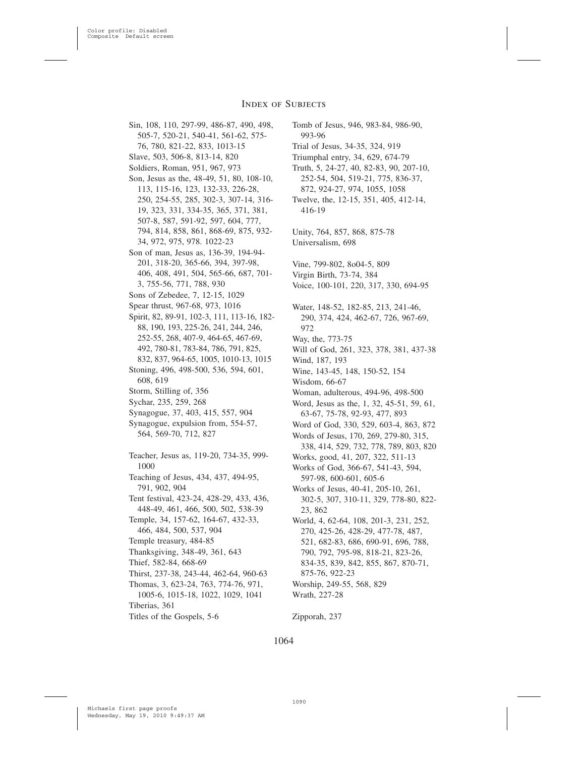## Index of Subjects

Sin, 108, 110, 297-99, 486-87, 490, 498, 505-7, 520-21, 540-41, 561-62, 575-76, 780, 821-22, 833, 1013-15
Slave, 503, 506-8, 813-14, 820
Soldiers, Roman, 951, 967, 973
Son, Jesus as the, 48-49, 51, 80, 108-10, 113, 115-16, 123, 132-33, 226-28, 250, 254-55, 285, 302-3, 307-14, 316-19, 323, 331, 334-35, 365, 371, 381, 507-8, 587, 591-92, 597, 604, 777, 794, 814, 858, 861, 868-69, 875, 932-34, 972, 975, 978. 1022-23
Son of man, Jesus as, 136-39, 194-94-201, 318-20, 365-66, 394, 397-98, 406, 408, 491, 504, 565-66, 687, 701-3, 755-56, 771, 788, 930
Sons of Zebedee, 7, 12-15, 1029
Spear thrust, 967-68, 973, 1016
Spirit, 82, 89-91, 102-3, 111, 113-16, 182-88, 190, 193, 225-26, 241, 244, 246, 252-55, 268, 407-9, 464-65, 467-69, 492, 780-81, 783-84, 786, 791, 825, 832, 837, 964-65, 1005, 1010-13, 1015
Stoning, 496, 498-500, 536, 594, 601, 608, 619
Storm, Stilling of, 356
Sychar, 235, 259, 268
Synagogue, 37, 403, 415, 557, 904
Synagogue, expulsion from, 554-57, 564, 569-70, 712, 827

Teacher, Jesus as, 119-20, 734-35, 999-1000
Teaching of Jesus, 434, 437, 494-95, 791, 902, 904
Tent festival, 423-24, 428-29, 433, 436, 448-49, 461, 466, 500, 502, 538-39
Temple, 34, 157-62, 164-67, 432-33, 466, 484, 500, 537, 904
Temple treasury, 484-85
Thanksgiving, 348-49, 361, 643
Thief, 582-84, 668-69
Thirst, 237-38, 243-44, 462-64, 960-63
Thomas, 3, 623-24, 763, 774-76, 971, 1005-6, 1015-18, 1022, 1029, 1041
Tiberias, 361
Titles of the Gospels, 5-6
Tomb of Jesus, 946, 983-84, 986-90, 993-96
Trial of Jesus, 34-35, 324, 919
Triumphal entry, 34, 629, 674-79
Truth, 5, 24-27, 40, 82-83, 90, 207-10, 252-54, 504, 519-21, 775, 836-37, 872, 924-27, 974, 1055, 1058
Twelve, the, 12-15, 351, 405, 412-14, 416-19

Unity, 764, 857, 868, 875-78
Universalism, 698

Vine, 799-802, 8o04-5, 809
Virgin Birth, 73-74, 384
Voice, 100-101, 220, 317, 330, 694-95

Water, 148-52, 182-85, 213, 241-46, 290, 374, 424, 462-67, 726, 967-69, 972
Way, the, 773-75
Will of God, 261, 323, 378, 381, 437-38
Wind, 187, 193
Wine, 143-45, 148, 150-52, 154
Wisdom, 66-67
Woman, adulterous, 494-96, 498-500
Word, Jesus as the, 1, 32, 45-51, 59, 61, 63-67, 75-78, 92-93, 477, 893
Word of God, 330, 529, 603-4, 863, 872
Words of Jesus, 170, 269, 279-80, 315, 338, 414, 529, 732, 778, 789, 803, 820
Works, good, 41, 207, 322, 511-13
Works of God, 366-67, 541-43, 594, 597-98, 600-601, 605-6
Works of Jesus, 40-41, 205-10, 261, 302-5, 307, 310-11, 329, 778-80, 822-23, 862
World, 4, 62-64, 108, 201-3, 231, 252, 270, 425-26, 428-29, 477-78, 487, 521, 682-83, 686, 690-91, 696, 788, 790, 792, 795-98, 818-21, 823-26, 834-35, 839, 842, 855, 867, 870-71, 875-76, 922-23
Worship, 249-55, 568, 829
Wrath, 227-28

Zipporah, 237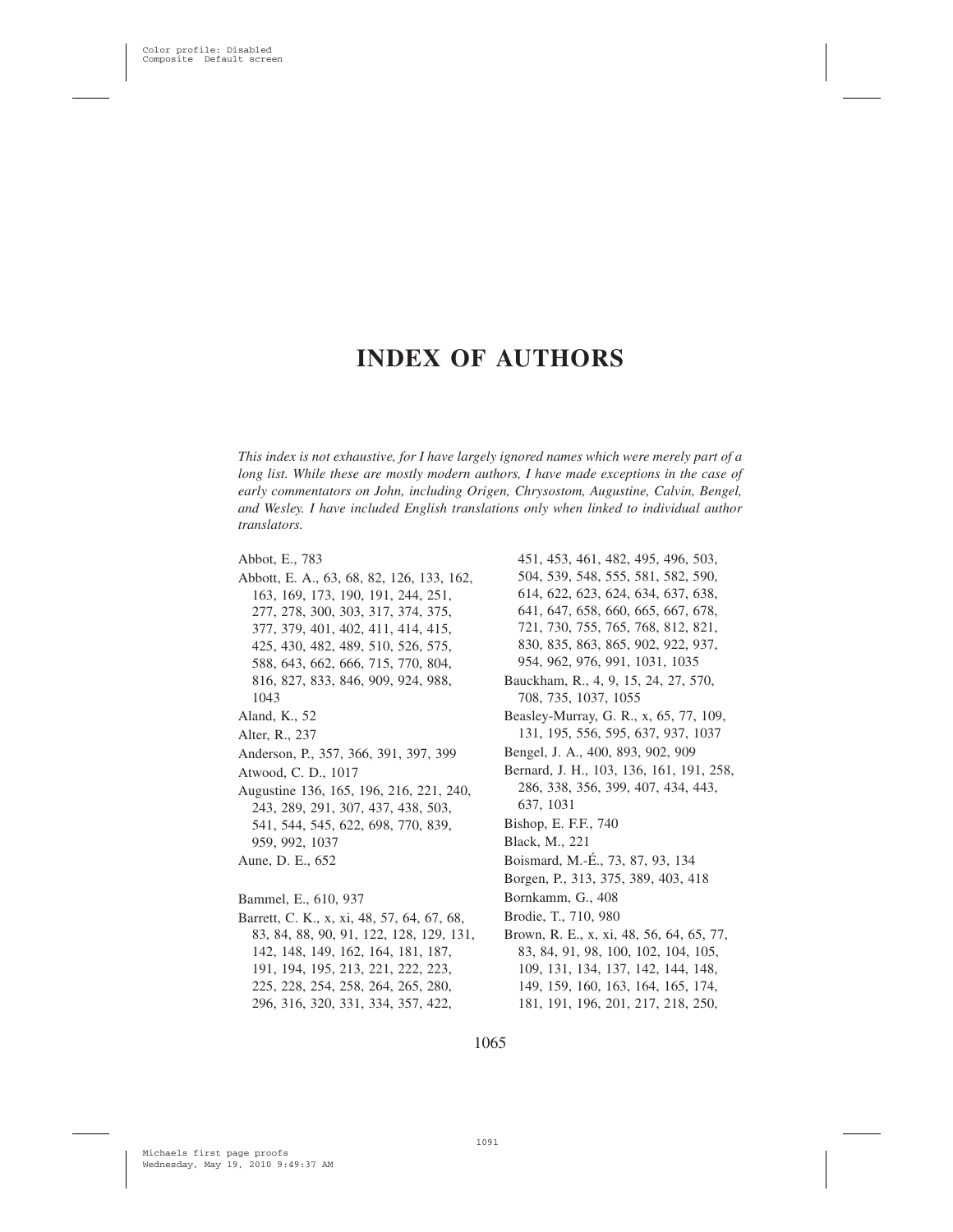# INDEX OF AUTHORS

*This index is not exhaustive, for I have largely ignored names which were merely part of a long list. While these are mostly modern authors, I have made exceptions in the case of early commentators on John, including Origen, Chrysostom, Augustine, Calvin, Bengel, and Wesley. I have included English translations only when linked to individual author translators.*

Abbot, E., 783

Abbott, E. A., 63, 68, 82, 126, 133, 162, 163, 169, 173, 190, 191, 244, 251, 277, 278, 300, 303, 317, 374, 375, 377, 379, 401, 402, 411, 414, 415, 425, 430, 482, 489, 510, 526, 575, 588, 643, 662, 666, 715, 770, 804, 816, 827, 833, 846, 909, 924, 988, 1043

Aland, K., 52

Alter, R., 237

Anderson, P., 357, 366, 391, 397, 399

Atwood, C. D., 1017

Augustine 136, 165, 196, 216, 221, 240, 243, 289, 291, 307, 437, 438, 503, 541, 544, 545, 622, 698, 770, 839, 959, 992, 1037

Aune, D. E., 652

Bammel, E., 610, 937

Barrett, C. K., x, xi, 48, 57, 64, 67, 68, 83, 84, 88, 90, 91, 122, 128, 129, 131, 142, 148, 149, 162, 164, 181, 187, 191, 194, 195, 213, 221, 222, 223, 225, 228, 254, 258, 264, 265, 280, 296, 316, 320, 331, 334, 357, 422, 451, 453, 461, 482, 495, 496, 503, 504, 539, 548, 555, 581, 582, 590, 614, 622, 623, 624, 634, 637, 638, 641, 647, 658, 660, 665, 667, 678, 721, 730, 755, 765, 768, 812, 821, 830, 835, 863, 865, 902, 922, 937, 954, 962, 976, 991, 1031, 1035

Bauckham, R., 4, 9, 15, 24, 27, 570, 708, 735, 1037, 1055

Beasley-Murray, G. R., x, 65, 77, 109, 131, 195, 556, 595, 637, 937, 1037

Bengel, J. A., 400, 893, 902, 909

Bernard, J. H., 103, 136, 161, 191, 258, 286, 338, 356, 399, 407, 434, 443, 637, 1031

Bishop, E. F.F., 740

Black, M., 221

Boismard, M.-É., 73, 87, 93, 134

Borgen, P., 313, 375, 389, 403, 418

Bornkamm, G., 408

Brodie, T., 710, 980

Brown, R. E., x, xi, 48, 56, 64, 65, 77, 83, 84, 91, 98, 100, 102, 104, 105, 109, 131, 134, 137, 142, 144, 148, 149, 159, 160, 163, 164, 165, 174, 181, 191, 196, 201, 217, 218, 250,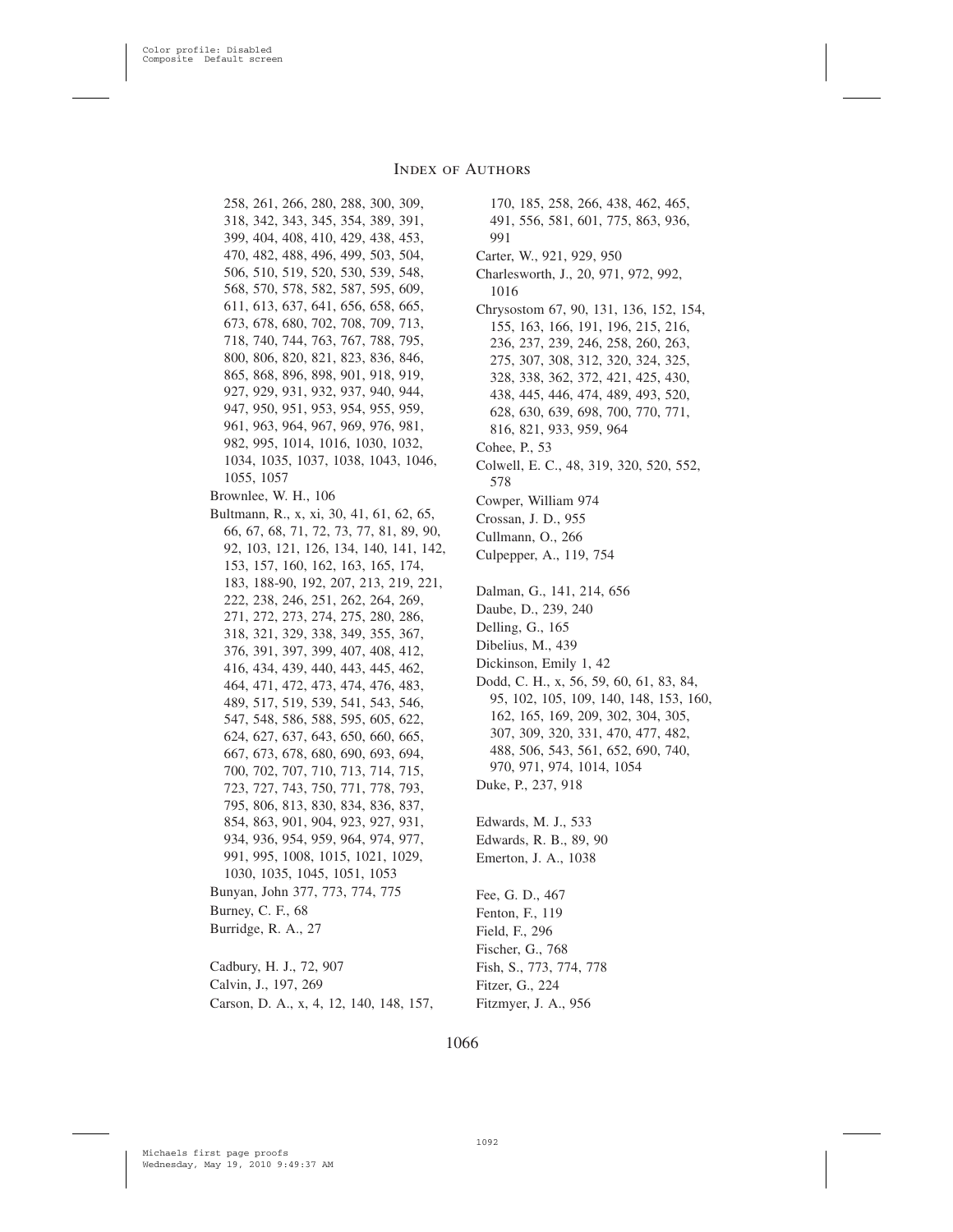258, 261, 266, 280, 288, 300, 309, 318, 342, 343, 345, 354, 389, 391, 399, 404, 408, 410, 429, 438, 453, 470, 482, 488, 496, 499, 503, 504, 506, 510, 519, 520, 530, 539, 548, 568, 570, 578, 582, 587, 595, 609, 611, 613, 637, 641, 656, 658, 665, 673, 678, 680, 702, 708, 709, 713, 718, 740, 744, 763, 767, 788, 795, 800, 806, 820, 821, 823, 836, 846, 865, 868, 896, 898, 901, 918, 919, 927, 929, 931, 932, 937, 940, 944, 947, 950, 951, 953, 954, 955, 959, 961, 963, 964, 967, 969, 976, 981, 982, 995, 1014, 1016, 1030, 1032, 1034, 1035, 1037, 1038, 1043, 1046, 1055, 1057

Brownlee, W. H., 106

Bultmann, R., x, xi, 30, 41, 61, 62, 65, 66, 67, 68, 71, 72, 73, 77, 81, 89, 90, 92, 103, 121, 126, 134, 140, 141, 142, 153, 157, 160, 162, 163, 165, 174, 183, 188-90, 192, 207, 213, 219, 221, 222, 238, 246, 251, 262, 264, 269, 271, 272, 273, 274, 275, 280, 286, 318, 321, 329, 338, 349, 355, 367, 376, 391, 397, 399, 407, 408, 412, 416, 434, 439, 440, 443, 445, 462, 464, 471, 472, 473, 474, 476, 483, 489, 517, 519, 539, 541, 543, 546, 547, 548, 586, 588, 595, 605, 622, 624, 627, 637, 643, 650, 660, 665, 667, 673, 678, 680, 690, 693, 694, 700, 702, 707, 710, 713, 714, 715, 723, 727, 743, 750, 771, 778, 793, 795, 806, 813, 830, 834, 836, 837, 854, 863, 901, 904, 923, 927, 931, 934, 936, 954, 959, 964, 974, 977, 991, 995, 1008, 1015, 1021, 1029, 1030, 1035, 1045, 1051, 1053

Bunyan, John 377, 773, 774, 775

Burney, C. F., 68

Burridge, R. A., 27

Cadbury, H. J., 72, 907

Calvin, J., 197, 269

Carson, D. A., x, 4, 12, 140, 148, 157, 170, 185, 258, 266, 438, 462, 465, 491, 556, 581, 601, 775, 863, 936, 991

Carter, W., 921, 929, 950

Charlesworth, J., 20, 971, 972, 992, 1016

Chrysostom 67, 90, 131, 136, 152, 154, 155, 163, 166, 191, 196, 215, 216, 236, 237, 239, 246, 258, 260, 263, 275, 307, 308, 312, 320, 324, 325, 328, 338, 362, 372, 421, 425, 430, 438, 445, 446, 474, 489, 493, 520, 628, 630, 639, 698, 700, 770, 771, 816, 821, 933, 959, 964

Cohee, P., 53

Colwell, E. C., 48, 319, 320, 520, 552, 578

Cowper, William 974

Crossan, J. D., 955

Cullmann, O., 266

Culpepper, A., 119, 754

Dalman, G., 141, 214, 656

Daube, D., 239, 240

Delling, G., 165

Dibelius, M., 439

Dickinson, Emily 1, 42

Dodd, C. H., x, 56, 59, 60, 61, 83, 84, 95, 102, 105, 109, 140, 148, 153, 160, 162, 165, 169, 209, 302, 304, 305, 307, 309, 320, 331, 470, 477, 482, 488, 506, 543, 561, 652, 690, 740, 970, 971, 974, 1014, 1054

Duke, P., 237, 918

Edwards, M. J., 533

Edwards, R. B., 89, 90

Emerton, J. A., 1038

Fee, G. D., 467

Fenton, F., 119

Field, F., 296

Fischer, G., 768

Fish, S., 773, 774, 778

Fitzer, G., 224

Fitzmyer, J. A., 956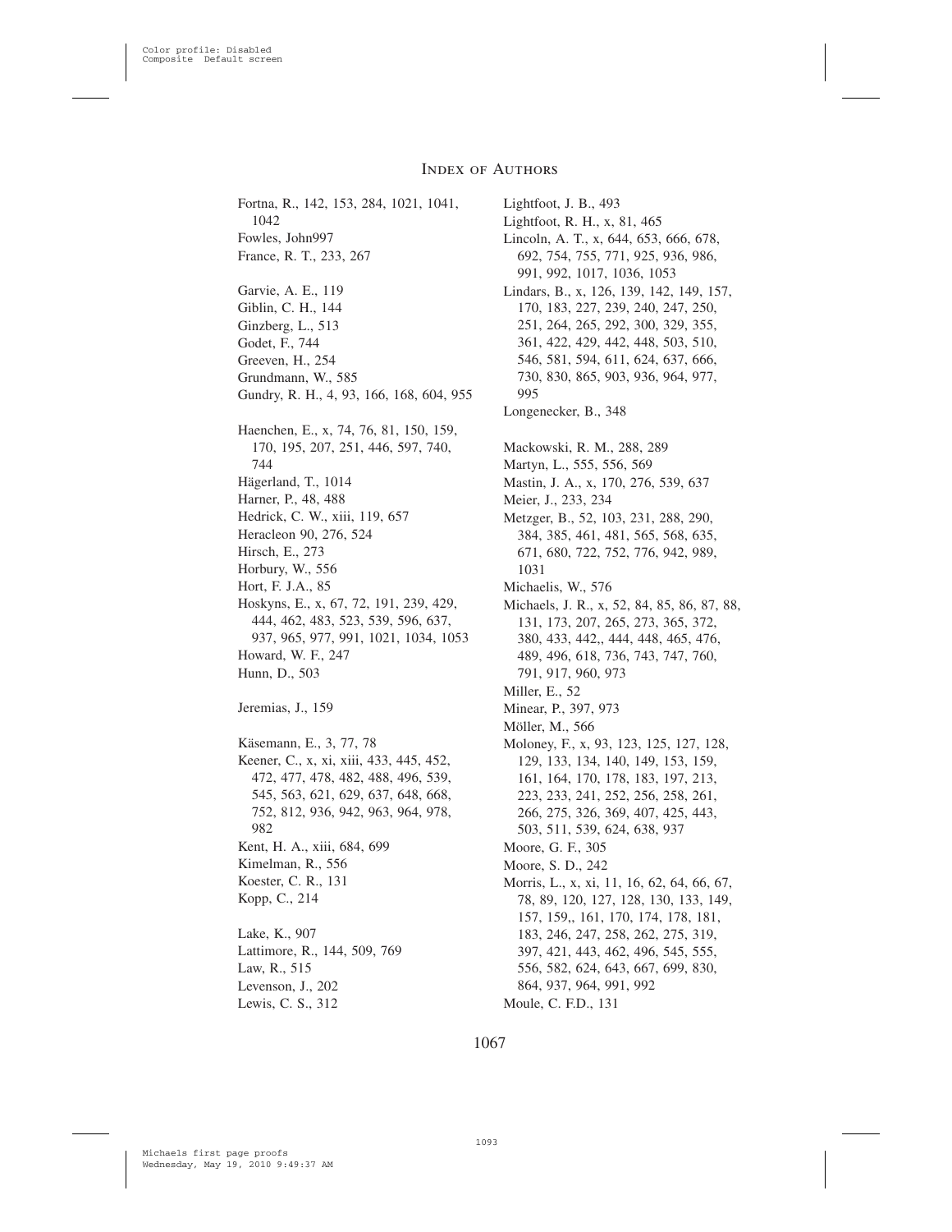# Index of Authors

Fortna, R., 142, 153, 284, 1021, 1041, 1042
Fowles, John997
France, R. T., 233, 267

Garvie, A. E., 119
Giblin, C. H., 144
Ginzberg, L., 513
Godet, F., 744
Greeven, H., 254
Grundmann, W., 585
Gundry, R. H., 4, 93, 166, 168, 604, 955

Haenchen, E., x, 74, 76, 81, 150, 159, 170, 195, 207, 251, 446, 597, 740, 744
Hägerland, T., 1014
Harner, P., 48, 488
Hedrick, C. W., xiii, 119, 657
Heracleon 90, 276, 524
Hirsch, E., 273
Horbury, W., 556
Hort, F. J.A., 85
Hoskyns, E., x, 67, 72, 191, 239, 429, 444, 462, 483, 523, 539, 596, 637, 937, 965, 977, 991, 1021, 1034, 1053
Howard, W. F., 247
Hunn, D., 503

Jeremias, J., 159

Käsemann, E., 3, 77, 78
Keener, C., x, xi, xiii, 433, 445, 452, 472, 477, 478, 482, 488, 496, 539, 545, 563, 621, 629, 637, 648, 668, 752, 812, 936, 942, 963, 964, 978, 982
Kent, H. A., xiii, 684, 699
Kimelman, R., 556
Koester, C. R., 131
Kopp, C., 214

Lake, K., 907
Lattimore, R., 144, 509, 769
Law, R., 515
Levenson, J., 202
Lewis, C. S., 312
Lightfoot, J. B., 493
Lightfoot, R. H., x, 81, 465
Lincoln, A. T., x, 644, 653, 666, 678, 692, 754, 755, 771, 925, 936, 986, 991, 992, 1017, 1036, 1053
Lindars, B., x, 126, 139, 142, 149, 157, 170, 183, 227, 239, 240, 247, 250, 251, 264, 265, 292, 300, 329, 355, 361, 422, 429, 442, 448, 503, 510, 546, 581, 594, 611, 624, 637, 666, 730, 830, 865, 903, 936, 964, 977, 995
Longenecker, B., 348

Mackowski, R. M., 288, 289
Martyn, L., 555, 556, 569
Mastin, J. A., x, 170, 276, 539, 637
Meier, J., 233, 234
Metzger, B., 52, 103, 231, 288, 290, 384, 385, 461, 481, 565, 568, 635, 671, 680, 722, 752, 776, 942, 989, 1031
Michaelis, W., 576
Michaels, J. R., x, 52, 84, 85, 86, 87, 88, 131, 173, 207, 265, 273, 365, 372, 380, 433, 442,, 444, 448, 465, 476, 489, 496, 618, 736, 743, 747, 760, 791, 917, 960, 973
Miller, E., 52
Minear, P., 397, 973
Möller, M., 566
Moloney, F., x, 93, 123, 125, 127, 128, 129, 133, 134, 140, 149, 153, 159, 161, 164, 170, 178, 183, 197, 213, 223, 233, 241, 252, 256, 258, 261, 266, 275, 326, 369, 407, 425, 443, 503, 511, 539, 624, 638, 937
Moore, G. F., 305
Moore, S. D., 242
Morris, L., x, xi, 11, 16, 62, 64, 66, 67, 78, 89, 120, 127, 128, 130, 133, 149, 157, 159,, 161, 170, 174, 178, 181, 183, 246, 247, 258, 262, 275, 319, 397, 421, 443, 462, 496, 545, 555, 556, 582, 624, 643, 667, 699, 830, 864, 937, 964, 991, 992
Moule, C. F.D., 131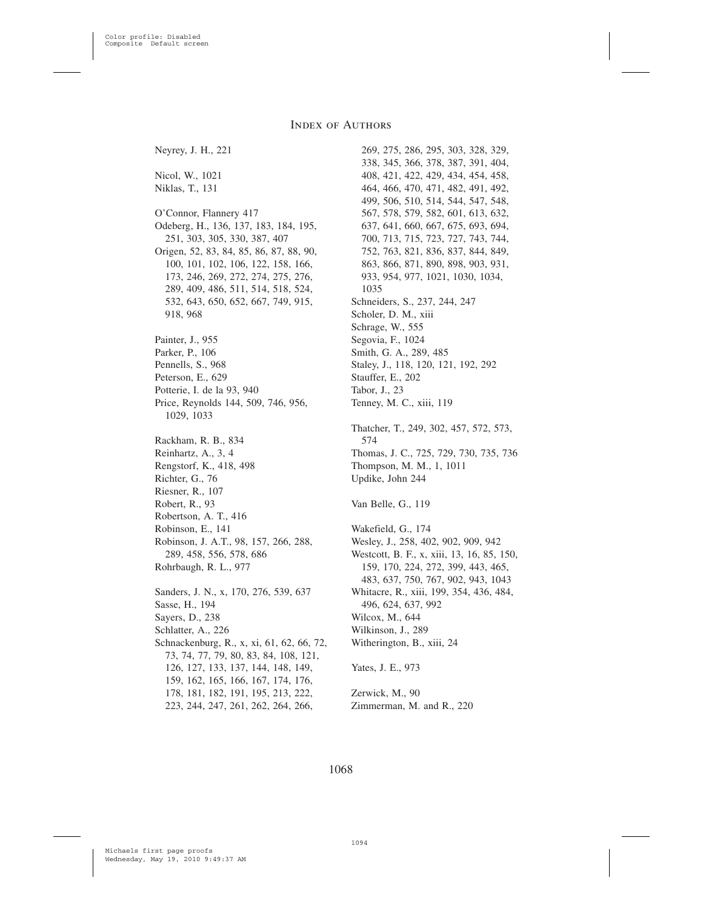# Index of Authors

Neyrey, J. H., 221

Nicol, W., 1021
Niklas, T., 131

O'Connor, Flannery 417
Odeberg, H., 136, 137, 183, 184, 195, 251, 303, 305, 330, 387, 407
Origen, 52, 83, 84, 85, 86, 87, 88, 90, 100, 101, 102, 106, 122, 158, 166, 173, 246, 269, 272, 274, 275, 276, 289, 409, 486, 511, 514, 518, 524, 532, 643, 650, 652, 667, 749, 915, 918, 968

Painter, J., 955
Parker, P., 106
Pennells, S., 968
Peterson, E., 629
Potterie, I. de la 93, 940
Price, Reynolds 144, 509, 746, 956, 1029, 1033

Rackham, R. B., 834
Reinhartz, A., 3, 4
Rengstorf, K., 418, 498
Richter, G., 76
Riesner, R., 107
Robert, R., 93
Robertson, A. T., 416
Robinson, E., 141
Robinson, J. A.T., 98, 157, 266, 288, 289, 458, 556, 578, 686
Rohrbaugh, R. L., 977

Sanders, J. N., x, 170, 276, 539, 637
Sasse, H., 194
Sayers, D., 238
Schlatter, A., 226
Schnackenburg, R., x, xi, 61, 62, 66, 72, 73, 74, 77, 79, 80, 83, 84, 108, 121, 126, 127, 133, 137, 144, 148, 149, 159, 162, 165, 166, 167, 174, 176, 178, 181, 182, 191, 195, 213, 222, 223, 244, 247, 261, 262, 264, 266, 269, 275, 286, 295, 303, 328, 329, 338, 345, 366, 378, 387, 391, 404, 408, 421, 422, 429, 434, 454, 458, 464, 466, 470, 471, 482, 491, 492, 499, 506, 510, 514, 544, 547, 548, 567, 578, 579, 582, 601, 613, 632, 637, 641, 660, 667, 675, 693, 694, 700, 713, 715, 723, 727, 743, 744, 752, 763, 821, 836, 837, 844, 849, 863, 866, 871, 890, 898, 903, 931, 933, 954, 977, 1021, 1030, 1034, 1035
Schneiders, S., 237, 244, 247
Scholer, D. M., xiii
Schrage, W., 555
Segovia, F., 1024
Smith, G. A., 289, 485
Staley, J., 118, 120, 121, 192, 292
Stauffer, E., 202
Tabor, J., 23
Tenney, M. C., xiii, 119

Thatcher, T., 249, 302, 457, 572, 573, 574
Thomas, J. C., 725, 729, 730, 735, 736
Thompson, M. M., 1, 1011
Updike, John 244

Van Belle, G., 119

Wakefield, G., 174
Wesley, J., 258, 402, 902, 909, 942
Westcott, B. F., x, xiii, 13, 16, 85, 150, 159, 170, 224, 272, 399, 443, 465, 483, 637, 750, 767, 902, 943, 1043
Whitacre, R., xiii, 199, 354, 436, 484, 496, 624, 637, 992
Wilcox, M., 644
Wilkinson, J., 289
Witherington, B., xiii, 24

Yates, J. E., 973

Zerwick, M., 90
Zimmerman, M. and R., 220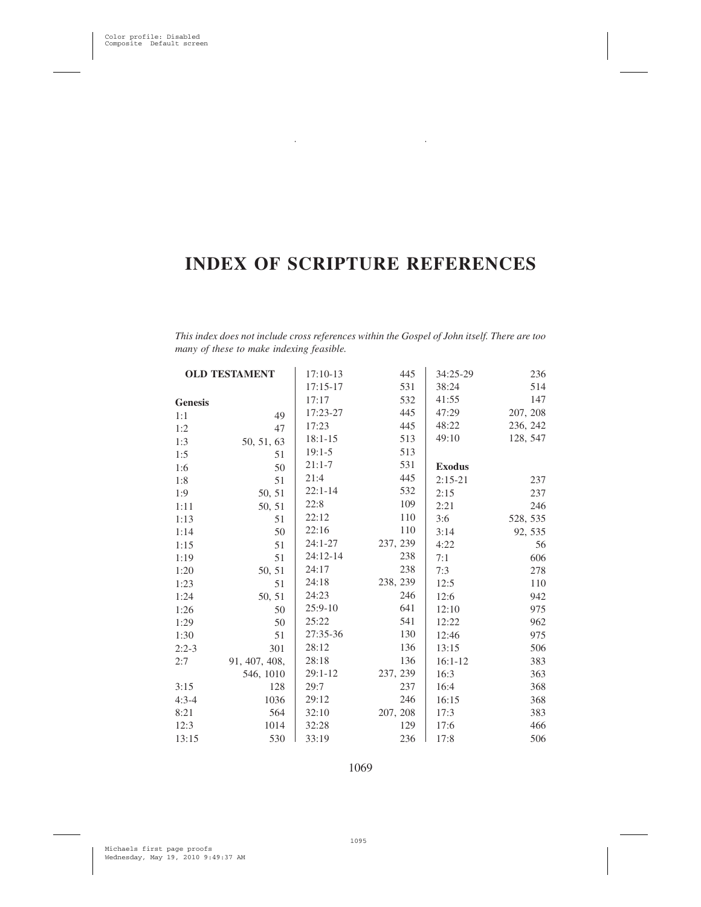# INDEX OF SCRIPTURE REFERENCES

*This index does not include cross references within the Gospel of John itself. There are too many of these to make indexing feasible.*

## OLD TESTAMENT

### Genesis

| | |
|---|---|
| 1:1 | 49 |
| 1:2 | 47 |
| 1:3 | 50, 51, 63 |
| 1:5 | 51 |
| 1:6 | 50 |
| 1:8 | 51 |
| 1:9 | 50, 51 |
| 1:11 | 50, 51 |
| 1:13 | 51 |
| 1:14 | 50 |
| 1:15 | 51 |
| 1:19 | 51 |
| 1:20 | 50, 51 |
| 1:23 | 51 |
| 1:24 | 50, 51 |
| 1:26 | 50 |
| 1:29 | 50 |
| 1:30 | 51 |
| 2:2-3 | 301 |
| 2:7 | 91, 407, 408, 546, 1010 |
| 3:15 | 128 |
| 4:3-4 | 1036 |
| 8:21 | 564 |
| 12:3 | 1014 |
| 13:15 | 530 |
| 17:10-13 | 445 |
| 17:15-17 | 531 |
| 17:17 | 532 |
| 17:23-27 | 445 |
| 17:23 | 445 |
| 18:1-15 | 513 |
| 19:1-5 | 513 |
| 21:1-7 | 531 |
| 21:4 | 445 |
| 22:1-14 | 532 |
| 22:8 | 109 |
| 22:12 | 110 |
| 22:16 | 110 |
| 24:1-27 | 237, 239 |
| 24:12-14 | 238 |
| 24:17 | 238 |
| 24:18 | 238, 239 |
| 24:23 | 246 |
| 25:9-10 | 641 |
| 25:22 | 541 |
| 27:35-36 | 130 |
| 28:12 | 136 |
| 28:18 | 136 |
| 29:1-12 | 237, 239 |
| 29:7 | 237 |
| 29:12 | 246 |
| 32:10 | 207, 208 |
| 32:28 | 129 |
| 33:19 | 236 |
| 34:25-29 | 236 |
| 38:24 | 514 |
| 41:55 | 147 |
| 47:29 | 207, 208 |
| 48:22 | 236, 242 |
| 49:10 | 128, 547 |

### Exodus

| | |
|---|---|
| 2:15-21 | 237 |
| 2:15 | 237 |
| 2:21 | 246 |
| 3:6 | 528, 535 |
| 3:14 | 92, 535 |
| 4:22 | 56 |
| 7:1 | 606 |
| 7:3 | 278 |
| 12:5 | 110 |
| 12:6 | 942 |
| 12:10 | 975 |
| 12:22 | 962 |
| 12:46 | 975 |
| 13:15 | 506 |
| 16:1-12 | 383 |
| 16:3 | 363 |
| 16:4 | 368 |
| 16:15 | 368 |
| 17:3 | 383 |
| 17:6 | 466 |
| 17:8 | 506 |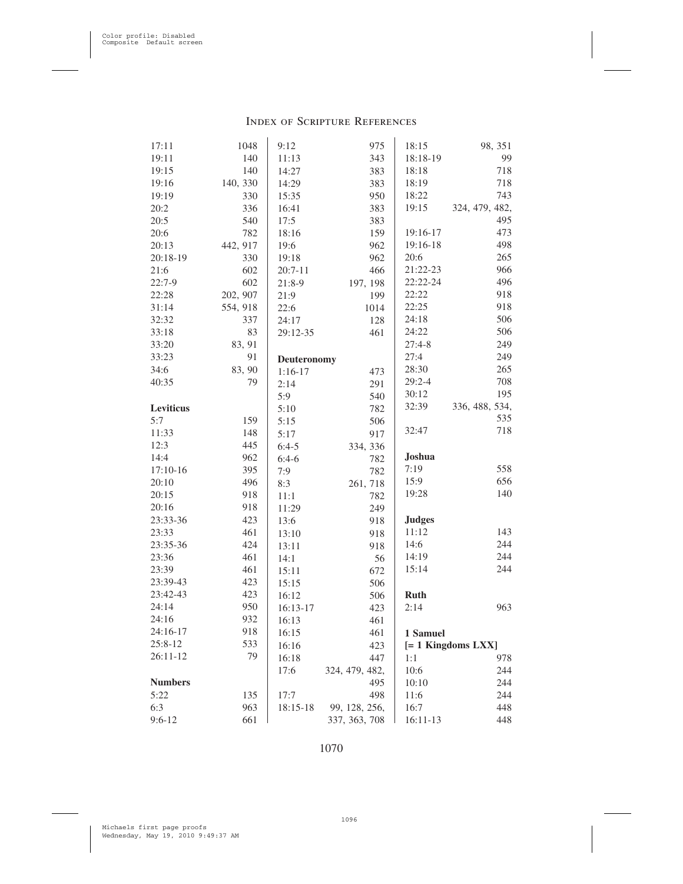17:11 1048
19:11 140
19:15 140
19:16 140, 330
19:19 330
20:2 336
20:5 540
20:6 782
20:13 442, 917
20:18-19 330
21:6 602
22:7-9 602
22:28 202, 907
31:14 554, 918
32:32 337
33:18 83
33:20 83, 91
33:23 91
34:6 83, 90
40:35 79

**Leviticus**

5:7 159
11:33 148
12:3 445
14:4 962
17:10-16 395
20:10 496
20:15 918
20:16 918
23:33-36 423
23:33 461
23:35-36 424
23:36 461
23:39 461
23:39-43 423
23:42-43 423
24:14 950
24:16 932
24:16-17 918
25:8-12 533
26:11-12 79

**Numbers**

5:22 135
6:3 963
9:6-12 661
9:12 975
11:13 343
14:27 383
14:29 383
15:35 950
16:41 383
17:5 383
18:16 159
19:6 962
19:18 962
20:7-11 466
21:8-9 197, 198
21:9 199
22:6 1014
24:17 128
29:12-35 461

**Deuteronomy**

1:16-17 473
2:14 291
5:9 540
5:10 782
5:15 506
5:17 917
6:4-5 334, 336
6:4-6 782
7:9 782
8:3 261, 718
11:1 782
11:29 249
13:6 918
13:10 918
13:11 918
14:1 56
15:11 672
15:15 506
16:12 506
16:13-17 423
16:13 461
16:15 461
16:16 423
16:18 447
17:6 324, 479, 482, 495
17:7 498
18:15-18 99, 128, 256, 337, 363, 708
18:15 98, 351
18:18-19 99
18:18 718
18:19 718
18:22 743
19:15 324, 479, 482, 495
19:16-17 473
19:16-18 498
20:6 265
21:22-23 966
22:22-24 496
22:22 918
22:25 918
24:18 506
24:22 506
27:4-8 249
27:4 249
28:30 265
29:2-4 708
30:12 195
32:39 336, 488, 534, 535
32:47 718

**Joshua**

7:19 558
15:9 656
19:28 140

**Judges**

11:12 143
14:6 244
14:19 244
15:14 244

**Ruth**

2:14 963

**1 Samuel**
**[= 1 Kingdoms LXX]**

1:1 978
10:6 244
10:10 244
11:6 244
16:7 448
16:11-13 448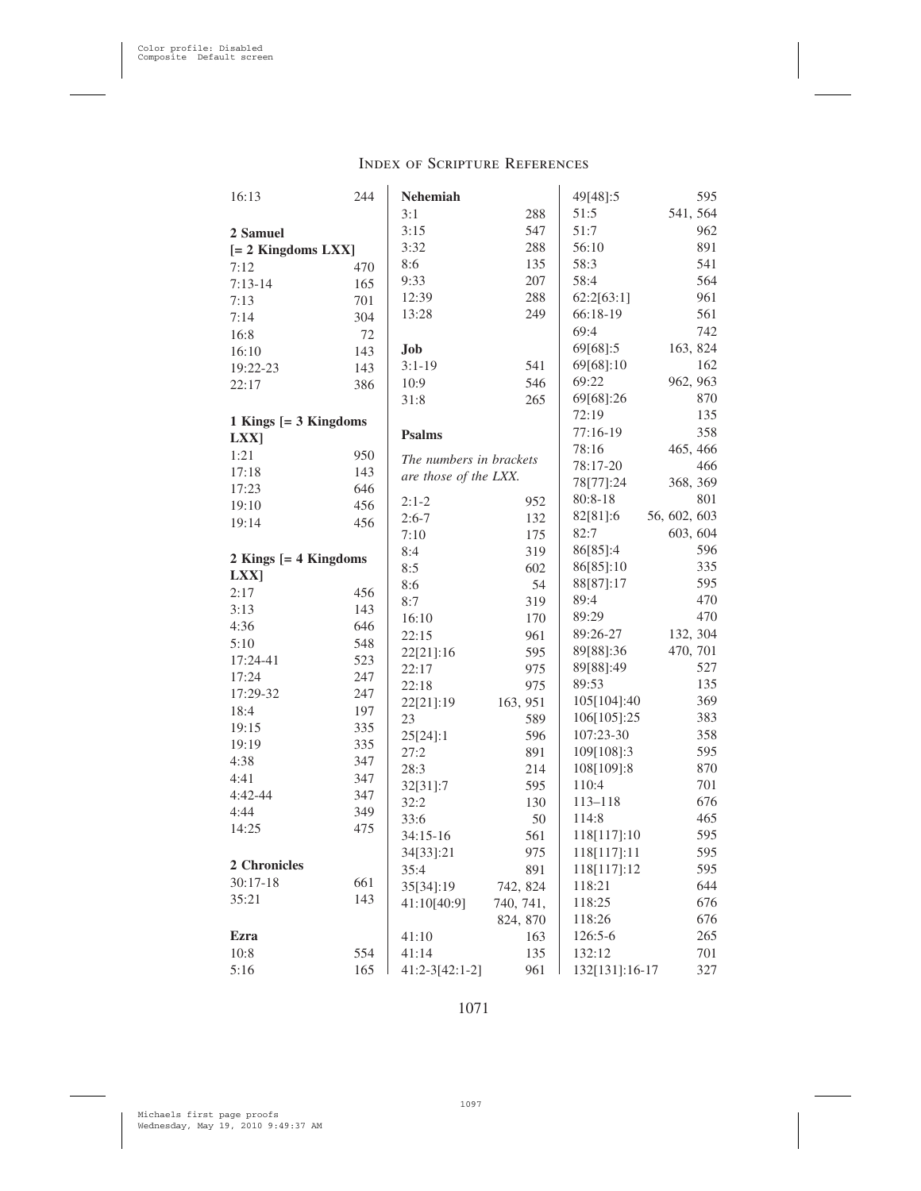16:13 244

**2 Samuel**
**[= 2 Kingdoms LXX]**

7:12 470
7:13-14 165
7:13 701
7:14 304
16:8 72
16:10 143
19:22-23 143
22:17 386

**1 Kings [= 3 Kingdoms LXX]**

1:21 950
17:18 143
17:23 646
19:10 456
19:14 456

**2 Kings [= 4 Kingdoms LXX]**

2:17 456
3:13 143
4:36 646
5:10 548
17:24-41 523
17:24 247
17:29-32 247
18:4 197
19:15 335
19:19 335
4:38 347
4:41 347
4:42-44 347
4:44 349
14:25 475

**2 Chronicles**

30:17-18 661
35:21 143

**Ezra**

10:8 554
5:16 165

**Nehemiah**

3:1 288
3:15 547
3:32 288
8:6 135
9:33 207
12:39 288
13:28 249

**Job**

3:1-19 541
10:9 546
31:8 265

**Psalms**

*The numbers in brackets are those of the LXX.*

2:1-2 952
2:6-7 132
7:10 175
8:4 319
8:5 602
8:6 54
8:7 319
16:10 170
22:15 961
22[21]:16 595
22:17 975
22:18 975
22[21]:19 163, 951
23 589
25[24]:1 596
27:2 891
28:3 214
32[31]:7 595
32:2 130
33:6 50
34:15-16 561
34[33]:21 975
35:4 891
35[34]:19 742, 824
41:10[40:9] 740, 741, 824, 870
41:10 163
41:14 135
41:2-3[42:1-2] 961

49[48]:5 595
51:5 541, 564
51:7 962
56:10 891
58:3 541
58:4 564
62:2[63:1] 961
66:18-19 561
69:4 742
69[68]:5 163, 824
69[68]:10 162
69:22 962, 963
69[68]:26 870
72:19 135
77:16-19 358
78:16 465, 466
78:17-20 466
78[77]:24 368, 369
80:8-18 801
82[81]:6 56, 602, 603
82:7 603, 604
86[85]:4 596
86[85]:10 335
88[87]:17 595
89:4 470
89:29 470
89:26-27 132, 304
89[88]:36 470, 701
89[88]:49 527
89:53 135
105[104]:40 369
106[105]:25 383
107:23-30 358
109[108]:3 595
108[109]:8 870
110:4 701
113–118 676
114:8 465
118[117]:10 595
118[117]:11 595
118[117]:12 595
118:21 644
118:25 676
118:26 676
126:5-6 265
132:12 701
132[131]:16-17 327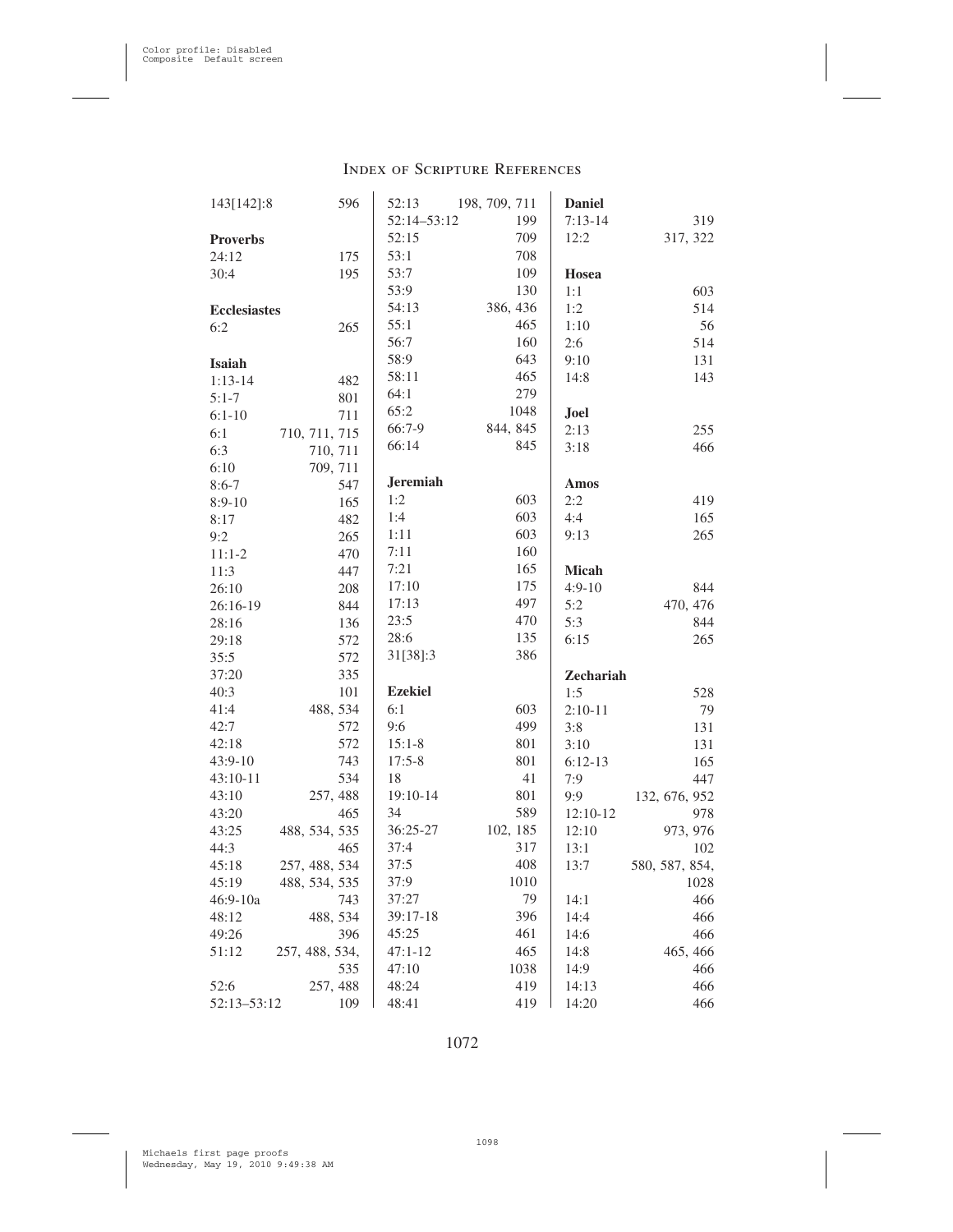## Index of Scripture References

143[142]:8 596

**Proverbs**

24:12 175
30:4 195

**Ecclesiastes**

6:2 265

**Isaiah**

1:13-14 482
5:1-7 801
6:1-10 711
6:1 710, 711, 715
6:3 710, 711
6:10 709, 711
8:6-7 547
8:9-10 165
8:17 482
9:2 265
11:1-2 470
11:3 447
26:10 208
26:16-19 844
28:16 136
29:18 572
35:5 572
37:20 335
40:3 101
41:4 488, 534
42:7 572
42:18 572
43:9-10 743
43:10-11 534
43:10 257, 488
43:20 465
43:25 488, 534, 535
44:3 465
45:18 257, 488, 534
45:19 488, 534, 535
46:9-10a 743
48:12 488, 534
49:26 396
51:12 257, 488, 534, 535
52:6 257, 488
52:13–53:12 109
52:13 198, 709, 711
52:14–53:12 199
52:15 709
53:1 708
53:7 109
53:9 130
54:13 386, 436
55:1 465
56:7 160
58:9 643
58:11 465
64:1 279
65:2 1048
66:7-9 844, 845
66:14 845

**Jeremiah**

1:2 603
1:4 603
1:11 603
7:11 160
7:21 165
17:10 175
17:13 497
23:5 470
28:6 135
31[38]:3 386

**Ezekiel**

6:1 603
9:6 499
15:1-8 801
17:5-8 801
18 41
19:10-14 801
34 589
36:25-27 102, 185
37:4 317
37:5 408
37:9 1010
37:27 79
39:17-18 396
45:25 461
47:1-12 465
47:10 1038
48:24 419
48:41 419

**Daniel**

7:13-14 319
12:2 317, 322

**Hosea**

1:1 603
1:2 514
1:10 56
2:6 514
9:10 131
14:8 143

**Joel**

2:13 255
3:18 466

**Amos**

2:2 419
4:4 165
9:13 265

**Micah**

4:9-10 844
5:2 470, 476
5:3 844
6:15 265

**Zechariah**

1:5 528
2:10-11 79
3:8 131
3:10 131
6:12-13 165
7:9 447
9:9 132, 676, 952
12:10-12 978
12:10 973, 976
13:1 102
13:7 580, 587, 854, 1028
14:1 466
14:4 466
14:6 466
14:8 465, 466
14:9 466
14:13 466
14:20 466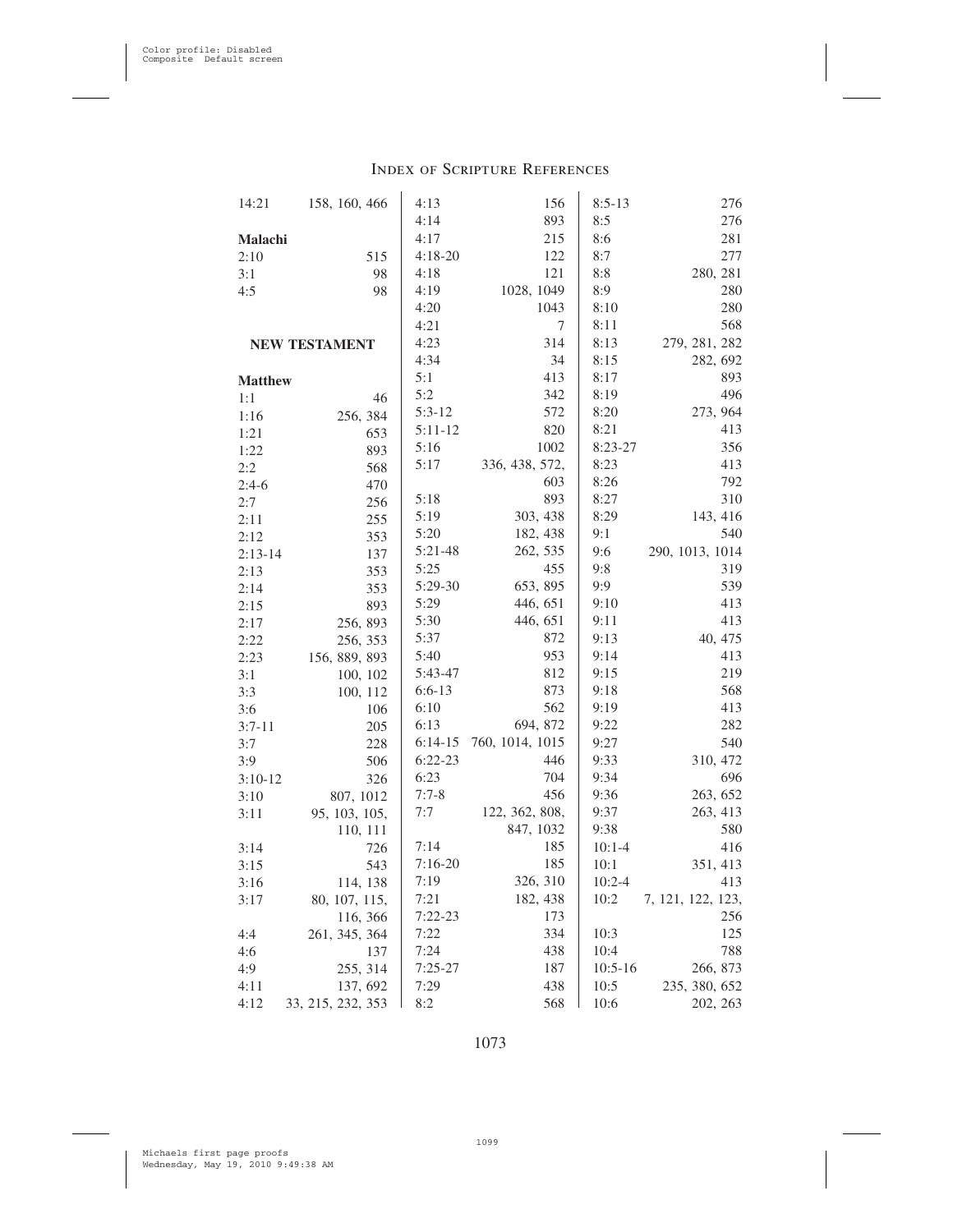14:21 158, 160, 466

**Malachi**

2:10 515
3:1 98
4:5 98

## NEW TESTAMENT

**Matthew**

1:1 46
1:16 256, 384
1:21 653
1:22 893
2:2 568
2:4-6 470
2:7 256
2:11 255
2:12 353
2:13-14 137
2:13 353
2:14 353
2:15 893
2:17 256, 893
2:22 256, 353
2:23 156, 889, 893
3:1 100, 102
3:3 100, 112
3:6 106
3:7-11 205
3:7 228
3:9 506
3:10-12 326
3:10 807, 1012
3:11 95, 103, 105, 110, 111
3:14 726
3:15 543
3:16 114, 138
3:17 80, 107, 115, 116, 366
4:4 261, 345, 364
4:6 137
4:9 255, 314
4:11 137, 692
4:12 33, 215, 232, 353
4:13 156
4:14 893
4:17 215
4:18-20 122
4:18 121
4:19 1028, 1049
4:20 1043
4:21 7
4:23 314
4:34 34
5:1 413
5:2 342
5:3-12 572
5:11-12 820
5:16 1002
5:17 336, 438, 572, 603
5:18 893
5:19 303, 438
5:20 182, 438
5:21-48 262, 535
5:25 455
5:29-30 653, 895
5:29 446, 651
5:30 446, 651
5:37 872
5:40 953
5:43-47 812
6:6-13 873
6:10 562
6:13 694, 872
6:14-15 760, 1014, 1015
6:22-23 446
6:23 704
7:7-8 456
7:7 122, 362, 808, 847, 1032
7:14 185
7:16-20 185
7:19 326, 310
7:21 182, 438
7:22-23 173
7:22 334
7:24 438
7:25-27 187
7:29 438
8:2 568
8:5-13 276
8:5 276
8:6 281
8:7 277
8:8 280, 281
8:9 280
8:10 280
8:11 568
8:13 279, 281, 282
8:15 282, 692
8:17 893
8:19 496
8:20 273, 964
8:21 413
8:23-27 356
8:23 413
8:26 792
8:27 310
8:29 143, 416
9:1 540
9:6 290, 1013, 1014
9:8 319
9:9 539
9:10 413
9:11 413
9:13 40, 475
9:14 413
9:15 219
9:18 568
9:19 413
9:22 282
9:27 540
9:33 310, 472
9:34 696
9:36 263, 652
9:37 263, 413
9:38 580
10:1-4 416
10:1 351, 413
10:2-4 413
10:2 7, 121, 122, 123, 256
10:3 125
10:4 788
10:5-16 266, 873
10:5 235, 380, 652
10:6 202, 263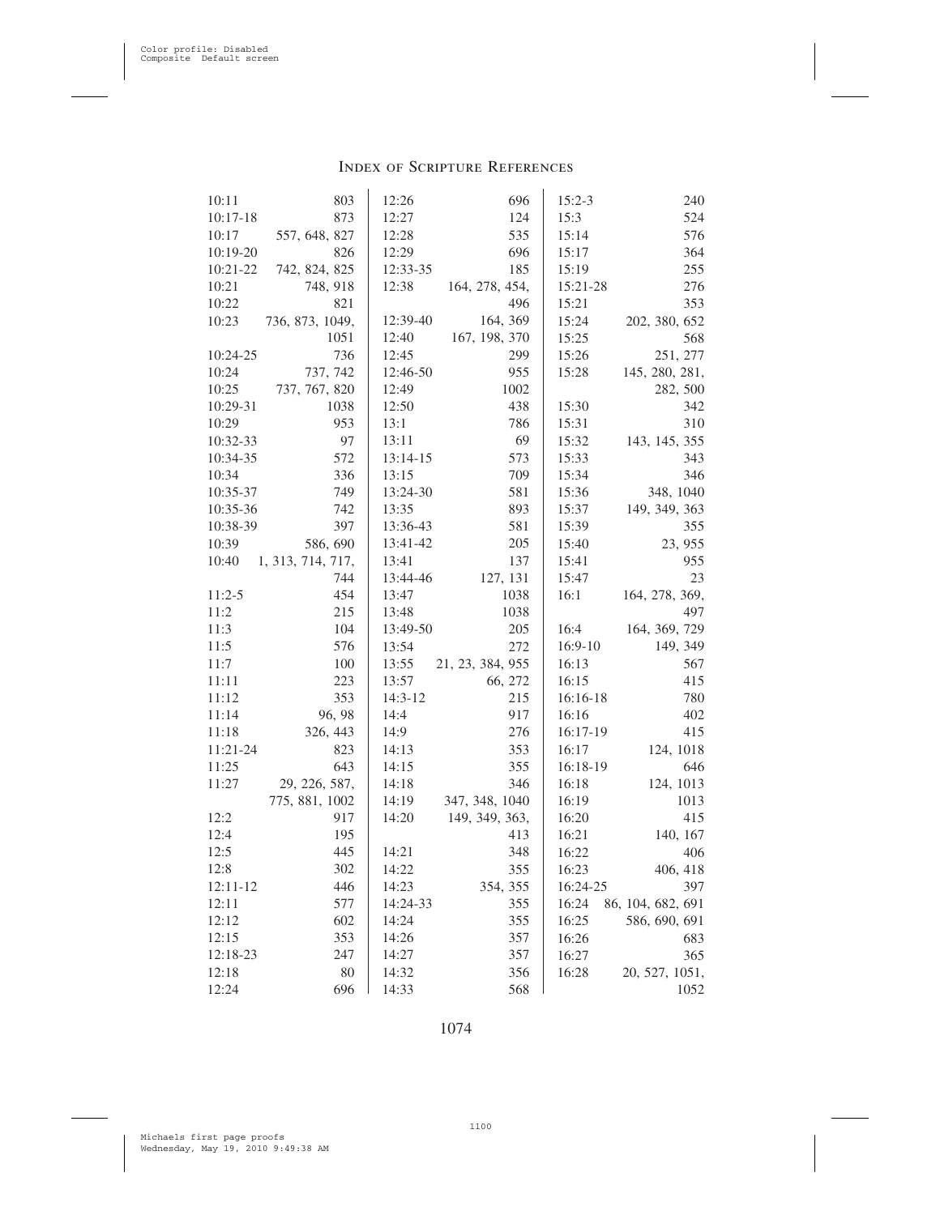# Index of Scripture References

10:11 803
10:17-18 873
10:17 557, 648, 827
10:19-20 826
10:21-22 742, 824, 825
10:21 748, 918
10:22 821
10:23 736, 873, 1049, 1051
10:24-25 736
10:24 737, 742
10:25 737, 767, 820
10:29-31 1038
10:29 953
10:32-33 97
10:34-35 572
10:34 336
10:35-37 749
10:35-36 742
10:38-39 397
10:39 586, 690
10:40 1, 313, 714, 717, 744
11:2-5 454
11:2 215
11:3 104
11:5 576
11:7 100
11:11 223
11:12 353
11:14 96, 98
11:18 326, 443
11:21-24 823
11:25 643
11:27 29, 226, 587, 775, 881, 1002
12:2 917
12:4 195
12:5 445
12:8 302
12:11-12 446
12:11 577
12:12 602
12:15 353
12:18-23 247
12:18 80
12:24 696
12:26 696
12:27 124
12:28 535
12:29 696
12:33-35 185
12:38 164, 278, 454, 496
12:39-40 164, 369
12:40 167, 198, 370
12:45 299
12:46-50 955
12:49 1002
12:50 438
13:1 786
13:11 69
13:14-15 573
13:15 709
13:24-30 581
13:35 893
13:36-43 581
13:41-42 205
13:41 137
13:44-46 127, 131
13:47 1038
13:48 1038
13:49-50 205
13:54 272
13:55 21, 23, 384, 955
13:57 66, 272
14:3-12 215
14:4 917
14:9 276
14:13 353
14:15 355
14:18 346
14:19 347, 348, 1040
14:20 149, 349, 363, 413
14:21 348
14:22 355
14:23 354, 355
14:24-33 355
14:24 355
14:26 357
14:27 357
14:32 356
14:33 568
15:2-3 240
15:3 524
15:14 576
15:17 364
15:19 255
15:21-28 276
15:21 353
15:24 202, 380, 652
15:25 568
15:26 251, 277
15:28 145, 280, 281, 282, 500
15:30 342
15:31 310
15:32 143, 145, 355
15:33 343
15:34 346
15:36 348, 1040
15:37 149, 349, 363
15:39 355
15:40 23, 955
15:41 955
15:47 23
16:1 164, 278, 369, 497
16:4 164, 369, 729
16:9-10 149, 349
16:13 567
16:15 415
16:16-18 780
16:16 402
16:17-19 415
16:17 124, 1018
16:18-19 646
16:18 124, 1013
16:19 1013
16:20 415
16:21 140, 167
16:22 406
16:23 406, 418
16:24-25 397
16:24 86, 104, 682, 691
16:25 586, 690, 691
16:26 683
16:27 365
16:28 20, 527, 1051, 1052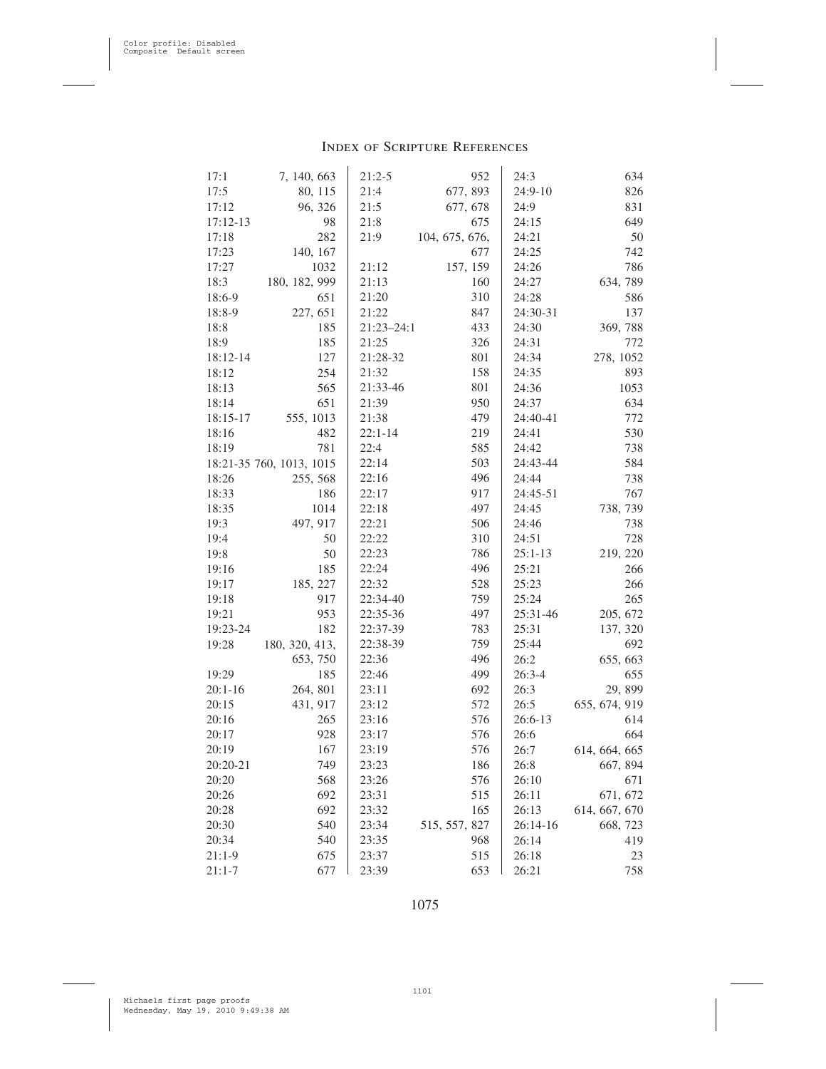# Index of Scripture References

17:1 7, 140, 663
17:5 80, 115
17:12 96, 326
17:12-13 98
17:18 282
17:23 140, 167
17:27 1032
18:3 180, 182, 999
18:6-9 651
18:8-9 227, 651
18:8 185
18:9 185
18:12-14 127
18:12 254
18:13 565
18:14 651
18:15-17 555, 1013
18:16 482
18:19 781
18:21-35 760, 1013, 1015
18:26 255, 568
18:33 186
18:35 1014
19:3 497, 917
19:4 50
19:8 50
19:16 185
19:17 185, 227
19:18 917
19:21 953
19:23-24 182
19:28 180, 320, 413, 653, 750
19:29 185
20:1-16 264, 801
20:15 431, 917
20:16 265
20:17 928
20:19 167
20:20-21 749
20:20 568
20:26 692
20:28 692
20:30 540
20:34 540
21:1-9 675
21:1-7 677
21:2-5 952
21:4 677, 893
21:5 677, 678
21:8 675
21:9 104, 675, 676, 677
21:12 157, 159
21:13 160
21:20 310
21:22 847
21:23–24:1 433
21:25 326
21:28-32 801
21:32 158
21:33-46 801
21:39 950
21:38 479
22:1-14 219
22:4 585
22:14 503
22:16 496
22:17 917
22:18 497
22:21 506
22:22 310
22:23 786
22:24 496
22:32 528
22:34-40 759
22:35-36 497
22:37-39 783
22:38-39 759
22:36 496
22:46 499
23:11 692
23:12 572
23:16 576
23:17 576
23:19 576
23:23 186
23:26 576
23:31 515
23:32 165
23:34 515, 557, 827
23:35 968
23:37 515
23:39 653
24:3 634
24:9-10 826
24:9 831
24:15 649
24:21 50
24:25 742
24:26 786
24:27 634, 789
24:28 586
24:30-31 137
24:30 369, 788
24:31 772
24:34 278, 1052
24:35 893
24:36 1053
24:37 634
24:40-41 772
24:41 530
24:42 738
24:43-44 584
24:44 738
24:45-51 767
24:45 738, 739
24:46 738
24:51 728
25:1-13 219, 220
25:21 266
25:23 266
25:24 265
25:31-46 205, 672
25:31 137, 320
25:44 692
26:2 655, 663
26:3-4 655
26:3 29, 899
26:5 655, 674, 919
26:6-13 614
26:6 664
26:7 614, 664, 665
26:8 667, 894
26:10 671
26:11 671, 672
26:13 614, 667, 670
26:14-16 668, 723
26:14 419
26:18 23
26:21 758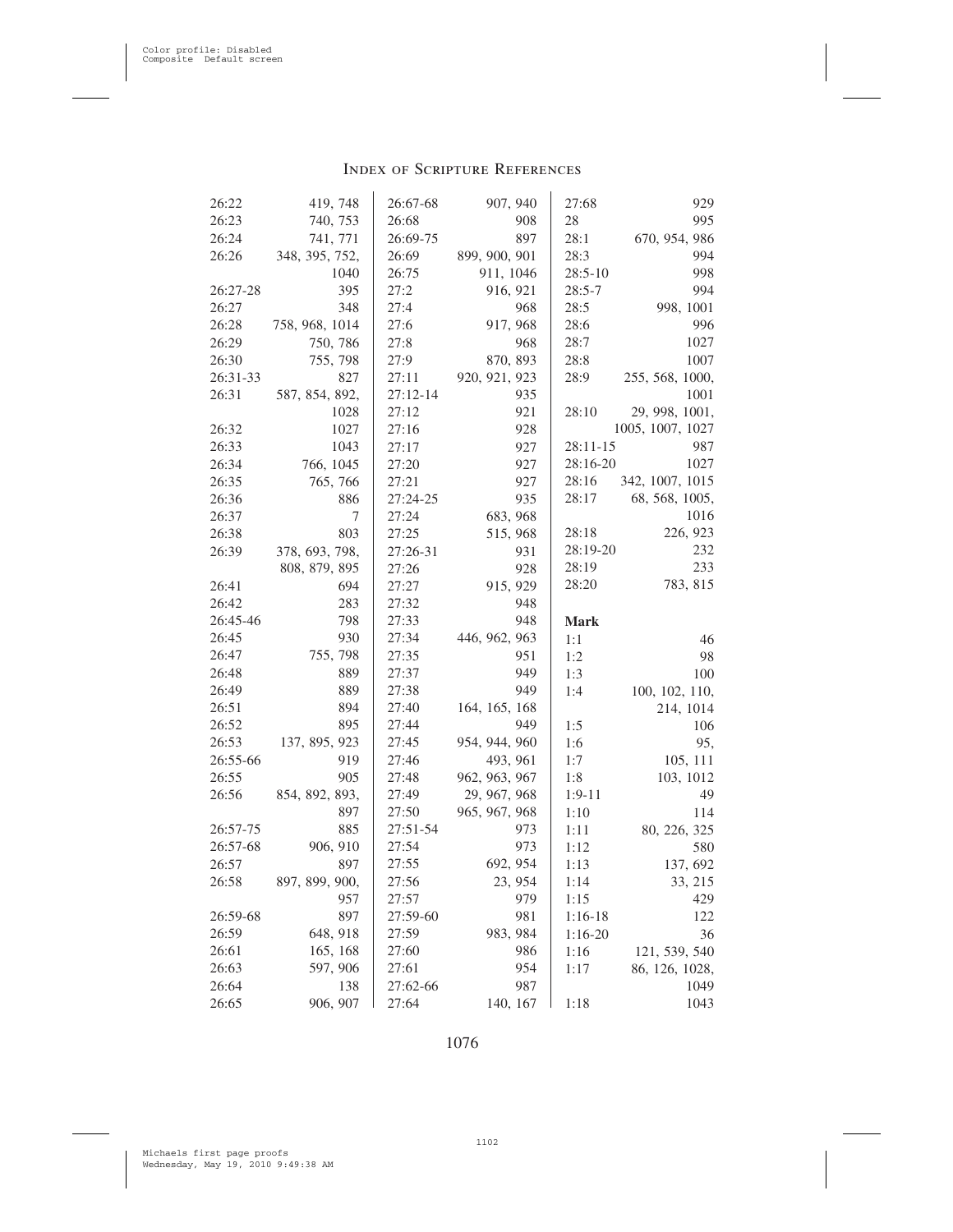## Index of Scripture References

26:22 419, 748
26:23 740, 753
26:24 741, 771
26:26 348, 395, 752, 1040
26:27-28 395
26:27 348
26:28 758, 968, 1014
26:29 750, 786
26:30 755, 798
26:31-33 827
26:31 587, 854, 892, 1028
26:32 1027
26:33 1043
26:34 766, 1045
26:35 765, 766
26:36 886
26:37 7
26:38 803
26:39 378, 693, 798, 808, 879, 895
26:41 694
26:42 283
26:45-46 798
26:45 930
26:47 755, 798
26:48 889
26:49 889
26:51 894
26:52 895
26:53 137, 895, 923
26:55-66 919
26:55 905
26:56 854, 892, 893, 897
26:57-75 885
26:57-68 906, 910
26:57 897
26:58 897, 899, 900, 957
26:59-68 897
26:59 648, 918
26:61 165, 168
26:63 597, 906
26:64 138
26:65 906, 907
26:67-68 907, 940
26:68 908
26:69-75 897
26:69 899, 900, 901
26:75 911, 1046
27:2 916, 921
27:4 968
27:6 917, 968
27:8 968
27:9 870, 893
27:11 920, 921, 923
27:12-14 935
27:12 921
27:16 928
27:17 927
27:20 927
27:21 927
27:24-25 935
27:24 683, 968
27:25 515, 968
27:26-31 931
27:26 928
27:27 915, 929
27:32 948
27:33 948
27:34 446, 962, 963
27:35 951
27:37 949
27:38 949
27:40 164, 165, 168
27:44 949
27:45 954, 944, 960
27:46 493, 961
27:48 962, 963, 967
27:49 29, 967, 968
27:50 965, 967, 968
27:51-54 973
27:54 973
27:55 692, 954
27:56 23, 954
27:57 979
27:59-60 981
27:59 983, 984
27:60 986
27:61 954
27:62-66 987
27:64 140, 167
27:68 929
28 995
28:1 670, 954, 986
28:3 994
28:5-10 998
28:5-7 994
28:5 998, 1001
28:6 996
28:7 1027
28:8 1007
28:9 255, 568, 1000, 1001
28:10 29, 998, 1001, 1005, 1007, 1027
28:11-15 987
28:16-20 1027
28:16 342, 1007, 1015
28:17 68, 568, 1005, 1016
28:18 226, 923
28:19-20 232
28:19 233
28:20 783, 815

**Mark**

1:1 46
1:2 98
1:3 100
1:4 100, 102, 110, 214, 1014
1:5 106
1:6 95,
1:7 105, 111
1:8 103, 1012
1:9-11 49
1:10 114
1:11 80, 226, 325
1:12 580
1:13 137, 692
1:14 33, 215
1:15 429
1:16-18 122
1:16-20 36
1:16 121, 539, 540
1:17 86, 126, 1028, 1049
1:18 1043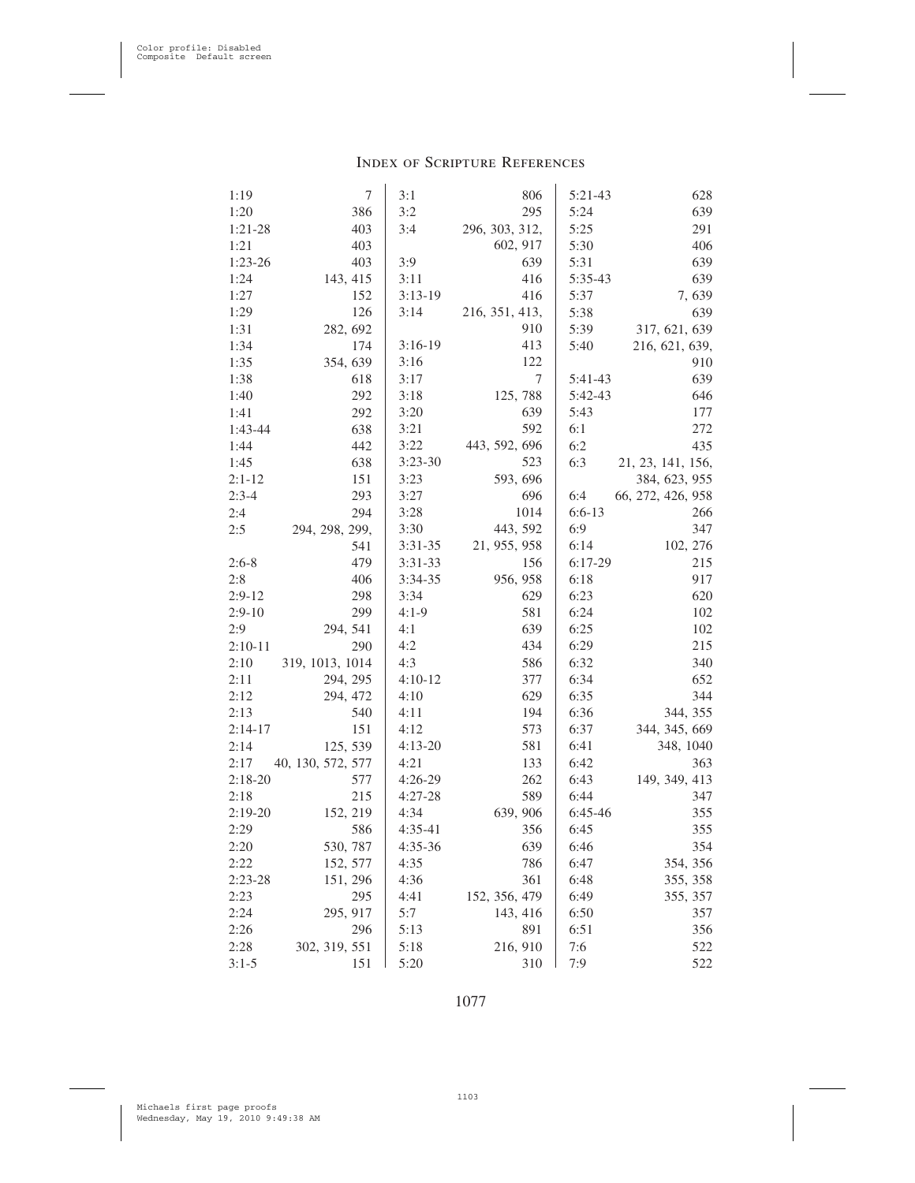# Index of Scripture References

1:19 7
1:20 386
1:21-28 403
1:21 403
1:23-26 403
1:24 143, 415
1:27 152
1:29 126
1:31 282, 692
1:34 174
1:35 354, 639
1:38 618
1:40 292
1:41 292
1:43-44 638
1:44 442
1:45 638
2:1-12 151
2:3-4 293
2:4 294
2:5 294, 298, 299, 541
2:6-8 479
2:8 406
2:9-12 298
2:9-10 299
2:9 294, 541
2:10-11 290
2:10 319, 1013, 1014
2:11 294, 295
2:12 294, 472
2:13 540
2:14-17 151
2:14 125, 539
2:17 40, 130, 572, 577
2:18-20 577
2:18 215
2:19-20 152, 219
2:29 586
2:20 530, 787
2:22 152, 577
2:23-28 151, 296
2:23 295
2:24 295, 917
2:26 296
2:28 302, 319, 551
3:1-5 151
3:1 806
3:2 295
3:4 296, 303, 312, 602, 917
3:9 639
3:11 416
3:13-19 416
3:14 216, 351, 413, 910
3:16-19 413
3:16 122
3:17 7
3:18 125, 788
3:20 639
3:21 592
3:22 443, 592, 696
3:23-30 523
3:23 593, 696
3:27 696
3:28 1014
3:30 443, 592
3:31-35 21, 955, 958
3:31-33 156
3:34-35 956, 958
3:34 629
4:1-9 581
4:1 639
4:2 434
4:3 586
4:10-12 377
4:10 629
4:11 194
4:12 573
4:13-20 581
4:21 133
4:26-29 262
4:27-28 589
4:34 639, 906
4:35-41 356
4:35-36 639
4:35 786
4:36 361
4:41 152, 356, 479
5:7 143, 416
5:13 891
5:18 216, 910
5:20 310
5:21-43 628
5:24 639
5:25 291
5:30 406
5:31 639
5:35-43 639
5:37 7, 639
5:38 639
5:39 317, 621, 639
5:40 216, 621, 639, 910
5:41-43 639
5:42-43 646
5:43 177
6:1 272
6:2 435
6:3 21, 23, 141, 156, 384, 623, 955
6:4 66, 272, 426, 958
6:6-13 266
6:9 347
6:14 102, 276
6:17-29 215
6:18 917
6:23 620
6:24 102
6:25 102
6:29 215
6:32 340
6:34 652
6:35 344
6:36 344, 355
6:37 344, 345, 669
6:41 348, 1040
6:42 363
6:43 149, 349, 413
6:44 347
6:45-46 355
6:45 355
6:46 354
6:47 354, 356
6:48 355, 358
6:49 355, 357
6:50 357
6:51 356
7:6 522
7:9 522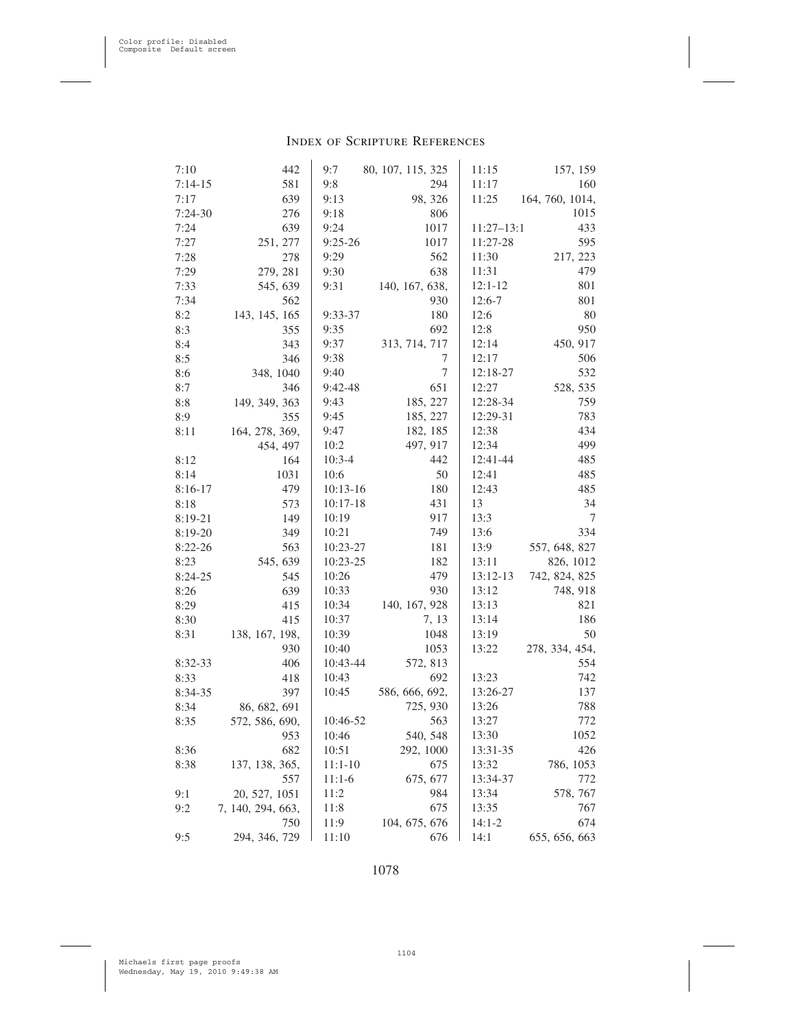## Index of Scripture References

7:10 442
7:14-15 581
7:17 639
7:24-30 276
7:24 639
7:27 251, 277
7:28 278
7:29 279, 281
7:33 545, 639
7:34 562
8:2 143, 145, 165
8:3 355
8:4 343
8:5 346
8:6 348, 1040
8:7 346
8:8 149, 349, 363
8:9 355
8:11 164, 278, 369, 454, 497
8:12 164
8:14 1031
8:16-17 479
8:18 573
8:19-21 149
8:19-20 349
8:22-26 563
8:23 545, 639
8:24-25 545
8:26 639
8:29 415
8:30 415
8:31 138, 167, 198, 930
8:32-33 406
8:33 418
8:34-35 397
8:34 86, 682, 691
8:35 572, 586, 690, 953
8:36 682
8:38 137, 138, 365, 557
9:1 20, 527, 1051
9:2 7, 140, 294, 663, 750
9:5 294, 346, 729
9:7 80, 107, 115, 325
9:8 294
9:13 98, 326
9:18 806
9:24 1017
9:25-26 1017
9:29 562
9:30 638
9:31 140, 167, 638, 930
9:33-37 180
9:35 692
9:37 313, 714, 717
9:38 7
9:40 7
9:42-48 651
9:43 185, 227
9:45 185, 227
9:47 182, 185
10:2 497, 917
10:3-4 442
10:6 50
10:13-16 180
10:17-18 431
10:19 917
10:21 749
10:23-27 181
10:23-25 182
10:26 479
10:33 930
10:34 140, 167, 928
10:37 7, 13
10:39 1048
10:40 1053
10:43-44 572, 813
10:43 692
10:45 586, 666, 692, 725, 930
10:46-52 563
10:46 540, 548
10:51 292, 1000
11:1-10 675
11:1-6 675, 677
11:2 984
11:8 675
11:9 104, 675, 676
11:10 676
11:15 157, 159
11:17 160
11:25 164, 760, 1014, 1015
11:27–13:1 433
11:27-28 595
11:30 217, 223
11:31 479
12:1-12 801
12:6-7 801
12:6 80
12:8 950
12:14 450, 917
12:17 506
12:18-27 532
12:27 528, 535
12:28-34 759
12:29-31 783
12:38 434
12:34 499
12:41-44 485
12:41 485
12:43 485
13 34
13:3 7
13:6 334
13:9 557, 648, 827
13:11 826, 1012
13:12-13 742, 824, 825
13:12 748, 918
13:13 821
13:14 186
13:19 50
13:22 278, 334, 454, 554
13:23 742
13:26-27 137
13:26 788
13:27 772
13:30 1052
13:31-35 426
13:32 786, 1053
13:34-37 772
13:34 578, 767
13:35 767
14:1-2 674
14:1 655, 656, 663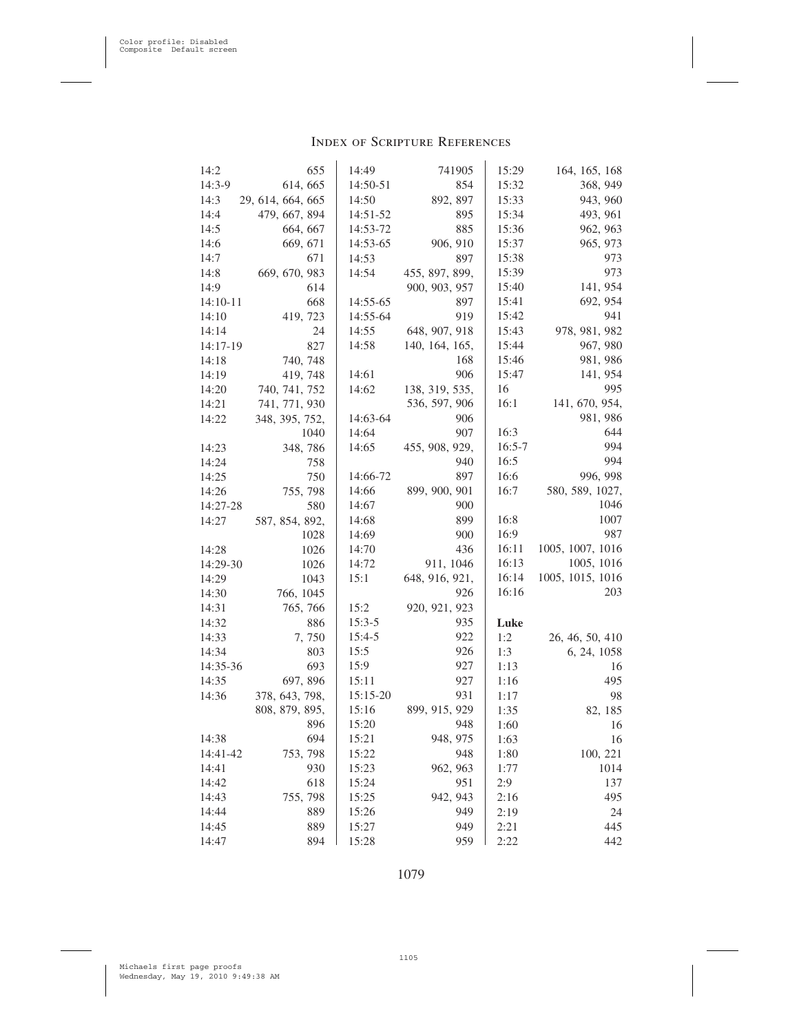## Index of Scripture References

14:2 655
14:3-9 614, 665
14:3 29, 614, 664, 665
14:4 479, 667, 894
14:5 664, 667
14:6 669, 671
14:7 671
14:8 669, 670, 983
14:9 614
14:10-11 668
14:10 419, 723
14:14 24
14:17-19 827
14:18 740, 748
14:19 419, 748
14:20 740, 741, 752
14:21 741, 771, 930
14:22 348, 395, 752, 1040
14:23 348, 786
14:24 758
14:25 750
14:26 755, 798
14:27-28 580
14:27 587, 854, 892, 1028
14:28 1026
14:29-30 1026
14:29 1043
14:30 766, 1045
14:31 765, 766
14:32 886
14:33 7, 750
14:34 803
14:35-36 693
14:35 697, 896
14:36 378, 643, 798, 808, 879, 895, 896
14:38 694
14:41-42 753, 798
14:41 930
14:42 618
14:43 755, 798
14:44 889
14:45 889
14:47 894
14:49 741905
14:50-51 854
14:50 892, 897
14:51-52 895
14:53-72 885
14:53-65 906, 910
14:53 897
14:54 455, 897, 899, 900, 903, 957
14:55-65 897
14:55-64 919
14:55 648, 907, 918
14:58 140, 164, 165, 168
14:61 906
14:62 138, 319, 535, 536, 597, 906
14:63-64 906
14:64 907
14:65 455, 908, 929, 940
14:66-72 897
14:66 899, 900, 901
14:67 900
14:68 899
14:69 900
14:70 436
14:72 911, 1046
15:1 648, 916, 921, 926
15:2 920, 921, 923
15:3-5 935
15:4-5 922
15:5 926
15:9 927
15:11 927
15:15-20 931
15:16 899, 915, 929
15:20 948
15:21 948, 975
15:22 948
15:23 962, 963
15:24 951
15:25 942, 943
15:26 949
15:27 949
15:28 959
15:29 164, 165, 168
15:32 368, 949
15:33 943, 960
15:34 493, 961
15:36 962, 963
15:37 965, 973
15:38 973
15:39 973
15:40 141, 954
15:41 692, 954
15:42 941
15:43 978, 981, 982
15:44 967, 980
15:46 981, 986
15:47 141, 954
16 995
16:1 141, 670, 954, 981, 986
16:3 644
16:5-7 994
16:5 994
16:6 996, 998
16:7 580, 589, 1027, 1046
16:8 1007
16:9 987
16:11 1005, 1007, 1016
16:13 1005, 1016
16:14 1005, 1015, 1016
16:16 203

**Luke**

1:2 26, 46, 50, 410
1:3 6, 24, 1058
1:13 16
1:16 495
1:17 98
1:35 82, 185
1:60 16
1:63 16
1:80 100, 221
1:77 1014
2:9 137
2:16 495
2:19 24
2:21 445
2:22 442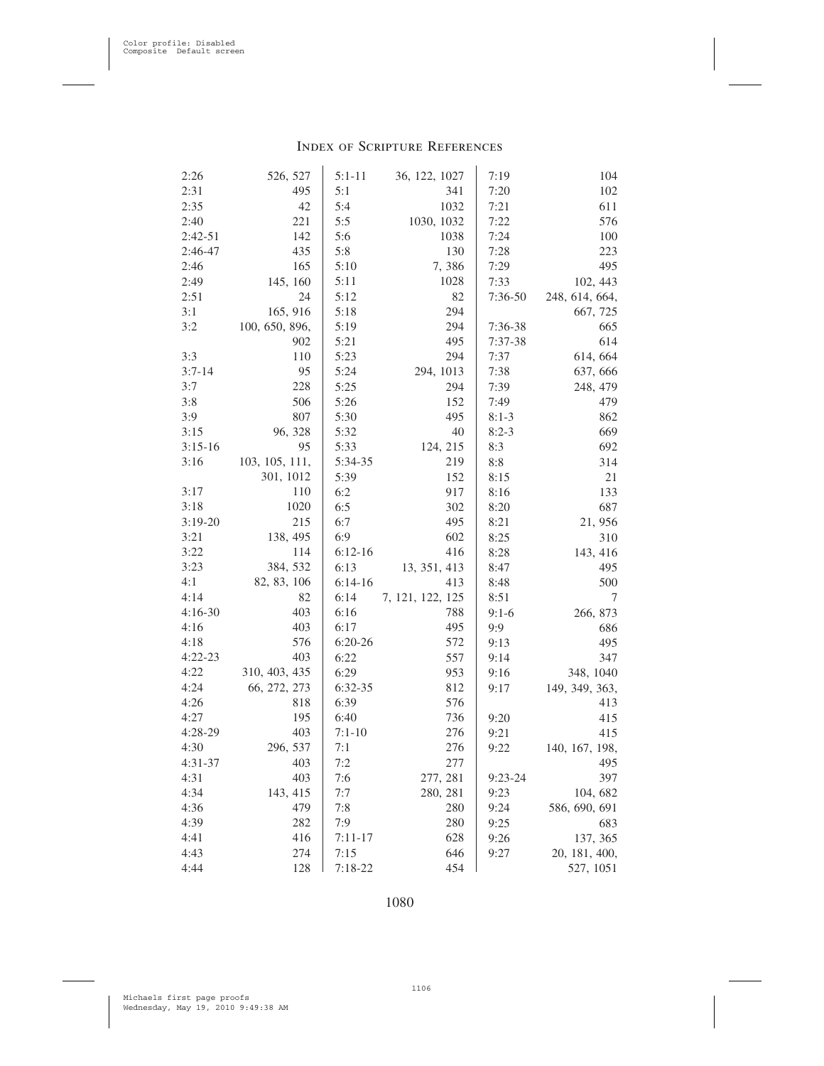# Index of Scripture References

2:26 526, 527
2:31 495
2:35 42
2:40 221
2:42-51 142
2:46-47 435
2:46 165
2:49 145, 160
2:51 24
3:1 165, 916
3:2 100, 650, 896, 902
3:3 110
3:7-14 95
3:7 228
3:8 506
3:9 807
3:15 96, 328
3:15-16 95
3:16 103, 105, 111, 301, 1012
3:17 110
3:18 1020
3:19-20 215
3:21 138, 495
3:22 114
3:23 384, 532
4:1 82, 83, 106
4:14 82
4:16-30 403
4:16 403
4:18 576
4:22-23 403
4:22 310, 403, 435
4:24 66, 272, 273
4:26 818
4:27 195
4:28-29 403
4:30 296, 537
4:31-37 403
4:31 403
4:34 143, 415
4:36 479
4:39 282
4:41 416
4:43 274
4:44 128
5:1-11 36, 122, 1027
5:1 341
5:4 1032
5:5 1030, 1032
5:6 1038
5:8 130
5:10 7, 386
5:11 1028
5:12 82
5:18 294
5:19 294
5:21 495
5:23 294
5:24 294, 1013
5:25 294
5:26 152
5:30 495
5:32 40
5:33 124, 215
5:34-35 219
5:39 152
6:2 917
6:5 302
6:7 495
6:9 602
6:12-16 416
6:13 13, 351, 413
6:14-16 413
6:14 7, 121, 122, 125
6:16 788
6:17 495
6:20-26 572
6:22 557
6:29 953
6:32-35 812
6:39 576
6:40 736
7:1-10 276
7:1 276
7:2 277
7:6 277, 281
7:7 280, 281
7:8 280
7:9 280
7:11-17 628
7:15 646
7:18-22 454
7:19 104
7:20 102
7:21 611
7:22 576
7:24 100
7:28 223
7:29 495
7:33 102, 443
7:36-50 248, 614, 664, 667, 725
7:36-38 665
7:37-38 614
7:37 614, 664
7:38 637, 666
7:39 248, 479
7:49 479
8:1-3 862
8:2-3 669
8:3 692
8:8 314
8:15 21
8:16 133
8:20 687
8:21 21, 956
8:25 310
8:28 143, 416
8:47 495
8:48 500
8:51 7
9:1-6 266, 873
9:9 686
9:13 495
9:14 347
9:16 348, 1040
9:17 149, 349, 363, 413
9:20 415
9:21 415
9:22 140, 167, 198, 495
9:23-24 397
9:23 104, 682
9:24 586, 690, 691
9:25 683
9:26 137, 365
9:27 20, 181, 400, 527, 1051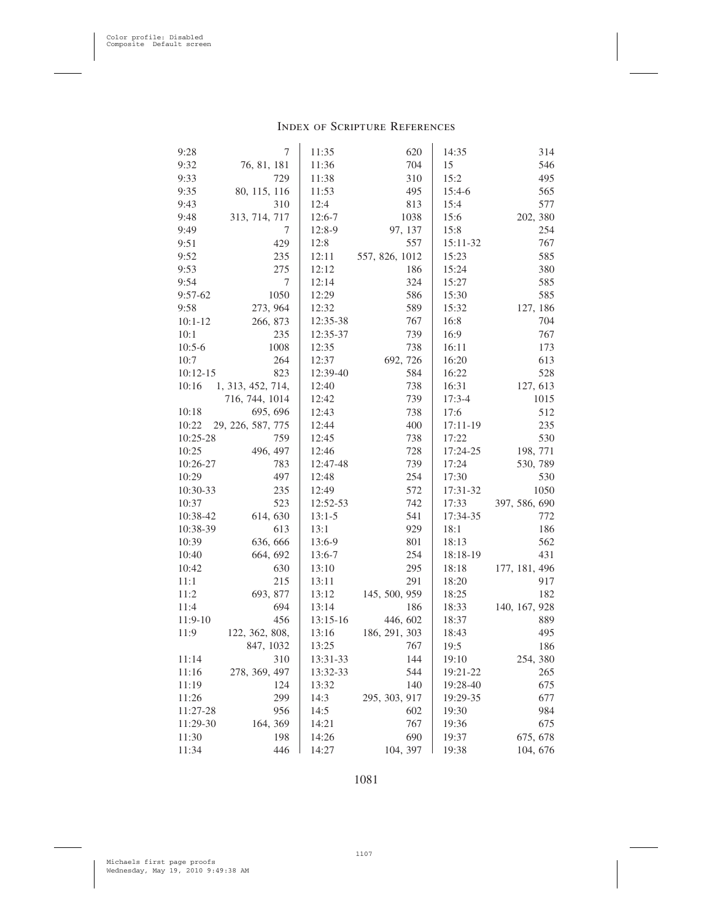# Index of Scripture References

9:28 7
9:32 76, 81, 181
9:33 729
9:35 80, 115, 116
9:43 310
9:48 313, 714, 717
9:49 7
9:51 429
9:52 235
9:53 275
9:54 7
9:57-62 1050
9:58 273, 964
10:1-12 266, 873
10:1 235
10:5-6 1008
10:7 264
10:12-15 823
10:16 1, 313, 452, 714, 716, 744, 1014
10:18 695, 696
10:22 29, 226, 587, 775
10:25-28 759
10:25 496, 497
10:26-27 783
10:29 497
10:30-33 235
10:37 523
10:38-42 614, 630
10:38-39 613
10:39 636, 666
10:40 664, 692
10:42 630
11:1 215
11:2 693, 877
11:4 694
11:9-10 456
11:9 122, 362, 808, 847, 1032
11:14 310
11:16 278, 369, 497
11:19 124
11:26 299
11:27-28 956
11:29-30 164, 369
11:30 198
11:34 446
11:35 620
11:36 704
11:38 310
11:53 495
12:4 813
12:6-7 1038
12:8-9 97, 137
12:8 557
12:11 557, 826, 1012
12:12 186
12:14 324
12:29 586
12:32 589
12:35-38 767
12:35-37 739
12:35 738
12:37 692, 726
12:39-40 584
12:40 738
12:42 739
12:43 738
12:44 400
12:45 738
12:46 728
12:47-48 739
12:48 254
12:49 572
12:52-53 742
13:1-5 541
13:1 929
13:6-9 801
13:6-7 254
13:10 295
13:11 291
13:12 145, 500, 959
13:14 186
13:15-16 446, 602
13:16 186, 291, 303
13:25 767
13:31-33 144
13:32-33 544
13:32 140
14:3 295, 303, 917
14:5 602
14:21 767
14:26 690
14:27 104, 397
14:35 314
15 546
15:2 495
15:4-6 565
15:4 577
15:6 202, 380
15:8 254
15:11-32 767
15:23 585
15:24 380
15:27 585
15:30 585
15:32 127, 186
16:8 704
16:9 767
16:11 173
16:20 613
16:22 528
16:31 127, 613
17:3-4 1015
17:6 512
17:11-19 235
17:22 530
17:24-25 198, 771
17:24 530, 789
17:30 530
17:31-32 1050
17:33 397, 586, 690
17:34-35 772
18:1 186
18:13 562
18:18-19 431
18:18 177, 181, 496
18:20 917
18:25 182
18:33 140, 167, 928
18:37 889
18:43 495
19:5 186
19:10 254, 380
19:21-22 265
19:28-40 675
19:29-35 677
19:30 984
19:36 675
19:37 675, 678
19:38 104, 676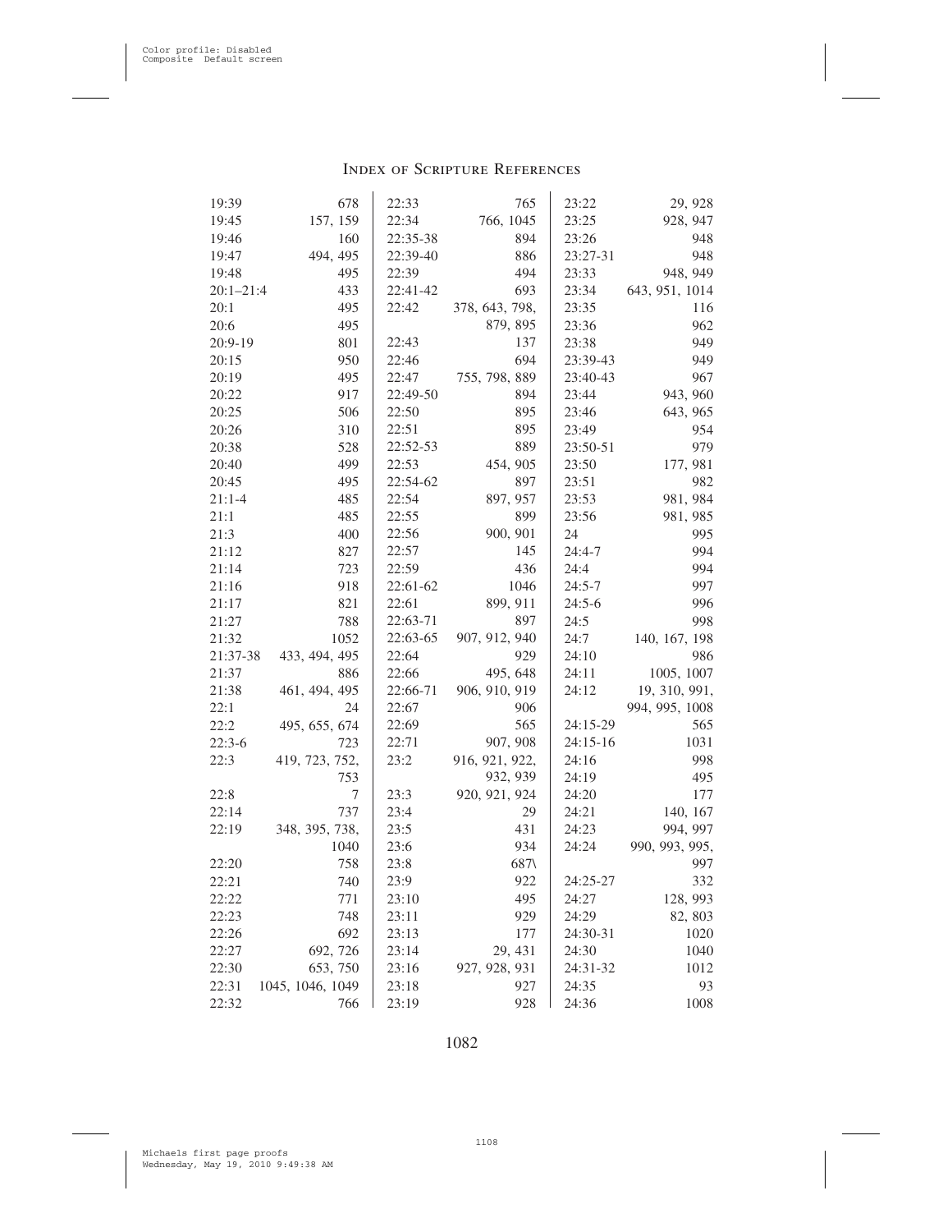## Index of Scripture References

| Reference | Pages |
|---|---|
| 19:39 | 678 |
| 19:45 | 157, 159 |
| 19:46 | 160 |
| 19:47 | 494, 495 |
| 19:48 | 495 |
| 20:1–21:4 | 433 |
| 20:1 | 495 |
| 20:6 | 495 |
| 20:9-19 | 801 |
| 20:15 | 950 |
| 20:19 | 495 |
| 20:22 | 917 |
| 20:25 | 506 |
| 20:26 | 310 |
| 20:38 | 528 |
| 20:40 | 499 |
| 20:45 | 495 |
| 21:1-4 | 485 |
| 21:1 | 485 |
| 21:3 | 400 |
| 21:12 | 827 |
| 21:14 | 723 |
| 21:16 | 918 |
| 21:17 | 821 |
| 21:27 | 788 |
| 21:32 | 1052 |
| 21:37-38 | 433, 494, 495 |
| 21:37 | 886 |
| 21:38 | 461, 494, 495 |
| 22:1 | 24 |
| 22:2 | 495, 655, 674 |
| 22:3-6 | 723 |
| 22:3 | 419, 723, 752, 753 |
| 22:8 | 7 |
| 22:14 | 737 |
| 22:19 | 348, 395, 738, 1040 |
| 22:20 | 758 |
| 22:21 | 740 |
| 22:22 | 771 |
| 22:23 | 748 |
| 22:26 | 692 |
| 22:27 | 692, 726 |
| 22:30 | 653, 750 |
| 22:31 | 1045, 1046, 1049 |
| 22:32 | 766 |
| 22:33 | 765 |
| 22:34 | 766, 1045 |
| 22:35-38 | 894 |
| 22:39-40 | 886 |
| 22:39 | 494 |
| 22:41-42 | 693 |
| 22:42 | 378, 643, 798, 879, 895 |
| 22:43 | 137 |
| 22:46 | 694 |
| 22:47 | 755, 798, 889 |
| 22:49-50 | 894 |
| 22:50 | 895 |
| 22:51 | 895 |
| 22:52-53 | 889 |
| 22:53 | 454, 905 |
| 22:54-62 | 897 |
| 22:54 | 897, 957 |
| 22:55 | 899 |
| 22:56 | 900, 901 |
| 22:57 | 145 |
| 22:59 | 436 |
| 22:61-62 | 1046 |
| 22:61 | 899, 911 |
| 22:63-71 | 897 |
| 22:63-65 | 907, 912, 940 |
| 22:64 | 929 |
| 22:66 | 495, 648 |
| 22:66-71 | 906, 910, 919 |
| 22:67 | 906 |
| 22:69 | 565 |
| 22:71 | 907, 908 |
| 23:2 | 916, 921, 922, 932, 939 |
| 23:3 | 920, 921, 924 |
| 23:4 | 29 |
| 23:5 | 431 |
| 23:6 | 934 |
| 23:8 | 687\ |
| 23:9 | 922 |
| 23:10 | 495 |
| 23:11 | 929 |
| 23:13 | 177 |
| 23:14 | 29, 431 |
| 23:16 | 927, 928, 931 |
| 23:18 | 927 |
| 23:19 | 928 |
| 23:22 | 29, 928 |
| 23:25 | 928, 947 |
| 23:26 | 948 |
| 23:27-31 | 948 |
| 23:33 | 948, 949 |
| 23:34 | 643, 951, 1014 |
| 23:35 | 116 |
| 23:36 | 962 |
| 23:38 | 949 |
| 23:39-43 | 949 |
| 23:40-43 | 967 |
| 23:44 | 943, 960 |
| 23:46 | 643, 965 |
| 23:49 | 954 |
| 23:50-51 | 979 |
| 23:50 | 177, 981 |
| 23:51 | 982 |
| 23:53 | 981, 984 |
| 23:56 | 981, 985 |
| 24 | 995 |
| 24:4-7 | 994 |
| 24:4 | 994 |
| 24:5-7 | 997 |
| 24:5-6 | 996 |
| 24:5 | 998 |
| 24:7 | 140, 167, 198 |
| 24:10 | 986 |
| 24:11 | 1005, 1007 |
| 24:12 | 19, 310, 991, 994, 995, 1008 |
| 24:15-29 | 565 |
| 24:15-16 | 1031 |
| 24:16 | 998 |
| 24:19 | 495 |
| 24:20 | 177 |
| 24:21 | 140, 167 |
| 24:23 | 994, 997 |
| 24:24 | 990, 993, 995, 997 |
| 24:25-27 | 332 |
| 24:27 | 128, 993 |
| 24:29 | 82, 803 |
| 24:30-31 | 1020 |
| 24:30 | 1040 |
| 24:31-32 | 1012 |
| 24:35 | 93 |
| 24:36 | 1008 |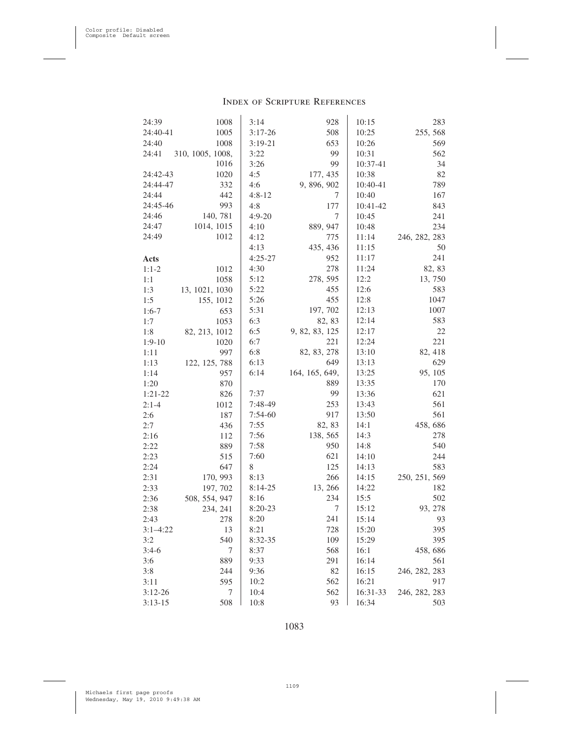# Index of Scripture References

24:39 1008
24:40-41 1005
24:40 1008
24:41 310, 1005, 1008, 1016
24:42-43 1020
24:44-47 332
24:44 442
24:45-46 993
24:46 140, 781
24:47 1014, 1015
24:49 1012

**Acts**

1:1-2 1012
1:1 1058
1:3 13, 1021, 1030
1:5 155, 1012
1:6-7 653
1:7 1053
1:8 82, 213, 1012
1:9-10 1020
1:11 997
1:13 122, 125, 788
1:14 957
1:20 870
1:21-22 826
2:1-4 1012
2:6 187
2:7 436
2:16 112
2:22 889
2:23 515
2:24 647
2:31 170, 993
2:33 197, 702
2:36 508, 554, 947
2:38 234, 241
2:43 278
3:1–4:22 13
3:2 540
3:4-6 7
3:6 889
3:8 244
3:11 595
3:12-26 7
3:13-15 508
3:14 928
3:17-26 508
3:19-21 653
3:22 99
3:26 99
4:5 177, 435
4:6 9, 896, 902
4:8-12 7
4:8 177
4:9-20 7
4:10 889, 947
4:12 775
4:13 435, 436
4:25-27 952
4:30 278
5:12 278, 595
5:22 455
5:26 455
5:31 197, 702
6:3 82, 83
6:5 9, 82, 83, 125
6:7 221
6:8 82, 83, 278
6:13 649
6:14 164, 165, 649, 889
7:37 99
7:48-49 253
7:54-60 917
7:55 82, 83
7:56 138, 565
7:58 950
7:60 621
8 125
8:13 266
8:14-25 13, 266
8:16 234
8:20-23 7
8:20 241
8:21 728
8:32-35 109
8:37 568
9:33 291
9:36 82
10:2 562
10:4 562
10:8 93
10:15 283
10:25 255, 568
10:26 569
10:31 562
10:37-41 34
10:38 82
10:40-41 789
10:40 167
10:41-42 843
10:45 241
10:48 234
11:14 246, 282, 283
11:15 50
11:17 241
11:24 82, 83
12:2 13, 750
12:6 583
12:8 1047
12:13 1007
12:14 583
12:17 22
12:24 221
13:10 82, 418
13:13 629
13:25 95, 105
13:35 170
13:36 621
13:43 561
13:50 561
14:1 458, 686
14:3 278
14:8 540
14:10 244
14:13 583
14:15 250, 251, 569
14:22 182
15:5 502
15:12 93, 278
15:14 93
15:20 395
15:29 395
16:1 458, 686
16:14 561
16:15 246, 282, 283
16:21 917
16:31-33 246, 282, 283
16:34 503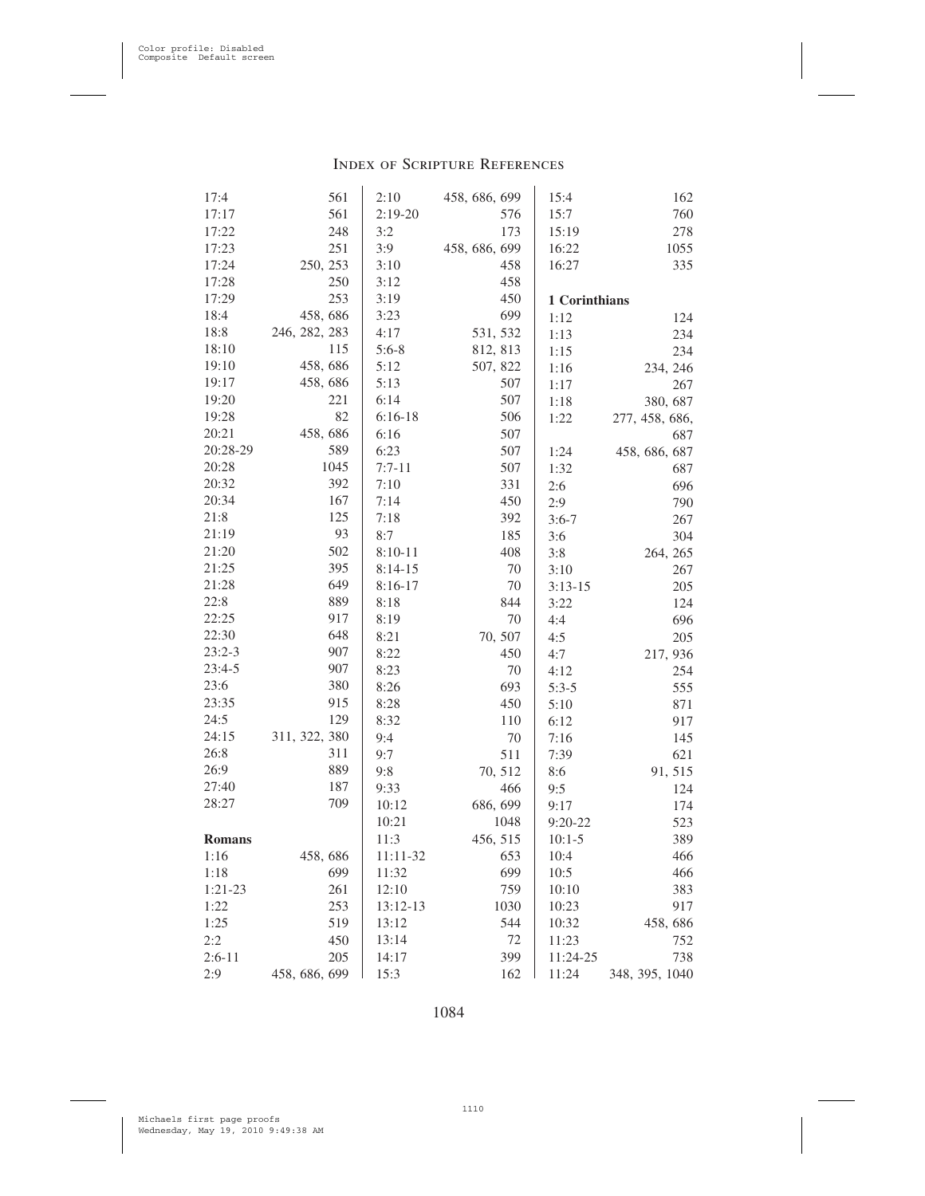## Index of Scripture References

17:4 561
17:17 561
17:22 248
17:23 251
17:24 250, 253
17:28 250
17:29 253
18:4 458, 686
18:8 246, 282, 283
18:10 115
19:10 458, 686
19:17 458, 686
19:20 221
19:28 82
20:21 458, 686
20:28-29 589
20:28 1045
20:32 392
20:34 167
21:8 125
21:19 93
21:20 502
21:25 395
21:28 649
22:8 889
22:25 917
22:30 648
23:2-3 907
23:4-5 907
23:6 380
23:35 915
24:5 129
24:15 311, 322, 380
26:8 311
26:9 889
27:40 187
28:27 709

**Romans**

1:16 458, 686
1:18 699
1:21-23 261
1:22 253
1:25 519
2:2 450
2:6-11 205
2:9 458, 686, 699
2:10 458, 686, 699
2:19-20 576
3:2 173
3:9 458, 686, 699
3:10 458
3:12 458
3:19 450
3:23 699
4:17 531, 532
5:6-8 812, 813
5:12 507, 822
5:13 507
6:14 507
6:16-18 506
6:16 507
6:23 507
7:7-11 507
7:10 331
7:14 450
7:18 392
8:7 185
8:10-11 408
8:14-15 70
8:16-17 70
8:18 844
8:19 70
8:21 70, 507
8:22 450
8:23 70
8:26 693
8:28 450
8:32 110
9:4 70
9:7 511
9:8 70, 512
9:33 466
10:12 686, 699
10:21 1048
11:3 456, 515
11:11-32 653
11:32 699
12:10 759
13:12-13 1030
13:12 544
13:14 72
14:17 399
15:3 162
15:4 162
15:7 760
15:19 278
16:22 1055
16:27 335

**1 Corinthians**

1:12 124
1:13 234
1:15 234
1:16 234, 246
1:17 267
1:18 380, 687
1:22 277, 458, 686, 687
1:24 458, 686, 687
1:32 687
2:6 696
2:9 790
3:6-7 267
3:6 304
3:8 264, 265
3:10 267
3:13-15 205
3:22 124
4:4 696
4:5 205
4:7 217, 936
4:12 254
5:3-5 555
5:10 871
6:12 917
7:16 145
7:39 621
8:6 91, 515
9:5 124
9:17 174
9:20-22 523
10:1-5 389
10:4 466
10:5 466
10:10 383
10:23 917
10:32 458, 686
11:23 752
11:24-25 738
11:24 348, 395, 1040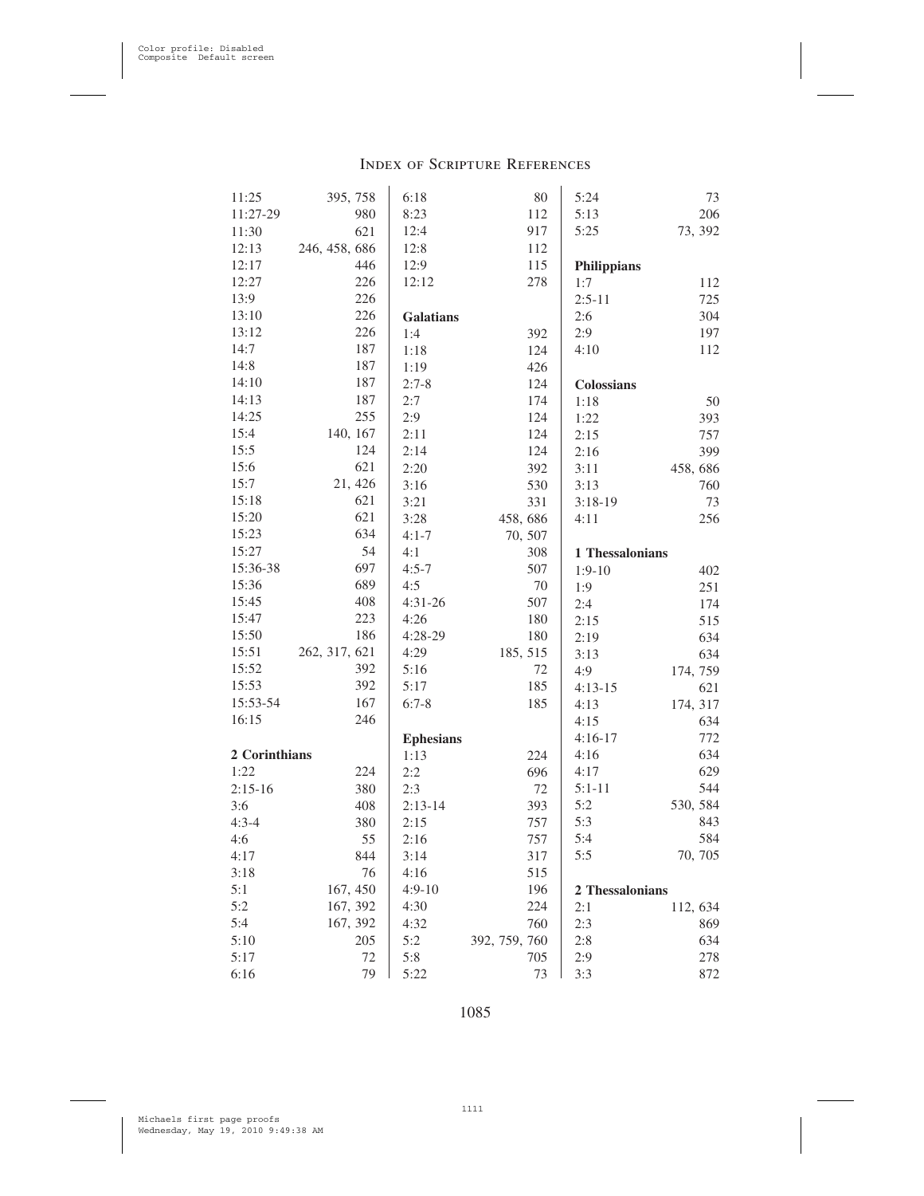# Index of Scripture References

11:25 395, 758
11:27-29 980
11:30 621
12:13 246, 458, 686
12:17 446
12:27 226
13:9 226
13:10 226
13:12 226
14:7 187
14:8 187
14:10 187
14:13 187
14:25 255
15:4 140, 167
15:5 124
15:6 621
15:7 21, 426
15:18 621
15:20 621
15:23 634
15:27 54
15:36-38 697
15:36 689
15:45 408
15:47 223
15:50 186
15:51 262, 317, 621
15:52 392
15:53 392
15:53-54 167
16:15 246

**2 Corinthians**

1:22 224
2:15-16 380
3:6 408
4:3-4 380
4:6 55
4:17 844
3:18 76
5:1 167, 450
5:2 167, 392
5:4 167, 392
5:10 205
5:17 72
6:16 79
6:18 80
8:23 112
12:4 917
12:8 112
12:9 115
12:12 278

**Galatians**

1:4 392
1:18 124
1:19 426
2:7-8 124
2:7 174
2:9 124
2:11 124
2:14 124
2:20 392
3:16 530
3:21 331
3:28 458, 686
4:1-7 70, 507
4:1 308
4:5-7 507
4:5 70
4:31-26 507
4:26 180
4:28-29 180
4:29 185, 515
5:16 72
5:17 185
6:7-8 185

**Ephesians**

1:13 224
2:2 696
2:3 72
2:13-14 393
2:15 757
2:16 757
3:14 317
4:16 515
4:9-10 196
4:30 224
4:32 760
5:2 392, 759, 760
5:8 705
5:22 73
5:24 73
5:13 206
5:25 73, 392

**Philippians**

1:7 112
2:5-11 725
2:6 304
2:9 197
4:10 112

**Colossians**

1:18 50
1:22 393
2:15 757
2:16 399
3:11 458, 686
3:13 760
3:18-19 73
4:11 256

**1 Thessalonians**

1:9-10 402
1:9 251
2:4 174
2:15 515
2:19 634
3:13 634
4:9 174, 759
4:13-15 621
4:13 174, 317
4:15 634
4:16-17 772
4:16 634
4:17 629
5:1-11 544
5:2 530, 584
5:3 843
5:4 584
5:5 70, 705

**2 Thessalonians**

2:1 112, 634
2:3 869
2:8 634
2:9 278
3:3 872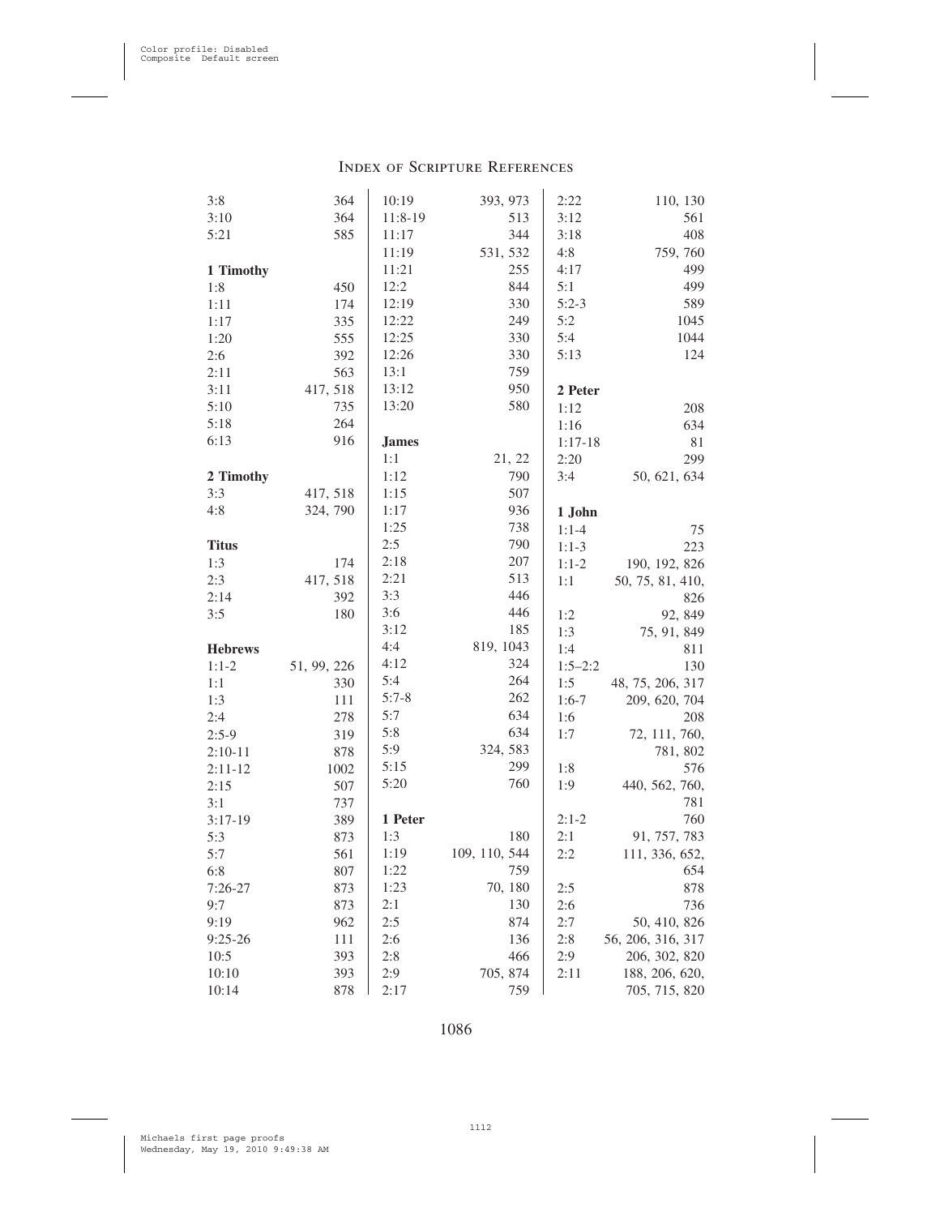# Index of Scripture References

3:8 364
3:10 364
5:21 585

**1 Timothy**

1:8 450
1:11 174
1:17 335
1:20 555
2:6 392
2:11 563
3:11 417, 518
5:10 735
5:18 264
6:13 916

**2 Timothy**

3:3 417, 518
4:8 324, 790

**Titus**

1:3 174
2:3 417, 518
2:14 392
3:5 180

**Hebrews**

1:1-2 51, 99, 226
1:1 330
1:3 111
2:4 278
2:5-9 319
2:10-11 878
2:11-12 1002
2:15 507
3:1 737
3:17-19 389
5:3 873
5:7 561
6:8 807
7:26-27 873
9:7 873
9:19 962
9:25-26 111
10:5 393
10:10 393
10:14 878
10:19 393, 973
11:8-19 513
11:17 344
11:19 531, 532
11:21 255
12:2 844
12:19 330
12:22 249
12:25 330
12:26 330
13:1 759
13:12 950
13:20 580

**James**

1:1 21, 22
1:12 790
1:15 507
1:17 936
1:25 738
2:5 790
2:18 207
2:21 513
3:3 446
3:6 446
3:12 185
4:4 819, 1043
4:12 324
5:4 264
5:7-8 262
5:7 634
5:8 634
5:9 324, 583
5:15 299
5:20 760

**1 Peter**

1:3 180
1:19 109, 110, 544
1:22 759
1:23 70, 180
2:1 130
2:5 874
2:6 136
2:8 466
2:9 705, 874
2:17 759
2:22 110, 130
3:12 561
3:18 408
4:8 759, 760
4:17 499
5:1 499
5:2-3 589
5:2 1045
5:4 1044
5:13 124

**2 Peter**

1:12 208
1:16 634
1:17-18 81
2:20 299
3:4 50, 621, 634

**1 John**

1:1-4 75
1:1-3 223
1:1-2 190, 192, 826
1:1 50, 75, 81, 410, 826
1:2 92, 849
1:3 75, 91, 849
1:4 811
1:5–2:2 130
1:5 48, 75, 206, 317
1:6-7 209, 620, 704
1:6 208
1:7 72, 111, 760, 781, 802
1:8 576
1:9 440, 562, 760, 781
2:1-2 760
2:1 91, 757, 783
2:2 111, 336, 652, 654
2:5 878
2:6 736
2:7 50, 410, 826
2:8 56, 206, 316, 317
2:9 206, 302, 820
2:11 188, 206, 620, 705, 715, 820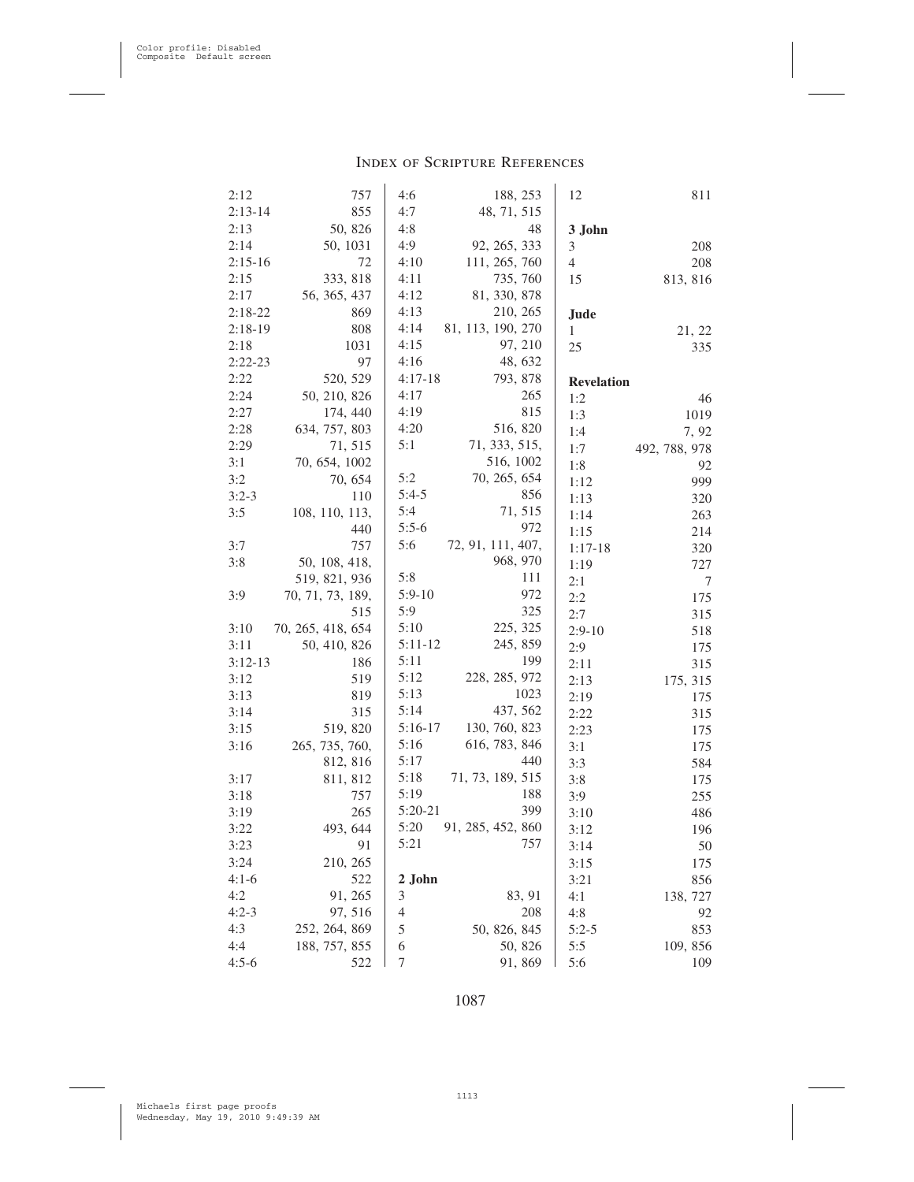## Index of Scripture References

2:12 757
2:13-14 855
2:13 50, 826
2:14 50, 1031
2:15-16 72
2:15 333, 818
2:17 56, 365, 437
2:18-22 869
2:18-19 808
2:18 1031
2:22-23 97
2:22 520, 529
2:24 50, 210, 826
2:27 174, 440
2:28 634, 757, 803
2:29 71, 515
3:1 70, 654, 1002
3:2 70, 654
3:2-3 110
3:5 108, 110, 113, 440
3:7 757
3:8 50, 108, 418, 519, 821, 936
3:9 70, 71, 73, 189, 515
3:10 70, 265, 418, 654
3:11 50, 410, 826
3:12-13 186
3:12 519
3:13 819
3:14 315
3:15 519, 820
3:16 265, 735, 760, 812, 816
3:17 811, 812
3:18 757
3:19 265
3:22 493, 644
3:23 91
3:24 210, 265
4:1-6 522
4:2 91, 265
4:2-3 97, 516
4:3 252, 264, 869
4:4 188, 757, 855
4:5-6 522
4:6 188, 253
4:7 48, 71, 515
4:8 48
4:9 92, 265, 333
4:10 111, 265, 760
4:11 735, 760
4:12 81, 330, 878
4:13 210, 265
4:14 81, 113, 190, 270
4:15 97, 210
4:16 48, 632
4:17-18 793, 878
4:17 265
4:19 815
4:20 516, 820
5:1 71, 333, 515, 516, 1002
5:2 70, 265, 654
5:4-5 856
5:4 71, 515
5:5-6 972
5:6 72, 91, 111, 407, 968, 970
5:8 111
5:9-10 972
5:9 325
5:10 225, 325
5:11-12 245, 859
5:11 199
5:12 228, 285, 972
5:13 1023
5:14 437, 562
5:16-17 130, 760, 823
5:16 616, 783, 846
5:17 440
5:18 71, 73, 189, 515
5:19 188
5:20-21 399
5:20 91, 285, 452, 860
5:21 757

**2 John**

3 83, 91
4 208
5 50, 826, 845
6 50, 826
7 91, 869
12 811

**3 John**

3 208
4 208
15 813, 816

**Jude**

1 21, 22
25 335

**Revelation**

1:2 46
1:3 1019
1:4 7, 92
1:7 492, 788, 978
1:8 92
1:12 999
1:13 320
1:14 263
1:15 214
1:17-18 320
1:19 727
2:1 7
2:2 175
2:7 315
2:9-10 518
2:9 175
2:11 315
2:13 175, 315
2:19 175
2:22 315
2:23 175
3:1 175
3:3 584
3:8 175
3:9 255
3:10 486
3:12 196
3:14 50
3:15 175
3:21 856
4:1 138, 727
4:8 92
5:2-5 853
5:5 109, 856
5:6 109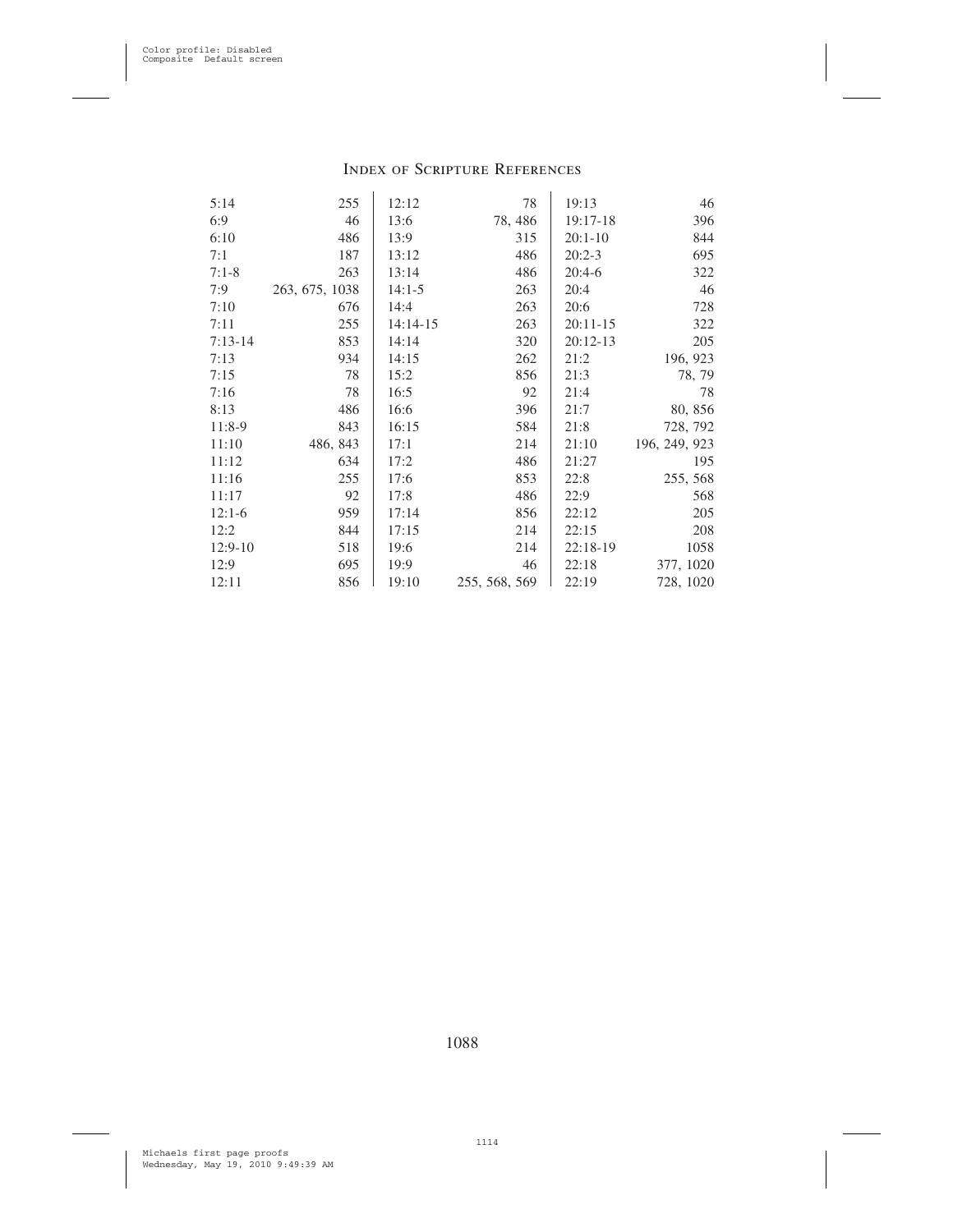# Index of Scripture References

| | |
|---|---|
| 5:14 | 255 |
| 6:9 | 46 |
| 6:10 | 486 |
| 7:1 | 187 |
| 7:1-8 | 263 |
| 7:9 | 263, 675, 1038 |
| 7:10 | 676 |
| 7:11 | 255 |
| 7:13-14 | 853 |
| 7:13 | 934 |
| 7:15 | 78 |
| 7:16 | 78 |
| 8:13 | 486 |
| 11:8-9 | 843 |
| 11:10 | 486, 843 |
| 11:12 | 634 |
| 11:16 | 255 |
| 11:17 | 92 |
| 12:1-6 | 959 |
| 12:2 | 844 |
| 12:9-10 | 518 |
| 12:9 | 695 |
| 12:11 | 856 |
| 12:12 | 78 |
| 13:6 | 78, 486 |
| 13:9 | 315 |
| 13:12 | 486 |
| 13:14 | 486 |
| 14:1-5 | 263 |
| 14:4 | 263 |
| 14:14-15 | 263 |
| 14:14 | 320 |
| 14:15 | 262 |
| 15:2 | 856 |
| 16:5 | 92 |
| 16:6 | 396 |
| 16:15 | 584 |
| 17:1 | 214 |
| 17:2 | 486 |
| 17:6 | 853 |
| 17:8 | 486 |
| 17:14 | 856 |
| 17:15 | 214 |
| 19:6 | 214 |
| 19:9 | 46 |
| 19:10 | 255, 568, 569 |
| 19:13 | 46 |
| 19:17-18 | 396 |
| 20:1-10 | 844 |
| 20:2-3 | 695 |
| 20:4-6 | 322 |
| 20:4 | 46 |
| 20:6 | 728 |
| 20:11-15 | 322 |
| 20:12-13 | 205 |
| 21:2 | 196, 923 |
| 21:3 | 78, 79 |
| 21:4 | 78 |
| 21:7 | 80, 856 |
| 21:8 | 728, 792 |
| 21:10 | 196, 249, 923 |
| 21:27 | 195 |
| 22:8 | 255, 568 |
| 22:9 | 568 |
| 22:12 | 205 |
| 22:15 | 208 |
| 22:18-19 | 1058 |
| 22:18 | 377, 1020 |
| 22:19 | 728, 1020 |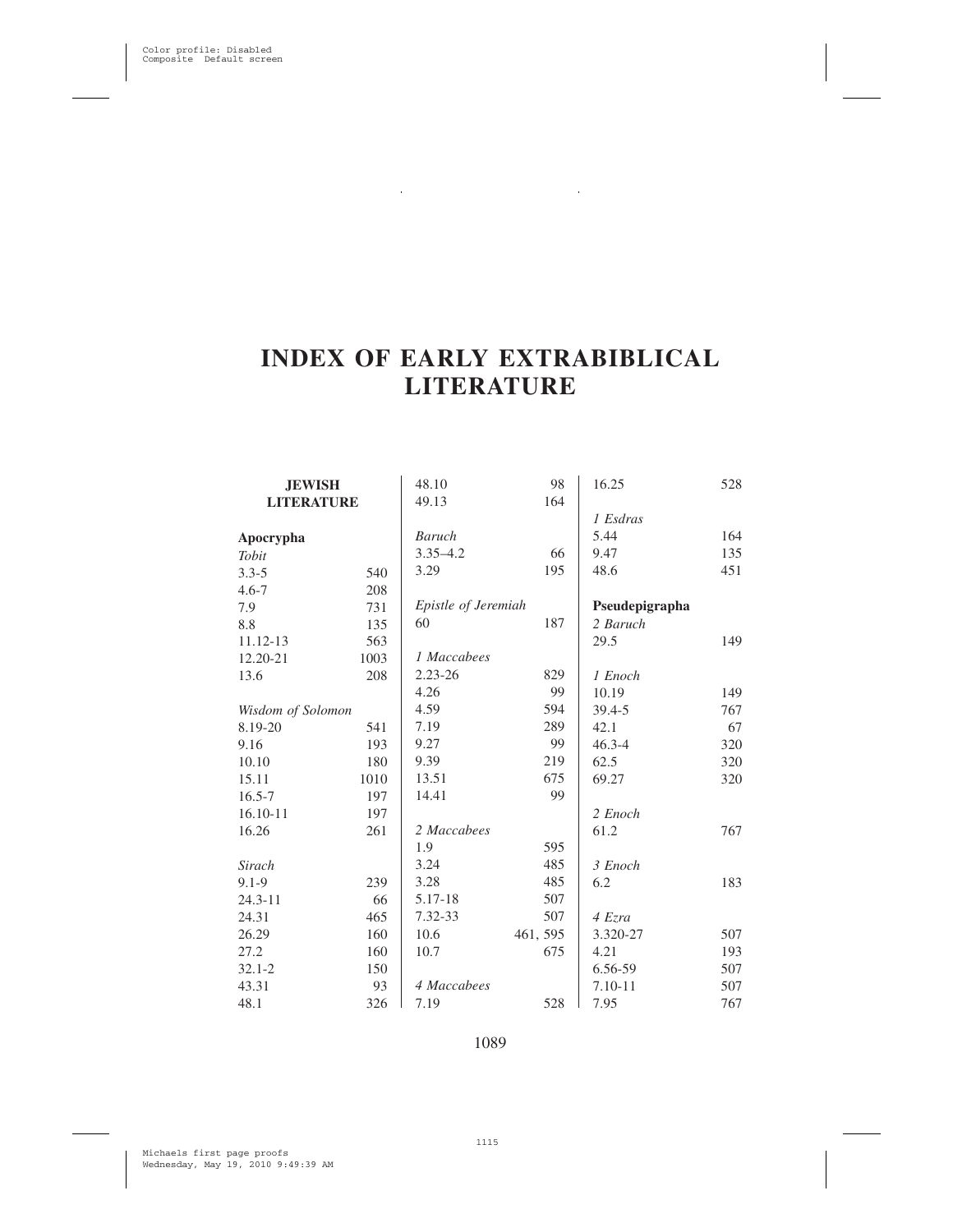# INDEX OF EARLY EXTRABIBLICAL LITERATURE

## JEWISH LITERATURE

### Apocrypha

*Tobit*

3.3-5 540
4.6-7 208
7.9 731
8.8 135
11.12-13 563
12.20-21 1003
13.6 208

*Wisdom of Solomon*

8.19-20 541
9.16 193
10.10 180
15.11 1010
16.5-7 197
16.10-11 197
16.26 261

*Sirach*

9.1-9 239
24.3-11 66
24.31 465
26.29 160
27.2 160
32.1-2 150
43.31 93
48.1 326
48.10 98
49.13 164

*Baruch*

3.35–4.2 66
3.29 195

*Epistle of Jeremiah*

60 187

*1 Maccabees*

2.23-26 829
4.26 99
4.59 594
7.19 289
9.27 99
9.39 219
13.51 675
14.41 99

*2 Maccabees*

1.9 595
3.24 485
3.28 485
5.17-18 507
7.32-33 507
10.6 461, 595
10.7 675

*4 Maccabees*

7.19 528
16.25 528

*1 Esdras*

5.44 164
9.47 135
48.6 451

### Pseudepigrapha

*2 Baruch*

29.5 149

*1 Enoch*

10.19 149
39.4-5 767
42.1 67
46.3-4 320
62.5 320
69.27 320

*2 Enoch*

61.2 767

*3 Enoch*

6.2 183

*4 Ezra*

3.320-27 507
4.21 193
6.56-59 507
7.10-11 507
7.95 767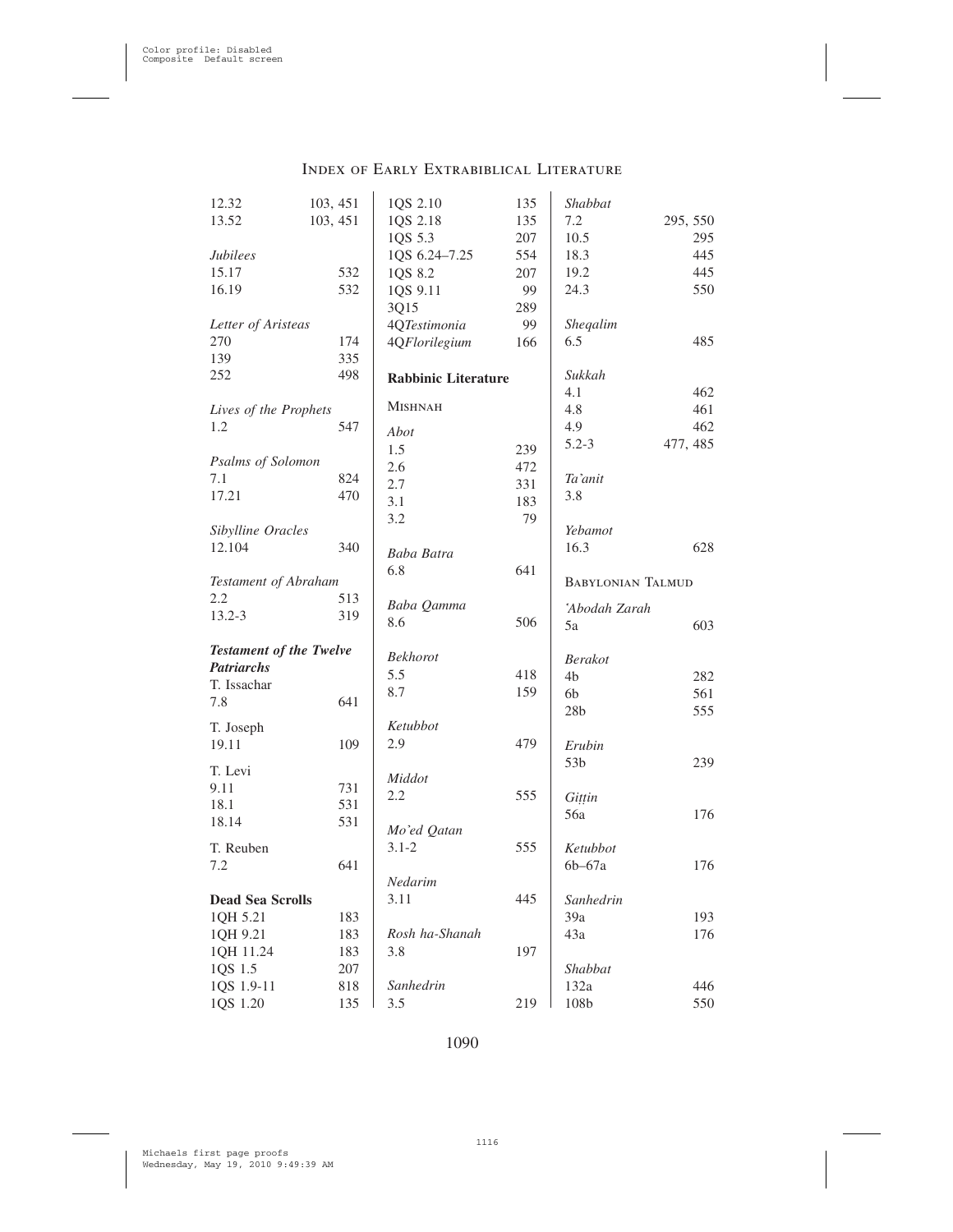12.32 103, 451
13.52 103, 451

*Jubilees*
15.17 532
16.19 532

*Letter of Aristeas*
270 174
139 335
252 498

*Lives of the Prophets*
1.2 547

*Psalms of Solomon*
7.1 824
17.21 470

*Sibylline Oracles*
12.104 340

*Testament of Abraham*
2.2 513
13.2-3 319

***Testament of the Twelve Patriarchs***

T. Issachar
7.8 641

T. Joseph
19.11 109

T. Levi
9.11 731
18.1 531
18.14 531

T. Reuben
7.2 641

**Dead Sea Scrolls**
1QH 5.21 183
1QH 9.21 183
1QH 11.24 183
1QS 1.5 207
1QS 1.9-11 818
1QS 1.20 135
1QS 2.10 135
1QS 2.18 135
1QS 5.3 207
1QS 6.24–7.25 554
1QS 8.2 207
1QS 9.11 99
3Q15 289
4Q*Testimonia* 99
4Q*Florilegium* 166

**Rabbinic Literature**

MISHNAH

*Abot*
1.5 239
2.6 472
2.7 331
3.1 183
3.2 79

*Baba Batra*
6.8 641

*Baba Qamma*
8.6 506

*Bekhorot*
5.5 418
8.7 159

*Ketubbot*
2.9 479

*Middot*
2.2 555

*Mo'ed Qatan*
3.1-2 555

*Nedarim*
3.11 445

*Rosh ha-Shanah*
3.8 197

*Sanhedrin*
3.5 219

*Shabbat*
7.2 295, 550
10.5 295
18.3 445
19.2 445
24.3 550

*Sheqalim*
6.5 485

*Sukkah*
4.1 462
4.8 461
4.9 462
5.2-3 477, 485

*Ta'anit*
3.8

*Yebamot*
16.3 628

BABYLONIAN TALMUD

*'Abodah Zarah*
5a 603

*Berakot*
4b 282
6b 561
28b 555

*Erubin*
53b 239

*Giṭṭin*
56a 176

*Ketubbot*
6b–67a 176

*Sanhedrin*
39a 193
43a 176

*Shabbat*
132a 446
108b 550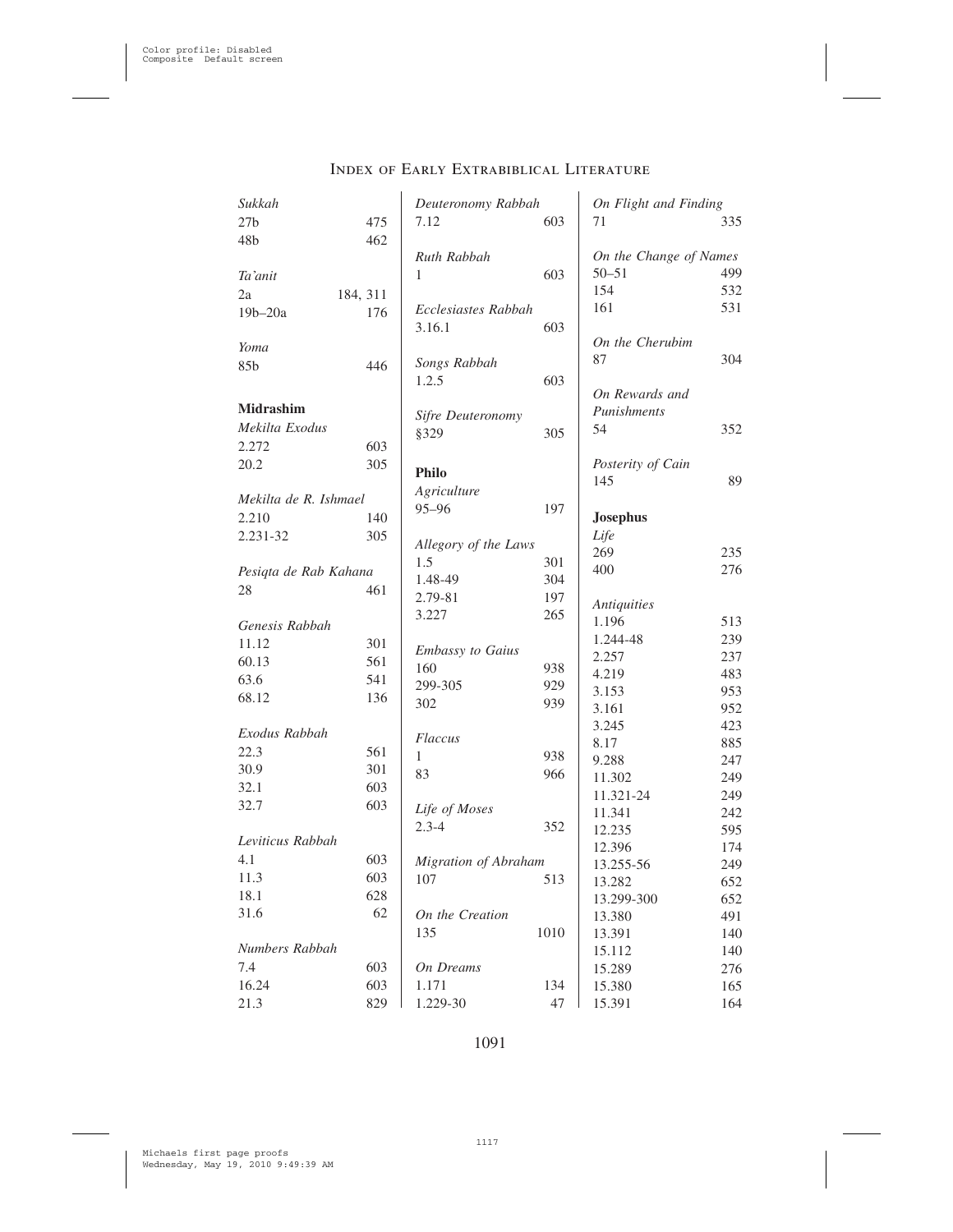# Index of Early Extrabiblical Literature

*Sukkah*
27b 475
48b 462

*Ta'anit*
2a 184, 311
19b–20a 176

*Yoma*
85b 446

**Midrashim**

*Mekilta Exodus*
2.272 603
20.2 305

*Mekilta de R. Ishmael*
2.210 140
2.231-32 305

*Pesiqta de Rab Kahana*
28 461

*Genesis Rabbah*
11.12 301
60.13 561
63.6 541
68.12 136

*Exodus Rabbah*
22.3 561
30.9 301
32.1 603
32.7 603

*Leviticus Rabbah*
4.1 603
11.3 603
18.1 628
31.6 62

*Numbers Rabbah*
7.4 603
16.24 603
21.3 829

*Deuteronomy Rabbah*
7.12 603

*Ruth Rabbah*
1 603

*Ecclesiastes Rabbah*
3.16.1 603

*Songs Rabbah*
1.2.5 603

*Sifre Deuteronomy*
§329 305

**Philo**

*Agriculture*
95–96 197

*Allegory of the Laws*
1.5 301
1.48-49 304
2.79-81 197
3.227 265

*Embassy to Gaius*
160 938
299-305 929
302 939

*Flaccus*
1 938
83 966

*Life of Moses*
2.3-4 352

*Migration of Abraham*
107 513

*On the Creation*
135 1010

*On Dreams*
1.171 134
1.229-30 47

*On Flight and Finding*
71 335

*On the Change of Names*
50–51 499
154 532
161 531

*On the Cherubim*
87 304

*On Rewards and Punishments*
54 352

*Posterity of Cain*
145 89

**Josephus**

*Life*
269 235
400 276

*Antiquities*
1.196 513
1.244-48 239
2.257 237
4.219 483
3.153 953
3.161 952
3.245 423
8.17 885
9.288 247
11.302 249
11.321-24 249
11.341 242
12.235 595
12.396 174
13.255-56 249
13.282 652
13.299-300 652
13.380 491
13.391 140
15.112 140
15.289 276
15.380 165
15.391 164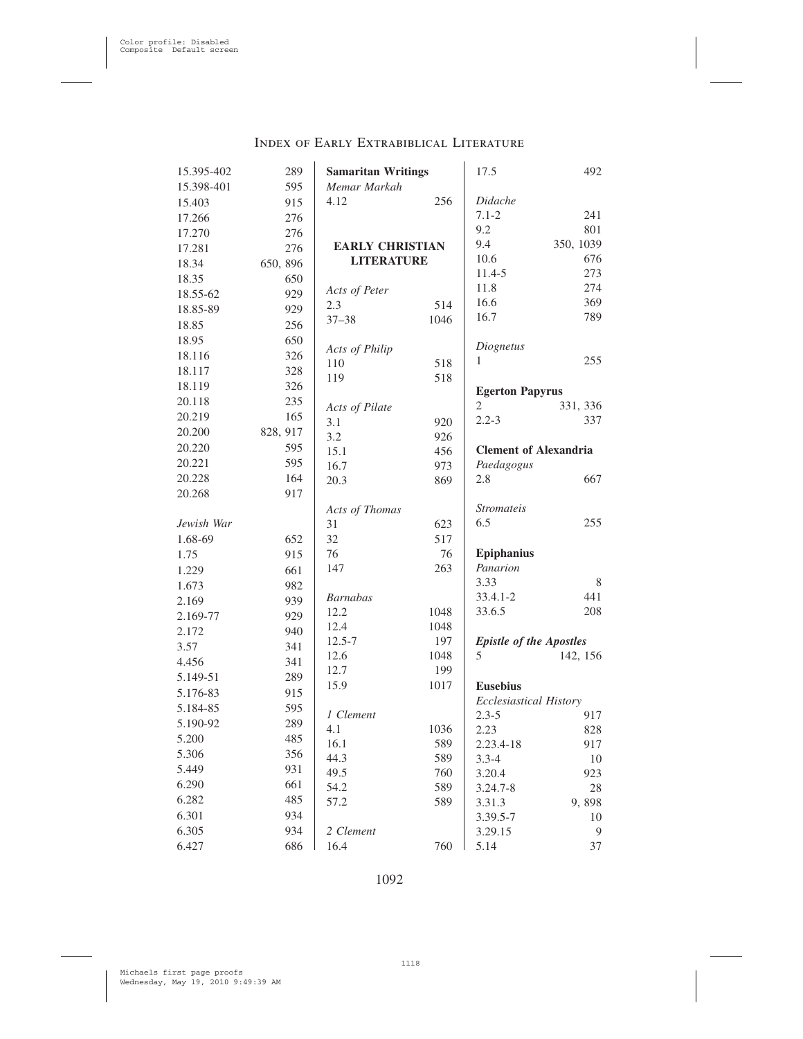15.395-402 289
15.398-401 595
15.403 915
17.266 276
17.270 276
17.281 276
18.34 650, 896
18.35 650
18.55-62 929
18.85-89 929
18.85 256
18.95 650
18.116 326
18.117 328
18.119 326
20.118 235
20.219 165
20.200 828, 917
20.220 595
20.221 595
20.228 164
20.268 917

*Jewish War*

1.68-69 652
1.75 915
1.229 661
1.673 982
2.169 939
2.169-77 929
2.172 940
3.57 341
4.456 341
5.149-51 289
5.176-83 915
5.184-85 595
5.190-92 289
5.200 485
5.306 356
5.449 931
6.290 661
6.282 485
6.301 934
6.305 934
6.427 686

**Samaritan Writings**

*Memar Markah*

4.12 256

## EARLY CHRISTIAN LITERATURE

*Acts of Peter*

2.3 514
37–38 1046

*Acts of Philip*

110 518
119 518

*Acts of Pilate*

3.1 920
3.2 926
15.1 456
16.7 973
20.3 869

*Acts of Thomas*

31 623
32 517
76 76
147 263

*Barnabas*

12.2 1048
12.4 1048
12.5-7 197
12.6 1048
12.7 199
15.9 1017

*1 Clement*

4.1 1036
16.1 589
44.3 589
49.5 760
54.2 589
57.2 589

*2 Clement*

16.4 760
17.5 492

*Didache*

7.1-2 241
9.2 801
9.4 350, 1039
10.6 676
11.4-5 273
11.8 274
16.6 369
16.7 789

*Diognetus*

1 255

**Egerton Papyrus**

2 331, 336
2.2-3 337

**Clement of Alexandria**

*Paedagogus*

2.8 667

*Stromateis*

6.5 255

**Epiphanius**

*Panarion*

3.33 8
33.4.1-2 441
33.6.5 208

***Epistle of the Apostles***

5 142, 156

**Eusebius**

*Ecclesiastical History*

2.3-5 917
2.23 828
2.23.4-18 917
3.3-4 10
3.20.4 923
3.24.7-8 28
3.31.3 9, 898
3.39.5-7 10
3.29.15 9
5.14 37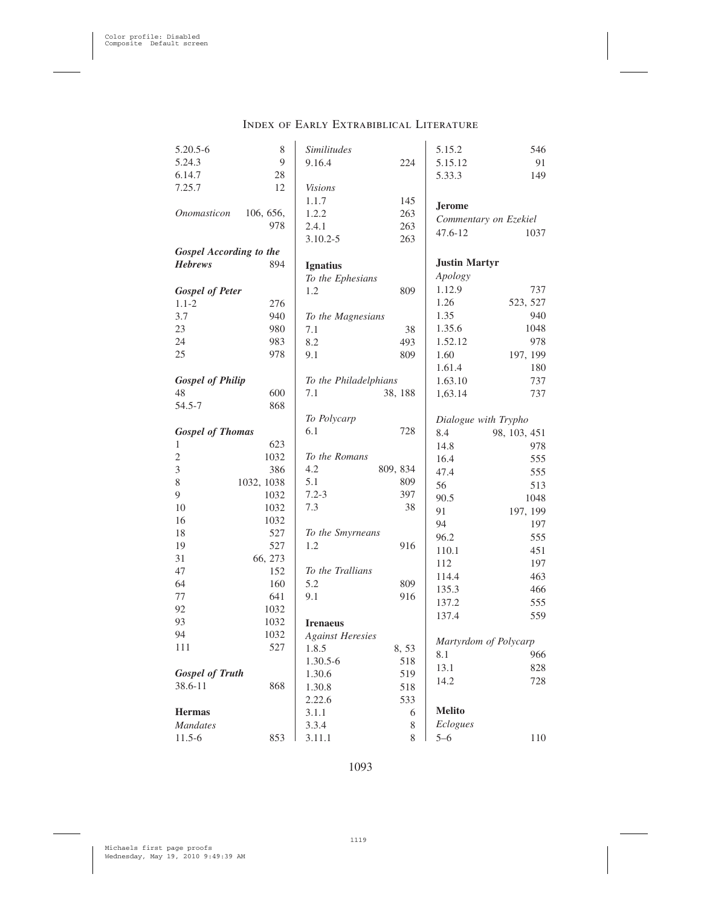# Index of Early Extrabiblical Literature

5.20.5-6 8
5.24.3 9
6.14.7 28
7.25.7 12

*Onomasticon* 106, 656, 978

***Gospel According to the Hebrews*** 894

***Gospel of Peter***
1.1-2 276
3.7 940
23 980
24 983
25 978

***Gospel of Philip***
48 600
54.5-7 868

***Gospel of Thomas***
1 623
2 1032
3 386
8 1032, 1038
9 1032
10 1032
16 1032
18 527
19 527
31 66, 273
47 152
64 160
77 641
92 1032
93 1032
94 1032
111 527

***Gospel of Truth***
38.6-11 868

**Hermas**
*Mandates*
11.5-6 853

*Similitudes*
9.16.4 224

*Visions*
1.1.7 145
1.2.2 263
2.4.1 263
3.10.2-5 263

**Ignatius**
*To the Ephesians*
1.2 809

*To the Magnesians*
7.1 38
8.2 493
9.1 809

*To the Philadelphians*
7.1 38, 188

*To Polycarp*
6.1 728

*To the Romans*
4.2 809, 834
5.1 809
7.2-3 397
7.3 38

*To the Smyrneans*
1.2 916

*To the Trallians*
5.2 809
9.1 916

**Irenaeus**
*Against Heresies*
1.8.5 8, 53
1.30.5-6 518
1.30.6 519
1.30.8 518
2.22.6 533
3.1.1 6
3.3.4 8
3.11.1 8
5.15.2 546
5.15.12 91
5.33.3 149

**Jerome**
*Commentary on Ezekiel*
47.6-12 1037

**Justin Martyr**
*Apology*
1.12.9 737
1.26 523, 527
1.35 940
1.35.6 1048
1.52.12 978
1.60 197, 199
1.61.4 180
1.63.10 737
1,63.14 737

*Dialogue with Trypho*
8.4 98, 103, 451
14.8 978
16.4 555
47.4 555
56 513
90.5 1048
91 197, 199
94 197
96.2 555
110.1 451
112 197
114.4 463
135.3 466
137.2 555
137.4 559

*Martyrdom of Polycarp*
8.1 966
13.1 828
14.2 728

**Melito**
*Eclogues*
5–6 110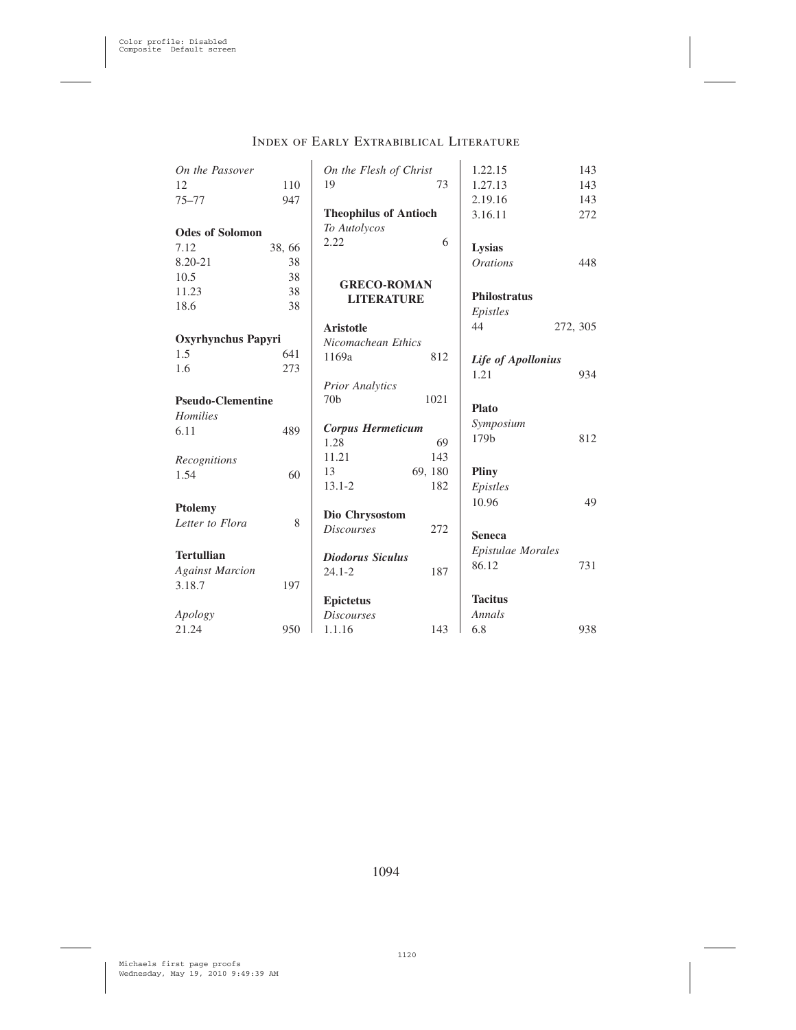# Index of Early Extrabiblical Literature

*On the Passover*
12 110
75–77 947

**Odes of Solomon**
7.12 38, 66
8.20-21 38
10.5 38
11.23 38
18.6 38

**Oxyrhynchus Papyri**
1.5 641
1.6 273

**Pseudo-Clementine**
*Homilies*
6.11 489

*Recognitions*
1.54 60

**Ptolemy**
*Letter to Flora* 8

**Tertullian**
*Against Marcion*
3.18.7 197

*Apology*
21.24 950

*On the Flesh of Christ*
19 73

**Theophilus of Antioch**
*To Autolycos*
2.22 6

## GRECO-ROMAN LITERATURE

**Aristotle**
*Nicomachean Ethics*
1169a 812

*Prior Analytics*
70b 1021

***Corpus Hermeticum***
1.28 69
11.21 143
13 69, 180
13.1-2 182

**Dio Chrysostom**
*Discourses* 272

***Diodorus Siculus***
24.1-2 187

**Epictetus**
*Discourses*
1.1.16 143
1.22.15 143
1.27.13 143
2.19.16 143
3.16.11 272

**Lysias**
*Orations* 448

**Philostratus**
*Epistles*
44 272, 305

***Life of Apollonius***
1.21 934

**Plato**
*Symposium*
179b 812

**Pliny**
*Epistles*
10.96 49

**Seneca**
*Epistulae Morales*
86.12 731

**Tacitus**
*Annals*
6.8 938